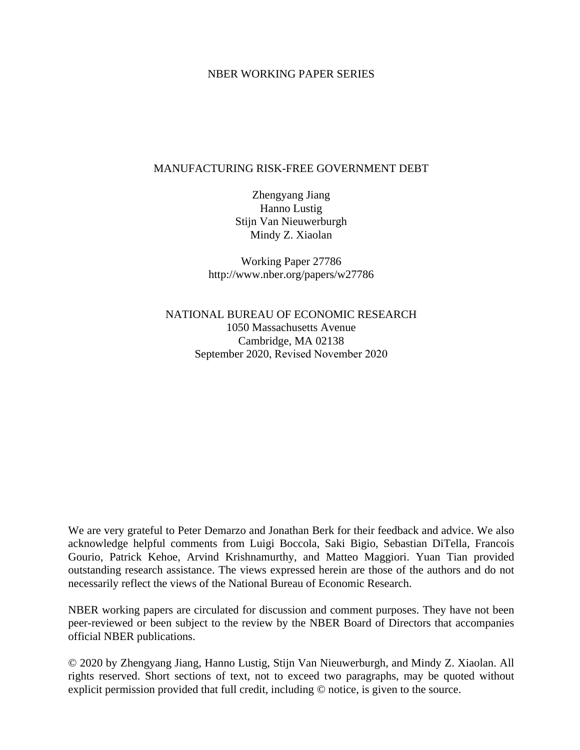NBER WORKING PAPER SERIES

# MANUFACTURING RISK-FREE GOVERNMENT DEBT

Zhengyang Jiang
Hanno Lustig
Stijn Van Nieuwerburgh
Mindy Z. Xiaolan

Working Paper 27786
http://www.nber.org/papers/w27786

NATIONAL BUREAU OF ECONOMIC RESEARCH
1050 Massachusetts Avenue
Cambridge, MA 02138
September 2020, Revised November 2020

We are very grateful to Peter Demarzo and Jonathan Berk for their feedback and advice. We also acknowledge helpful comments from Luigi Boccola, Saki Bigio, Sebastian DiTella, Francois Gourio, Patrick Kehoe, Arvind Krishnamurthy, and Matteo Maggiori. Yuan Tian provided outstanding research assistance. The views expressed herein are those of the authors and do not necessarily reflect the views of the National Bureau of Economic Research.

NBER working papers are circulated for discussion and comment purposes. They have not been peer-reviewed or been subject to the review by the NBER Board of Directors that accompanies official NBER publications.

© 2020 by Zhengyang Jiang, Hanno Lustig, Stijn Van Nieuwerburgh, and Mindy Z. Xiaolan. All rights reserved. Short sections of text, not to exceed two paragraphs, may be quoted without explicit permission provided that full credit, including © notice, is given to the source.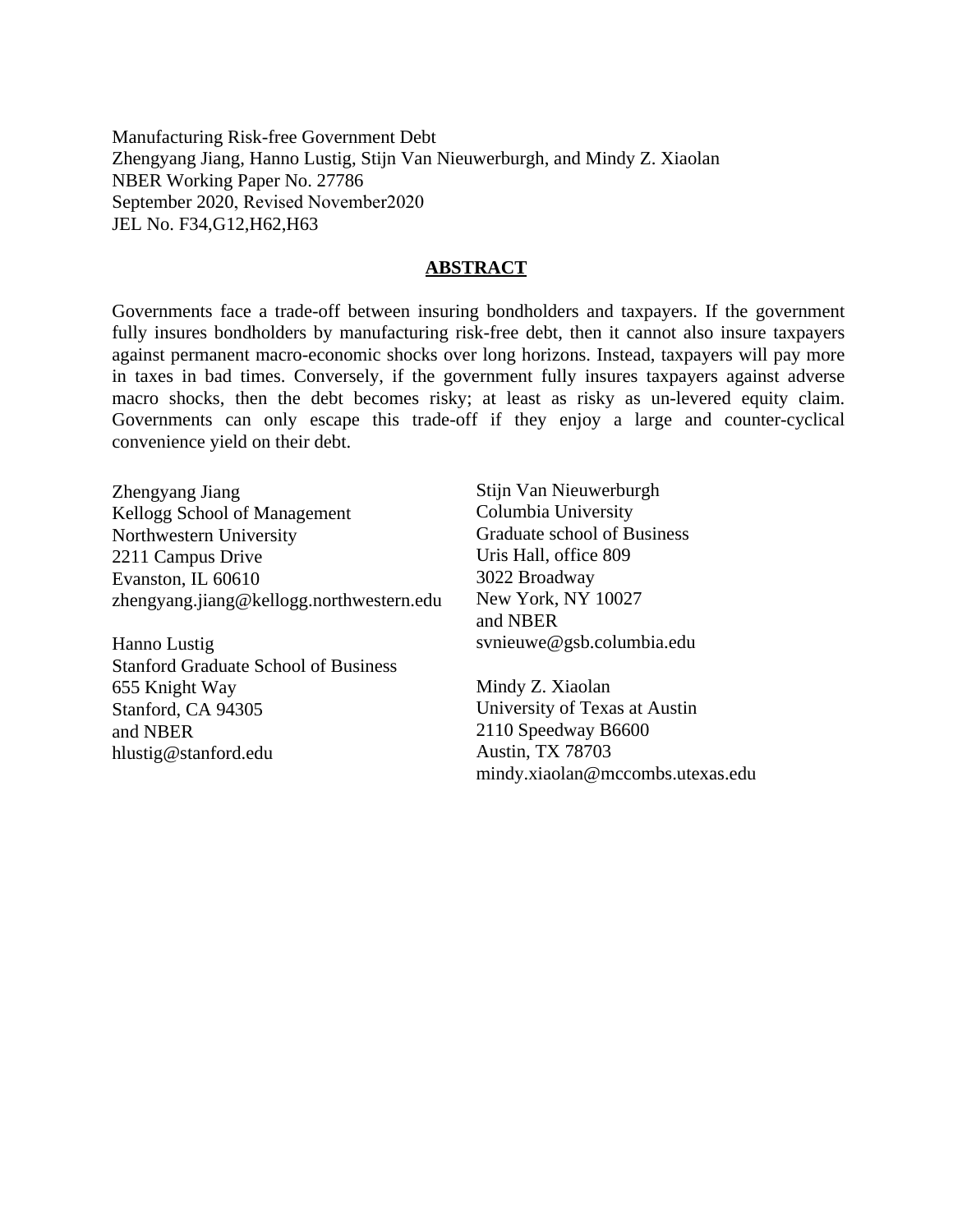Manufacturing Risk-free Government Debt
Zhengyang Jiang, Hanno Lustig, Stijn Van Nieuwerburgh, and Mindy Z. Xiaolan
NBER Working Paper No. 27786
September 2020, Revised November2020
JEL No. F34,G12,H62,H63

## ABSTRACT

Governments face a trade-off between insuring bondholders and taxpayers. If the government fully insures bondholders by manufacturing risk-free debt, then it cannot also insure taxpayers against permanent macro-economic shocks over long horizons. Instead, taxpayers will pay more in taxes in bad times. Conversely, if the government fully insures taxpayers against adverse macro shocks, then the debt becomes risky; at least as risky as un-levered equity claim. Governments can only escape this trade-off if they enjoy a large and counter-cyclical convenience yield on their debt.

Zhengyang Jiang
Kellogg School of Management
Northwestern University
2211 Campus Drive
Evanston, IL 60610
zhengyang.jiang@kellogg.northwestern.edu

Hanno Lustig
Stanford Graduate School of Business
655 Knight Way
Stanford, CA 94305
and NBER
hlustig@stanford.edu

Stijn Van Nieuwerburgh
Columbia University
Graduate school of Business
Uris Hall, office 809
3022 Broadway
New York, NY 10027
and NBER
svnieuwe@gsb.columbia.edu

Mindy Z. Xiaolan
University of Texas at Austin
2110 Speedway B6600
Austin, TX 78703
mindy.xiaolan@mccombs.utexas.edu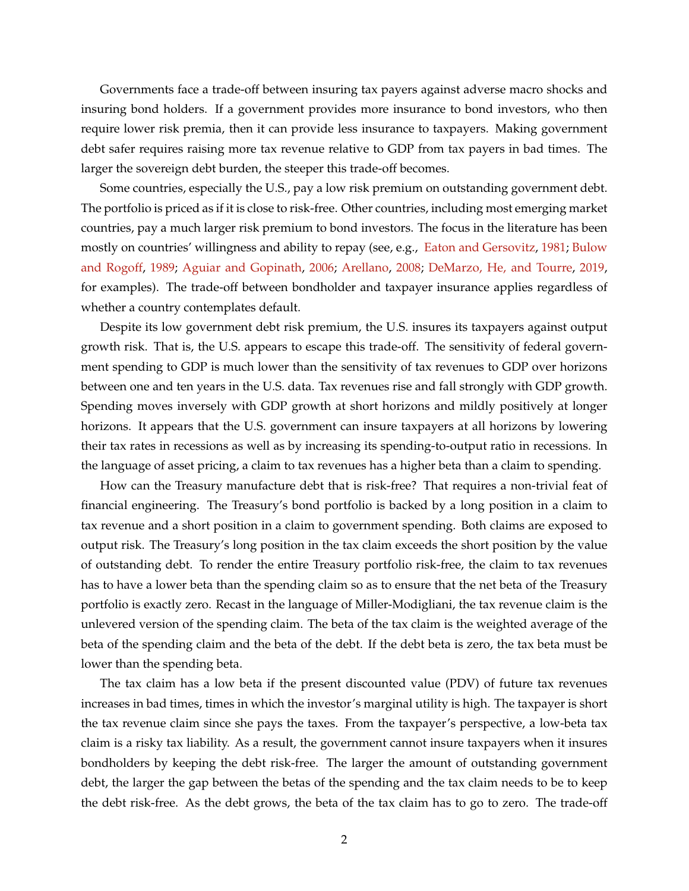Governments face a trade-off between insuring tax payers against adverse macro shocks and insuring bond holders. If a government provides more insurance to bond investors, who then require lower risk premia, then it can provide less insurance to taxpayers. Making government debt safer requires raising more tax revenue relative to GDP from tax payers in bad times. The larger the sovereign debt burden, the steeper this trade-off becomes.

Some countries, especially the U.S., pay a low risk premium on outstanding government debt. The portfolio is priced as if it is close to risk-free. Other countries, including most emerging market countries, pay a much larger risk premium to bond investors. The focus in the literature has been mostly on countries' willingness and ability to repay (see, e.g., Eaton and Gersovitz, 1981; Bulow and Rogoff, 1989; Aguiar and Gopinath, 2006; Arellano, 2008; DeMarzo, He, and Tourre, 2019, for examples). The trade-off between bondholder and taxpayer insurance applies regardless of whether a country contemplates default.

Despite its low government debt risk premium, the U.S. insures its taxpayers against output growth risk. That is, the U.S. appears to escape this trade-off. The sensitivity of federal government spending to GDP is much lower than the sensitivity of tax revenues to GDP over horizons between one and ten years in the U.S. data. Tax revenues rise and fall strongly with GDP growth. Spending moves inversely with GDP growth at short horizons and mildly positively at longer horizons. It appears that the U.S. government can insure taxpayers at all horizons by lowering their tax rates in recessions as well as by increasing its spending-to-output ratio in recessions. In the language of asset pricing, a claim to tax revenues has a higher beta than a claim to spending.

How can the Treasury manufacture debt that is risk-free? That requires a non-trivial feat of financial engineering. The Treasury's bond portfolio is backed by a long position in a claim to tax revenue and a short position in a claim to government spending. Both claims are exposed to output risk. The Treasury's long position in the tax claim exceeds the short position by the value of outstanding debt. To render the entire Treasury portfolio risk-free, the claim to tax revenues has to have a lower beta than the spending claim so as to ensure that the net beta of the Treasury portfolio is exactly zero. Recast in the language of Miller-Modigliani, the tax revenue claim is the unlevered version of the spending claim. The beta of the tax claim is the weighted average of the beta of the spending claim and the beta of the debt. If the debt beta is zero, the tax beta must be lower than the spending beta.

The tax claim has a low beta if the present discounted value (PDV) of future tax revenues increases in bad times, times in which the investor's marginal utility is high. The taxpayer is short the tax revenue claim since she pays the taxes. From the taxpayer's perspective, a low-beta tax claim is a risky tax liability. As a result, the government cannot insure taxpayers when it insures bondholders by keeping the debt risk-free. The larger the amount of outstanding government debt, the larger the gap between the betas of the spending and the tax claim needs to be to keep the debt risk-free. As the debt grows, the beta of the tax claim has to go to zero. The trade-off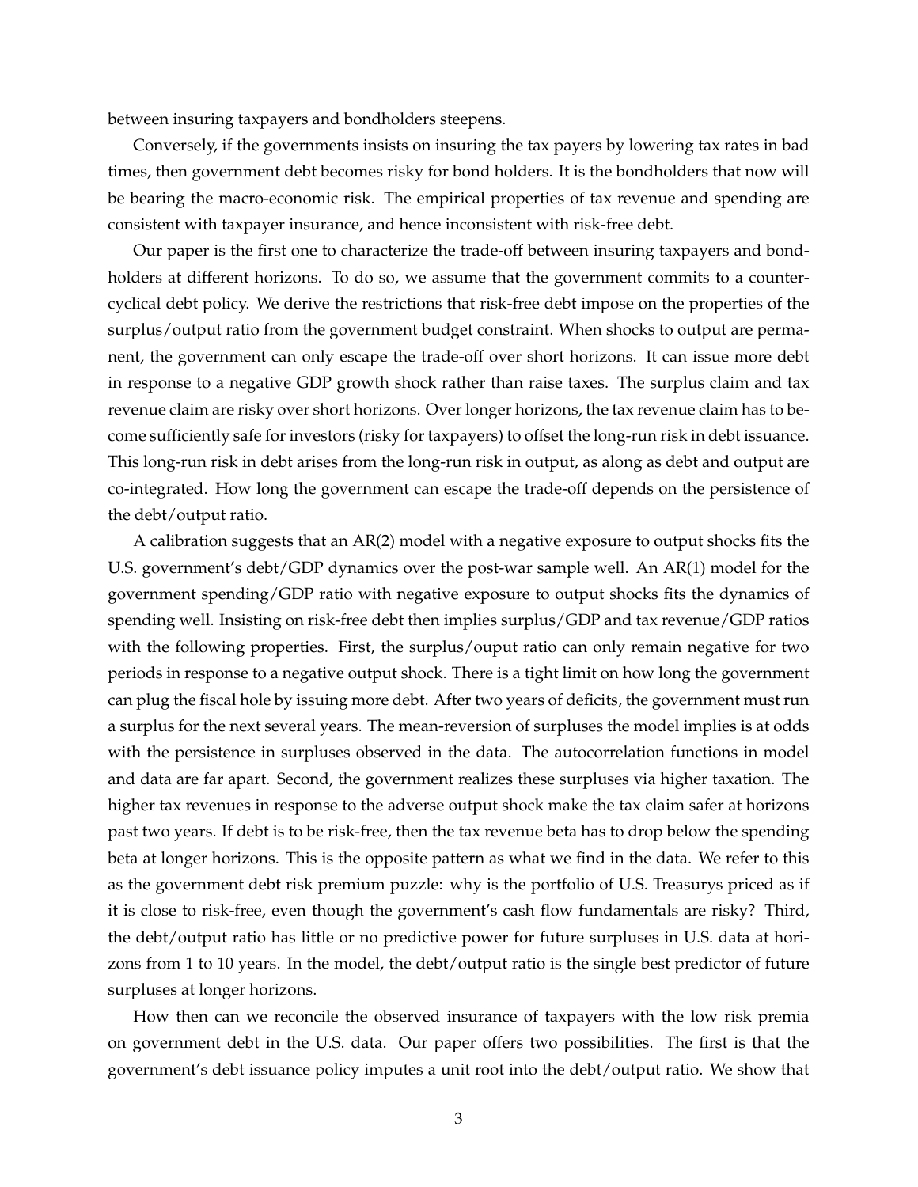between insuring taxpayers and bondholders steepens.

Conversely, if the governments insists on insuring the tax payers by lowering tax rates in bad times, then government debt becomes risky for bond holders. It is the bondholders that now will be bearing the macro-economic risk. The empirical properties of tax revenue and spending are consistent with taxpayer insurance, and hence inconsistent with risk-free debt.

Our paper is the first one to characterize the trade-off between insuring taxpayers and bondholders at different horizons. To do so, we assume that the government commits to a countercyclical debt policy. We derive the restrictions that risk-free debt impose on the properties of the surplus/output ratio from the government budget constraint. When shocks to output are permanent, the government can only escape the trade-off over short horizons. It can issue more debt in response to a negative GDP growth shock rather than raise taxes. The surplus claim and tax revenue claim are risky over short horizons. Over longer horizons, the tax revenue claim has to become sufficiently safe for investors (risky for taxpayers) to offset the long-run risk in debt issuance. This long-run risk in debt arises from the long-run risk in output, as along as debt and output are co-integrated. How long the government can escape the trade-off depends on the persistence of the debt/output ratio.

A calibration suggests that an AR(2) model with a negative exposure to output shocks fits the U.S. government's debt/GDP dynamics over the post-war sample well. An AR(1) model for the government spending/GDP ratio with negative exposure to output shocks fits the dynamics of spending well. Insisting on risk-free debt then implies surplus/GDP and tax revenue/GDP ratios with the following properties. First, the surplus/ouput ratio can only remain negative for two periods in response to a negative output shock. There is a tight limit on how long the government can plug the fiscal hole by issuing more debt. After two years of deficits, the government must run a surplus for the next several years. The mean-reversion of surpluses the model implies is at odds with the persistence in surpluses observed in the data. The autocorrelation functions in model and data are far apart. Second, the government realizes these surpluses via higher taxation. The higher tax revenues in response to the adverse output shock make the tax claim safer at horizons past two years. If debt is to be risk-free, then the tax revenue beta has to drop below the spending beta at longer horizons. This is the opposite pattern as what we find in the data. We refer to this as the government debt risk premium puzzle: why is the portfolio of U.S. Treasurys priced as if it is close to risk-free, even though the government's cash flow fundamentals are risky? Third, the debt/output ratio has little or no predictive power for future surpluses in U.S. data at horizons from 1 to 10 years. In the model, the debt/output ratio is the single best predictor of future surpluses at longer horizons.

How then can we reconcile the observed insurance of taxpayers with the low risk premia on government debt in the U.S. data. Our paper offers two possibilities. The first is that the government's debt issuance policy imputes a unit root into the debt/output ratio. We show that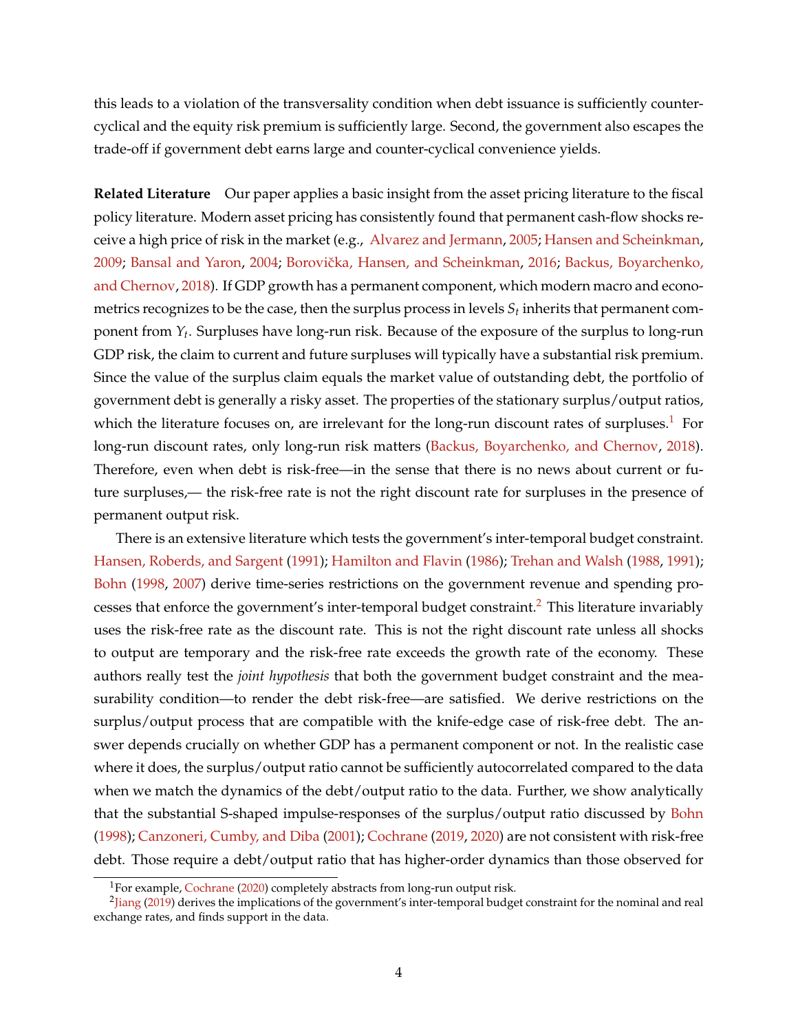this leads to a violation of the transversality condition when debt issuance is sufficiently counter-cyclical and the equity risk premium is sufficiently large. Second, the government also escapes the trade-off if government debt earns large and counter-cyclical convenience yields.

**Related Literature** Our paper applies a basic insight from the asset pricing literature to the fiscal policy literature. Modern asset pricing has consistently found that permanent cash-flow shocks receive a high price of risk in the market (e.g., Alvarez and Jermann, 2005; Hansen and Scheinkman, 2009; Bansal and Yaron, 2004; Borovička, Hansen, and Scheinkman, 2016; Backus, Boyarchenko, and Chernov, 2018). If GDP growth has a permanent component, which modern macro and econometrics recognizes to be the case, then the surplus process in levels $S_t$ inherits that permanent component from $Y_t$. Surpluses have long-run risk. Because of the exposure of the surplus to long-run GDP risk, the claim to current and future surpluses will typically have a substantial risk premium. Since the value of the surplus claim equals the market value of outstanding debt, the portfolio of government debt is generally a risky asset. The properties of the stationary surplus/output ratios, which the literature focuses on, are irrelevant for the long-run discount rates of surpluses.[1] For long-run discount rates, only long-run risk matters (Backus, Boyarchenko, and Chernov, 2018). Therefore, even when debt is risk-free—in the sense that there is no news about current or future surpluses,— the risk-free rate is not the right discount rate for surpluses in the presence of permanent output risk.

There is an extensive literature which tests the government's inter-temporal budget constraint. Hansen, Roberds, and Sargent (1991); Hamilton and Flavin (1986); Trehan and Walsh (1988, 1991); Bohn (1998, 2007) derive time-series restrictions on the government revenue and spending processes that enforce the government's inter-temporal budget constraint.[2] This literature invariably uses the risk-free rate as the discount rate. This is not the right discount rate unless all shocks to output are temporary and the risk-free rate exceeds the growth rate of the economy. These authors really test the *joint hypothesis* that both the government budget constraint and the measurability condition—to render the debt risk-free—are satisfied. We derive restrictions on the surplus/output process that are compatible with the knife-edge case of risk-free debt. The answer depends crucially on whether GDP has a permanent component or not. In the realistic case where it does, the surplus/output ratio cannot be sufficiently autocorrelated compared to the data when we match the dynamics of the debt/output ratio to the data. Further, we show analytically that the substantial S-shaped impulse-responses of the surplus/output ratio discussed by Bohn (1998); Canzoneri, Cumby, and Diba (2001); Cochrane (2019, 2020) are not consistent with risk-free debt. Those require a debt/output ratio that has higher-order dynamics than those observed for

[1] For example, Cochrane (2020) completely abstracts from long-run output risk.

[2] Jiang (2019) derives the implications of the government's inter-temporal budget constraint for the nominal and real exchange rates, and finds support in the data.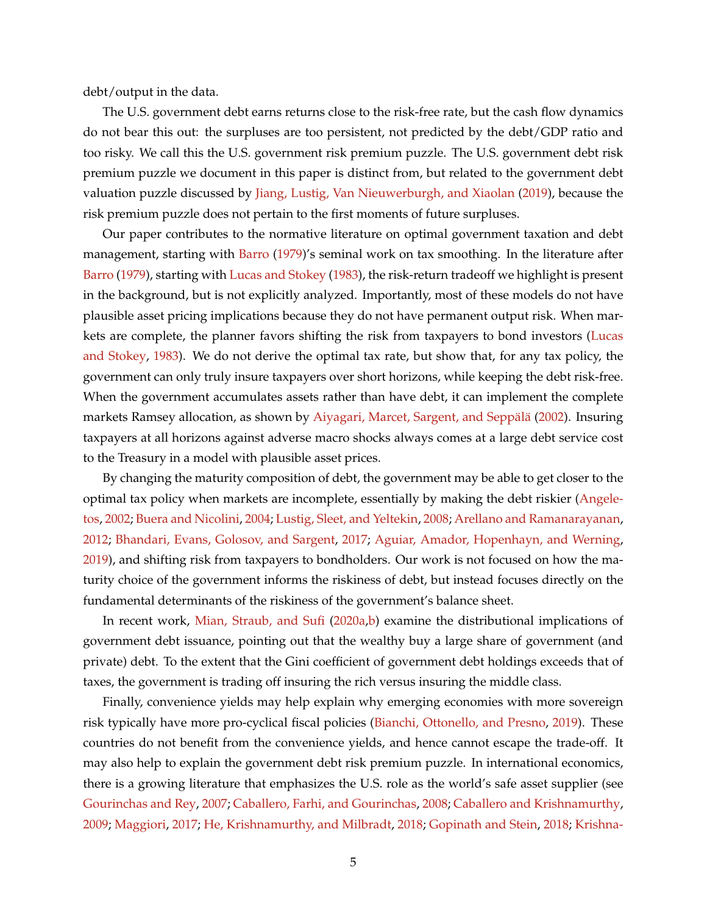debt/output in the data.

The U.S. government debt earns returns close to the risk-free rate, but the cash flow dynamics do not bear this out: the surpluses are too persistent, not predicted by the debt/GDP ratio and too risky. We call this the U.S. government risk premium puzzle. The U.S. government debt risk premium puzzle we document in this paper is distinct from, but related to the government debt valuation puzzle discussed by Jiang, Lustig, Van Nieuwerburgh, and Xiaolan (2019), because the risk premium puzzle does not pertain to the first moments of future surpluses.

Our paper contributes to the normative literature on optimal government taxation and debt management, starting with Barro (1979)'s seminal work on tax smoothing. In the literature after Barro (1979), starting with Lucas and Stokey (1983), the risk-return tradeoff we highlight is present in the background, but is not explicitly analyzed. Importantly, most of these models do not have plausible asset pricing implications because they do not have permanent output risk. When markets are complete, the planner favors shifting the risk from taxpayers to bond investors (Lucas and Stokey, 1983). We do not derive the optimal tax rate, but show that, for any tax policy, the government can only truly insure taxpayers over short horizons, while keeping the debt risk-free. When the government accumulates assets rather than have debt, it can implement the complete markets Ramsey allocation, as shown by Aiyagari, Marcet, Sargent, and Seppälä (2002). Insuring taxpayers at all horizons against adverse macro shocks always comes at a large debt service cost to the Treasury in a model with plausible asset prices.

By changing the maturity composition of debt, the government may be able to get closer to the optimal tax policy when markets are incomplete, essentially by making the debt riskier (Angeletos, 2002; Buera and Nicolini, 2004; Lustig, Sleet, and Yeltekin, 2008; Arellano and Ramanarayanan, 2012; Bhandari, Evans, Golosov, and Sargent, 2017; Aguiar, Amador, Hopenhayn, and Werning, 2019), and shifting risk from taxpayers to bondholders. Our work is not focused on how the maturity choice of the government informs the riskiness of debt, but instead focuses directly on the fundamental determinants of the riskiness of the government's balance sheet.

In recent work, Mian, Straub, and Sufi (2020a,b) examine the distributional implications of government debt issuance, pointing out that the wealthy buy a large share of government (and private) debt. To the extent that the Gini coefficient of government debt holdings exceeds that of taxes, the government is trading off insuring the rich versus insuring the middle class.

Finally, convenience yields may help explain why emerging economies with more sovereign risk typically have more pro-cyclical fiscal policies (Bianchi, Ottonello, and Presno, 2019). These countries do not benefit from the convenience yields, and hence cannot escape the trade-off. It may also help to explain the government debt risk premium puzzle. In international economics, there is a growing literature that emphasizes the U.S. role as the world's safe asset supplier (see Gourinchas and Rey, 2007; Caballero, Farhi, and Gourinchas, 2008; Caballero and Krishnamurthy, 2009; Maggiori, 2017; He, Krishnamurthy, and Milbradt, 2018; Gopinath and Stein, 2018; Krishna-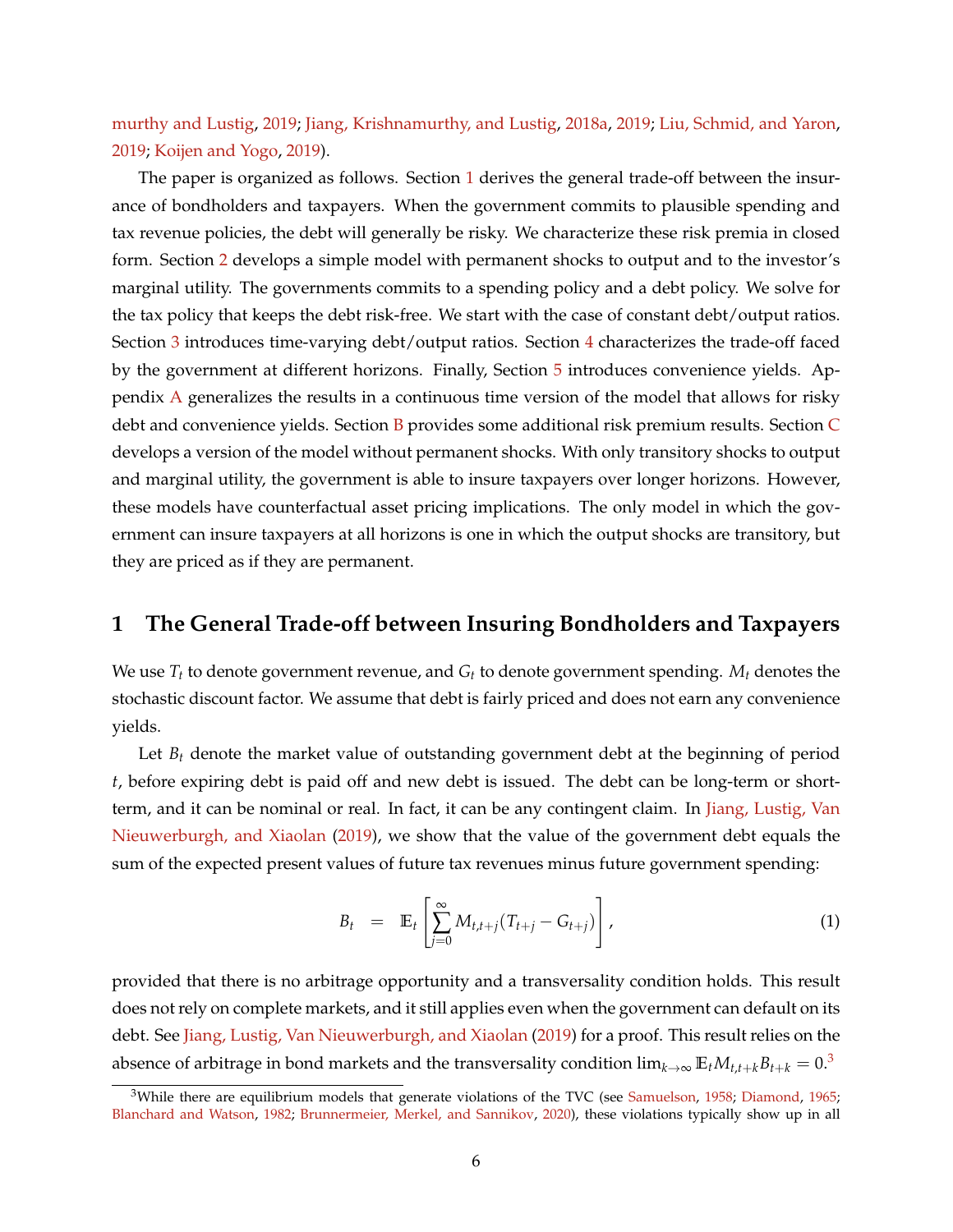murthy and Lustig, 2019; Jiang, Krishnamurthy, and Lustig, 2018a, 2019; Liu, Schmid, and Yaron, 2019; Koijen and Yogo, 2019).

The paper is organized as follows. Section 1 derives the general trade-off between the insurance of bondholders and taxpayers. When the government commits to plausible spending and tax revenue policies, the debt will generally be risky. We characterize these risk premia in closed form. Section 2 develops a simple model with permanent shocks to output and to the investor's marginal utility. The governments commits to a spending policy and a debt policy. We solve for the tax policy that keeps the debt risk-free. We start with the case of constant debt/output ratios. Section 3 introduces time-varying debt/output ratios. Section 4 characterizes the trade-off faced by the government at different horizons. Finally, Section 5 introduces convenience yields. Appendix A generalizes the results in a continuous time version of the model that allows for risky debt and convenience yields. Section B provides some additional risk premium results. Section C develops a version of the model without permanent shocks. With only transitory shocks to output and marginal utility, the government is able to insure taxpayers over longer horizons. However, these models have counterfactual asset pricing implications. The only model in which the government can insure taxpayers at all horizons is one in which the output shocks are transitory, but they are priced as if they are permanent.

# 1 The General Trade-off between Insuring Bondholders and Taxpayers

We use $T_t$ to denote government revenue, and $G_t$ to denote government spending. $M_t$ denotes the stochastic discount factor. We assume that debt is fairly priced and does not earn any convenience yields.

Let $B_t$ denote the market value of outstanding government debt at the beginning of period $t$, before expiring debt is paid off and new debt is issued. The debt can be long-term or short-term, and it can be nominal or real. In fact, it can be any contingent claim. In Jiang, Lustig, Van Nieuwerburgh, and Xiaolan (2019), we show that the value of the government debt equals the sum of the expected present values of future tax revenues minus future government spending:

$$B_t \;=\; \mathbb{E}_t\left[\sum_{j=0}^{\infty} M_{t,t+j}(T_{t+j} - G_{t+j})\right], \tag{1}$$

provided that there is no arbitrage opportunity and a transversality condition holds. This result does not rely on complete markets, and it still applies even when the government can default on its debt. See Jiang, Lustig, Van Nieuwerburgh, and Xiaolan (2019) for a proof. This result relies on the absence of arbitrage in bond markets and the transversality condition $\lim_{k\to\infty} \mathbb{E}_t M_{t,t+k} B_{t+k} = 0$.[3]

[3] While there are equilibrium models that generate violations of the TVC (see Samuelson, 1958; Diamond, 1965; Blanchard and Watson, 1982; Brunnermeier, Merkel, and Sannikov, 2020), these violations typically show up in all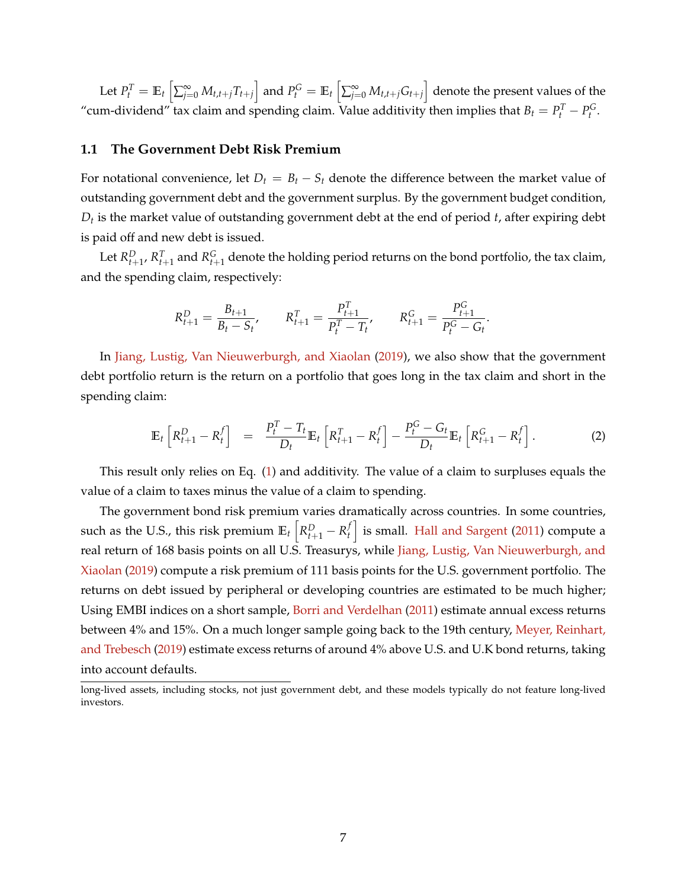Let $P_t^T = \mathbb{E}_t \left[ \sum_{j=0}^{\infty} M_{t,t+j} T_{t+j} \right]$ and $P_t^G = \mathbb{E}_t \left[ \sum_{j=0}^{\infty} M_{t,t+j} G_{t+j} \right]$ denote the present values of the "cum-dividend" tax claim and spending claim. Value additivity then implies that $B_t = P_t^T - P_t^G$.

### 1.1 The Government Debt Risk Premium

For notational convenience, let $D_t = B_t - S_t$ denote the difference between the market value of outstanding government debt and the government surplus. By the government budget condition, $D_t$ is the market value of outstanding government debt at the end of period $t$, after expiring debt is paid off and new debt is issued.

Let $R_{t+1}^D$, $R_{t+1}^T$ and $R_{t+1}^G$ denote the holding period returns on the bond portfolio, the tax claim, and the spending claim, respectively:

$$R_{t+1}^D = \frac{B_{t+1}}{B_t - S_t}, \qquad R_{t+1}^T = \frac{P_{t+1}^T}{P_t^T - T_t}, \qquad R_{t+1}^G = \frac{P_{t+1}^G}{P_t^G - G_t}.$$

In Jiang, Lustig, Van Nieuwerburgh, and Xiaolan (2019), we also show that the government debt portfolio return is the return on a portfolio that goes long in the tax claim and short in the spending claim:

$$\mathbb{E}_t \left[ R_{t+1}^D - R_t^f \right] = \frac{P_t^T - T_t}{D_t} \mathbb{E}_t \left[ R_{t+1}^T - R_t^f \right] - \frac{P_t^G - G_t}{D_t} \mathbb{E}_t \left[ R_{t+1}^G - R_t^f \right]. \tag{2}$$

This result only relies on Eq. (1) and additivity. The value of a claim to surpluses equals the value of a claim to taxes minus the value of a claim to spending.

The government bond risk premium varies dramatically across countries. In some countries, such as the U.S., this risk premium $\mathbb{E}_t \left[ R_{t+1}^D - R_t^f \right]$ is small. Hall and Sargent (2011) compute a real return of 168 basis points on all U.S. Treasurys, while Jiang, Lustig, Van Nieuwerburgh, and Xiaolan (2019) compute a risk premium of 111 basis points for the U.S. government portfolio. The returns on debt issued by peripheral or developing countries are estimated to be much higher; Using EMBI indices on a short sample, Borri and Verdelhan (2011) estimate annual excess returns between 4% and 15%. On a much longer sample going back to the 19th century, Meyer, Reinhart, and Trebesch (2019) estimate excess returns of around 4% above U.S. and U.K bond returns, taking into account defaults.

long-lived assets, including stocks, not just government debt, and these models typically do not feature long-lived investors.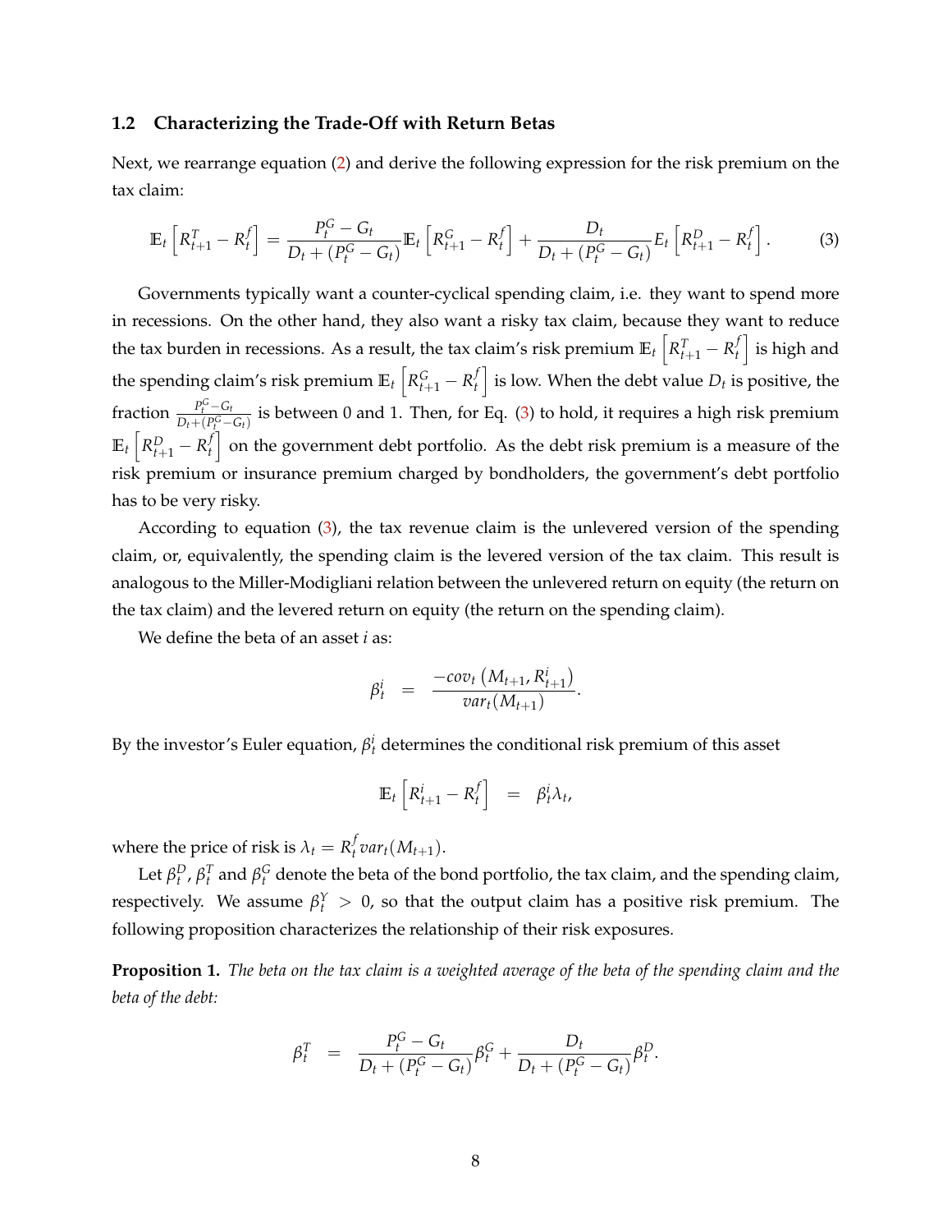### 1.2 Characterizing the Trade-Off with Return Betas

Next, we rearrange equation (2) and derive the following expression for the risk premium on the tax claim:

$$\mathbb{E}_t\left[R^T_{t+1}-R^f_t\right]=\frac{P^G_t-G_t}{D_t+(P^G_t-G_t)}\mathbb{E}_t\left[R^G_{t+1}-R^f_t\right]+\frac{D_t}{D_t+(P^G_t-G_t)}E_t\left[R^D_{t+1}-R^f_t\right]. \tag{3}$$

Governments typically want a counter-cyclical spending claim, i.e. they want to spend more in recessions. On the other hand, they also want a risky tax claim, because they want to reduce the tax burden in recessions. As a result, the tax claim's risk premium $\mathbb{E}_t\left[R^T_{t+1}-R^f_t\right]$ is high and the spending claim's risk premium $\mathbb{E}_t\left[R^G_{t+1}-R^f_t\right]$ is low. When the debt value $D_t$ is positive, the fraction $\frac{P^G_t-G_t}{D_t+(P^G_t-G_t)}$ is between 0 and 1. Then, for Eq. (3) to hold, it requires a high risk premium $\mathbb{E}_t\left[R^D_{t+1}-R^f_t\right]$ on the government debt portfolio. As the debt risk premium is a measure of the risk premium or insurance premium charged by bondholders, the government's debt portfolio has to be very risky.

According to equation (3), the tax revenue claim is the unlevered version of the spending claim, or, equivalently, the spending claim is the levered version of the tax claim. This result is analogous to the Miller-Modigliani relation between the unlevered return on equity (the return on the tax claim) and the levered return on equity (the return on the spending claim).

We define the beta of an asset $i$ as:

$$\beta^i_t \quad = \quad \frac{-cov_t\left(M_{t+1},R^i_{t+1}\right)}{var_t(M_{t+1})}.$$

By the investor's Euler equation, $\beta^i_t$ determines the conditional risk premium of this asset

$$\mathbb{E}_t\left[R^i_{t+1}-R^f_t\right] \quad = \quad \beta^i_t\lambda_t,$$

where the price of risk is $\lambda_t = R^f_t var_t(M_{t+1})$.

Let $\beta^D_t$, $\beta^T_t$ and $\beta^G_t$ denote the beta of the bond portfolio, the tax claim, and the spending claim, respectively. We assume $\beta^Y_t > 0$, so that the output claim has a positive risk premium. The following proposition characterizes the relationship of their risk exposures.

**Proposition 1.** *The beta on the tax claim is a weighted average of the beta of the spending claim and the beta of the debt:*

$$\beta^T_t \quad = \quad \frac{P^G_t-G_t}{D_t+(P^G_t-G_t)}\beta^G_t+\frac{D_t}{D_t+(P^G_t-G_t)}\beta^D_t.$$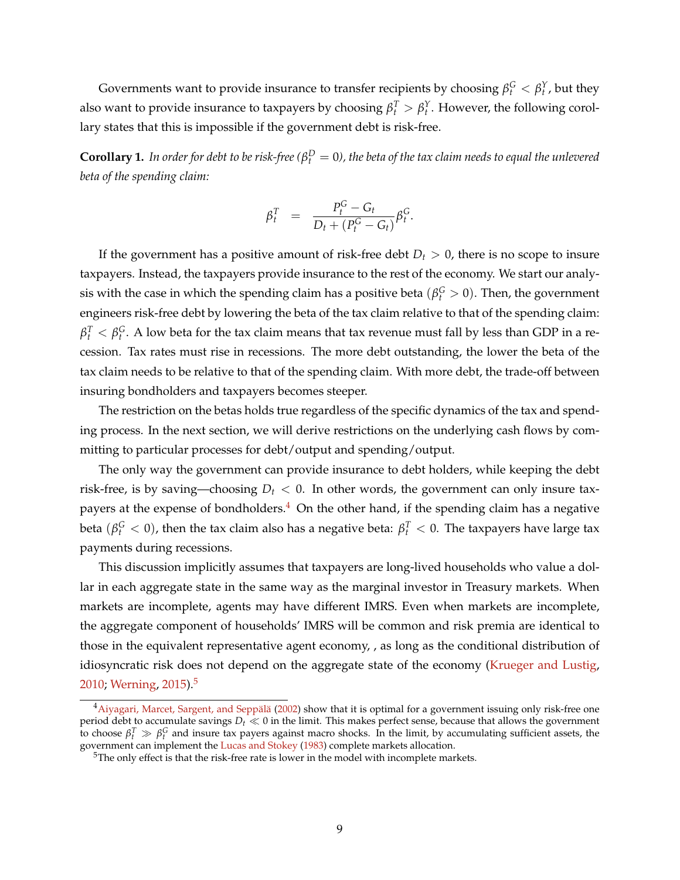Governments want to provide insurance to transfer recipients by choosing $\beta_t^G < \beta_t^Y$, but they also want to provide insurance to taxpayers by choosing $\beta_t^T > \beta_t^Y$. However, the following corollary states that this is impossible if the government debt is risk-free.

**Corollary 1.** *In order for debt to be risk-free ($\beta_t^D = 0$), the beta of the tax claim needs to equal the unlevered beta of the spending claim:*

$$\beta_t^T \quad = \quad \frac{P_t^G - G_t}{D_t + (P_t^G - G_t)} \beta_t^G.$$

If the government has a positive amount of risk-free debt $D_t > 0$, there is no scope to insure taxpayers. Instead, the taxpayers provide insurance to the rest of the economy. We start our analysis with the case in which the spending claim has a positive beta ($\beta_t^G > 0$). Then, the government engineers risk-free debt by lowering the beta of the tax claim relative to that of the spending claim: $\beta_t^T < \beta_t^G$. A low beta for the tax claim means that tax revenue must fall by less than GDP in a recession. Tax rates must rise in recessions. The more debt outstanding, the lower the beta of the tax claim needs to be relative to that of the spending claim. With more debt, the trade-off between insuring bondholders and taxpayers becomes steeper.

The restriction on the betas holds true regardless of the specific dynamics of the tax and spending process. In the next section, we will derive restrictions on the underlying cash flows by committing to particular processes for debt/output and spending/output.

The only way the government can provide insurance to debt holders, while keeping the debt risk-free, is by saving—choosing $D_t < 0$. In other words, the government can only insure taxpayers at the expense of bondholders.[4] On the other hand, if the spending claim has a negative beta ($\beta_t^G < 0$), then the tax claim also has a negative beta: $\beta_t^T < 0$. The taxpayers have large tax payments during recessions.

This discussion implicitly assumes that taxpayers are long-lived households who value a dollar in each aggregate state in the same way as the marginal investor in Treasury markets. When markets are incomplete, agents may have different IMRS. Even when markets are incomplete, the aggregate component of households' IMRS will be common and risk premia are identical to those in the equivalent representative agent economy, , as long as the conditional distribution of idiosyncratic risk does not depend on the aggregate state of the economy (Krueger and Lustig, 2010; Werning, 2015).[5]

[4] Aiyagari, Marcet, Sargent, and Seppälä (2002) show that it is optimal for a government issuing only risk-free one period debt to accumulate savings $D_t \ll 0$ in the limit. This makes perfect sense, because that allows the government to choose $\beta_t^T \gg \beta_t^G$ and insure tax payers against macro shocks. In the limit, by accumulating sufficient assets, the government can implement the Lucas and Stokey (1983) complete markets allocation.

[5] The only effect is that the risk-free rate is lower in the model with incomplete markets.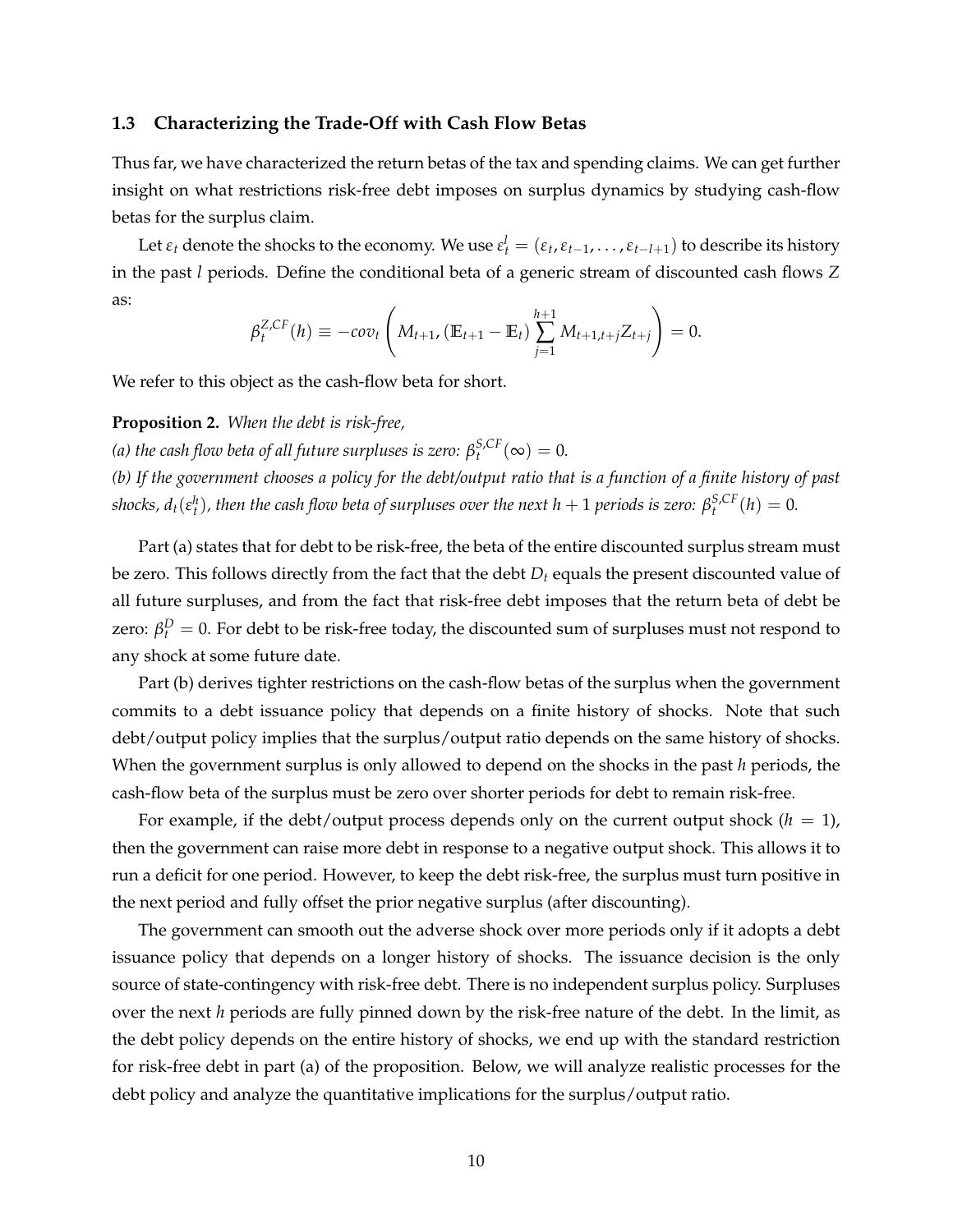### 1.3 Characterizing the Trade-Off with Cash Flow Betas

Thus far, we have characterized the return betas of the tax and spending claims. We can get further insight on what restrictions risk-free debt imposes on surplus dynamics by studying cash-flow betas for the surplus claim.

Let $\varepsilon_t$ denote the shocks to the economy. We use $\varepsilon_t^l = (\varepsilon_t, \varepsilon_{t-1}, \ldots, \varepsilon_{t-l+1})$ to describe its history in the past $l$ periods. Define the conditional beta of a generic stream of discounted cash flows $Z$ as:

$$\beta_t^{Z,CF}(h) \equiv -cov_t \left( M_{t+1}, (\mathbb{E}_{t+1} - \mathbb{E}_t) \sum_{j=1}^{h+1} M_{t+1,t+j} Z_{t+j} \right) = 0.$$

We refer to this object as the cash-flow beta for short.

**Proposition 2.** *When the debt is risk-free,*
*(a) the cash flow beta of all future surpluses is zero:* $\beta_t^{S,CF}(\infty) = 0$*.*
*(b) If the government chooses a policy for the debt/output ratio that is a function of a finite history of past shocks,* $d_t(\varepsilon_t^h)$*, then the cash flow beta of surpluses over the next* $h+1$ *periods is zero:* $\beta_t^{S,CF}(h) = 0$*.*

Part (a) states that for debt to be risk-free, the beta of the entire discounted surplus stream must be zero. This follows directly from the fact that the debt $D_t$ equals the present discounted value of all future surpluses, and from the fact that risk-free debt imposes that the return beta of debt be zero: $\beta_t^D = 0$. For debt to be risk-free today, the discounted sum of surpluses must not respond to any shock at some future date.

Part (b) derives tighter restrictions on the cash-flow betas of the surplus when the government commits to a debt issuance policy that depends on a finite history of shocks. Note that such debt/output policy implies that the surplus/output ratio depends on the same history of shocks. When the government surplus is only allowed to depend on the shocks in the past $h$ periods, the cash-flow beta of the surplus must be zero over shorter periods for debt to remain risk-free.

For example, if the debt/output process depends only on the current output shock ($h = 1$), then the government can raise more debt in response to a negative output shock. This allows it to run a deficit for one period. However, to keep the debt risk-free, the surplus must turn positive in the next period and fully offset the prior negative surplus (after discounting).

The government can smooth out the adverse shock over more periods only if it adopts a debt issuance policy that depends on a longer history of shocks. The issuance decision is the only source of state-contingency with risk-free debt. There is no independent surplus policy. Surpluses over the next $h$ periods are fully pinned down by the risk-free nature of the debt. In the limit, as the debt policy depends on the entire history of shocks, we end up with the standard restriction for risk-free debt in part (a) of the proposition. Below, we will analyze realistic processes for the debt policy and analyze the quantitative implications for the surplus/output ratio.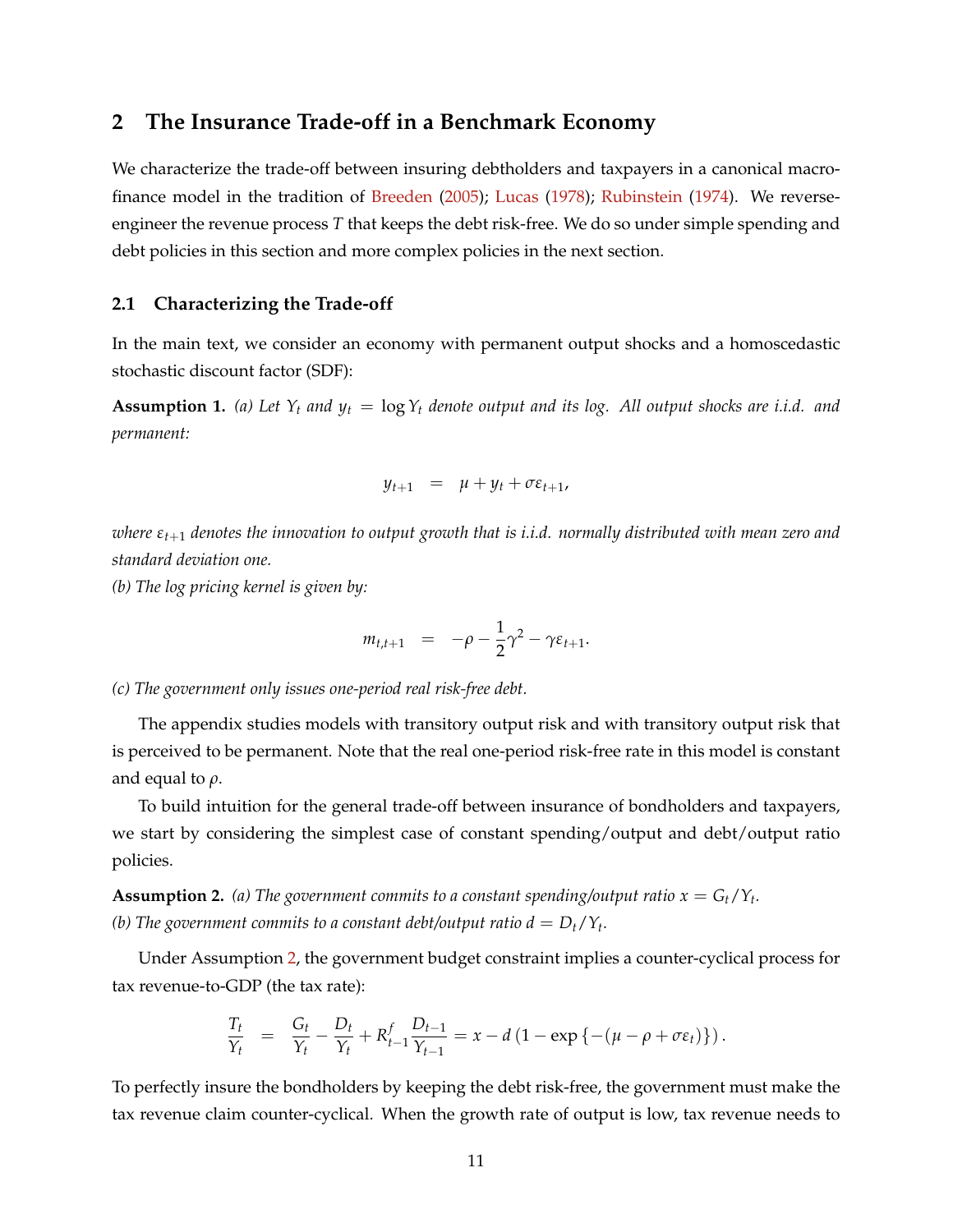## 2 The Insurance Trade-off in a Benchmark Economy

We characterize the trade-off between insuring debtholders and taxpayers in a canonical macro-finance model in the tradition of Breeden (2005); Lucas (1978); Rubinstein (1974). We reverse-engineer the revenue process $T$ that keeps the debt risk-free. We do so under simple spending and debt policies in this section and more complex policies in the next section.

### 2.1 Characterizing the Trade-off

In the main text, we consider an economy with permanent output shocks and a homoscedastic stochastic discount factor (SDF):

**Assumption 1.** *(a) Let $Y_t$ and $y_t = \log Y_t$ denote output and its log. All output shocks are i.i.d. and permanent:*

$$y_{t+1} \quad = \quad \mu + y_t + \sigma\varepsilon_{t+1},$$

*where $\varepsilon_{t+1}$ denotes the innovation to output growth that is i.i.d. normally distributed with mean zero and standard deviation one.*

*(b) The log pricing kernel is given by:*

$$m_{t,t+1} \quad = \quad -\rho - \frac{1}{2}\gamma^2 - \gamma\varepsilon_{t+1}.$$

*(c) The government only issues one-period real risk-free debt.*

The appendix studies models with transitory output risk and with transitory output risk that is perceived to be permanent. Note that the real one-period risk-free rate in this model is constant and equal to $\rho$.

To build intuition for the general trade-off between insurance of bondholders and taxpayers, we start by considering the simplest case of constant spending/output and debt/output ratio policies.

**Assumption 2.** *(a) The government commits to a constant spending/output ratio $x = G_t/Y_t$.*
*(b) The government commits to a constant debt/output ratio $d = D_t/Y_t$.*

Under Assumption 2, the government budget constraint implies a counter-cyclical process for tax revenue-to-GDP (the tax rate):

$$\frac{T_t}{Y_t} \quad = \quad \frac{G_t}{Y_t} - \frac{D_t}{Y_t} + R^f_{t-1}\frac{D_{t-1}}{Y_{t-1}} = x - d\left(1 - \exp\left\{-(\mu - \rho + \sigma\varepsilon_t)\right\}\right).$$

To perfectly insure the bondholders by keeping the debt risk-free, the government must make the tax revenue claim counter-cyclical. When the growth rate of output is low, tax revenue needs to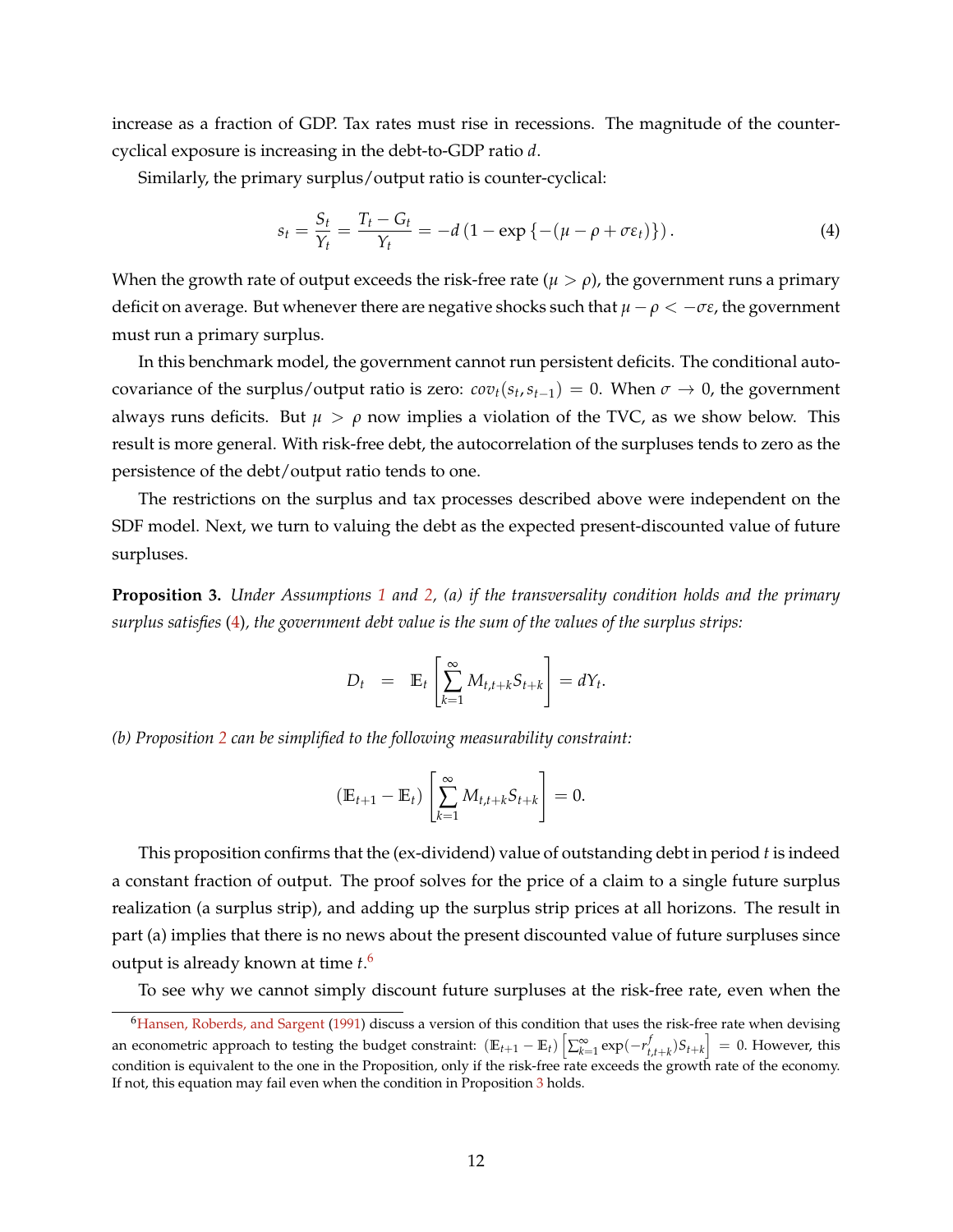increase as a fraction of GDP. Tax rates must rise in recessions. The magnitude of the counter-cyclical exposure is increasing in the debt-to-GDP ratio $d$.

Similarly, the primary surplus/output ratio is counter-cyclical:

$$s_t = \frac{S_t}{Y_t} = \frac{T_t - G_t}{Y_t} = -d\left(1 - \exp\left\{-(\mu - \rho + \sigma\varepsilon_t)\right\}\right). \tag{4}$$

When the growth rate of output exceeds the risk-free rate ($\mu > \rho$), the government runs a primary deficit on average. But whenever there are negative shocks such that $\mu - \rho < -\sigma\varepsilon$, the government must run a primary surplus.

In this benchmark model, the government cannot run persistent deficits. The conditional auto-covariance of the surplus/output ratio is zero: $cov_t(s_t, s_{t-1}) = 0$. When $\sigma \to 0$, the government always runs deficits. But $\mu > \rho$ now implies a violation of the TVC, as we show below. This result is more general. With risk-free debt, the autocorrelation of the surpluses tends to zero as the persistence of the debt/output ratio tends to one.

The restrictions on the surplus and tax processes described above were independent on the SDF model. Next, we turn to valuing the debt as the expected present-discounted value of future surpluses.

**Proposition 3.** *Under Assumptions 1 and 2, (a) if the transversality condition holds and the primary surplus satisfies (4), the government debt value is the sum of the values of the surplus strips:*

$$D_t \quad = \quad \mathbb{E}_t\left[\sum_{k=1}^{\infty} M_{t,t+k} S_{t+k}\right] = dY_t.$$

*(b) Proposition 2 can be simplified to the following measurability constraint:*

$$(\mathbb{E}_{t+1} - \mathbb{E}_t)\left[\sum_{k=1}^{\infty} M_{t,t+k} S_{t+k}\right] = 0.$$

This proposition confirms that the (ex-dividend) value of outstanding debt in period $t$ is indeed a constant fraction of output. The proof solves for the price of a claim to a single future surplus realization (a surplus strip), and adding up the surplus strip prices at all horizons. The result in part (a) implies that there is no news about the present discounted value of future surpluses since output is already known at time $t$.[6]

To see why we cannot simply discount future surpluses at the risk-free rate, even when the

[6] Hansen, Roberds, and Sargent (1991) discuss a version of this condition that uses the risk-free rate when devising an econometric approach to testing the budget constraint: $(\mathbb{E}_{t+1} - \mathbb{E}_t)\left[\sum_{k=1}^{\infty} \exp(-r^f_{t,t+k}) S_{t+k}\right] = 0$. However, this condition is equivalent to the one in the Proposition, only if the risk-free rate exceeds the growth rate of the economy. If not, this equation may fail even when the condition in Proposition 3 holds.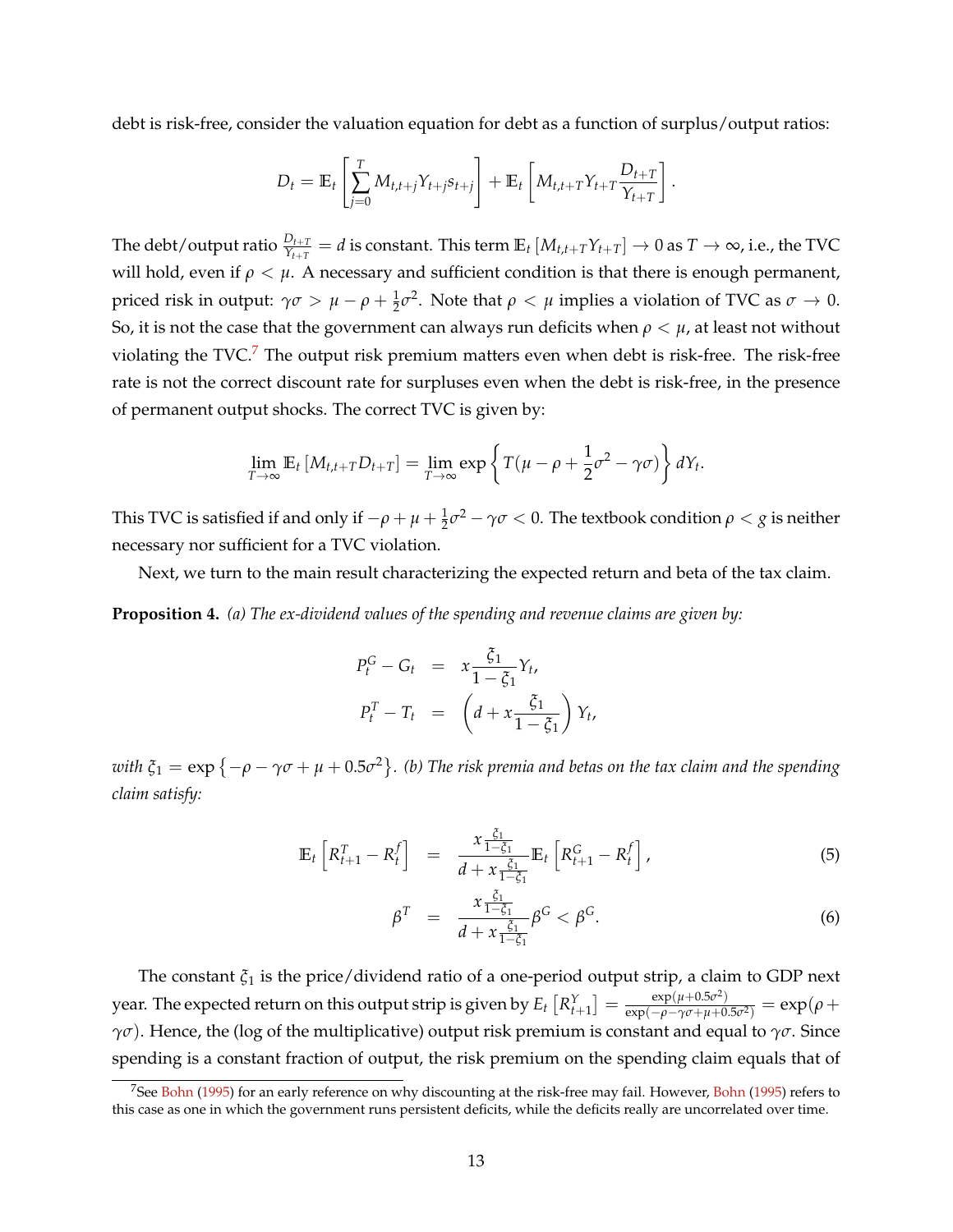debt is risk-free, consider the valuation equation for debt as a function of surplus/output ratios:

$$D_t = \mathbb{E}_t\left[\sum_{j=0}^{T} M_{t,t+j} Y_{t+j} s_{t+j}\right] + \mathbb{E}_t\left[M_{t,t+T} Y_{t+T} \frac{D_{t+T}}{Y_{t+T}}\right].$$

The debt/output ratio $\frac{D_{t+T}}{Y_{t+T}} = d$ is constant. This term $\mathbb{E}_t\left[M_{t,t+T} Y_{t+T}\right] \to 0$ as $T \to \infty$, i.e., the TVC will hold, even if $\rho < \mu$. A necessary and sufficient condition is that there is enough permanent, priced risk in output: $\gamma\sigma > \mu - \rho + \frac{1}{2}\sigma^2$. Note that $\rho < \mu$ implies a violation of TVC as $\sigma \to 0$. So, it is not the case that the government can always run deficits when $\rho < \mu$, at least not without violating the TVC.[7] The output risk premium matters even when debt is risk-free. The risk-free rate is not the correct discount rate for surpluses even when the debt is risk-free, in the presence of permanent output shocks. The correct TVC is given by:

$$\lim_{T\to\infty} \mathbb{E}_t\left[M_{t,t+T} D_{t+T}\right] = \lim_{T\to\infty} \exp\left\{T(\mu - \rho + \frac{1}{2}\sigma^2 - \gamma\sigma)\right\} dY_t.$$

This TVC is satisfied if and only if $-\rho + \mu + \frac{1}{2}\sigma^2 - \gamma\sigma < 0$. The textbook condition $\rho < g$ is neither necessary nor sufficient for a TVC violation.

Next, we turn to the main result characterizing the expected return and beta of the tax claim.

**Proposition 4.** *(a) The ex-dividend values of the spending and revenue claims are given by:*

$$\begin{aligned} P_t^G - G_t &= x\frac{\xi_1}{1-\xi_1} Y_t, \\ P_t^T - T_t &= \left(d + x\frac{\xi_1}{1-\xi_1}\right) Y_t, \end{aligned}$$

*with* $\xi_1 = \exp\left\{-\rho - \gamma\sigma + \mu + 0.5\sigma^2\right\}$. *(b) The risk premia and betas on the tax claim and the spending claim satisfy:*

$$\mathbb{E}_t\left[R_{t+1}^T - R_t^f\right] = \frac{x\frac{\xi_1}{1-\xi_1}}{d + x\frac{\xi_1}{1-\xi_1}} \mathbb{E}_t\left[R_{t+1}^G - R_t^f\right], \tag{5}$$

$$\beta^T = \frac{x\frac{\xi_1}{1-\xi_1}}{d + x\frac{\xi_1}{1-\xi_1}} \beta^G < \beta^G. \tag{6}$$

The constant $\xi_1$ is the price/dividend ratio of a one-period output strip, a claim to GDP next year. The expected return on this output strip is given by $E_t\left[R_{t+1}^Y\right] = \frac{\exp(\mu + 0.5\sigma^2)}{\exp(-\rho - \gamma\sigma + \mu + 0.5\sigma^2)} = \exp(\rho + \gamma\sigma)$. Hence, the (log of the multiplicative) output risk premium is constant and equal to $\gamma\sigma$. Since spending is a constant fraction of output, the risk premium on the spending claim equals that of

[7] See Bohn (1995) for an early reference on why discounting at the risk-free may fail. However, Bohn (1995) refers to this case as one in which the government runs persistent deficits, while the deficits really are uncorrelated over time.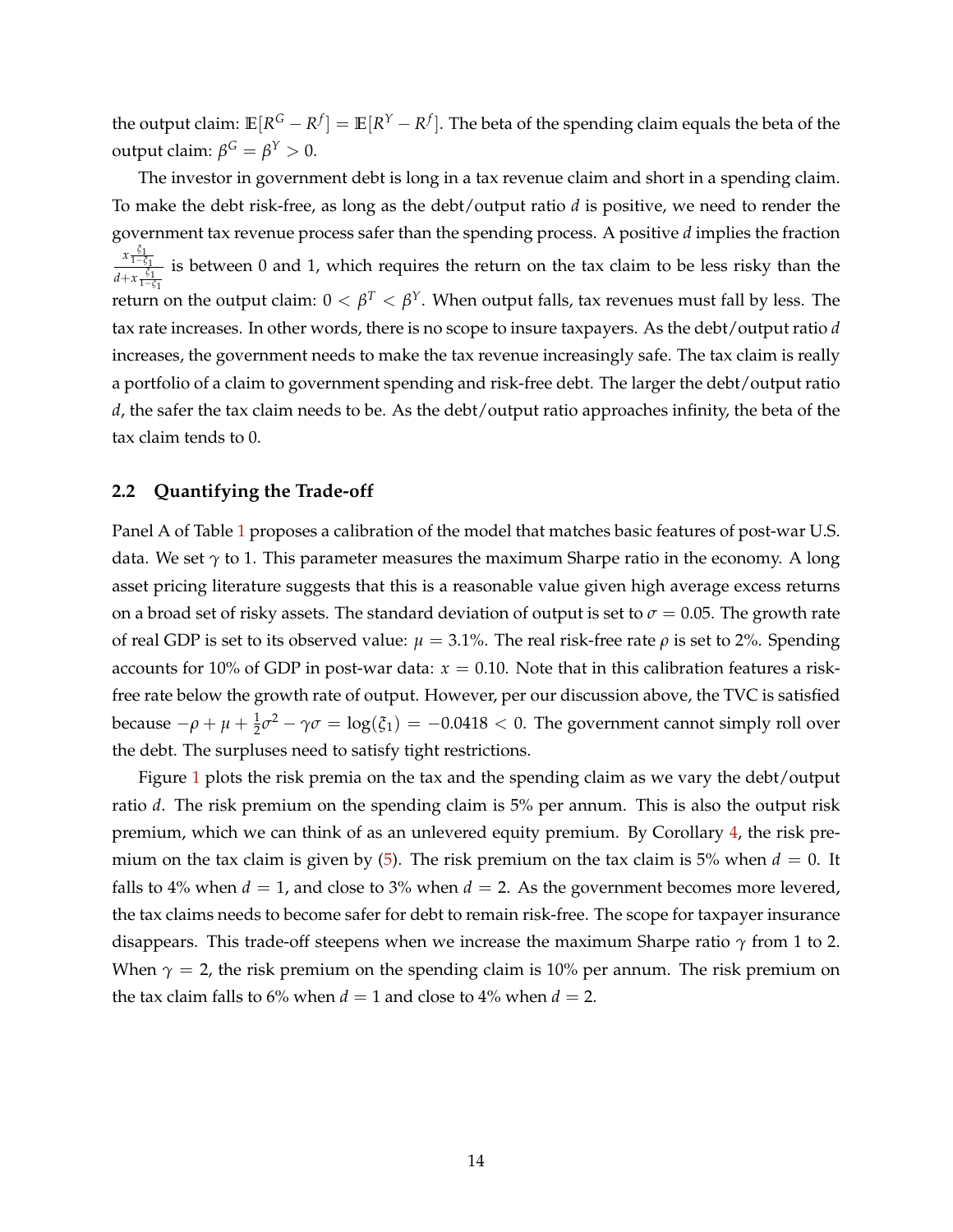the output claim: $\mathbb{E}[R^G - R^f] = \mathbb{E}[R^Y - R^f]$. The beta of the spending claim equals the beta of the output claim: $\beta^G = \beta^Y > 0$.

The investor in government debt is long in a tax revenue claim and short in a spending claim. To make the debt risk-free, as long as the debt/output ratio $d$ is positive, we need to render the government tax revenue process safer than the spending process. A positive $d$ implies the fraction $\frac{x\frac{\xi_1}{1-\xi_1}}{d+x\frac{\xi_1}{1-\xi_1}}$ is between 0 and 1, which requires the return on the tax claim to be less risky than the return on the output claim: $0 < \beta^T < \beta^Y$. When output falls, tax revenues must fall by less. The tax rate increases. In other words, there is no scope to insure taxpayers. As the debt/output ratio $d$ increases, the government needs to make the tax revenue increasingly safe. The tax claim is really a portfolio of a claim to government spending and risk-free debt. The larger the debt/output ratio $d$, the safer the tax claim needs to be. As the debt/output ratio approaches infinity, the beta of the tax claim tends to 0.

## 2.2 Quantifying the Trade-off

Panel A of Table 1 proposes a calibration of the model that matches basic features of post-war U.S. data. We set $\gamma$ to 1. This parameter measures the maximum Sharpe ratio in the economy. A long asset pricing literature suggests that this is a reasonable value given high average excess returns on a broad set of risky assets. The standard deviation of output is set to $\sigma = 0.05$. The growth rate of real GDP is set to its observed value: $\mu = 3.1\%$. The real risk-free rate $\rho$ is set to 2%. Spending accounts for 10% of GDP in post-war data: $x = 0.10$. Note that in this calibration features a risk-free rate below the growth rate of output. However, per our discussion above, the TVC is satisfied because $-\rho + \mu + \frac{1}{2}\sigma^2 - \gamma\sigma = \log(\xi_1) = -0.0418 < 0$. The government cannot simply roll over the debt. The surpluses need to satisfy tight restrictions.

Figure 1 plots the risk premia on the tax and the spending claim as we vary the debt/output ratio $d$. The risk premium on the spending claim is 5% per annum. This is also the output risk premium, which we can think of as an unlevered equity premium. By Corollary 4, the risk premium on the tax claim is given by (5). The risk premium on the tax claim is 5% when $d = 0$. It falls to 4% when $d = 1$, and close to 3% when $d = 2$. As the government becomes more levered, the tax claims needs to become safer for debt to remain risk-free. The scope for taxpayer insurance disappears. This trade-off steepens when we increase the maximum Sharpe ratio $\gamma$ from 1 to 2. When $\gamma = 2$, the risk premium on the spending claim is 10% per annum. The risk premium on the tax claim falls to 6% when $d = 1$ and close to 4% when $d = 2$.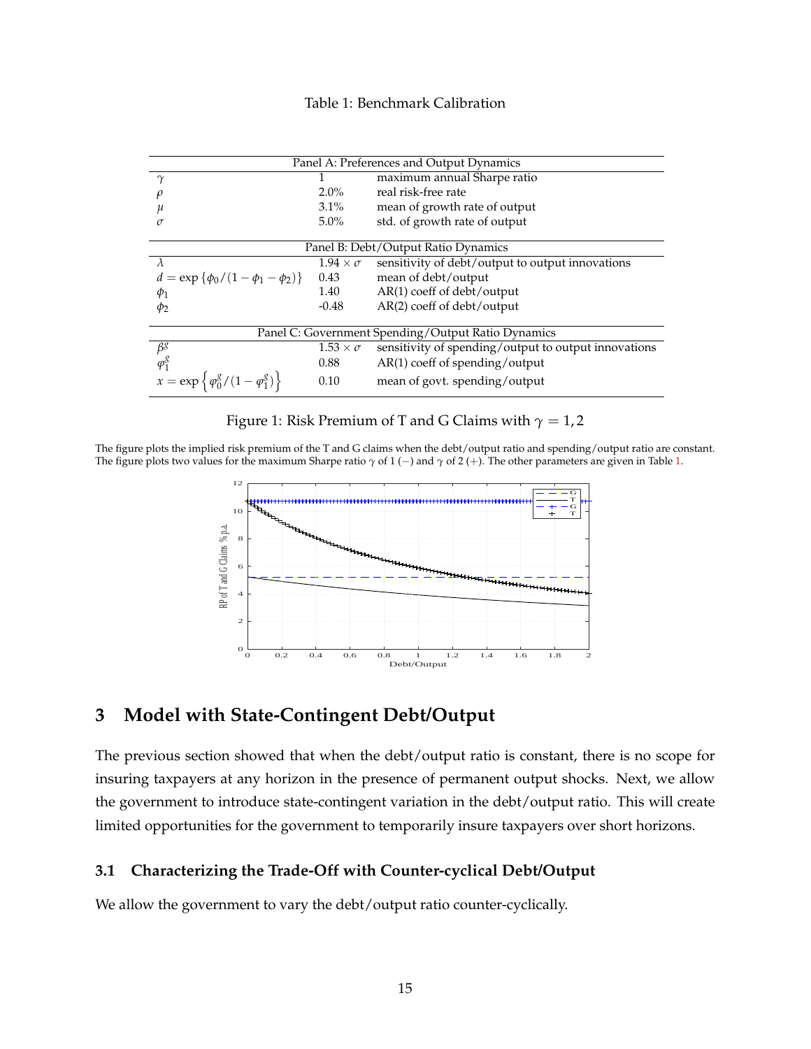Table 1: Benchmark Calibration

| Panel A: Preferences and Output Dynamics | | |
|---|---|---|
| $\gamma$ | 1 | maximum annual Sharpe ratio |
| $\rho$ | 2.0% | real risk-free rate |
| $\mu$ | 3.1% | mean of growth rate of output |
| $\sigma$ | 5.0% | std. of growth rate of output |
| **Panel B: Debt/Output Ratio Dynamics** | | |
| $\lambda$ | $1.94 \times \sigma$ | sensitivity of debt/output to output innovations |
| $d = \exp\{\phi_0/(1-\phi_1-\phi_2)\}$ | 0.43 | mean of debt/output |
| $\phi_1$ | 1.40 | AR(1) coeff of debt/output |
| $\phi_2$ | -0.48 | AR(2) coeff of debt/output |
| **Panel C: Government Spending/Output Ratio Dynamics** | | |
| $\beta^g$ | $1.53 \times \sigma$ | sensitivity of spending/output to output innovations |
| $\varphi_1^g$ | 0.88 | AR(1) coeff of spending/output |
| $x = \exp\left\{\varphi_0^g/(1-\varphi_1^g)\right\}$ | 0.10 | mean of govt. spending/output |

Figure 1: Risk Premium of T and G Claims with $\gamma = 1, 2$

The figure plots the implied risk premium of the T and G claims when the debt/output ratio and spending/output ratio are constant. The figure plots two values for the maximum Sharpe ratio $\gamma$ of 1 (−) and $\gamma$ of 2 (+). The other parameters are given in Table 1.

# 3 Model with State-Contingent Debt/Output

The previous section showed that when the debt/output ratio is constant, there is no scope for insuring taxpayers at any horizon in the presence of permanent output shocks. Next, we allow the government to introduce state-contingent variation in the debt/output ratio. This will create limited opportunities for the government to temporarily insure taxpayers over short horizons.

## 3.1 Characterizing the Trade-Off with Counter-cyclical Debt/Output

We allow the government to vary the debt/output ratio counter-cyclically.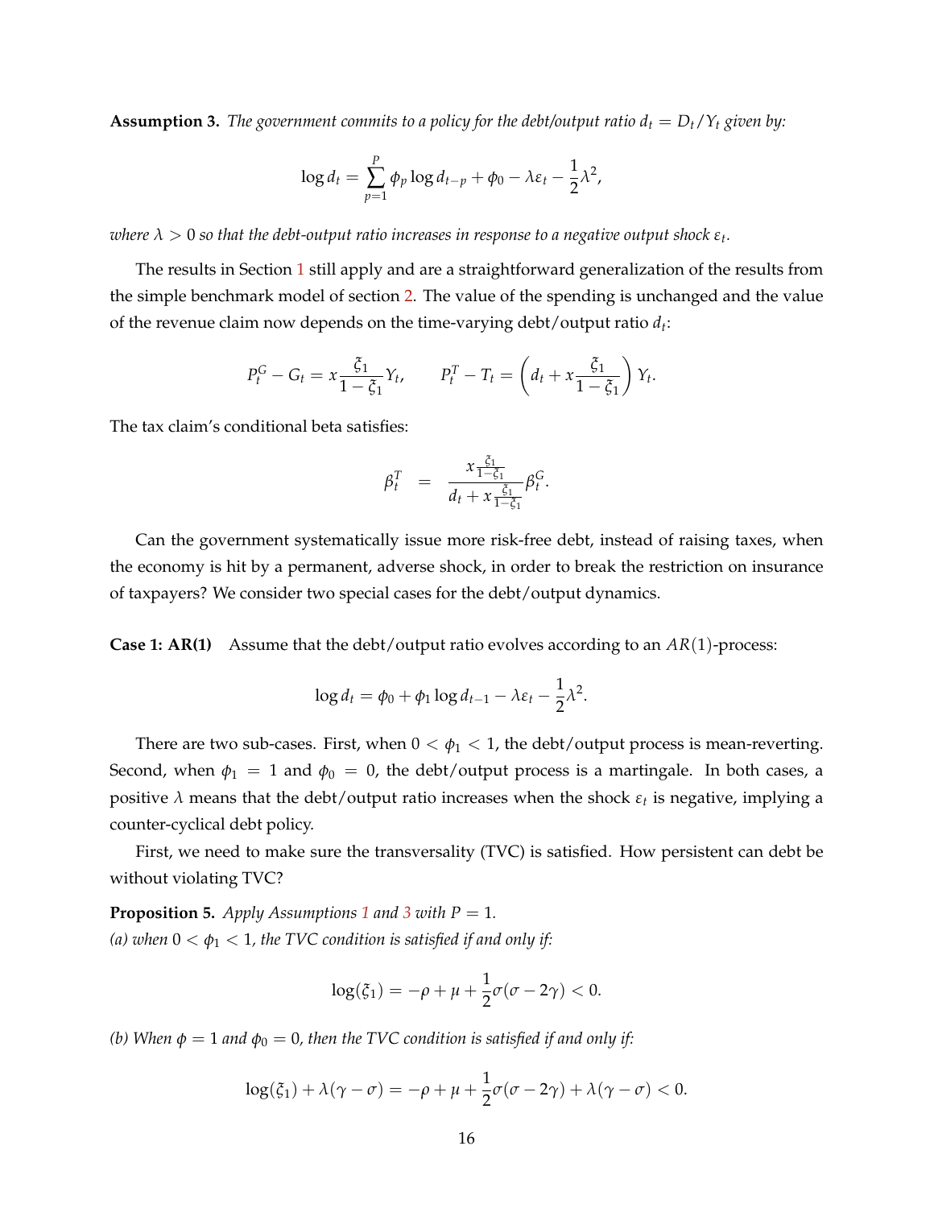**Assumption 3.** *The government commits to a policy for the debt/output ratio $d_t = D_t/Y_t$ given by:*

$$\log d_t = \sum_{p=1}^{P} \phi_p \log d_{t-p} + \phi_0 - \lambda \varepsilon_t - \frac{1}{2}\lambda^2,$$

*where $\lambda > 0$ so that the debt-output ratio increases in response to a negative output shock $\varepsilon_t$.*

The results in Section 1 still apply and are a straightforward generalization of the results from the simple benchmark model of section 2. The value of the spending is unchanged and the value of the revenue claim now depends on the time-varying debt/output ratio $d_t$:

$$P_t^G - G_t = x\frac{\xi_1}{1-\xi_1}Y_t, \qquad P_t^T - T_t = \left(d_t + x\frac{\xi_1}{1-\xi_1}\right)Y_t.$$

The tax claim's conditional beta satisfies:

$$\beta_t^T \;\; = \;\; \frac{x\frac{\xi_1}{1-\xi_1}}{d_t + x\frac{\xi_1}{1-\xi_1}}\beta_t^G.$$

Can the government systematically issue more risk-free debt, instead of raising taxes, when the economy is hit by a permanent, adverse shock, in order to break the restriction on insurance of taxpayers? We consider two special cases for the debt/output dynamics.

**Case 1: AR(1)** Assume that the debt/output ratio evolves according to an $AR(1)$-process:

$$\log d_t = \phi_0 + \phi_1 \log d_{t-1} - \lambda \varepsilon_t - \frac{1}{2}\lambda^2.$$

There are two sub-cases. First, when $0 < \phi_1 < 1$, the debt/output process is mean-reverting. Second, when $\phi_1 = 1$ and $\phi_0 = 0$, the debt/output process is a martingale. In both cases, a positive $\lambda$ means that the debt/output ratio increases when the shock $\varepsilon_t$ is negative, implying a counter-cyclical debt policy.

First, we need to make sure the transversality (TVC) is satisfied. How persistent can debt be without violating TVC?

**Proposition 5.** *Apply Assumptions 1 and 3 with $P = 1$.*
*(a) when $0 < \phi_1 < 1$, the TVC condition is satisfied if and only if:*

$$\log(\xi_1) = -\rho + \mu + \frac{1}{2}\sigma(\sigma - 2\gamma) < 0.$$

*(b) When $\phi = 1$ and $\phi_0 = 0$, then the TVC condition is satisfied if and only if:*

$$\log(\xi_1) + \lambda(\gamma - \sigma) = -\rho + \mu + \frac{1}{2}\sigma(\sigma - 2\gamma) + \lambda(\gamma - \sigma) < 0.$$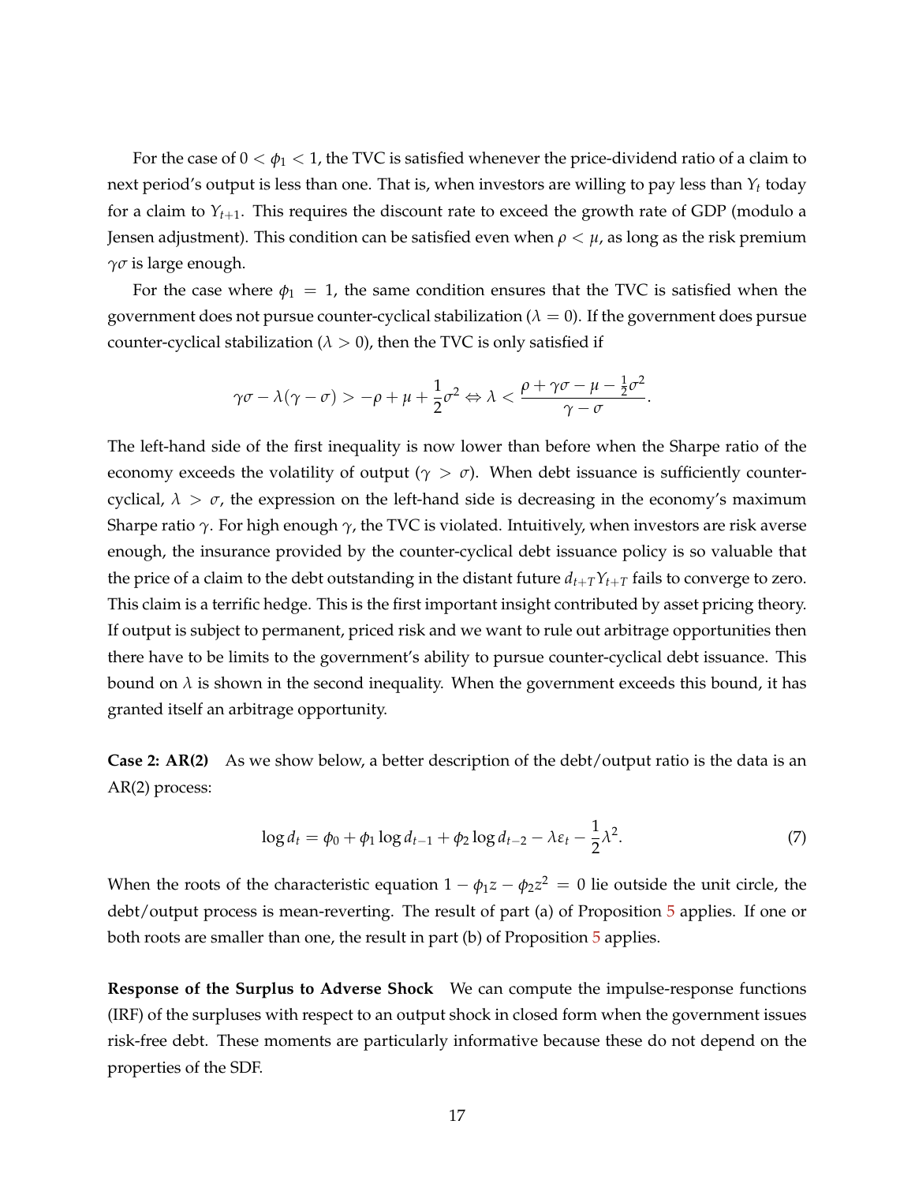For the case of $0 < \phi_1 < 1$, the TVC is satisfied whenever the price-dividend ratio of a claim to next period's output is less than one. That is, when investors are willing to pay less than $Y_t$ today for a claim to $Y_{t+1}$. This requires the discount rate to exceed the growth rate of GDP (modulo a Jensen adjustment). This condition can be satisfied even when $\rho < \mu$, as long as the risk premium $\gamma\sigma$ is large enough.

For the case where $\phi_1 = 1$, the same condition ensures that the TVC is satisfied when the government does not pursue counter-cyclical stabilization ($\lambda = 0$). If the government does pursue counter-cyclical stabilization ($\lambda > 0$), then the TVC is only satisfied if

$$\gamma\sigma - \lambda(\gamma - \sigma) > -\rho + \mu + \frac{1}{2}\sigma^2 \Leftrightarrow \lambda < \frac{\rho + \gamma\sigma - \mu - \frac{1}{2}\sigma^2}{\gamma - \sigma}.$$

The left-hand side of the first inequality is now lower than before when the Sharpe ratio of the economy exceeds the volatility of output ($\gamma > \sigma$). When debt issuance is sufficiently counter-cyclical, $\lambda > \sigma$, the expression on the left-hand side is decreasing in the economy's maximum Sharpe ratio $\gamma$. For high enough $\gamma$, the TVC is violated. Intuitively, when investors are risk averse enough, the insurance provided by the counter-cyclical debt issuance policy is so valuable that the price of a claim to the debt outstanding in the distant future $d_{t+T}Y_{t+T}$ fails to converge to zero. This claim is a terrific hedge. This is the first important insight contributed by asset pricing theory. If output is subject to permanent, priced risk and we want to rule out arbitrage opportunities then there have to be limits to the government's ability to pursue counter-cyclical debt issuance. This bound on $\lambda$ is shown in the second inequality. When the government exceeds this bound, it has granted itself an arbitrage opportunity.

**Case 2: AR(2)** As we show below, a better description of the debt/output ratio is the data is an AR(2) process:

$$\log d_t = \phi_0 + \phi_1 \log d_{t-1} + \phi_2 \log d_{t-2} - \lambda\varepsilon_t - \frac{1}{2}\lambda^2. \tag{7}$$

When the roots of the characteristic equation $1 - \phi_1 z - \phi_2 z^2 = 0$ lie outside the unit circle, the debt/output process is mean-reverting. The result of part (a) of Proposition 5 applies. If one or both roots are smaller than one, the result in part (b) of Proposition 5 applies.

**Response of the Surplus to Adverse Shock** We can compute the impulse-response functions (IRF) of the surpluses with respect to an output shock in closed form when the government issues risk-free debt. These moments are particularly informative because these do not depend on the properties of the SDF.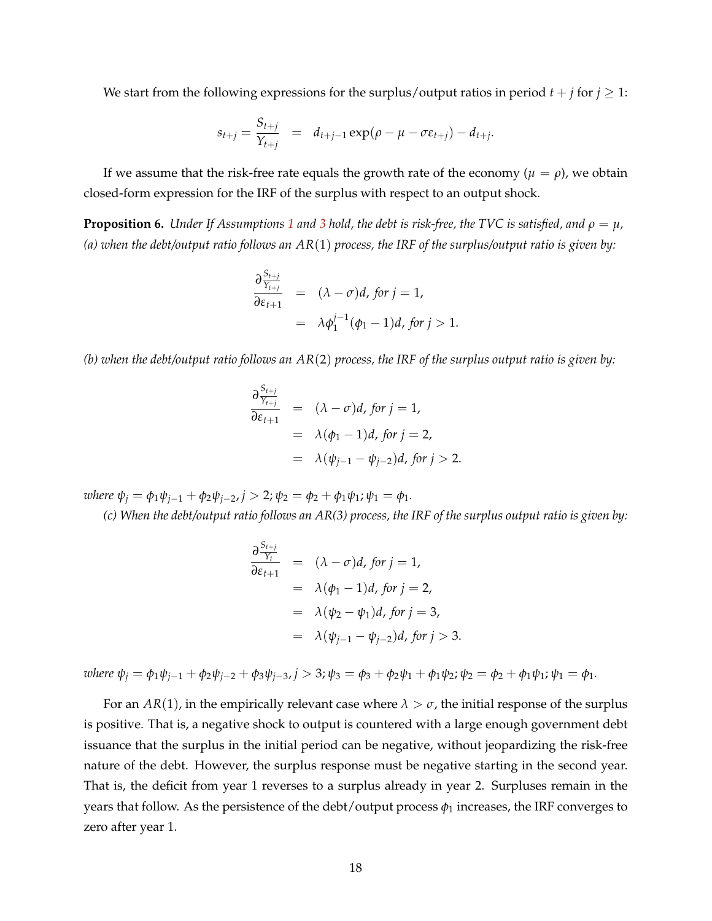We start from the following expressions for the surplus/output ratios in period $t + j$ for $j \geq 1$:

$$s_{t+j} = \frac{S_{t+j}}{Y_{t+j}} = d_{t+j-1} \exp(\rho - \mu - \sigma\varepsilon_{t+j}) - d_{t+j}.$$

If we assume that the risk-free rate equals the growth rate of the economy ($\mu = \rho$), we obtain closed-form expression for the IRF of the surplus with respect to an output shock.

**Proposition 6.** *Under If Assumptions 1 and 3 hold, the debt is risk-free, the TVC is satisfied, and $\rho = \mu$,*
*(a) when the debt/output ratio follows an $AR(1)$ process, the IRF of the surplus/output ratio is given by:*

$$\begin{aligned}
\frac{\partial \frac{S_{t+j}}{Y_{t+j}}}{\partial \varepsilon_{t+1}} &= (\lambda - \sigma)d, \text{ for } j = 1, \\
&= \lambda \phi_1^{j-1}(\phi_1 - 1)d, \text{ for } j > 1.
\end{aligned}$$

*(b) when the debt/output ratio follows an $AR(2)$ process, the IRF of the surplus output ratio is given by:*

$$\begin{aligned}
\frac{\partial \frac{S_{t+j}}{Y_{t+j}}}{\partial \varepsilon_{t+1}} &= (\lambda - \sigma)d, \text{ for } j = 1, \\
&= \lambda(\phi_1 - 1)d, \text{ for } j = 2, \\
&= \lambda(\psi_{j-1} - \psi_{j-2})d, \text{ for } j > 2.
\end{aligned}$$

*where $\psi_j = \phi_1\psi_{j-1} + \phi_2\psi_{j-2}, j > 2; \psi_2 = \phi_2 + \phi_1\psi_1; \psi_1 = \phi_1$.*

*(c) When the debt/output ratio follows an AR(3) process, the IRF of the surplus output ratio is given by:*

$$\begin{aligned}
\frac{\partial \frac{S_{t+j}}{Y_t}}{\partial \varepsilon_{t+1}} &= (\lambda - \sigma)d, \text{ for } j = 1, \\
&= \lambda(\phi_1 - 1)d, \text{ for } j = 2, \\
&= \lambda(\psi_2 - \psi_1)d, \text{ for } j = 3, \\
&= \lambda(\psi_{j-1} - \psi_{j-2})d, \text{ for } j > 3.
\end{aligned}$$

*where $\psi_j = \phi_1\psi_{j-1} + \phi_2\psi_{j-2} + \phi_3\psi_{j-3}, j > 3; \psi_3 = \phi_3 + \phi_2\psi_1 + \phi_1\psi_2; \psi_2 = \phi_2 + \phi_1\psi_1; \psi_1 = \phi_1$.*

For an $AR(1)$, in the empirically relevant case where $\lambda > \sigma$, the initial response of the surplus is positive. That is, a negative shock to output is countered with a large enough government debt issuance that the surplus in the initial period can be negative, without jeopardizing the risk-free nature of the debt. However, the surplus response must be negative starting in the second year. That is, the deficit from year 1 reverses to a surplus already in year 2. Surpluses remain in the years that follow. As the persistence of the debt/output process $\phi_1$ increases, the IRF converges to zero after year 1.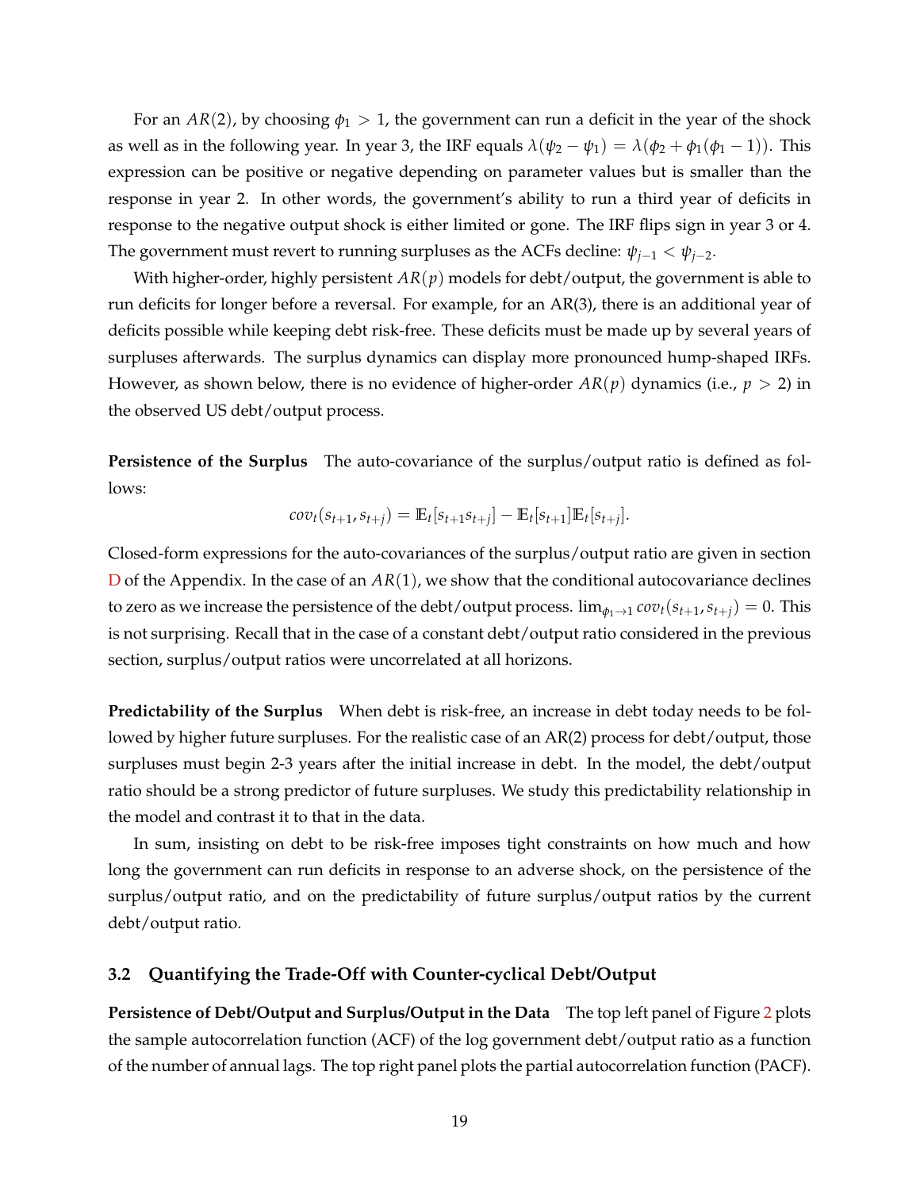For an $AR(2)$, by choosing $\phi_1 > 1$, the government can run a deficit in the year of the shock as well as in the following year. In year 3, the IRF equals $\lambda(\psi_2 - \psi_1) = \lambda(\phi_2 + \phi_1(\phi_1 - 1))$. This expression can be positive or negative depending on parameter values but is smaller than the response in year 2. In other words, the government's ability to run a third year of deficits in response to the negative output shock is either limited or gone. The IRF flips sign in year 3 or 4. The government must revert to running surpluses as the ACFs decline: $\psi_{j-1} < \psi_{j-2}$.

With higher-order, highly persistent $AR(p)$ models for debt/output, the government is able to run deficits for longer before a reversal. For example, for an AR(3), there is an additional year of deficits possible while keeping debt risk-free. These deficits must be made up by several years of surpluses afterwards. The surplus dynamics can display more pronounced hump-shaped IRFs. However, as shown below, there is no evidence of higher-order $AR(p)$ dynamics (i.e., $p > 2$) in the observed US debt/output process.

**Persistence of the Surplus** The auto-covariance of the surplus/output ratio is defined as follows:

$$cov_t(s_{t+1}, s_{t+j}) = \mathbb{E}_t[s_{t+1}s_{t+j}] - \mathbb{E}_t[s_{t+1}]\mathbb{E}_t[s_{t+j}].$$

Closed-form expressions for the auto-covariances of the surplus/output ratio are given in section D of the Appendix. In the case of an $AR(1)$, we show that the conditional autocovariance declines to zero as we increase the persistence of the debt/output process. $\lim_{\phi_1 \to 1} cov_t(s_{t+1}, s_{t+j}) = 0$. This is not surprising. Recall that in the case of a constant debt/output ratio considered in the previous section, surplus/output ratios were uncorrelated at all horizons.

**Predictability of the Surplus** When debt is risk-free, an increase in debt today needs to be followed by higher future surpluses. For the realistic case of an AR(2) process for debt/output, those surpluses must begin 2-3 years after the initial increase in debt. In the model, the debt/output ratio should be a strong predictor of future surpluses. We study this predictability relationship in the model and contrast it to that in the data.

In sum, insisting on debt to be risk-free imposes tight constraints on how much and how long the government can run deficits in response to an adverse shock, on the persistence of the surplus/output ratio, and on the predictability of future surplus/output ratios by the current debt/output ratio.

### 3.2 Quantifying the Trade-Off with Counter-cyclical Debt/Output

**Persistence of Debt/Output and Surplus/Output in the Data** The top left panel of Figure 2 plots the sample autocorrelation function (ACF) of the log government debt/output ratio as a function of the number of annual lags. The top right panel plots the partial autocorrelation function (PACF).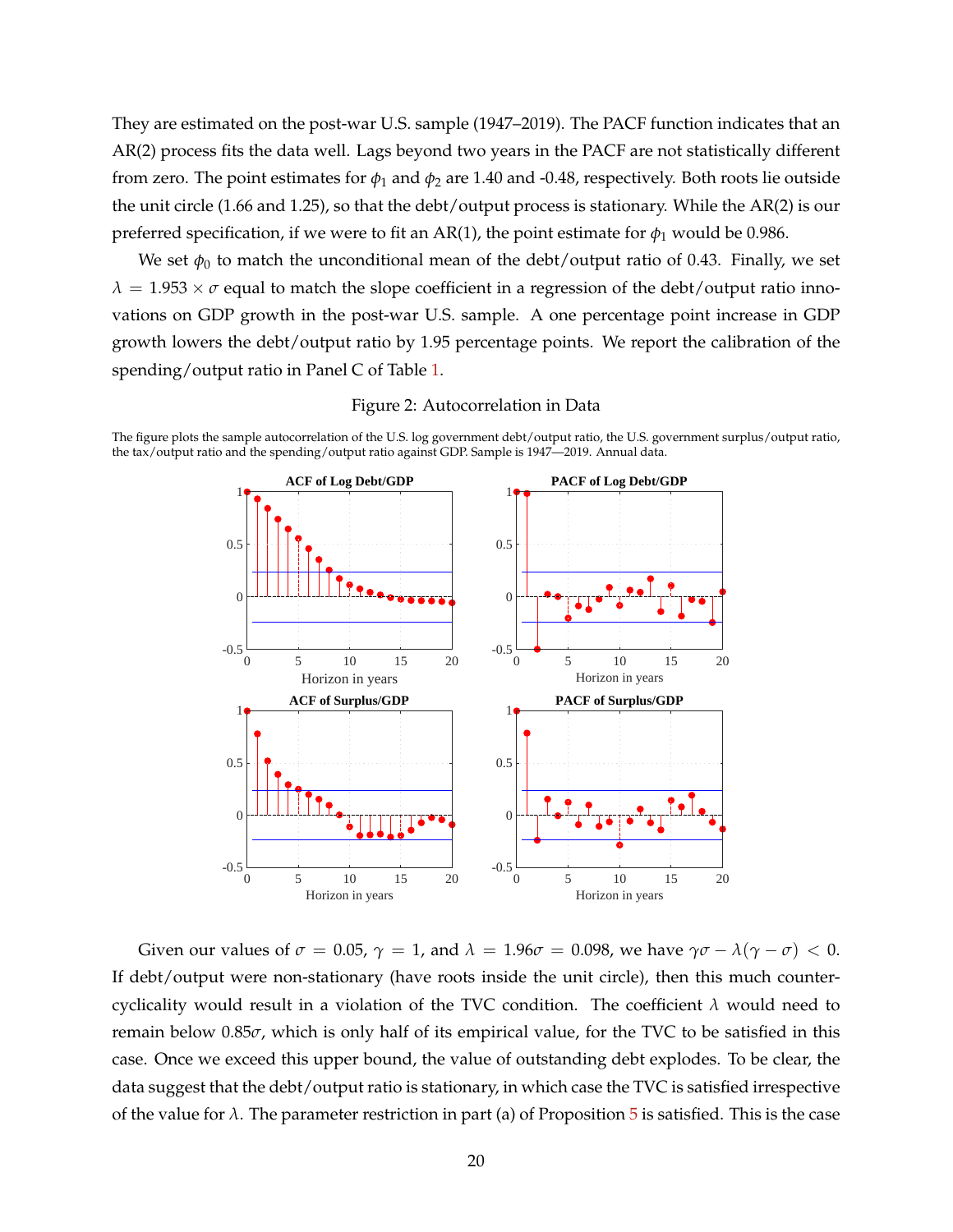They are estimated on the post-war U.S. sample (1947–2019). The PACF function indicates that an AR(2) process fits the data well. Lags beyond two years in the PACF are not statistically different from zero. The point estimates for $\phi_1$ and $\phi_2$ are 1.40 and -0.48, respectively. Both roots lie outside the unit circle (1.66 and 1.25), so that the debt/output process is stationary. While the AR(2) is our preferred specification, if we were to fit an AR(1), the point estimate for $\phi_1$ would be 0.986.

We set $\phi_0$ to match the unconditional mean of the debt/output ratio of 0.43. Finally, we set $\lambda = 1.953 \times \sigma$ equal to match the slope coefficient in a regression of the debt/output ratio innovations on GDP growth in the post-war U.S. sample. A one percentage point increase in GDP growth lowers the debt/output ratio by 1.95 percentage points. We report the calibration of the spending/output ratio in Panel C of Table 1.

Figure 2: Autocorrelation in Data

The figure plots the sample autocorrelation of the U.S. log government debt/output ratio, the U.S. government surplus/output ratio, the tax/output ratio and the spending/output ratio against GDP. Sample is 1947—2019. Annual data.

Given our values of $\sigma = 0.05$, $\gamma = 1$, and $\lambda = 1.96\sigma = 0.098$, we have $\gamma\sigma - \lambda(\gamma - \sigma) < 0$. If debt/output were non-stationary (have roots inside the unit circle), then this much countercyclicality would result in a violation of the TVC condition. The coefficient $\lambda$ would need to remain below $0.85\sigma$, which is only half of its empirical value, for the TVC to be satisfied in this case. Once we exceed this upper bound, the value of outstanding debt explodes. To be clear, the data suggest that the debt/output ratio is stationary, in which case the TVC is satisfied irrespective of the value for $\lambda$. The parameter restriction in part (a) of Proposition 5 is satisfied. This is the case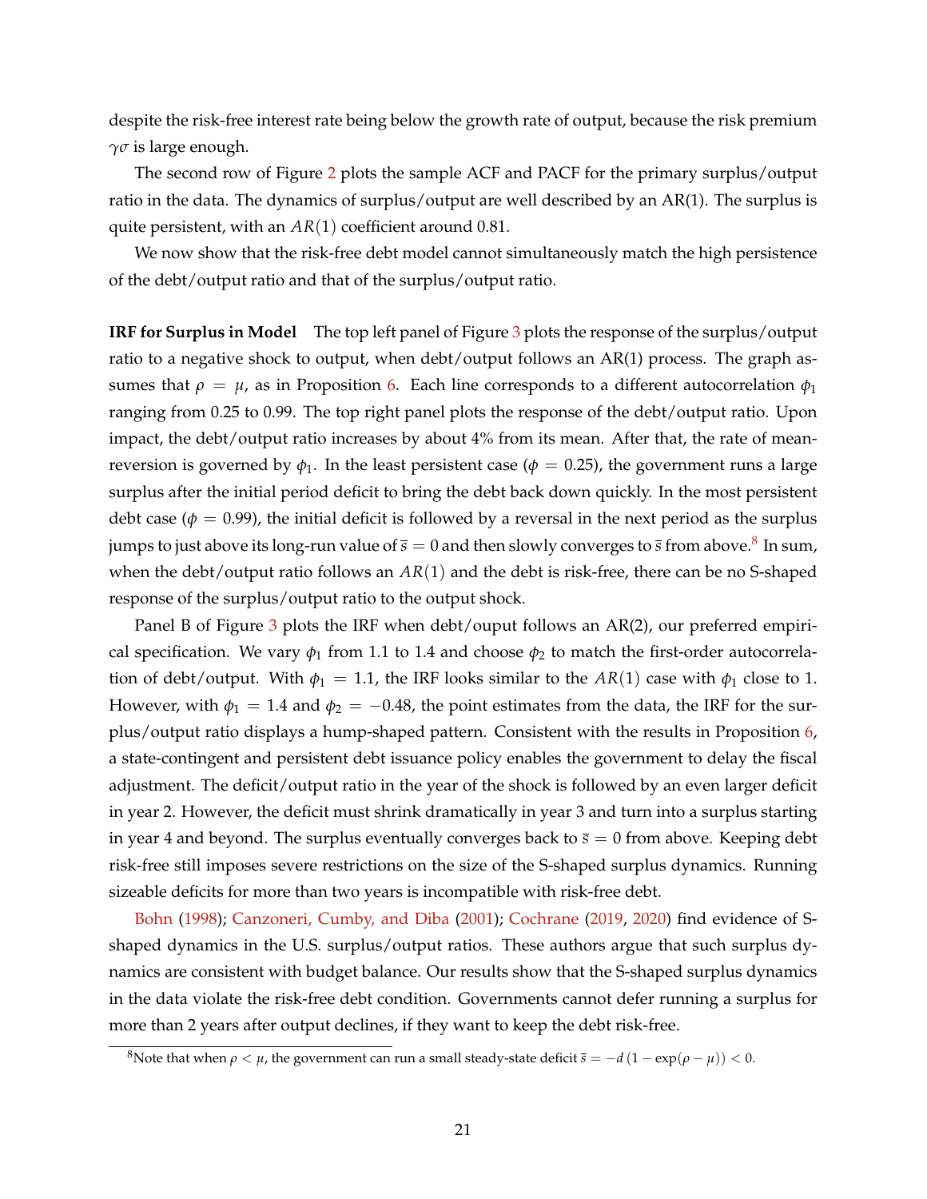despite the risk-free interest rate being below the growth rate of output, because the risk premium $\gamma\sigma$ is large enough.

The second row of Figure 2 plots the sample ACF and PACF for the primary surplus/output ratio in the data. The dynamics of surplus/output are well described by an AR(1). The surplus is quite persistent, with an $AR(1)$ coefficient around 0.81.

We now show that the risk-free debt model cannot simultaneously match the high persistence of the debt/output ratio and that of the surplus/output ratio.

**IRF for Surplus in Model** The top left panel of Figure 3 plots the response of the surplus/output ratio to a negative shock to output, when debt/output follows an AR(1) process. The graph assumes that $\rho = \mu$, as in Proposition 6. Each line corresponds to a different autocorrelation $\phi_1$ ranging from 0.25 to 0.99. The top right panel plots the response of the debt/output ratio. Upon impact, the debt/output ratio increases by about 4% from its mean. After that, the rate of mean-reversion is governed by $\phi_1$. In the least persistent case ($\phi = 0.25$), the government runs a large surplus after the initial period deficit to bring the debt back down quickly. In the most persistent debt case ($\phi = 0.99$), the initial deficit is followed by a reversal in the next period as the surplus jumps to just above its long-run value of $\bar{s} = 0$ and then slowly converges to $\bar{s}$ from above.[8] In sum, when the debt/output ratio follows an $AR(1)$ and the debt is risk-free, there can be no S-shaped response of the surplus/output ratio to the output shock.

Panel B of Figure 3 plots the IRF when debt/ouput follows an AR(2), our preferred empirical specification. We vary $\phi_1$ from 1.1 to 1.4 and choose $\phi_2$ to match the first-order autocorrelation of debt/output. With $\phi_1 = 1.1$, the IRF looks similar to the $AR(1)$ case with $\phi_1$ close to 1. However, with $\phi_1 = 1.4$ and $\phi_2 = -0.48$, the point estimates from the data, the IRF for the surplus/output ratio displays a hump-shaped pattern. Consistent with the results in Proposition 6, a state-contingent and persistent debt issuance policy enables the government to delay the fiscal adjustment. The deficit/output ratio in the year of the shock is followed by an even larger deficit in year 2. However, the deficit must shrink dramatically in year 3 and turn into a surplus starting in year 4 and beyond. The surplus eventually converges back to $\bar{s} = 0$ from above. Keeping debt risk-free still imposes severe restrictions on the size of the S-shaped surplus dynamics. Running sizeable deficits for more than two years is incompatible with risk-free debt.

Bohn (1998); Canzoneri, Cumby, and Diba (2001); Cochrane (2019, 2020) find evidence of S-shaped dynamics in the U.S. surplus/output ratios. These authors argue that such surplus dynamics are consistent with budget balance. Our results show that the S-shaped surplus dynamics in the data violate the risk-free debt condition. Governments cannot defer running a surplus for more than 2 years after output declines, if they want to keep the debt risk-free.

[8] Note that when $\rho < \mu$, the government can run a small steady-state deficit $\bar{s} = -d\,(1 - \exp(\rho - \mu)) < 0$.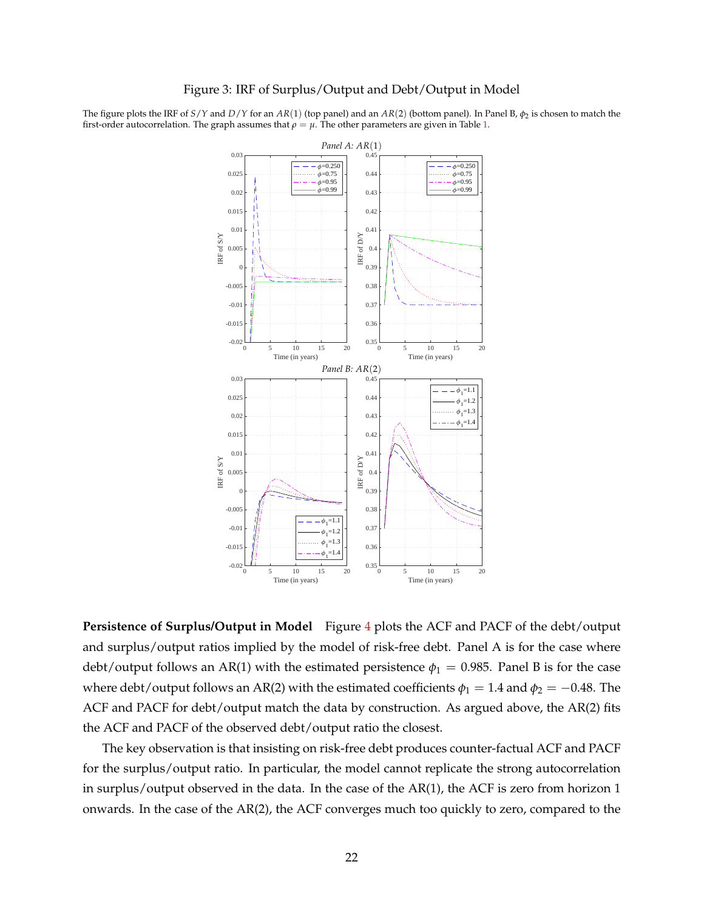Figure 3: IRF of Surplus/Output and Debt/Output in Model

The figure plots the IRF of $S/Y$ and $D/Y$ for an $AR(1)$ (top panel) and an $AR(2)$ (bottom panel). In Panel B, $\phi_2$ is chosen to match the first-order autocorrelation. The graph assumes that $\rho = \mu$. The other parameters are given in Table 1.

**Persistence of Surplus/Output in Model** Figure 4 plots the ACF and PACF of the debt/output and surplus/output ratios implied by the model of risk-free debt. Panel A is for the case where debt/output follows an AR(1) with the estimated persistence $\phi_1 = 0.985$. Panel B is for the case where debt/output follows an AR(2) with the estimated coefficients $\phi_1 = 1.4$ and $\phi_2 = -0.48$. The ACF and PACF for debt/output match the data by construction. As argued above, the AR(2) fits the ACF and PACF of the observed debt/output ratio the closest.

The key observation is that insisting on risk-free debt produces counter-factual ACF and PACF for the surplus/output ratio. In particular, the model cannot replicate the strong autocorrelation in surplus/output observed in the data. In the case of the AR(1), the ACF is zero from horizon 1 onwards. In the case of the AR(2), the ACF converges much too quickly to zero, compared to the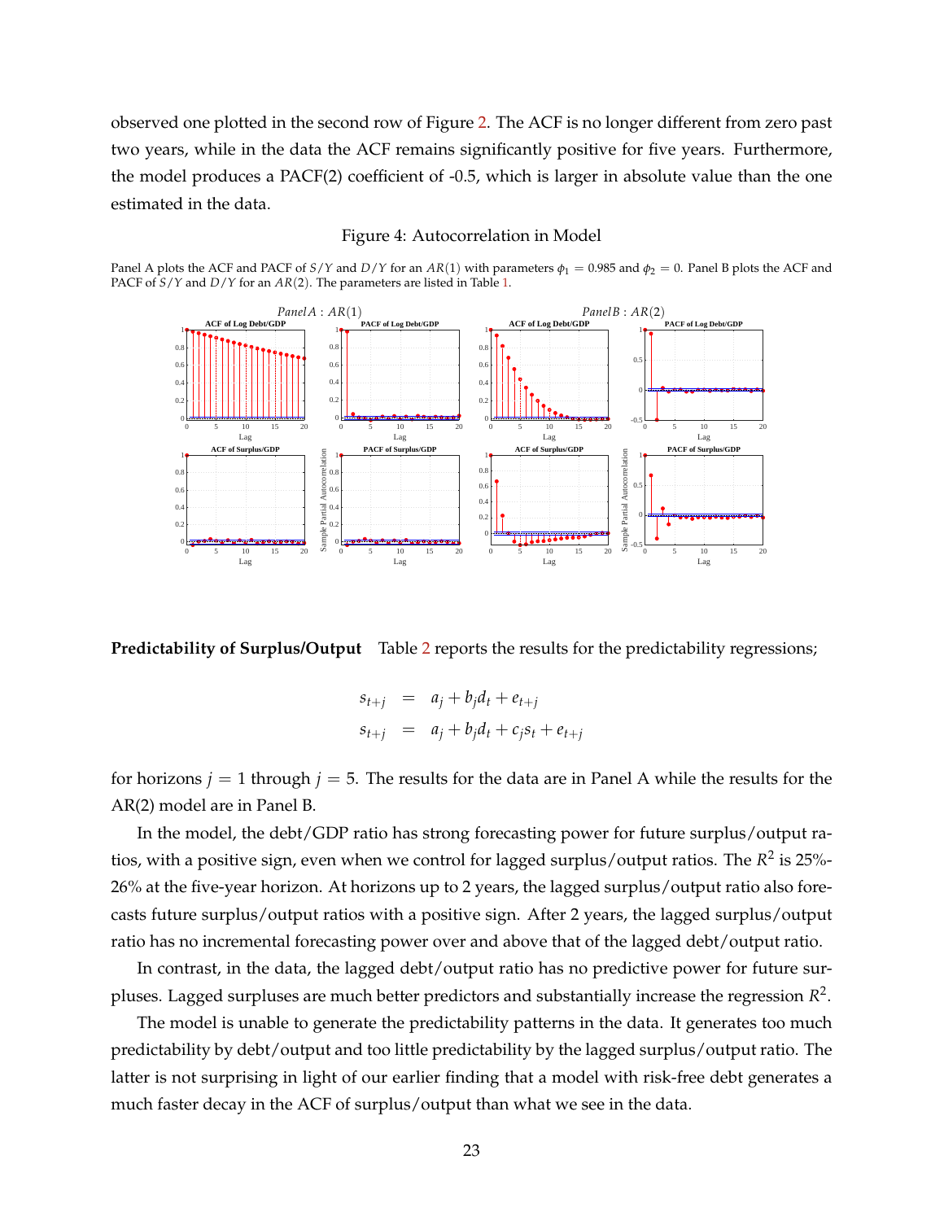observed one plotted in the second row of Figure 2. The ACF is no longer different from zero past two years, while in the data the ACF remains significantly positive for five years. Furthermore, the model produces a PACF(2) coefficient of -0.5, which is larger in absolute value than the one estimated in the data.

Figure 4: Autocorrelation in Model

Panel A plots the ACF and PACF of $S/Y$ and $D/Y$ for an $AR(1)$ with parameters $\phi_1 = 0.985$ and $\phi_2 = 0$. Panel B plots the ACF and PACF of $S/Y$ and $D/Y$ for an $AR(2)$. The parameters are listed in Table 1.

**Predictability of Surplus/Output** Table 2 reports the results for the predictability regressions;

$$
\begin{aligned}
s_{t+j} &= a_j + b_j d_t + e_{t+j} \\
s_{t+j} &= a_j + b_j d_t + c_j s_t + e_{t+j}
\end{aligned}
$$

for horizons $j = 1$ through $j = 5$. The results for the data are in Panel A while the results for the AR(2) model are in Panel B.

In the model, the debt/GDP ratio has strong forecasting power for future surplus/output ratios, with a positive sign, even when we control for lagged surplus/output ratios. The $R^2$ is 25%-26% at the five-year horizon. At horizons up to 2 years, the lagged surplus/output ratio also forecasts future surplus/output ratios with a positive sign. After 2 years, the lagged surplus/output ratio has no incremental forecasting power over and above that of the lagged debt/output ratio.

In contrast, in the data, the lagged debt/output ratio has no predictive power for future surpluses. Lagged surpluses are much better predictors and substantially increase the regression $R^2$.

The model is unable to generate the predictability patterns in the data. It generates too much predictability by debt/output and too little predictability by the lagged surplus/output ratio. The latter is not surprising in light of our earlier finding that a model with risk-free debt generates a much faster decay in the ACF of surplus/output than what we see in the data.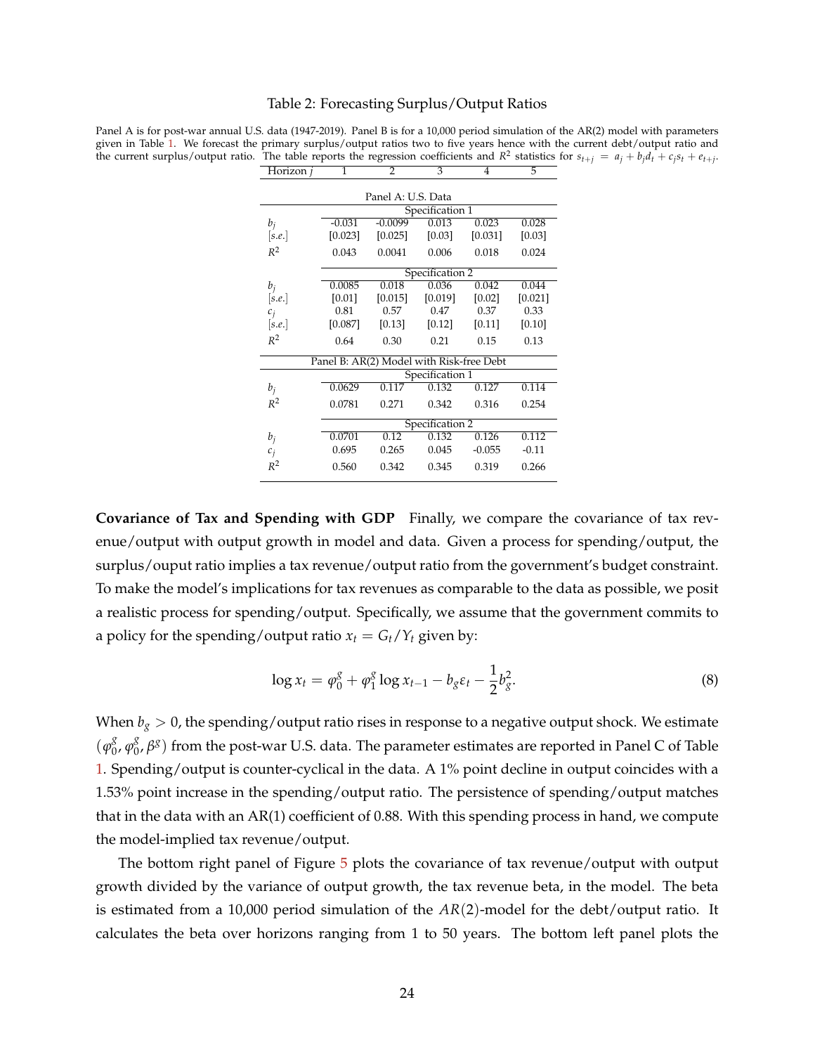Table 2: Forecasting Surplus/Output Ratios

Panel A is for post-war annual U.S. data (1947-2019). Panel B is for a 10,000 period simulation of the AR(2) model with parameters given in Table 1. We forecast the primary surplus/output ratios two to five years hence with the current debt/output ratio and the current surplus/output ratio. The table reports the regression coefficients and $R^2$ statistics for $s_{t+j} = a_j + b_j d_t + c_j s_t + e_{t+j}$.

| Horizon $j$ | 1 | 2 | 3 | 4 | 5 |
|---|---|---|---|---|---|
| **Panel A: U.S. Data** | | | | | |
| Specification 1 | | | | | |
| $b_j$ | -0.031 | -0.0099 | 0.013 | 0.023 | 0.028 |
| $[s.e.]$ | [0.023] | [0.025] | [0.03] | [0.031] | [0.03] |
| $R^2$ | 0.043 | 0.0041 | 0.006 | 0.018 | 0.024 |
| Specification 2 | | | | | |
| $b_j$ | 0.0085 | 0.018 | 0.036 | 0.042 | 0.044 |
| $[s.e.]$ | [0.01] | [0.015] | [0.019] | [0.02] | [0.021] |
| $c_j$ | 0.81 | 0.57 | 0.47 | 0.37 | 0.33 |
| $[s.e.]$ | [0.087] | [0.13] | [0.12] | [0.11] | [0.10] |
| $R^2$ | 0.64 | 0.30 | 0.21 | 0.15 | 0.13 |
| **Panel B: AR(2) Model with Risk-free Debt** | | | | | |
| Specification 1 | | | | | |
| $b_j$ | 0.0629 | 0.117 | 0.132 | 0.127 | 0.114 |
| $R^2$ | 0.0781 | 0.271 | 0.342 | 0.316 | 0.254 |
| Specification 2 | | | | | |
| $b_j$ | 0.0701 | 0.12 | 0.132 | 0.126 | 0.112 |
| $c_j$ | 0.695 | 0.265 | 0.045 | -0.055 | -0.11 |
| $R^2$ | 0.560 | 0.342 | 0.345 | 0.319 | 0.266 |

**Covariance of Tax and Spending with GDP** Finally, we compare the covariance of tax revenue/output with output growth in model and data. Given a process for spending/output, the surplus/ouput ratio implies a tax revenue/output ratio from the government's budget constraint. To make the model's implications for tax revenues as comparable to the data as possible, we posit a realistic process for spending/output. Specifically, we assume that the government commits to a policy for the spending/output ratio $x_t = G_t/Y_t$ given by:

$$\log x_t = \varphi_0^g + \varphi_1^g \log x_{t-1} - b_g \varepsilon_t - \frac{1}{2} b_g^2. \tag{8}$$

When $b_g > 0$, the spending/output ratio rises in response to a negative output shock. We estimate $(\varphi_0^g, \varphi_0^g, \beta^g)$ from the post-war U.S. data. The parameter estimates are reported in Panel C of Table 1. Spending/output is counter-cyclical in the data. A 1% point decline in output coincides with a 1.53% point increase in the spending/output ratio. The persistence of spending/output matches that in the data with an AR(1) coefficient of 0.88. With this spending process in hand, we compute the model-implied tax revenue/output.

The bottom right panel of Figure 5 plots the covariance of tax revenue/output with output growth divided by the variance of output growth, the tax revenue beta, in the model. The beta is estimated from a 10,000 period simulation of the $AR(2)$-model for the debt/output ratio. It calculates the beta over horizons ranging from 1 to 50 years. The bottom left panel plots the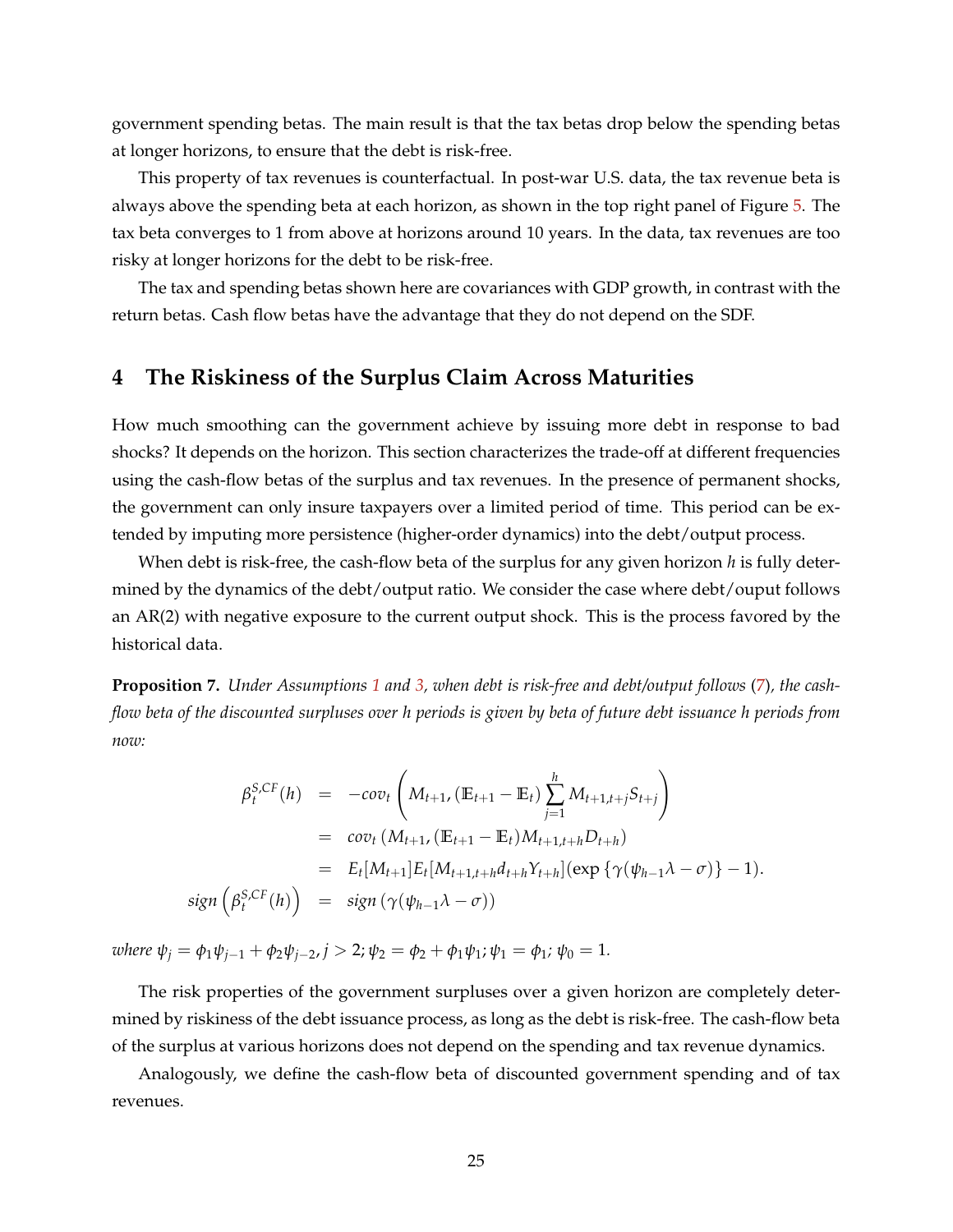government spending betas. The main result is that the tax betas drop below the spending betas at longer horizons, to ensure that the debt is risk-free.

This property of tax revenues is counterfactual. In post-war U.S. data, the tax revenue beta is always above the spending beta at each horizon, as shown in the top right panel of Figure 5. The tax beta converges to 1 from above at horizons around 10 years. In the data, tax revenues are too risky at longer horizons for the debt to be risk-free.

The tax and spending betas shown here are covariances with GDP growth, in contrast with the return betas. Cash flow betas have the advantage that they do not depend on the SDF.

# 4 The Riskiness of the Surplus Claim Across Maturities

How much smoothing can the government achieve by issuing more debt in response to bad shocks? It depends on the horizon. This section characterizes the trade-off at different frequencies using the cash-flow betas of the surplus and tax revenues. In the presence of permanent shocks, the government can only insure taxpayers over a limited period of time. This period can be extended by imputing more persistence (higher-order dynamics) into the debt/output process.

When debt is risk-free, the cash-flow beta of the surplus for any given horizon $h$ is fully determined by the dynamics of the debt/output ratio. We consider the case where debt/ouput follows an AR(2) with negative exposure to the current output shock. This is the process favored by the historical data.

**Proposition 7.** *Under Assumptions 1 and 3, when debt is risk-free and debt/output follows (7), the cash-flow beta of the discounted surpluses over h periods is given by beta of future debt issuance h periods from now:*

$$
\begin{aligned}
\beta_t^{S,CF}(h) &= -cov_t\left(M_{t+1}, (\mathbb{E}_{t+1}-\mathbb{E}_t)\sum_{j=1}^{h} M_{t+1,t+j}S_{t+j}\right) \\
&= cov_t\left(M_{t+1}, (\mathbb{E}_{t+1}-\mathbb{E}_t)M_{t+1,t+h}D_{t+h}\right) \\
&= E_t[M_{t+1}]E_t[M_{t+1,t+h}d_{t+h}Y_{t+h}](\exp\{\gamma(\psi_{h-1}\lambda-\sigma)\}-1). \\
sign\left(\beta_t^{S,CF}(h)\right) &= sign\left(\gamma(\psi_{h-1}\lambda-\sigma)\right)
\end{aligned}
$$

*where* $\psi_j = \phi_1\psi_{j-1} + \phi_2\psi_{j-2}, j > 2; \psi_2 = \phi_2 + \phi_1\psi_1; \psi_1 = \phi_1; \psi_0 = 1.$

The risk properties of the government surpluses over a given horizon are completely determined by riskiness of the debt issuance process, as long as the debt is risk-free. The cash-flow beta of the surplus at various horizons does not depend on the spending and tax revenue dynamics.

Analogously, we define the cash-flow beta of discounted government spending and of tax revenues.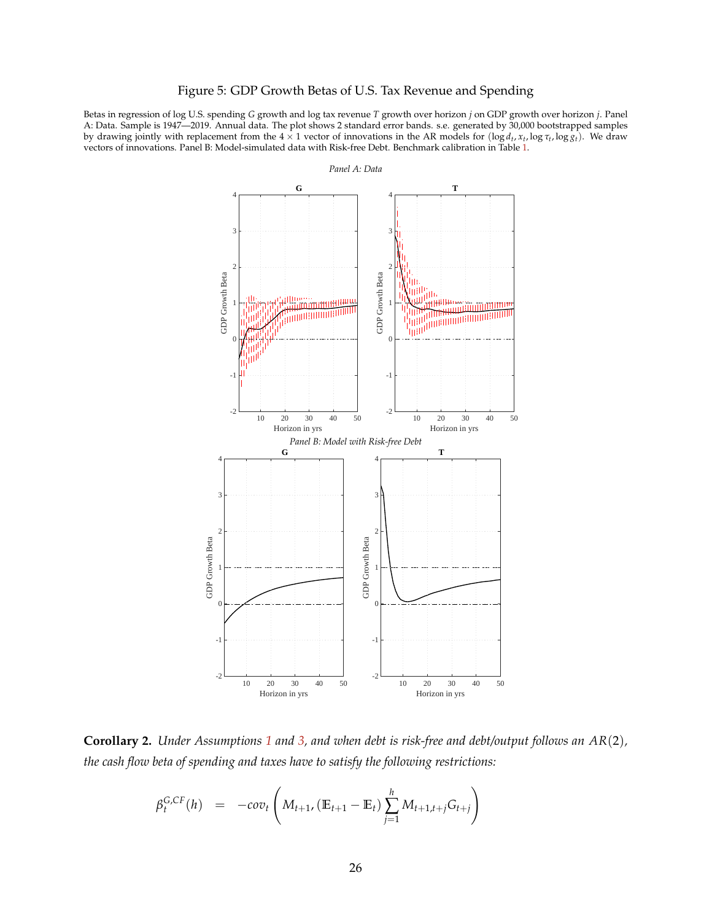Figure 5: GDP Growth Betas of U.S. Tax Revenue and Spending

Betas in regression of log U.S. spending $G$ growth and log tax revenue $T$ growth over horizon $j$ on GDP growth over horizon $j$. Panel A: Data. Sample is 1947—2019. Annual data. The plot shows 2 standard error bands. s.e. generated by 30,000 bootstrapped samples by drawing jointly with replacement from the $4 \times 1$ vector of innovations in the AR models for $(\log d_t, x_t, \log \tau_t, \log g_t)$. We draw vectors of innovations. Panel B: Model-simulated data with Risk-free Debt. Benchmark calibration in Table 1.

**Corollary 2.** *Under Assumptions 1 and 3, and when debt is risk-free and debt/output follows an $AR(2)$, the cash flow beta of spending and taxes have to satisfy the following restrictions:*

$$\beta_t^{G,CF}(h) \quad = \quad -cov_t \left( M_{t+1}, (\mathbb{E}_{t+1} - \mathbb{E}_t) \sum_{j=1}^{h} M_{t+1,t+j} G_{t+j} \right)$$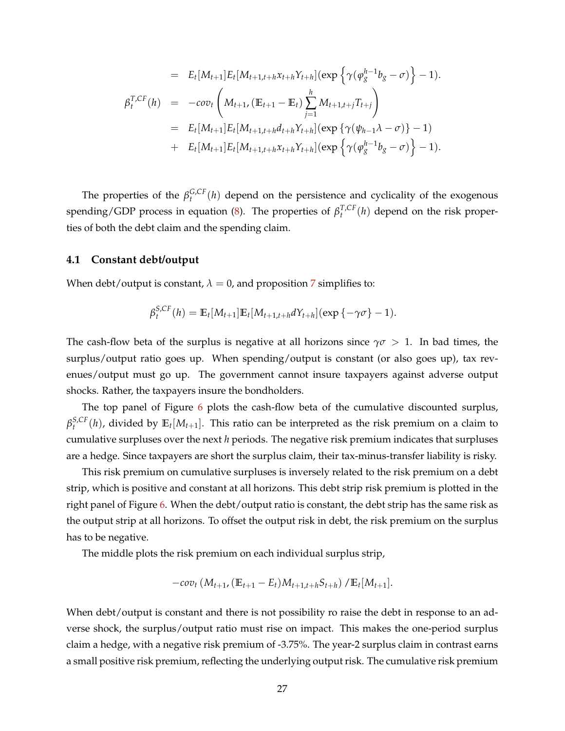$$
\begin{aligned}
&= E_t[M_{t+1}]E_t[M_{t+1,t+h}x_{t+h}Y_{t+h}](\exp\left\{\gamma(\varphi_g^{h-1}b_g-\sigma)\right\}-1). \\
\beta_t^{T,CF}(h) &= -cov_t\left(M_{t+1},(\mathbb{E}_{t+1}-\mathbb{E}_t)\sum_{j=1}^{h}M_{t+1,t+j}T_{t+j}\right) \\
&= E_t[M_{t+1}]E_t[M_{t+1,t+h}d_{t+h}Y_{t+h}](\exp\left\{\gamma(\psi_{h-1}\lambda-\sigma)\right\}-1) \\
&+ E_t[M_{t+1}]E_t[M_{t+1,t+h}x_{t+h}Y_{t+h}](\exp\left\{\gamma(\varphi_g^{h-1}b_g-\sigma)\right\}-1).
\end{aligned}
$$

The properties of the $\beta_t^{G,CF}(h)$ depend on the persistence and cyclicality of the exogenous spending/GDP process in equation (8). The properties of $\beta_t^{T,CF}(h)$ depend on the risk properties of both the debt claim and the spending claim.

### 4.1 Constant debt/output

When debt/output is constant, $\lambda = 0$, and proposition 7 simplifies to:

$$
\beta_t^{S,CF}(h) = \mathbb{E}_t[M_{t+1}]\mathbb{E}_t[M_{t+1,t+h}dY_{t+h}](\exp\left\{-\gamma\sigma\right\}-1).
$$

The cash-flow beta of the surplus is negative at all horizons since $\gamma\sigma > 1$. In bad times, the surplus/output ratio goes up. When spending/output is constant (or also goes up), tax revenues/output must go up. The government cannot insure taxpayers against adverse output shocks. Rather, the taxpayers insure the bondholders.

The top panel of Figure 6 plots the cash-flow beta of the cumulative discounted surplus, $\beta_t^{S,CF}(h)$, divided by $\mathbb{E}_t[M_{t+1}]$. This ratio can be interpreted as the risk premium on a claim to cumulative surpluses over the next $h$ periods. The negative risk premium indicates that surpluses are a hedge. Since taxpayers are short the surplus claim, their tax-minus-transfer liability is risky.

This risk premium on cumulative surpluses is inversely related to the risk premium on a debt strip, which is positive and constant at all horizons. This debt strip risk premium is plotted in the right panel of Figure 6. When the debt/output ratio is constant, the debt strip has the same risk as the output strip at all horizons. To offset the output risk in debt, the risk premium on the surplus has to be negative.

The middle plots the risk premium on each individual surplus strip,

$$
-cov_t\left(M_{t+1},(\mathbb{E}_{t+1}-E_t)M_{t+1,t+h}S_{t+h}\right)/\mathbb{E}_t[M_{t+1}].
$$

When debt/output is constant and there is not possibility ro raise the debt in response to an adverse shock, the surplus/output ratio must rise on impact. This makes the one-period surplus claim a hedge, with a negative risk premium of -3.75%. The year-2 surplus claim in contrast earns a small positive risk premium, reflecting the underlying output risk. The cumulative risk premium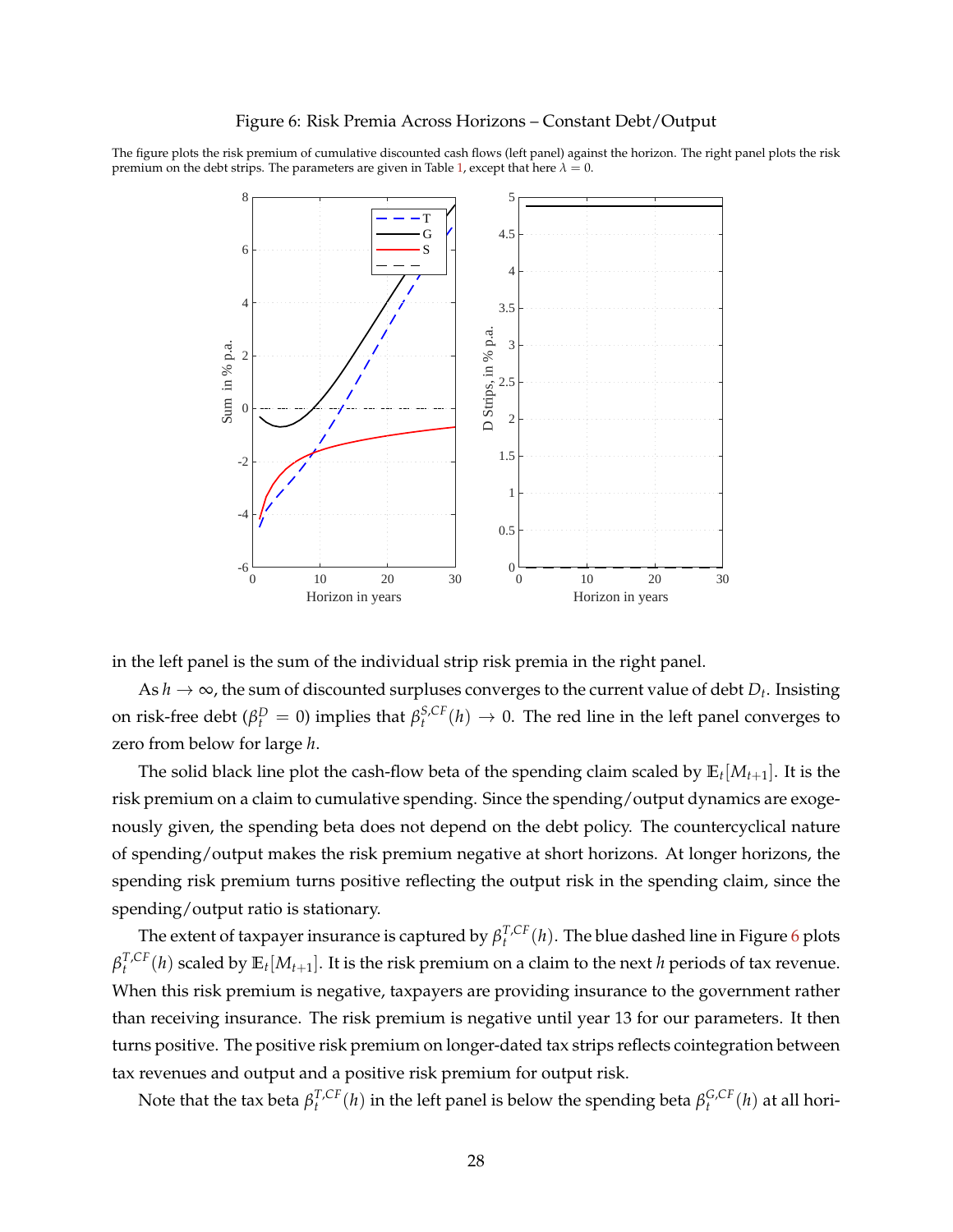Figure 6: Risk Premia Across Horizons – Constant Debt/Output

The figure plots the risk premium of cumulative discounted cash flows (left panel) against the horizon. The right panel plots the risk premium on the debt strips. The parameters are given in Table 1, except that here $\lambda = 0$.

in the left panel is the sum of the individual strip risk premia in the right panel.

As $h \to \infty$, the sum of discounted surpluses converges to the current value of debt $D_t$. Insisting on risk-free debt ($\beta_t^D = 0$) implies that $\beta_t^{S,CF}(h) \to 0$. The red line in the left panel converges to zero from below for large $h$.

The solid black line plot the cash-flow beta of the spending claim scaled by $\mathbb{E}_t[M_{t+1}]$. It is the risk premium on a claim to cumulative spending. Since the spending/output dynamics are exogenously given, the spending beta does not depend on the debt policy. The countercyclical nature of spending/output makes the risk premium negative at short horizons. At longer horizons, the spending risk premium turns positive reflecting the output risk in the spending claim, since the spending/output ratio is stationary.

The extent of taxpayer insurance is captured by $\beta_t^{T,CF}(h)$. The blue dashed line in Figure 6 plots $\beta_t^{T,CF}(h)$ scaled by $\mathbb{E}_t[M_{t+1}]$. It is the risk premium on a claim to the next $h$ periods of tax revenue. When this risk premium is negative, taxpayers are providing insurance to the government rather than receiving insurance. The risk premium is negative until year 13 for our parameters. It then turns positive. The positive risk premium on longer-dated tax strips reflects cointegration between tax revenues and output and a positive risk premium for output risk.

Note that the tax beta $\beta_t^{T,CF}(h)$ in the left panel is below the spending beta $\beta_t^{G,CF}(h)$ at all hori-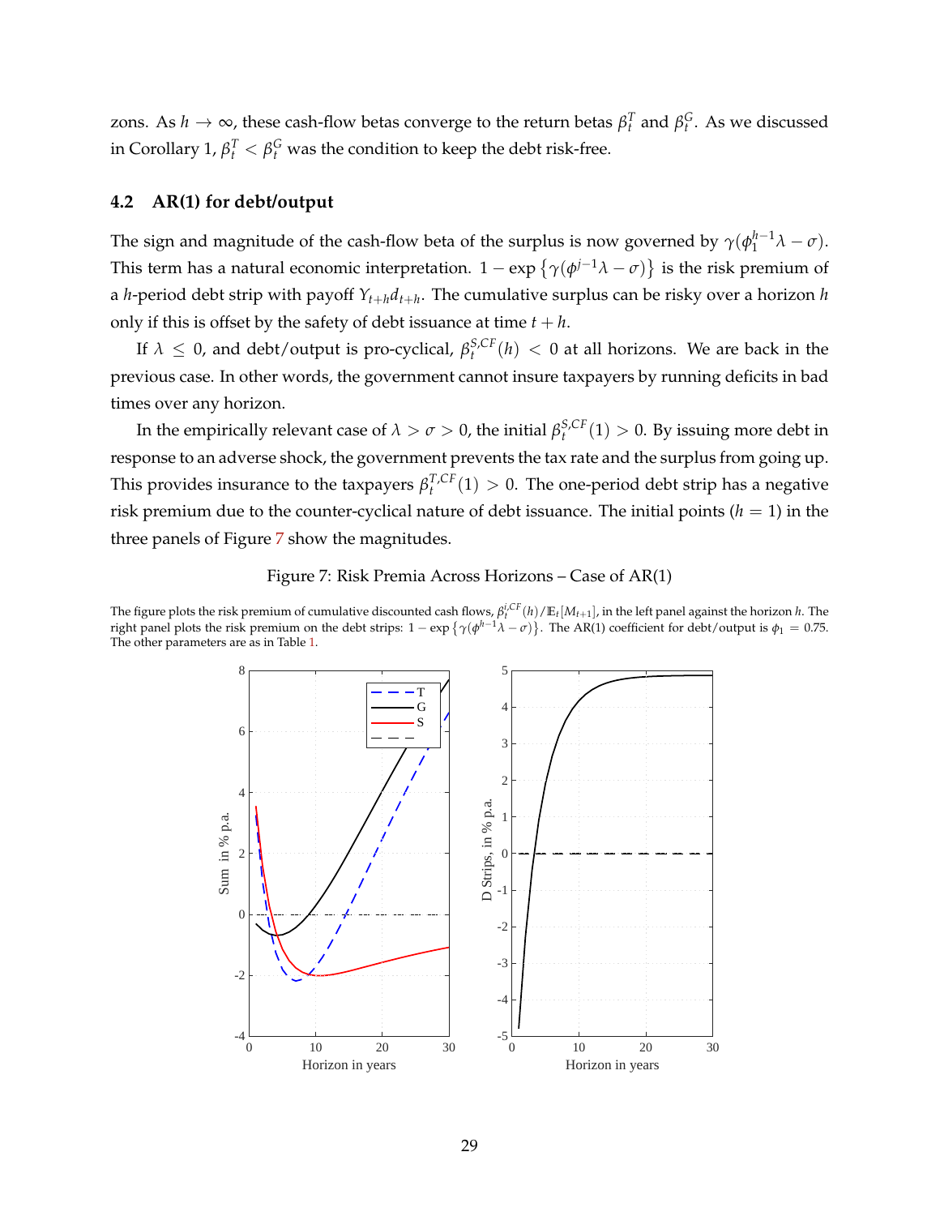zons. As $h \to \infty$, these cash-flow betas converge to the return betas $\beta_t^T$ and $\beta_t^G$. As we discussed in Corollary 1, $\beta_t^T < \beta_t^G$ was the condition to keep the debt risk-free.

### 4.2 AR(1) for debt/output

The sign and magnitude of the cash-flow beta of the surplus is now governed by $\gamma(\phi_1^{h-1}\lambda - \sigma)$. This term has a natural economic interpretation. $1 - \exp\left\{\gamma(\phi^{j-1}\lambda - \sigma)\right\}$ is the risk premium of a $h$-period debt strip with payoff $Y_{t+h}d_{t+h}$. The cumulative surplus can be risky over a horizon $h$ only if this is offset by the safety of debt issuance at time $t+h$.

If $\lambda \leq 0$, and debt/output is pro-cyclical, $\beta_t^{S,CF}(h) < 0$ at all horizons. We are back in the previous case. In other words, the government cannot insure taxpayers by running deficits in bad times over any horizon.

In the empirically relevant case of $\lambda > \sigma > 0$, the initial $\beta_t^{S,CF}(1) > 0$. By issuing more debt in response to an adverse shock, the government prevents the tax rate and the surplus from going up. This provides insurance to the taxpayers $\beta_t^{T,CF}(1) > 0$. The one-period debt strip has a negative risk premium due to the counter-cyclical nature of debt issuance. The initial points ($h = 1$) in the three panels of Figure 7 show the magnitudes.

Figure 7: Risk Premia Across Horizons – Case of AR(1)

The figure plots the risk premium of cumulative discounted cash flows, $\beta_t^{i,CF}(h)/\mathbb{E}_t[M_{t+1}]$, in the left panel against the horizon $h$. The right panel plots the risk premium on the debt strips: $1 - \exp\left\{\gamma(\phi^{h-1}\lambda - \sigma)\right\}$. The AR(1) coefficient for debt/output is $\phi_1 = 0.75$. The other parameters are as in Table 1.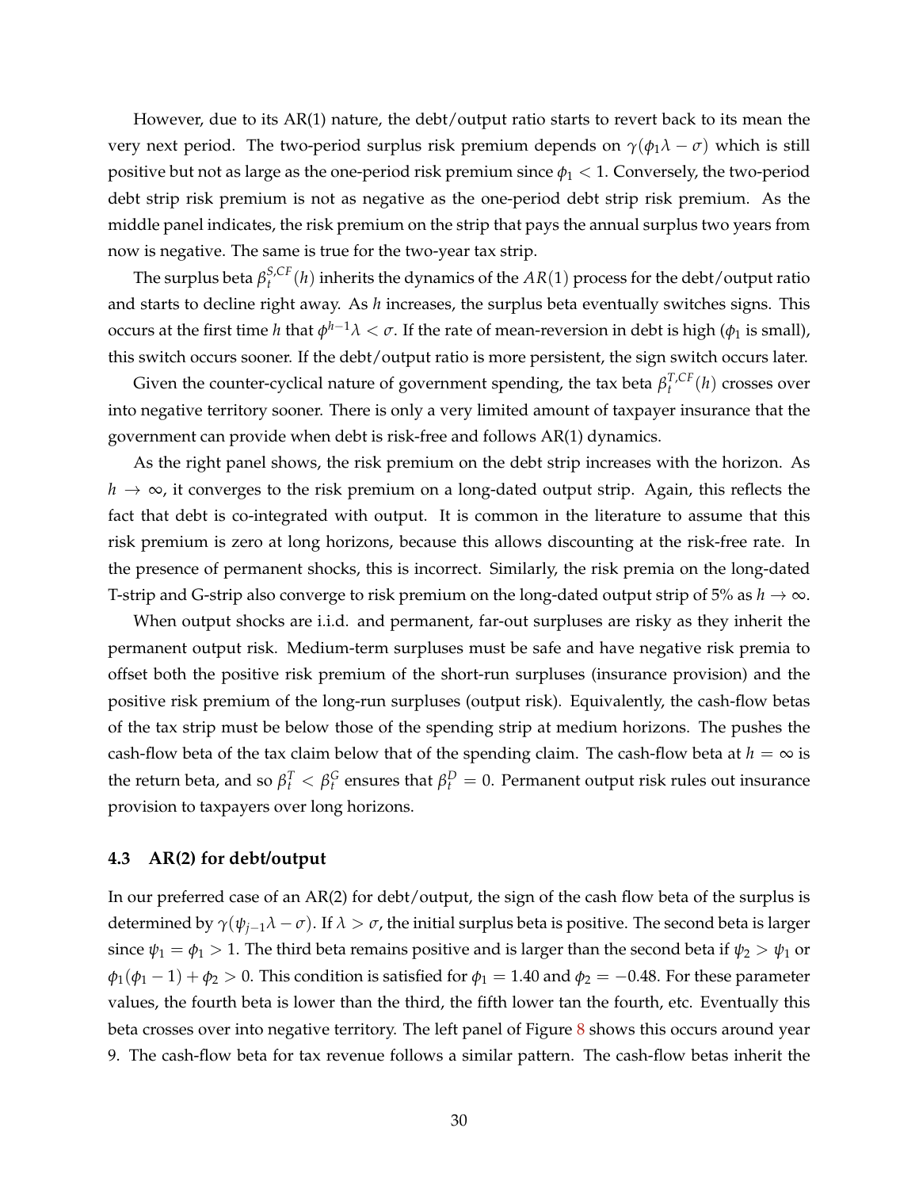However, due to its AR(1) nature, the debt/output ratio starts to revert back to its mean the very next period. The two-period surplus risk premium depends on $\gamma(\phi_1\lambda - \sigma)$ which is still positive but not as large as the one-period risk premium since $\phi_1 < 1$. Conversely, the two-period debt strip risk premium is not as negative as the one-period debt strip risk premium. As the middle panel indicates, the risk premium on the strip that pays the annual surplus two years from now is negative. The same is true for the two-year tax strip.

The surplus beta $\beta_t^{S,CF}(h)$ inherits the dynamics of the $AR(1)$ process for the debt/output ratio and starts to decline right away. As $h$ increases, the surplus beta eventually switches signs. This occurs at the first time $h$ that $\phi^{h-1}\lambda < \sigma$. If the rate of mean-reversion in debt is high ($\phi_1$ is small), this switch occurs sooner. If the debt/output ratio is more persistent, the sign switch occurs later.

Given the counter-cyclical nature of government spending, the tax beta $\beta_t^{T,CF}(h)$ crosses over into negative territory sooner. There is only a very limited amount of taxpayer insurance that the government can provide when debt is risk-free and follows AR(1) dynamics.

As the right panel shows, the risk premium on the debt strip increases with the horizon. As $h \to \infty$, it converges to the risk premium on a long-dated output strip. Again, this reflects the fact that debt is co-integrated with output. It is common in the literature to assume that this risk premium is zero at long horizons, because this allows discounting at the risk-free rate. In the presence of permanent shocks, this is incorrect. Similarly, the risk premia on the long-dated T-strip and G-strip also converge to risk premium on the long-dated output strip of 5% as $h \to \infty$.

When output shocks are i.i.d. and permanent, far-out surpluses are risky as they inherit the permanent output risk. Medium-term surpluses must be safe and have negative risk premia to offset both the positive risk premium of the short-run surpluses (insurance provision) and the positive risk premium of the long-run surpluses (output risk). Equivalently, the cash-flow betas of the tax strip must be below those of the spending strip at medium horizons. The pushes the cash-flow beta of the tax claim below that of the spending claim. The cash-flow beta at $h = \infty$ is the return beta, and so $\beta_t^T < \beta_t^G$ ensures that $\beta_t^D = 0$. Permanent output risk rules out insurance provision to taxpayers over long horizons.

### 4.3 AR(2) for debt/output

In our preferred case of an AR(2) for debt/output, the sign of the cash flow beta of the surplus is determined by $\gamma(\psi_{j-1}\lambda - \sigma)$. If $\lambda > \sigma$, the initial surplus beta is positive. The second beta is larger since $\psi_1 = \phi_1 > 1$. The third beta remains positive and is larger than the second beta if $\psi_2 > \psi_1$ or $\phi_1(\phi_1 - 1) + \phi_2 > 0$. This condition is satisfied for $\phi_1 = 1.40$ and $\phi_2 = -0.48$. For these parameter values, the fourth beta is lower than the third, the fifth lower tan the fourth, etc. Eventually this beta crosses over into negative territory. The left panel of Figure 8 shows this occurs around year 9. The cash-flow beta for tax revenue follows a similar pattern. The cash-flow betas inherit the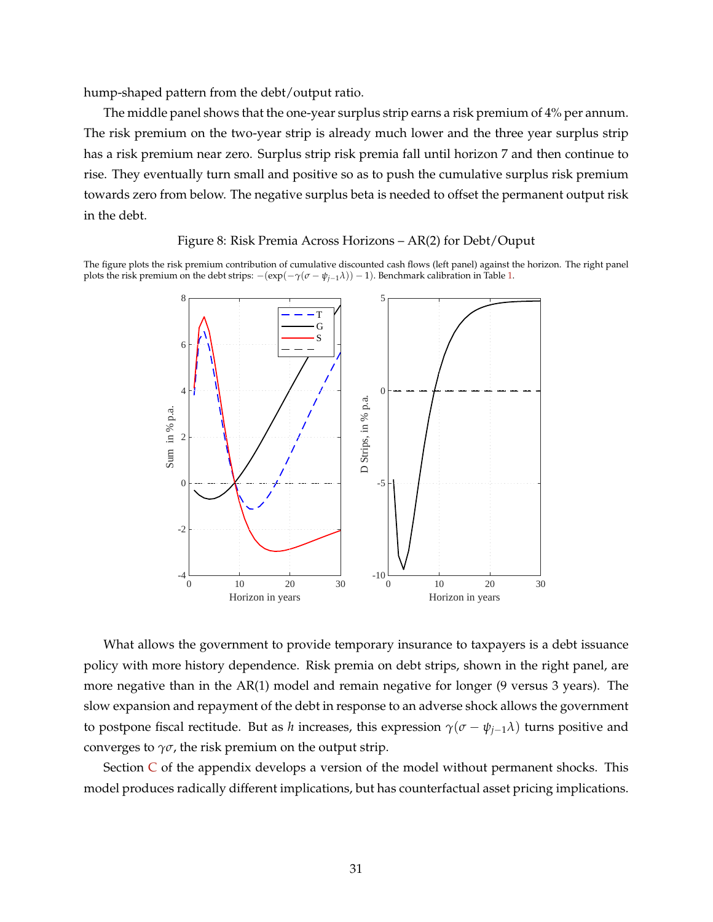hump-shaped pattern from the debt/output ratio.

The middle panel shows that the one-year surplus strip earns a risk premium of 4% per annum. The risk premium on the two-year strip is already much lower and the three year surplus strip has a risk premium near zero. Surplus strip risk premia fall until horizon 7 and then continue to rise. They eventually turn small and positive so as to push the cumulative surplus risk premium towards zero from below. The negative surplus beta is needed to offset the permanent output risk in the debt.

Figure 8: Risk Premia Across Horizons – AR(2) for Debt/Ouput

The figure plots the risk premium contribution of cumulative discounted cash flows (left panel) against the horizon. The right panel plots the risk premium on the debt strips: $-(\exp(-\gamma(\sigma - \psi_{j-1}\lambda)) - 1)$. Benchmark calibration in Table 1.

What allows the government to provide temporary insurance to taxpayers is a debt issuance policy with more history dependence. Risk premia on debt strips, shown in the right panel, are more negative than in the AR(1) model and remain negative for longer (9 versus 3 years). The slow expansion and repayment of the debt in response to an adverse shock allows the government to postpone fiscal rectitude. But as $h$ increases, this expression $\gamma(\sigma - \psi_{j-1}\lambda)$ turns positive and converges to $\gamma\sigma$, the risk premium on the output strip.

Section C of the appendix develops a version of the model without permanent shocks. This model produces radically different implications, but has counterfactual asset pricing implications.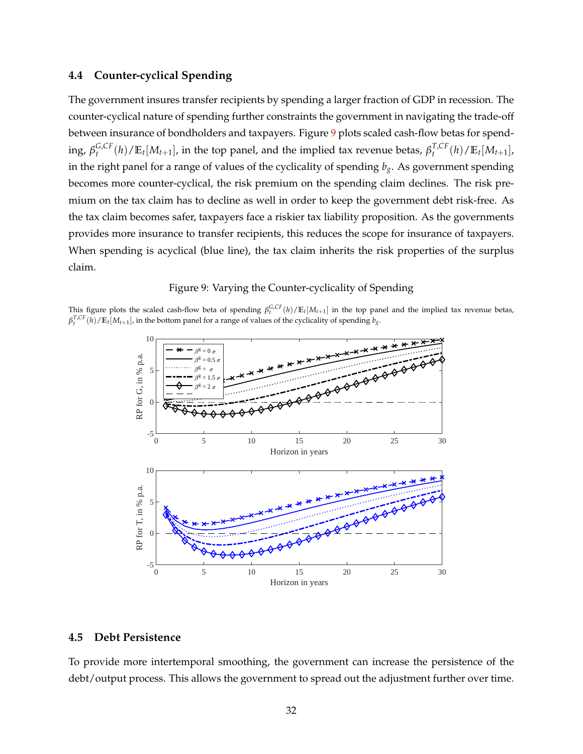### 4.4 Counter-cyclical Spending

The government insures transfer recipients by spending a larger fraction of GDP in recession. The counter-cyclical nature of spending further constraints the government in navigating the trade-off between insurance of bondholders and taxpayers. Figure 9 plots scaled cash-flow betas for spending, $\beta_t^{G,CF}(h)/\mathbb{E}_t[M_{t+1}]$, in the top panel, and the implied tax revenue betas, $\beta_t^{T,CF}(h)/\mathbb{E}_t[M_{t+1}]$, in the right panel for a range of values of the cyclicality of spending $b_g$. As government spending becomes more counter-cyclical, the risk premium on the spending claim declines. The risk premium on the tax claim has to decline as well in order to keep the government debt risk-free. As the tax claim becomes safer, taxpayers face a riskier tax liability proposition. As the governments provides more insurance to transfer recipients, this reduces the scope for insurance of taxpayers. When spending is acyclical (blue line), the tax claim inherits the risk properties of the surplus claim.

Figure 9: Varying the Counter-cyclicality of Spending

This figure plots the scaled cash-flow beta of spending $\beta_t^{G,CF}(h)/\mathbb{E}_t[M_{t+1}]$ in the top panel and the implied tax revenue betas, $\beta_t^{T,CF}(h)/\mathbb{E}_t[M_{t+1}]$, in the bottom panel for a range of values of the cyclicality of spending $b_g$.

### 4.5 Debt Persistence

To provide more intertemporal smoothing, the government can increase the persistence of the debt/output process. This allows the government to spread out the adjustment further over time.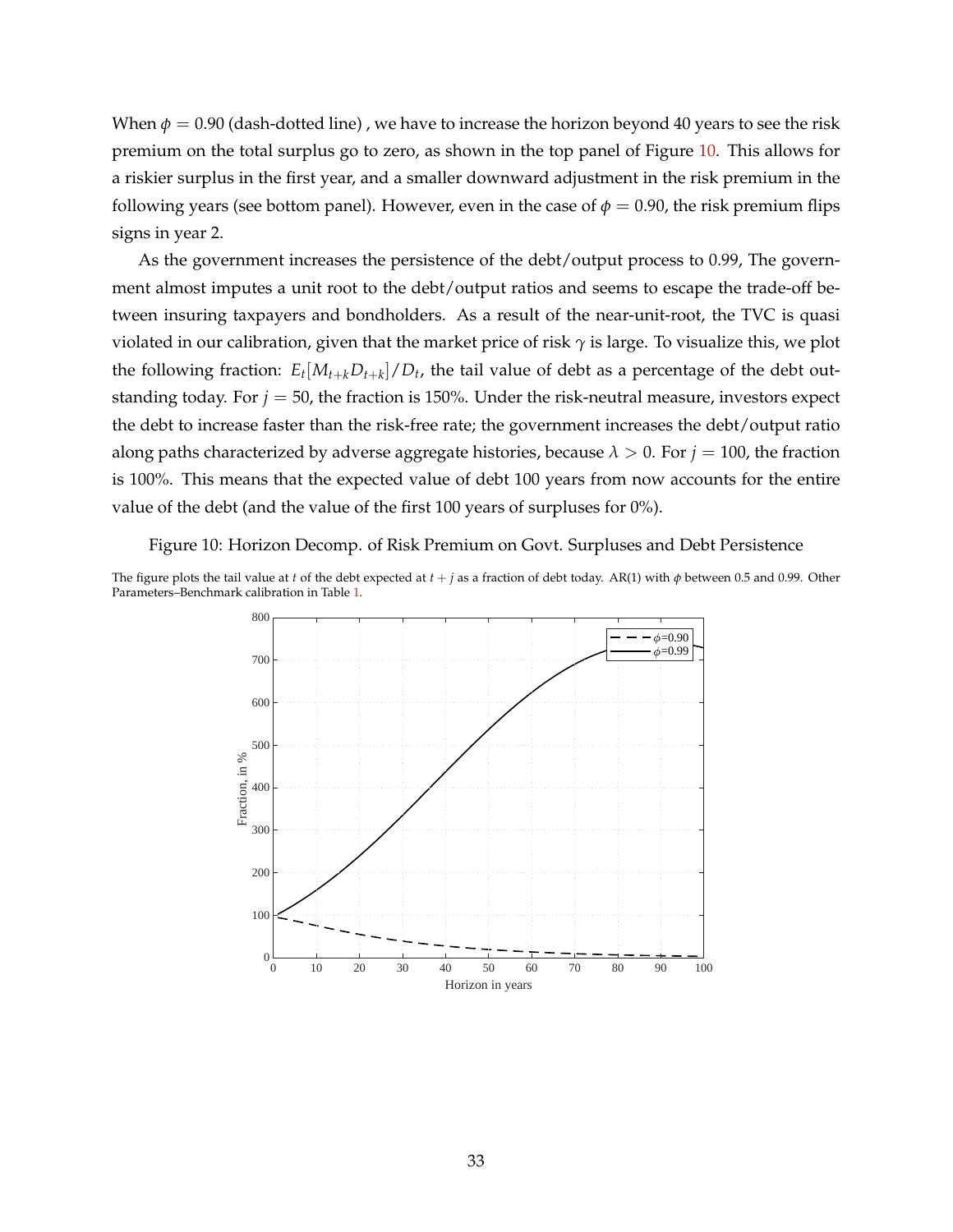When $\phi = 0.90$ (dash-dotted line) , we have to increase the horizon beyond 40 years to see the risk premium on the total surplus go to zero, as shown in the top panel of Figure 10. This allows for a riskier surplus in the first year, and a smaller downward adjustment in the risk premium in the following years (see bottom panel). However, even in the case of $\phi = 0.90$, the risk premium flips signs in year 2.

As the government increases the persistence of the debt/output process to 0.99, The government almost imputes a unit root to the debt/output ratios and seems to escape the trade-off between insuring taxpayers and bondholders. As a result of the near-unit-root, the TVC is quasi violated in our calibration, given that the market price of risk $\gamma$ is large. To visualize this, we plot the following fraction: $E_t[M_{t+k}D_{t+k}]/D_t$, the tail value of debt as a percentage of the debt outstanding today. For $j = 50$, the fraction is 150%. Under the risk-neutral measure, investors expect the debt to increase faster than the risk-free rate; the government increases the debt/output ratio along paths characterized by adverse aggregate histories, because $\lambda > 0$. For $j = 100$, the fraction is 100%. This means that the expected value of debt 100 years from now accounts for the entire value of the debt (and the value of the first 100 years of surpluses for 0%).

Figure 10: Horizon Decomp. of Risk Premium on Govt. Surpluses and Debt Persistence

The figure plots the tail value at $t$ of the debt expected at $t + j$ as a fraction of debt today. AR(1) with $\phi$ between 0.5 and 0.99. Other Parameters–Benchmark calibration in Table 1.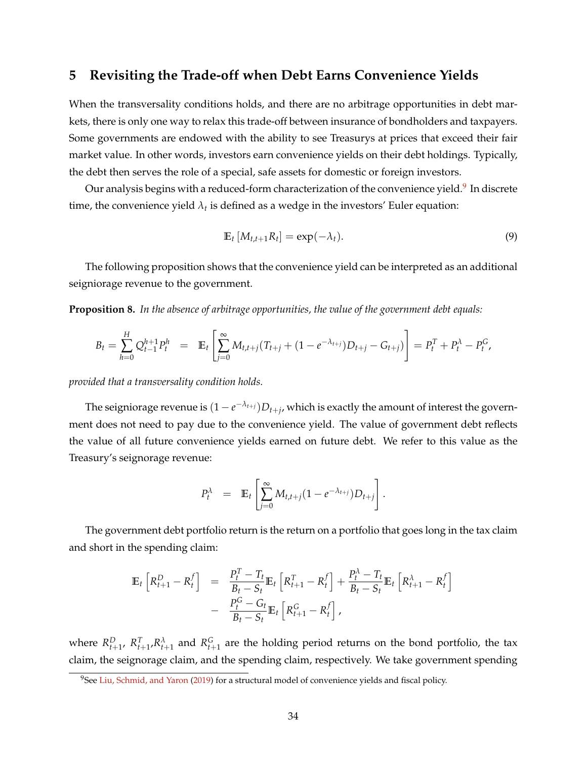## 5 Revisiting the Trade-off when Debt Earns Convenience Yields

When the transversality conditions holds, and there are no arbitrage opportunities in debt markets, there is only one way to relax this trade-off between insurance of bondholders and taxpayers. Some governments are endowed with the ability to see Treasurys at prices that exceed their fair market value. In other words, investors earn convenience yields on their debt holdings. Typically, the debt then serves the role of a special, safe assets for domestic or foreign investors.

Our analysis begins with a reduced-form characterization of the convenience yield.[9] In discrete time, the convenience yield $\lambda_t$ is defined as a wedge in the investors' Euler equation:

$$\mathbb{E}_t\left[M_{t,t+1}R_t\right] = \exp(-\lambda_t). \tag{9}$$

The following proposition shows that the convenience yield can be interpreted as an additional seigniorage revenue to the government.

**Proposition 8.** *In the absence of arbitrage opportunities, the value of the government debt equals:*

$$B_t = \sum_{h=0}^{H} Q_{t-1}^{h+1} P_t^h \quad = \quad \mathbb{E}_t\left[\sum_{j=0}^{\infty} M_{t,t+j}(T_{t+j} + (1-e^{-\lambda_{t+j}})D_{t+j} - G_{t+j})\right] = P_t^T + P_t^\lambda - P_t^G,$$

*provided that a transversality condition holds.*

The seigniorage revenue is $(1-e^{-\lambda_{t+j}})D_{t+j}$, which is exactly the amount of interest the government does not need to pay due to the convenience yield. The value of government debt reflects the value of all future convenience yields earned on future debt. We refer to this value as the Treasury's seignorage revenue:

$$P_t^\lambda \quad = \quad \mathbb{E}_t\left[\sum_{j=0}^{\infty} M_{t,t+j}(1-e^{-\lambda_{t+j}})D_{t+j}\right].$$

The government debt portfolio return is the return on a portfolio that goes long in the tax claim and short in the spending claim:

$$\begin{aligned}
\mathbb{E}_t\left[R_{t+1}^D - R_t^f\right] \quad &= \quad \frac{P_t^T - T_t}{B_t - S_t}\mathbb{E}_t\left[R_{t+1}^T - R_t^f\right] + \frac{P_t^\lambda - T_t}{B_t - S_t}\mathbb{E}_t\left[R_{t+1}^\lambda - R_t^f\right] \\
&- \quad \frac{P_t^G - G_t}{B_t - S_t}\mathbb{E}_t\left[R_{t+1}^G - R_t^f\right],
\end{aligned}$$

where $R_{t+1}^D$, $R_{t+1}^T$,$R_{t+1}^\lambda$ and $R_{t+1}^G$ are the holding period returns on the bond portfolio, the tax claim, the seignorage claim, and the spending claim, respectively. We take government spending

[9] See Liu, Schmid, and Yaron (2019) for a structural model of convenience yields and fiscal policy.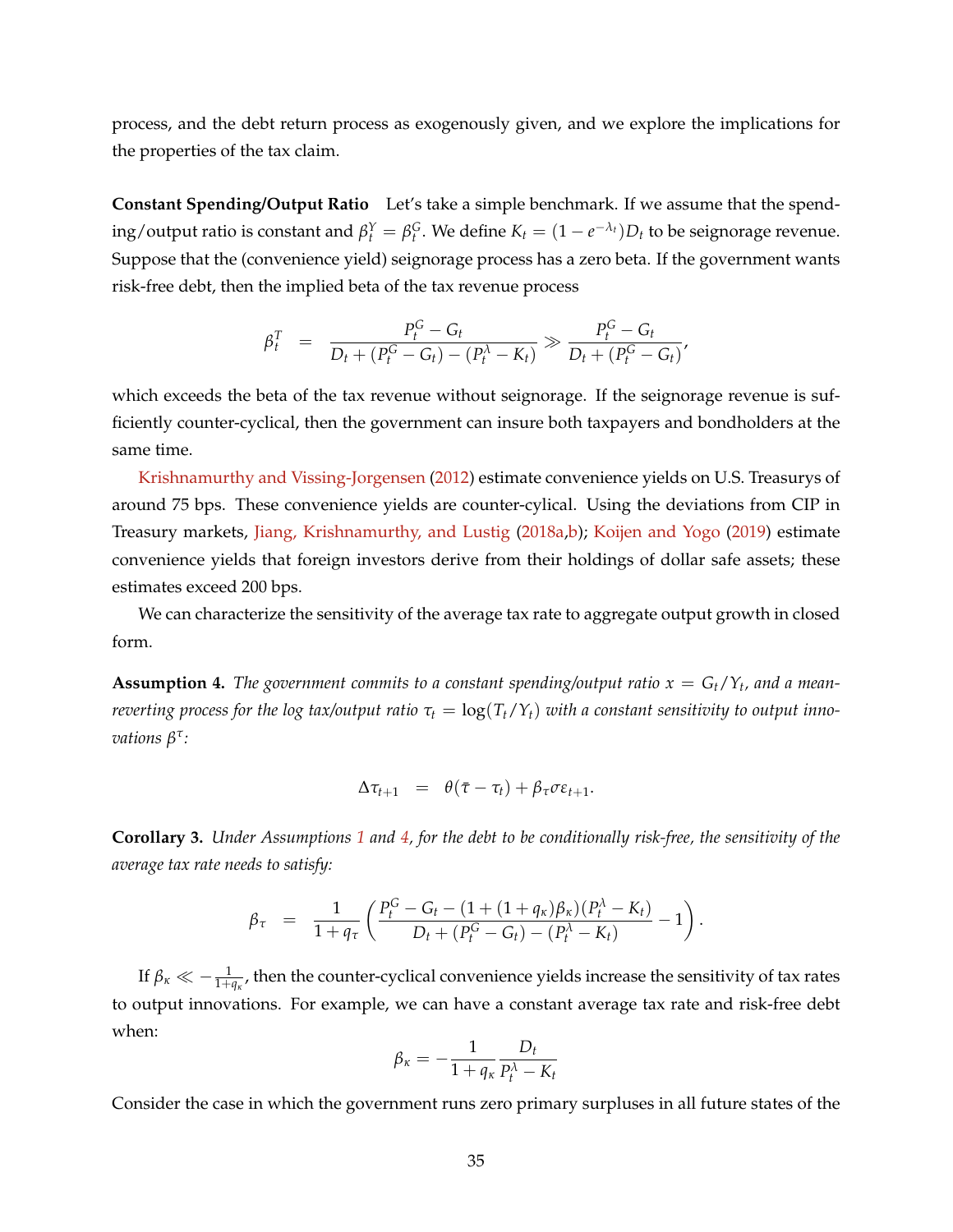process, and the debt return process as exogenously given, and we explore the implications for the properties of the tax claim.

**Constant Spending/Output Ratio** Let's take a simple benchmark. If we assume that the spending/output ratio is constant and $\beta_t^Y = \beta_t^G$. We define $K_t = (1 - e^{-\lambda_t})D_t$ to be seignorage revenue. Suppose that the (convenience yield) seignorage process has a zero beta. If the government wants risk-free debt, then the implied beta of the tax revenue process

$$\beta_t^T = \frac{P_t^G - G_t}{D_t + (P_t^G - G_t) - (P_t^\lambda - K_t)} \gg \frac{P_t^G - G_t}{D_t + (P_t^G - G_t)},$$

which exceeds the beta of the tax revenue without seignorage. If the seignorage revenue is sufficiently counter-cyclical, then the government can insure both taxpayers and bondholders at the same time.

Krishnamurthy and Vissing-Jorgensen (2012) estimate convenience yields on U.S. Treasurys of around 75 bps. These convenience yields are counter-cylical. Using the deviations from CIP in Treasury markets, Jiang, Krishnamurthy, and Lustig (2018a,b); Koijen and Yogo (2019) estimate convenience yields that foreign investors derive from their holdings of dollar safe assets; these estimates exceed 200 bps.

We can characterize the sensitivity of the average tax rate to aggregate output growth in closed form.

**Assumption 4.** *The government commits to a constant spending/output ratio $x = G_t/Y_t$, and a mean-reverting process for the log tax/output ratio $\tau_t = \log(T_t/Y_t)$ with a constant sensitivity to output innovations $\beta^\tau$:*

$$\Delta\tau_{t+1} = \theta(\bar{\tau} - \tau_t) + \beta_\tau \sigma \varepsilon_{t+1}.$$

**Corollary 3.** *Under Assumptions 1 and 4, for the debt to be conditionally risk-free, the sensitivity of the average tax rate needs to satisfy:*

$$\beta_\tau = \frac{1}{1+q_\tau}\left(\frac{P_t^G - G_t - (1 + (1+q_\kappa)\beta_\kappa)(P_t^\lambda - K_t)}{D_t + (P_t^G - G_t) - (P_t^\lambda - K_t)} - 1\right).$$

If $\beta_\kappa \ll -\frac{1}{1+q_\kappa}$, then the counter-cyclical convenience yields increase the sensitivity of tax rates to output innovations. For example, we can have a constant average tax rate and risk-free debt when:

$$\beta_\kappa = -\frac{1}{1+q_\kappa}\frac{D_t}{P_t^\lambda - K_t}$$

Consider the case in which the government runs zero primary surpluses in all future states of the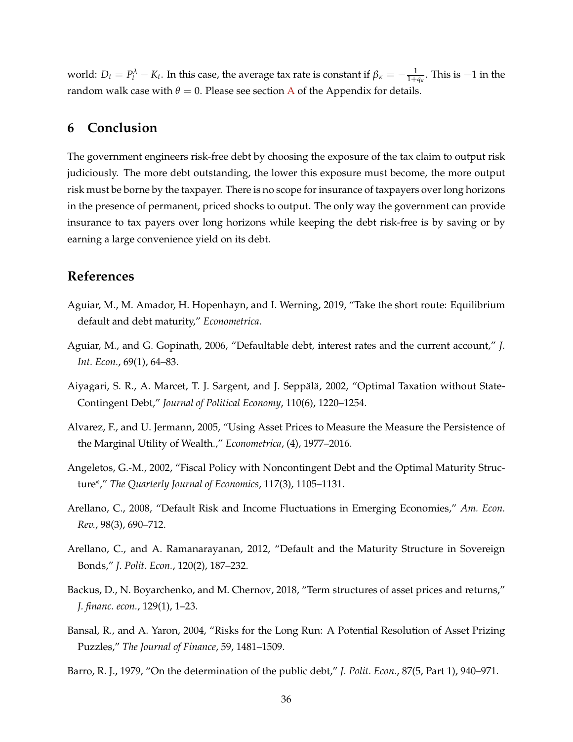world: $D_t = P_t^\lambda - K_t$. In this case, the average tax rate is constant if $\beta_\kappa = -\frac{1}{1+q_\kappa}$. This is $-1$ in the random walk case with $\theta = 0$. Please see section A of the Appendix for details.

## 6 Conclusion

The government engineers risk-free debt by choosing the exposure of the tax claim to output risk judiciously. The more debt outstanding, the lower this exposure must become, the more output risk must be borne by the taxpayer. There is no scope for insurance of taxpayers over long horizons in the presence of permanent, priced shocks to output. The only way the government can provide insurance to tax payers over long horizons while keeping the debt risk-free is by saving or by earning a large convenience yield on its debt.

## References

Aguiar, M., M. Amador, H. Hopenhayn, and I. Werning, 2019, "Take the short route: Equilibrium default and debt maturity," *Econometrica*.

Aguiar, M., and G. Gopinath, 2006, "Defaultable debt, interest rates and the current account," *J. Int. Econ.*, 69(1), 64–83.

Aiyagari, S. R., A. Marcet, T. J. Sargent, and J. Seppälä, 2002, "Optimal Taxation without State-Contingent Debt," *Journal of Political Economy*, 110(6), 1220–1254.

Alvarez, F., and U. Jermann, 2005, "Using Asset Prices to Measure the Measure the Persistence of the Marginal Utility of Wealth.," *Econometrica*, (4), 1977–2016.

Angeletos, G.-M., 2002, "Fiscal Policy with Noncontingent Debt and the Optimal Maturity Structure*," *The Quarterly Journal of Economics*, 117(3), 1105–1131.

Arellano, C., 2008, "Default Risk and Income Fluctuations in Emerging Economies," *Am. Econ. Rev.*, 98(3), 690–712.

Arellano, C., and A. Ramanarayanan, 2012, "Default and the Maturity Structure in Sovereign Bonds," *J. Polit. Econ.*, 120(2), 187–232.

Backus, D., N. Boyarchenko, and M. Chernov, 2018, "Term structures of asset prices and returns," *J. financ. econ.*, 129(1), 1–23.

Bansal, R., and A. Yaron, 2004, "Risks for the Long Run: A Potential Resolution of Asset Prizing Puzzles," *The Journal of Finance*, 59, 1481–1509.

Barro, R. J., 1979, "On the determination of the public debt," *J. Polit. Econ.*, 87(5, Part 1), 940–971.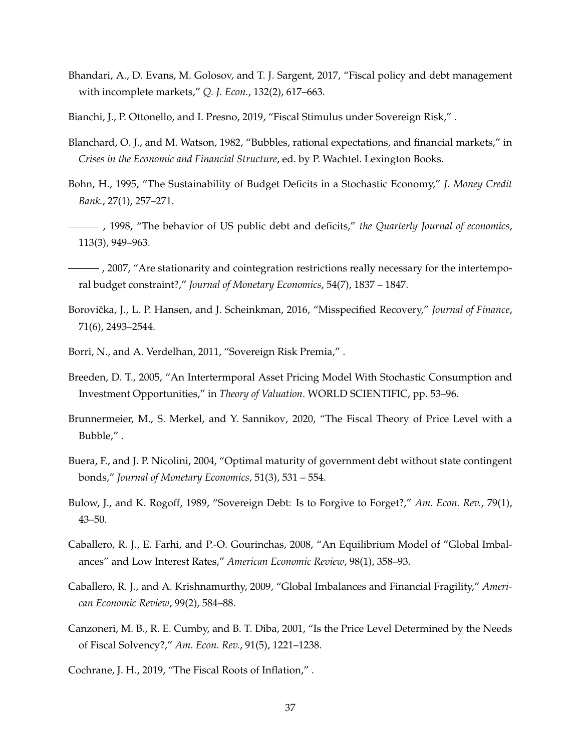Bhandari, A., D. Evans, M. Golosov, and T. J. Sargent, 2017, "Fiscal policy and debt management with incomplete markets," *Q. J. Econ.*, 132(2), 617–663.

Bianchi, J., P. Ottonello, and I. Presno, 2019, "Fiscal Stimulus under Sovereign Risk," .

Blanchard, O. J., and M. Watson, 1982, "Bubbles, rational expectations, and financial markets," in *Crises in the Economic and Financial Structure*, ed. by P. Wachtel. Lexington Books.

Bohn, H., 1995, "The Sustainability of Budget Deficits in a Stochastic Economy," *J. Money Credit Bank.*, 27(1), 257–271.

——— , 1998, "The behavior of US public debt and deficits," *the Quarterly Journal of economics*, 113(3), 949–963.

——— , 2007, "Are stationarity and cointegration restrictions really necessary for the intertemporal budget constraint?," *Journal of Monetary Economics*, 54(7), 1837 – 1847.

Borovička, J., L. P. Hansen, and J. Scheinkman, 2016, "Misspecified Recovery," *Journal of Finance*, 71(6), 2493–2544.

Borri, N., and A. Verdelhan, 2011, "Sovereign Risk Premia," .

Breeden, D. T., 2005, "An Intertermporal Asset Pricing Model With Stochastic Consumption and Investment Opportunities," in *Theory of Valuation*. WORLD SCIENTIFIC, pp. 53–96.

Brunnermeier, M., S. Merkel, and Y. Sannikov, 2020, "The Fiscal Theory of Price Level with a Bubble," .

Buera, F., and J. P. Nicolini, 2004, "Optimal maturity of government debt without state contingent bonds," *Journal of Monetary Economics*, 51(3), 531 – 554.

Bulow, J., and K. Rogoff, 1989, "Sovereign Debt: Is to Forgive to Forget?," *Am. Econ. Rev.*, 79(1), 43–50.

Caballero, R. J., E. Farhi, and P.-O. Gourinchas, 2008, "An Equilibrium Model of "Global Imbalances" and Low Interest Rates," *American Economic Review*, 98(1), 358–93.

Caballero, R. J., and A. Krishnamurthy, 2009, "Global Imbalances and Financial Fragility," *American Economic Review*, 99(2), 584–88.

Canzoneri, M. B., R. E. Cumby, and B. T. Diba, 2001, "Is the Price Level Determined by the Needs of Fiscal Solvency?," *Am. Econ. Rev.*, 91(5), 1221–1238.

Cochrane, J. H., 2019, "The Fiscal Roots of Inflation," .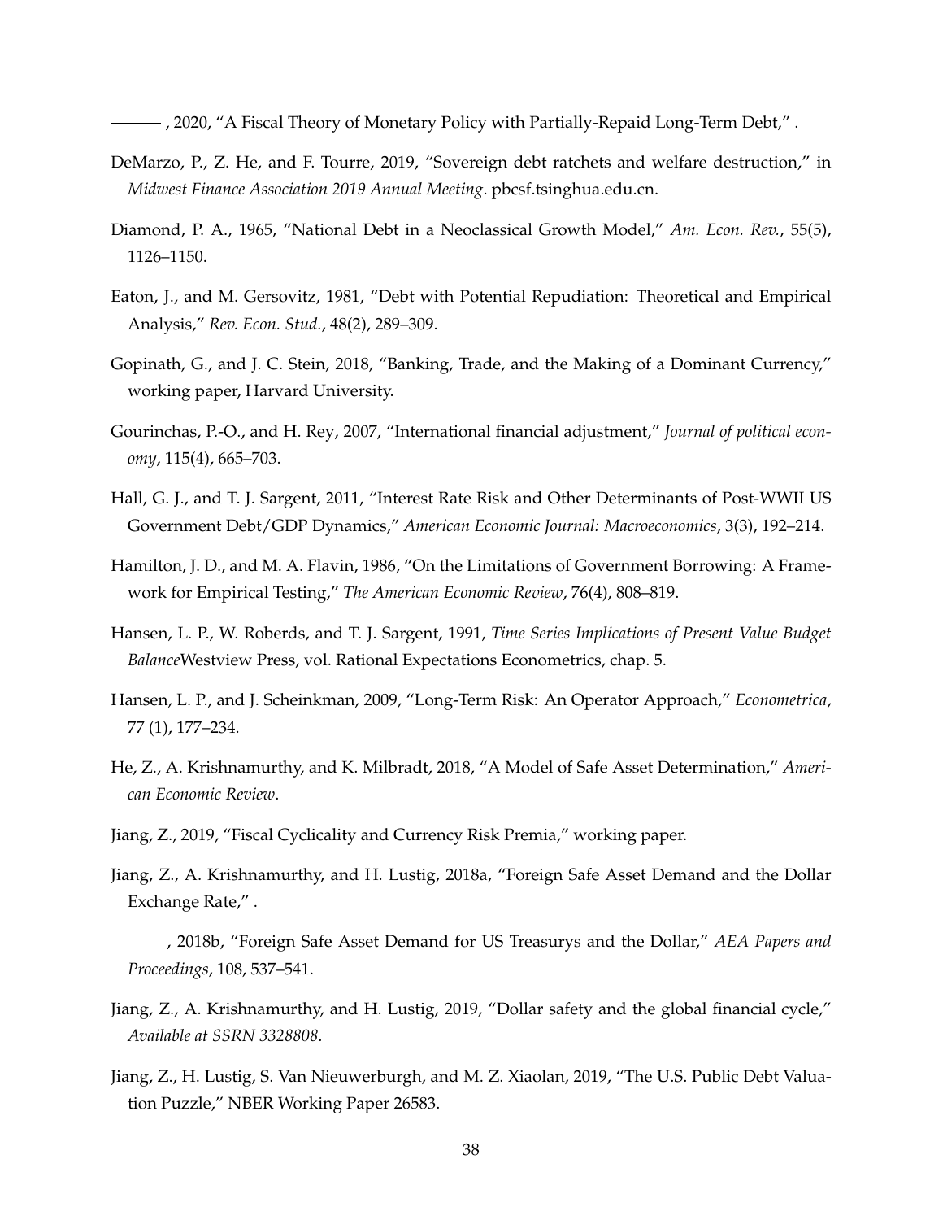——— , 2020, "A Fiscal Theory of Monetary Policy with Partially-Repaid Long-Term Debt," .

DeMarzo, P., Z. He, and F. Tourre, 2019, "Sovereign debt ratchets and welfare destruction," in *Midwest Finance Association 2019 Annual Meeting*. pbcsf.tsinghua.edu.cn.

Diamond, P. A., 1965, "National Debt in a Neoclassical Growth Model," *Am. Econ. Rev.*, 55(5), 1126–1150.

Eaton, J., and M. Gersovitz, 1981, "Debt with Potential Repudiation: Theoretical and Empirical Analysis," *Rev. Econ. Stud.*, 48(2), 289–309.

Gopinath, G., and J. C. Stein, 2018, "Banking, Trade, and the Making of a Dominant Currency," working paper, Harvard University.

Gourinchas, P.-O., and H. Rey, 2007, "International financial adjustment," *Journal of political economy*, 115(4), 665–703.

Hall, G. J., and T. J. Sargent, 2011, "Interest Rate Risk and Other Determinants of Post-WWII US Government Debt/GDP Dynamics," *American Economic Journal: Macroeconomics*, 3(3), 192–214.

Hamilton, J. D., and M. A. Flavin, 1986, "On the Limitations of Government Borrowing: A Framework for Empirical Testing," *The American Economic Review*, 76(4), 808–819.

Hansen, L. P., W. Roberds, and T. J. Sargent, 1991, *Time Series Implications of Present Value Budget Balance*Westview Press, vol. Rational Expectations Econometrics, chap. 5.

Hansen, L. P., and J. Scheinkman, 2009, "Long-Term Risk: An Operator Approach," *Econometrica*, 77 (1), 177–234.

He, Z., A. Krishnamurthy, and K. Milbradt, 2018, "A Model of Safe Asset Determination," *American Economic Review*.

Jiang, Z., 2019, "Fiscal Cyclicality and Currency Risk Premia," working paper.

Jiang, Z., A. Krishnamurthy, and H. Lustig, 2018a, "Foreign Safe Asset Demand and the Dollar Exchange Rate," .

——— , 2018b, "Foreign Safe Asset Demand for US Treasurys and the Dollar," *AEA Papers and Proceedings*, 108, 537–541.

Jiang, Z., A. Krishnamurthy, and H. Lustig, 2019, "Dollar safety and the global financial cycle," *Available at SSRN 3328808*.

Jiang, Z., H. Lustig, S. Van Nieuwerburgh, and M. Z. Xiaolan, 2019, "The U.S. Public Debt Valuation Puzzle," NBER Working Paper 26583.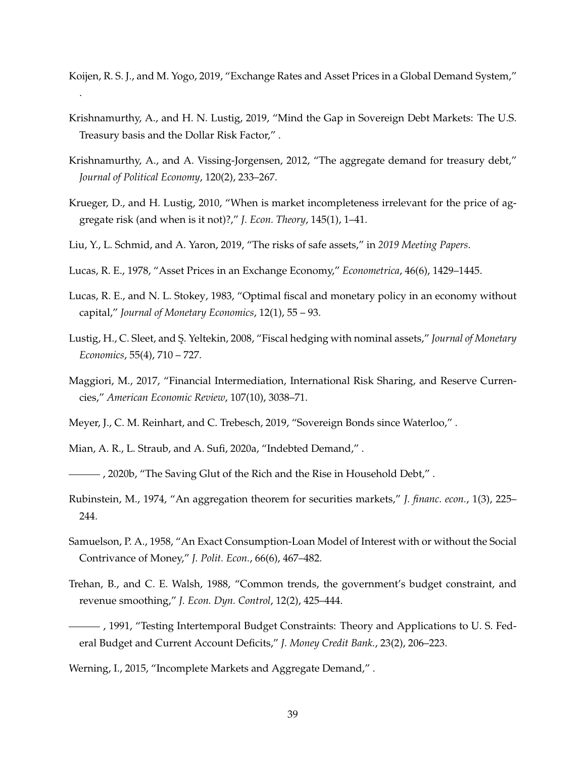Koijen, R. S. J., and M. Yogo, 2019, "Exchange Rates and Asset Prices in a Global Demand System," .

Krishnamurthy, A., and H. N. Lustig, 2019, "Mind the Gap in Sovereign Debt Markets: The U.S. Treasury basis and the Dollar Risk Factor," .

Krishnamurthy, A., and A. Vissing-Jorgensen, 2012, "The aggregate demand for treasury debt," *Journal of Political Economy*, 120(2), 233–267.

Krueger, D., and H. Lustig, 2010, "When is market incompleteness irrelevant for the price of aggregate risk (and when is it not)?," *J. Econ. Theory*, 145(1), 1–41.

Liu, Y., L. Schmid, and A. Yaron, 2019, "The risks of safe assets," in *2019 Meeting Papers*.

Lucas, R. E., 1978, "Asset Prices in an Exchange Economy," *Econometrica*, 46(6), 1429–1445.

Lucas, R. E., and N. L. Stokey, 1983, "Optimal fiscal and monetary policy in an economy without capital," *Journal of Monetary Economics*, 12(1), 55 – 93.

Lustig, H., C. Sleet, and Ş. Yeltekin, 2008, "Fiscal hedging with nominal assets," *Journal of Monetary Economics*, 55(4), 710 – 727.

Maggiori, M., 2017, "Financial Intermediation, International Risk Sharing, and Reserve Currencies," *American Economic Review*, 107(10), 3038–71.

Meyer, J., C. M. Reinhart, and C. Trebesch, 2019, "Sovereign Bonds since Waterloo," .

Mian, A. R., L. Straub, and A. Sufi, 2020a, "Indebted Demand," .

——— , 2020b, "The Saving Glut of the Rich and the Rise in Household Debt," .

Rubinstein, M., 1974, "An aggregation theorem for securities markets," *J. financ. econ.*, 1(3), 225–244.

Samuelson, P. A., 1958, "An Exact Consumption-Loan Model of Interest with or without the Social Contrivance of Money," *J. Polit. Econ.*, 66(6), 467–482.

Trehan, B., and C. E. Walsh, 1988, "Common trends, the government's budget constraint, and revenue smoothing," *J. Econ. Dyn. Control*, 12(2), 425–444.

——— , 1991, "Testing Intertemporal Budget Constraints: Theory and Applications to U. S. Federal Budget and Current Account Deficits," *J. Money Credit Bank.*, 23(2), 206–223.

Werning, I., 2015, "Incomplete Markets and Aggregate Demand," .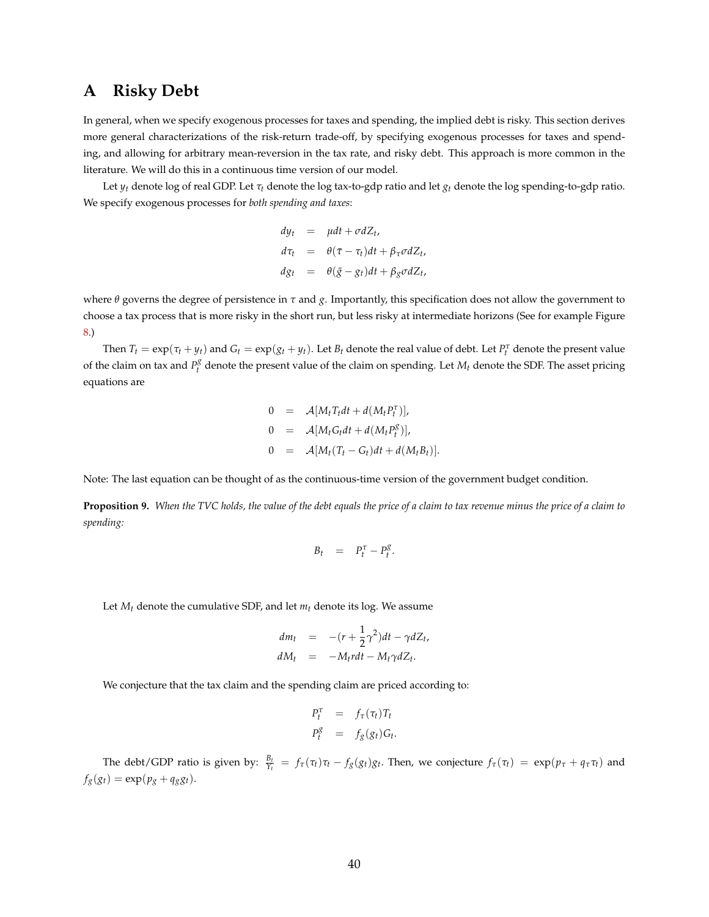# A Risky Debt

In general, when we specify exogenous processes for taxes and spending, the implied debt is risky. This section derives more general characterizations of the risk-return trade-off, by specifying exogenous processes for taxes and spending, and allowing for arbitrary mean-reversion in the tax rate, and risky debt. This approach is more common in the literature. We will do this in a continuous time version of our model.

Let $y_t$ denote log of real GDP. Let $\tau_t$ denote the log tax-to-gdp ratio and let $g_t$ denote the log spending-to-gdp ratio. We specify exogenous processes for *both spending and taxes*:

$$
\begin{aligned}
dy_t &= \mu dt + \sigma dZ_t, \\
d\tau_t &= \theta(\bar{\tau} - \tau_t)dt + \beta_\tau \sigma dZ_t, \\
dg_t &= \theta(\bar{g} - g_t)dt + \beta_g \sigma dZ_t,
\end{aligned}
$$

where $\theta$ governs the degree of persistence in $\tau$ and $g$. Importantly, this specification does not allow the government to choose a tax process that is more risky in the short run, but less risky at intermediate horizons (See for example Figure 8.)

Then $T_t = \exp(\tau_t + y_t)$ and $G_t = \exp(g_t + y_t)$. Let $B_t$ denote the real value of debt. Let $P_t^\tau$ denote the present value of the claim on tax and $P_t^g$ denote the present value of the claim on spending. Let $M_t$ denote the SDF. The asset pricing equations are

$$
\begin{aligned}
0 &= \mathcal{A}[M_t T_t dt + d(M_t P_t^\tau)], \\
0 &= \mathcal{A}[M_t G_t dt + d(M_t P_t^g)], \\
0 &= \mathcal{A}[M_t (T_t - G_t) dt + d(M_t B_t)].
\end{aligned}
$$

Note: The last equation can be thought of as the continuous-time version of the government budget condition.

**Proposition 9.** *When the TVC holds, the value of the debt equals the price of a claim to tax revenue minus the price of a claim to spending:*

$$
B_t = P_t^\tau - P_t^g.
$$

Let $M_t$ denote the cumulative SDF, and let $m_t$ denote its log. We assume

$$
\begin{aligned}
dm_t &= -(r + \frac{1}{2}\gamma^2)dt - \gamma dZ_t, \\
dM_t &= -M_t r dt - M_t \gamma dZ_t.
\end{aligned}
$$

We conjecture that the tax claim and the spending claim are priced according to:

$$
\begin{aligned}
P_t^\tau &= f_\tau(\tau_t) T_t \\
P_t^g &= f_g(g_t) G_t.
\end{aligned}
$$

The debt/GDP ratio is given by: $\frac{B_t}{Y_t} = f_\tau(\tau_t)\tau_t - f_g(g_t)g_t$. Then, we conjecture $f_\tau(\tau_t) = \exp(p_\tau + q_\tau \tau_t)$ and $f_g(g_t) = \exp(p_g + q_g g_t)$.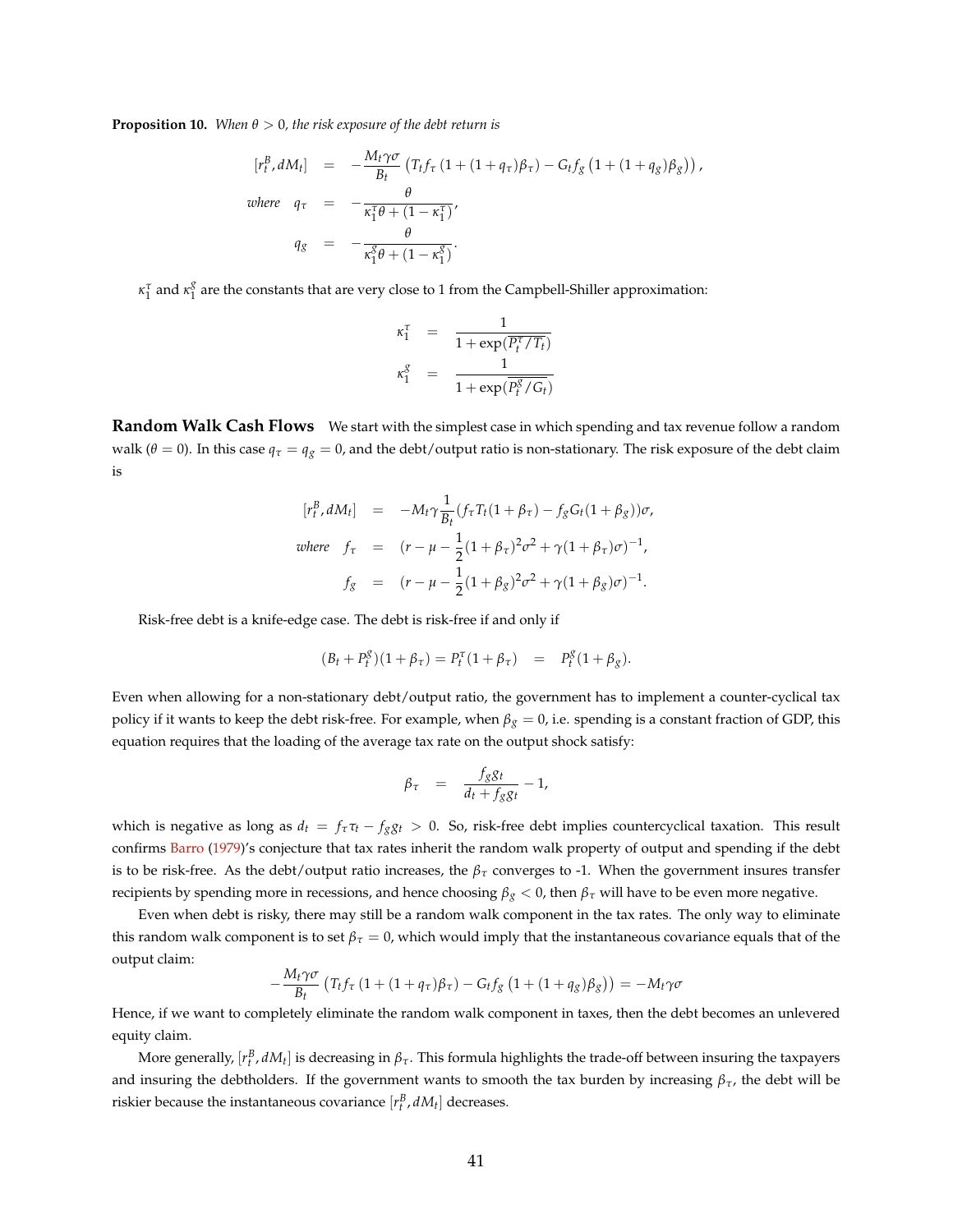**Proposition 10.** *When $\theta > 0$, the risk exposure of the debt return is*

$$
\begin{aligned}
[r_t^B, dM_t] &= -\frac{M_t \gamma \sigma}{B_t} \left( T_t f_\tau \left(1 + (1+q_\tau)\beta_\tau\right) - G_t f_g \left(1 + (1+q_g)\beta_g\right)\right), \\
\textit{where} \quad q_\tau &= -\frac{\theta}{\kappa_1^\tau \theta + (1-\kappa_1^\tau)}, \\
q_g &= -\frac{\theta}{\kappa_1^g \theta + (1-\kappa_1^g)}.
\end{aligned}
$$

$\kappa_1^\tau$ and $\kappa_1^g$ are the constants that are very close to 1 from the Campbell-Shiller approximation:

$$
\begin{aligned}
\kappa_1^\tau &= \frac{1}{1 + \exp(\overline{P_t^\tau / T_t})} \\
\kappa_1^g &= \frac{1}{1 + \exp(\overline{P_t^g / G_t})}
\end{aligned}
$$

**Random Walk Cash Flows** We start with the simplest case in which spending and tax revenue follow a random walk ($\theta = 0$). In this case $q_\tau = q_g = 0$, and the debt/output ratio is non-stationary. The risk exposure of the debt claim is

$$
\begin{aligned}
[r_t^B, dM_t] &= -M_t \gamma \frac{1}{B_t} (f_\tau T_t (1+\beta_\tau) - f_g G_t (1+\beta_g))\sigma, \\
\textit{where} \quad f_\tau &= (r - \mu - \frac{1}{2}(1+\beta_\tau)^2 \sigma^2 + \gamma(1+\beta_\tau)\sigma)^{-1}, \\
f_g &= (r - \mu - \frac{1}{2}(1+\beta_g)^2 \sigma^2 + \gamma(1+\beta_g)\sigma)^{-1}.
\end{aligned}
$$

Risk-free debt is a knife-edge case. The debt is risk-free if and only if

$$
(B_t + P_t^g)(1+\beta_\tau) = P_t^\tau (1+\beta_\tau) \quad = \quad P_t^g (1+\beta_g).
$$

Even when allowing for a non-stationary debt/output ratio, the government has to implement a counter-cyclical tax policy if it wants to keep the debt risk-free. For example, when $\beta_g = 0$, i.e. spending is a constant fraction of GDP, this equation requires that the loading of the average tax rate on the output shock satisfy:

$$
\beta_\tau = \frac{f_g g_t}{d_t + f_g g_t} - 1,
$$

which is negative as long as $d_t = f_\tau \tau_t - f_g g_t > 0$. So, risk-free debt implies countercyclical taxation. This result confirms Barro (1979)'s conjecture that tax rates inherit the random walk property of output and spending if the debt is to be risk-free. As the debt/output ratio increases, the $\beta_\tau$ converges to -1. When the government insures transfer recipients by spending more in recessions, and hence choosing $\beta_g < 0$, then $\beta_\tau$ will have to be even more negative.

Even when debt is risky, there may still be a random walk component in the tax rates. The only way to eliminate this random walk component is to set $\beta_\tau = 0$, which would imply that the instantaneous covariance equals that of the output claim:

$$
-\frac{M_t \gamma \sigma}{B_t} \left( T_t f_\tau \left(1 + (1+q_\tau)\beta_\tau\right) - G_t f_g \left(1 + (1+q_g)\beta_g\right)\right) = -M_t \gamma \sigma
$$

Hence, if we want to completely eliminate the random walk component in taxes, then the debt becomes an unlevered equity claim.

More generally, $[r_t^B, dM_t]$ is decreasing in $\beta_\tau$. This formula highlights the trade-off between insuring the taxpayers and insuring the debtholders. If the government wants to smooth the tax burden by increasing $\beta_\tau$, the debt will be riskier because the instantaneous covariance $[r_t^B, dM_t]$ decreases.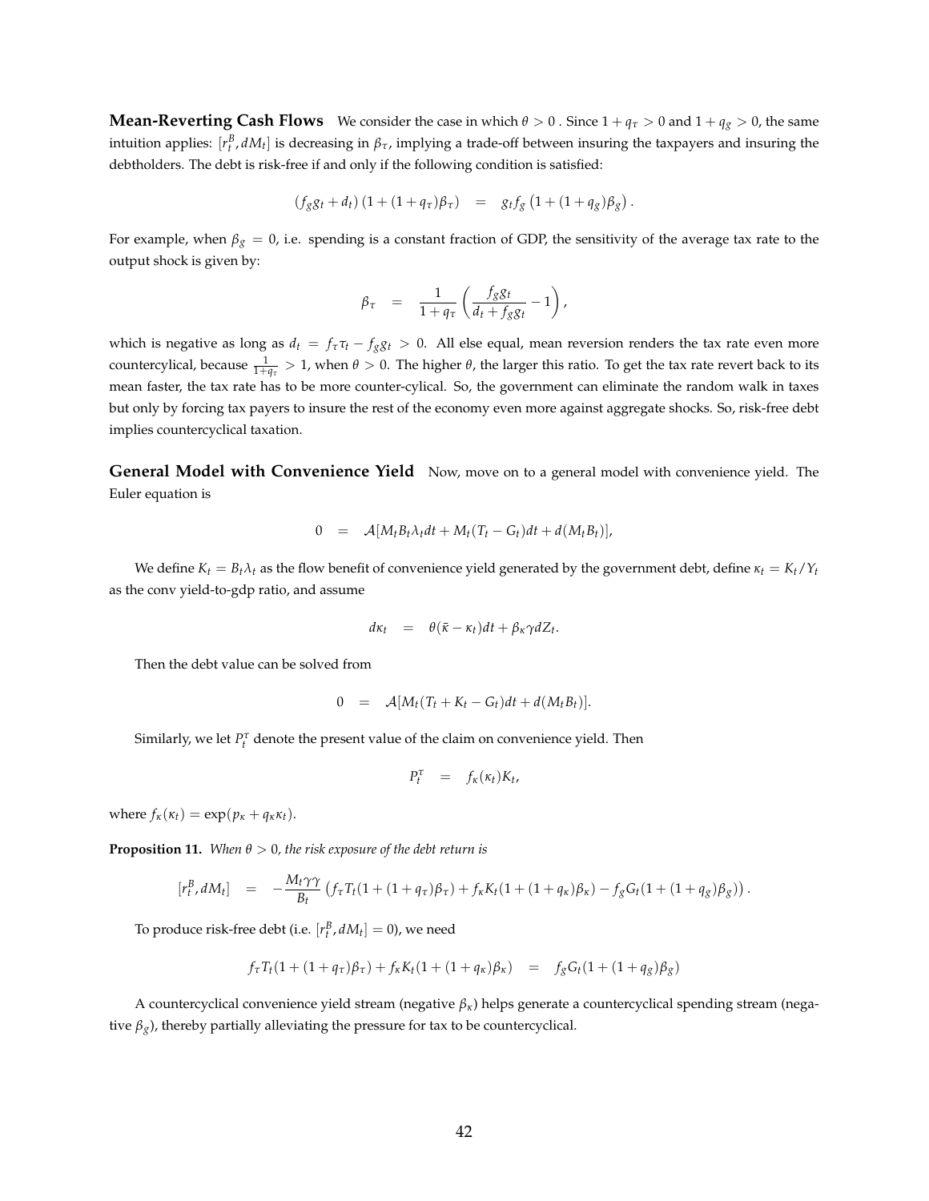**Mean-Reverting Cash Flows** We consider the case in which $\theta > 0$ . Since $1 + q_\tau > 0$ and $1 + q_g > 0$, the same intuition applies: $[r_t^B, dM_t]$ is decreasing in $\beta_\tau$, implying a trade-off between insuring the taxpayers and insuring the debtholders. The debt is risk-free if and only if the following condition is satisfied:

$$(f_g g_t + d_t)\left(1 + (1+q_\tau)\beta_\tau\right) \quad = \quad g_t f_g \left(1 + (1+q_g)\beta_g\right).$$

For example, when $\beta_g = 0$, i.e. spending is a constant fraction of GDP, the sensitivity of the average tax rate to the output shock is given by:

$$\beta_\tau \quad = \quad \frac{1}{1+q_\tau}\left(\frac{f_g g_t}{d_t + f_g g_t} - 1\right),$$

which is negative as long as $d_t = f_\tau \tau_t - f_g g_t > 0$. All else equal, mean reversion renders the tax rate even more countercylical, because $\frac{1}{1+q_\tau} > 1$, when $\theta > 0$. The higher $\theta$, the larger this ratio. To get the tax rate revert back to its mean faster, the tax rate has to be more counter-cylical. So, the government can eliminate the random walk in taxes but only by forcing tax payers to insure the rest of the economy even more against aggregate shocks. So, risk-free debt implies countercyclical taxation.

**General Model with Convenience Yield** Now, move on to a general model with convenience yield. The Euler equation is

$$0 \quad = \quad \mathcal{A}[M_t B_t \lambda_t dt + M_t(T_t - G_t)dt + d(M_t B_t)],$$

We define $K_t = B_t \lambda_t$ as the flow benefit of convenience yield generated by the government debt, define $\kappa_t = K_t / Y_t$ as the conv yield-to-gdp ratio, and assume

$$d\kappa_t \quad = \quad \theta(\bar{\kappa} - \kappa_t)dt + \beta_\kappa \gamma dZ_t.$$

Then the debt value can be solved from

$$0 \quad = \quad \mathcal{A}[M_t(T_t + K_t - G_t)dt + d(M_t B_t)].$$

Similarly, we let $P_t^\tau$ denote the present value of the claim on convenience yield. Then

$$P_t^\tau \quad = \quad f_\kappa(\kappa_t) K_t,$$

where $f_\kappa(\kappa_t) = \exp(p_\kappa + q_\kappa \kappa_t)$.

**Proposition 11.** *When $\theta > 0$, the risk exposure of the debt return is*

$$[r_t^B, dM_t] \quad = \quad -\frac{M_t \gamma \gamma}{B_t}\left(f_\tau T_t(1 + (1+q_\tau)\beta_\tau) + f_\kappa K_t(1 + (1+q_\kappa)\beta_\kappa) - f_g G_t(1 + (1+q_g)\beta_g)\right).$$

To produce risk-free debt (i.e. $[r_t^B, dM_t] = 0$), we need

$$f_\tau T_t(1 + (1+q_\tau)\beta_\tau) + f_\kappa K_t(1 + (1+q_\kappa)\beta_\kappa) \quad = \quad f_g G_t(1 + (1+q_g)\beta_g)$$

A countercyclical convenience yield stream (negative $\beta_\kappa$) helps generate a countercyclical spending stream (negative $\beta_g$), thereby partially alleviating the pressure for tax to be countercyclical.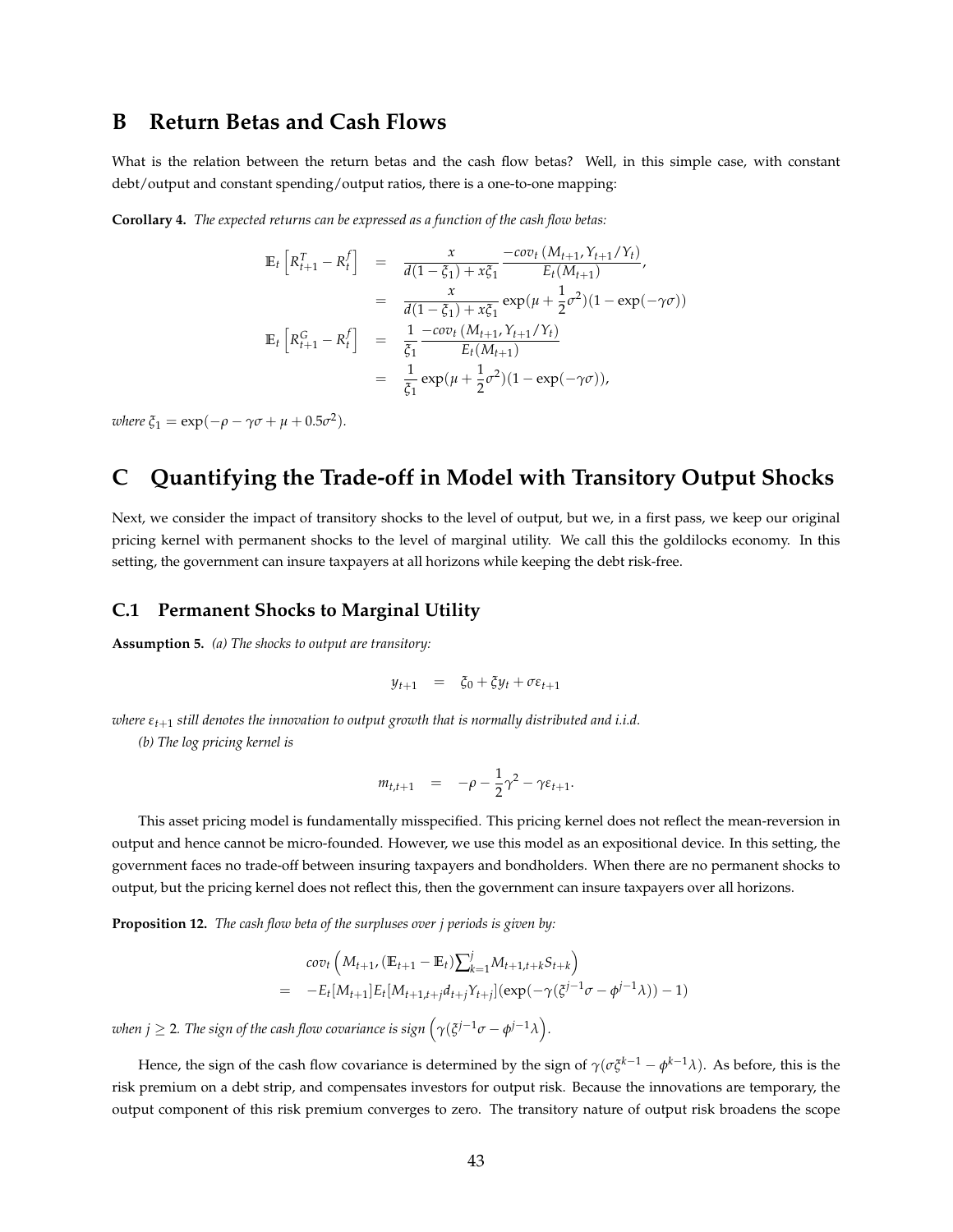# B Return Betas and Cash Flows

What is the relation between the return betas and the cash flow betas? Well, in this simple case, with constant debt/output and constant spending/output ratios, there is a one-to-one mapping:

**Corollary 4.** *The expected returns can be expressed as a function of the cash flow betas:*

$$
\begin{aligned}
\mathbb{E}_t\left[R^T_{t+1} - R^f_t\right] &= \frac{x}{d(1-\xi_1) + x\xi_1} \frac{-cov_t\left(M_{t+1}, Y_{t+1}/Y_t\right)}{E_t(M_{t+1})}, \\
&= \frac{x}{d(1-\xi_1) + x\xi_1} \exp(\mu + \frac{1}{2}\sigma^2)(1 - \exp(-\gamma\sigma)) \\
\mathbb{E}_t\left[R^G_{t+1} - R^f_t\right] &= \frac{1}{\xi_1} \frac{-cov_t\left(M_{t+1}, Y_{t+1}/Y_t\right)}{E_t(M_{t+1})} \\
&= \frac{1}{\xi_1} \exp(\mu + \frac{1}{2}\sigma^2)(1 - \exp(-\gamma\sigma)),
\end{aligned}
$$

*where* $\xi_1 = \exp(-\rho - \gamma\sigma + \mu + 0.5\sigma^2)$.

# C Quantifying the Trade-off in Model with Transitory Output Shocks

Next, we consider the impact of transitory shocks to the level of output, but we, in a first pass, we keep our original pricing kernel with permanent shocks to the level of marginal utility. We call this the goldilocks economy. In this setting, the government can insure taxpayers at all horizons while keeping the debt risk-free.

## C.1 Permanent Shocks to Marginal Utility

**Assumption 5.** *(a) The shocks to output are transitory:*

$$
y_{t+1} = \xi_0 + \xi y_t + \sigma\varepsilon_{t+1}
$$

*where* $\varepsilon_{t+1}$ *still denotes the innovation to output growth that is normally distributed and i.i.d.*

*(b) The log pricing kernel is*

$$
m_{t,t+1} = -\rho - \frac{1}{2}\gamma^2 - \gamma\varepsilon_{t+1}.
$$

This asset pricing model is fundamentally misspecified. This pricing kernel does not reflect the mean-reversion in output and hence cannot be micro-founded. However, we use this model as an expositional device. In this setting, the government faces no trade-off between insuring taxpayers and bondholders. When there are no permanent shocks to output, but the pricing kernel does not reflect this, then the government can insure taxpayers over all horizons.

**Proposition 12.** *The cash flow beta of the surpluses over j periods is given by:*

$$
\begin{aligned}
& cov_t\left(M_{t+1}, (\mathbb{E}_{t+1} - \mathbb{E}_t)\sum_{k=1}^{j} M_{t+1,t+k} S_{t+k}\right) \\
= \; & -E_t[M_{t+1}]E_t[M_{t+1,t+j}d_{t+j}Y_{t+j}](\exp(-\gamma(\xi^{j-1}\sigma - \phi^{j-1}\lambda)) - 1)
\end{aligned}
$$

*when* $j \geq 2$. *The sign of the cash flow covariance is sign* $\left(\gamma(\xi^{j-1}\sigma - \phi^{j-1}\lambda\right)$.

Hence, the sign of the cash flow covariance is determined by the sign of $\gamma(\sigma\xi^{k-1} - \phi^{k-1}\lambda)$. As before, this is the risk premium on a debt strip, and compensates investors for output risk. Because the innovations are temporary, the output component of this risk premium converges to zero. The transitory nature of output risk broadens the scope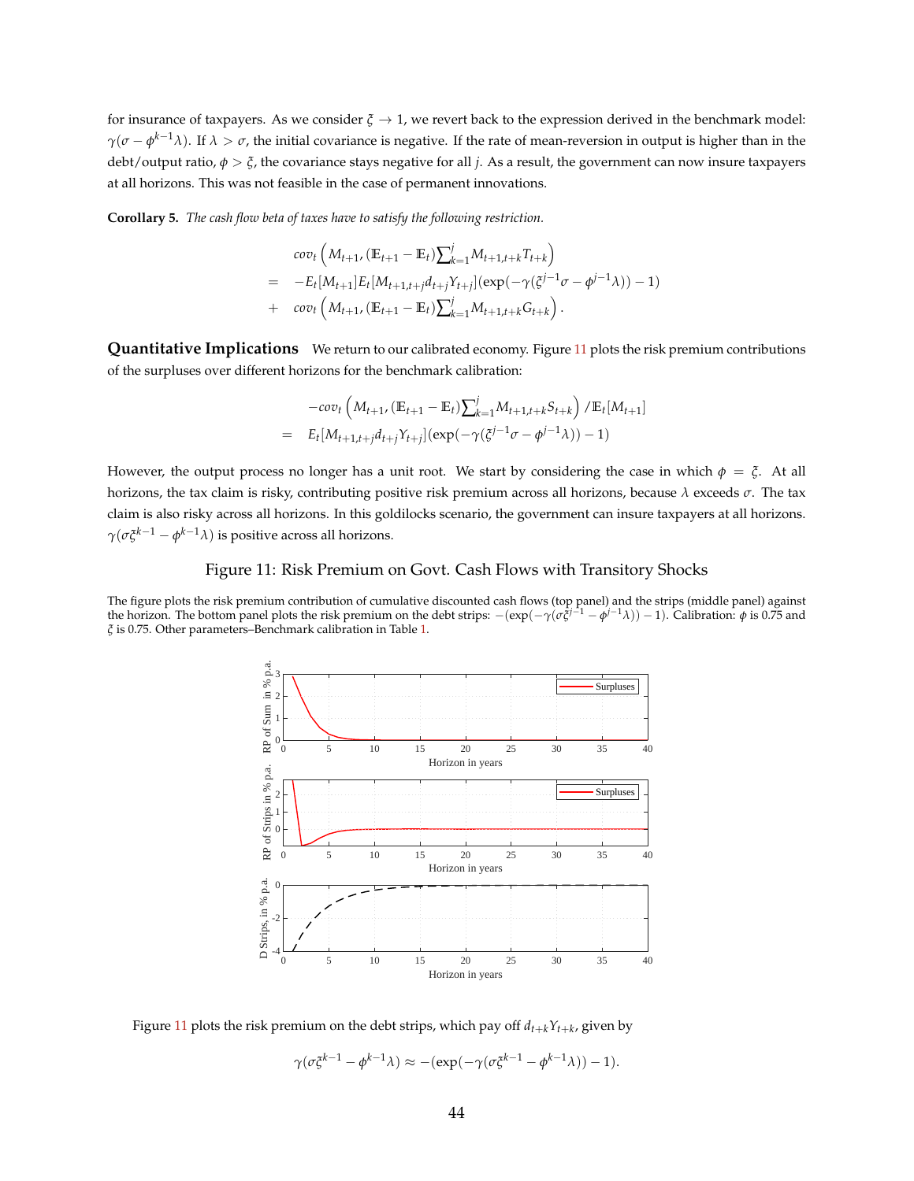for insurance of taxpayers. As we consider $\xi \to 1$, we revert back to the expression derived in the benchmark model: $\gamma(\sigma - \phi^{k-1}\lambda)$. If $\lambda > \sigma$, the initial covariance is negative. If the rate of mean-reversion in output is higher than in the debt/output ratio, $\phi > \xi$, the covariance stays negative for all $j$. As a result, the government can now insure taxpayers at all horizons. This was not feasible in the case of permanent innovations.

**Corollary 5.** *The cash flow beta of taxes have to satisfy the following restriction.*

$$
\begin{aligned}
& cov_t\left(M_{t+1}, (\mathbb{E}_{t+1} - \mathbb{E}_t)\sum_{k=1}^{j} M_{t+1,t+k} T_{t+k}\right) \\
= \; & -E_t[M_{t+1}]E_t[M_{t+1,t+j} d_{t+j} Y_{t+j}](\exp(-\gamma(\xi^{j-1}\sigma - \phi^{j-1}\lambda)) - 1) \\
+ \; & cov_t\left(M_{t+1}, (\mathbb{E}_{t+1} - \mathbb{E}_t)\sum_{k=1}^{j} M_{t+1,t+k} G_{t+k}\right).
\end{aligned}
$$

**Quantitative Implications** We return to our calibrated economy. Figure 11 plots the risk premium contributions of the surpluses over different horizons for the benchmark calibration:

$$
\begin{aligned}
& -cov_t\left(M_{t+1}, (\mathbb{E}_{t+1} - \mathbb{E}_t)\sum_{k=1}^{j} M_{t+1,t+k} S_{t+k}\right) / \mathbb{E}_t[M_{t+1}] \\
= \; & E_t[M_{t+1,t+j} d_{t+j} Y_{t+j}](\exp(-\gamma(\xi^{j-1}\sigma - \phi^{j-1}\lambda)) - 1)
\end{aligned}
$$

However, the output process no longer has a unit root. We start by considering the case in which $\phi = \xi$. At all horizons, the tax claim is risky, contributing positive risk premium across all horizons, because $\lambda$ exceeds $\sigma$. The tax claim is also risky across all horizons. In this goldilocks scenario, the government can insure taxpayers at all horizons. $\gamma(\sigma\xi^{k-1} - \phi^{k-1}\lambda)$ is positive across all horizons.

Figure 11: Risk Premium on Govt. Cash Flows with Transitory Shocks

The figure plots the risk premium contribution of cumulative discounted cash flows (top panel) and the strips (middle panel) against the horizon. The bottom panel plots the risk premium on the debt strips: $-(\exp(-\gamma(\sigma\xi^{j-1} - \phi^{j-1}\lambda)) - 1)$. Calibration: $\phi$ is 0.75 and $\xi$ is 0.75. Other parameters–Benchmark calibration in Table 1.

Figure 11 plots the risk premium on the debt strips, which pay off $d_{t+k}Y_{t+k}$, given by

$$
\gamma(\sigma\xi^{k-1} - \phi^{k-1}\lambda) \approx -(\exp(-\gamma(\sigma\xi^{k-1} - \phi^{k-1}\lambda)) - 1).
$$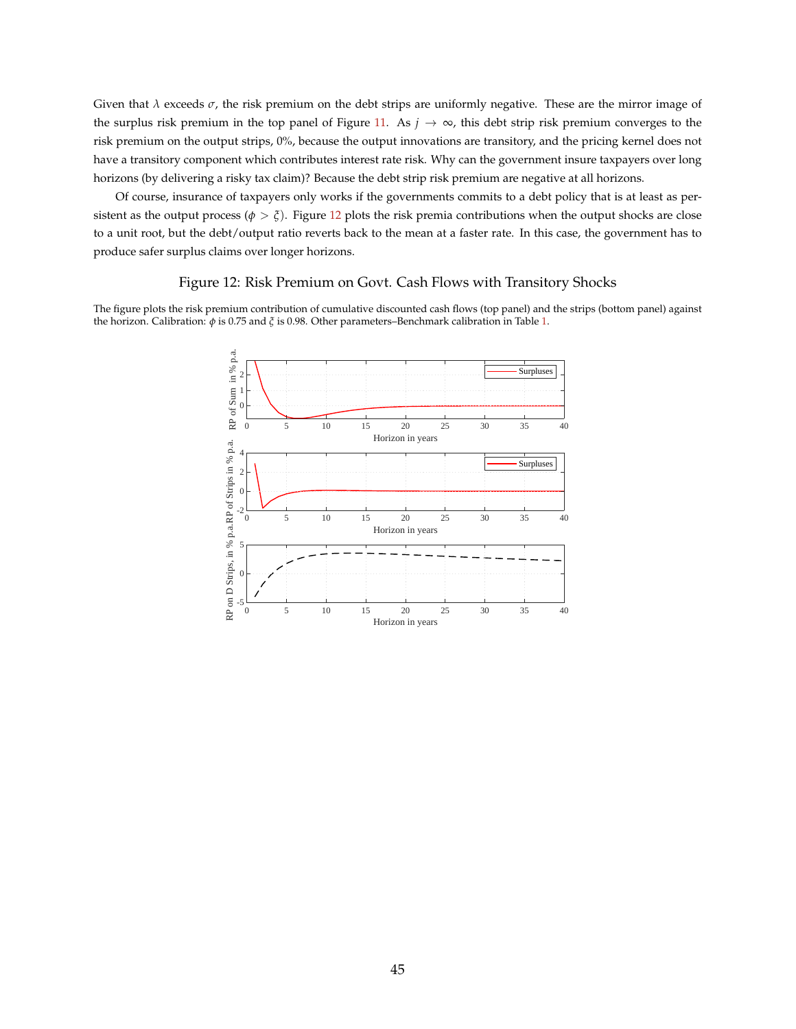Given that $\lambda$ exceeds $\sigma$, the risk premium on the debt strips are uniformly negative. These are the mirror image of the surplus risk premium in the top panel of Figure 11. As $j \rightarrow \infty$, this debt strip risk premium converges to the risk premium on the output strips, 0%, because the output innovations are transitory, and the pricing kernel does not have a transitory component which contributes interest rate risk. Why can the government insure taxpayers over long horizons (by delivering a risky tax claim)? Because the debt strip risk premium are negative at all horizons.

Of course, insurance of taxpayers only works if the governments commits to a debt policy that is at least as persistent as the output process ($\phi > \xi$). Figure 12 plots the risk premia contributions when the output shocks are close to a unit root, but the debt/output ratio reverts back to the mean at a faster rate. In this case, the government has to produce safer surplus claims over longer horizons.

## Figure 12: Risk Premium on Govt. Cash Flows with Transitory Shocks

The figure plots the risk premium contribution of cumulative discounted cash flows (top panel) and the strips (bottom panel) against the horizon. Calibration: $\phi$ is 0.75 and $\xi$ is 0.98. Other parameters–Benchmark calibration in Table 1.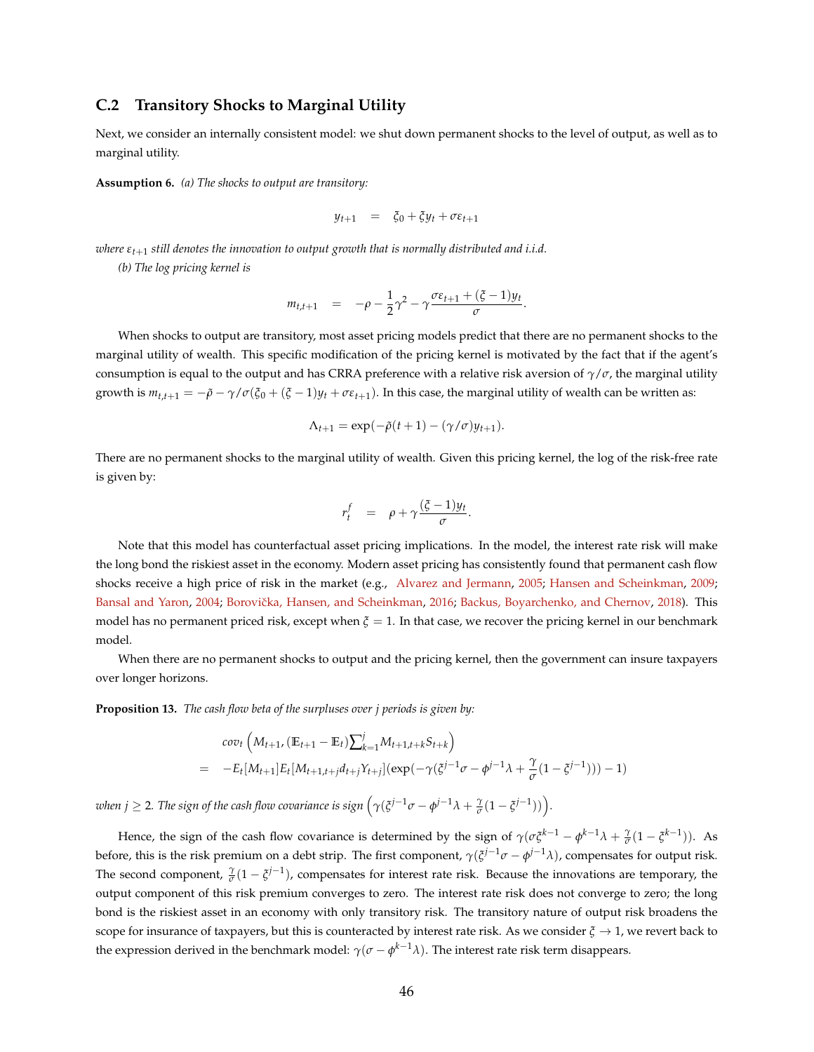### C.2 Transitory Shocks to Marginal Utility

Next, we consider an internally consistent model: we shut down permanent shocks to the level of output, as well as to marginal utility.

**Assumption 6.** *(a) The shocks to output are transitory:*

$$y_{t+1} \quad = \quad \xi_0 + \xi y_t + \sigma \varepsilon_{t+1}$$

*where $\varepsilon_{t+1}$ still denotes the innovation to output growth that is normally distributed and i.i.d.*

*(b) The log pricing kernel is*

$$m_{t,t+1} \quad = \quad -\rho - \frac{1}{2}\gamma^2 - \gamma \frac{\sigma \varepsilon_{t+1} + (\xi - 1) y_t}{\sigma}.$$

When shocks to output are transitory, most asset pricing models predict that there are no permanent shocks to the marginal utility of wealth. This specific modification of the pricing kernel is motivated by the fact that if the agent's consumption is equal to the output and has CRRA preference with a relative risk aversion of $\gamma/\sigma$, the marginal utility growth is $m_{t,t+1} = -\tilde{\rho} - \gamma/\sigma(\xi_0 + (\xi - 1)y_t + \sigma\varepsilon_{t+1})$. In this case, the marginal utility of wealth can be written as:

$$\Lambda_{t+1} = \exp(-\tilde{\rho}(t+1) - (\gamma/\sigma) y_{t+1}).$$

There are no permanent shocks to the marginal utility of wealth. Given this pricing kernel, the log of the risk-free rate is given by:

$$r_t^f \quad = \quad \rho + \gamma \frac{(\xi - 1) y_t}{\sigma}.$$

Note that this model has counterfactual asset pricing implications. In the model, the interest rate risk will make the long bond the riskiest asset in the economy. Modern asset pricing has consistently found that permanent cash flow shocks receive a high price of risk in the market (e.g., Alvarez and Jermann, 2005; Hansen and Scheinkman, 2009; Bansal and Yaron, 2004; Borovička, Hansen, and Scheinkman, 2016; Backus, Boyarchenko, and Chernov, 2018). This model has no permanent priced risk, except when $\xi = 1$. In that case, we recover the pricing kernel in our benchmark model.

When there are no permanent shocks to output and the pricing kernel, then the government can insure taxpayers over longer horizons.

**Proposition 13.** *The cash flow beta of the surpluses over j periods is given by:*

$$\begin{aligned}
& cov_t\left(M_{t+1}, (\mathbb{E}_{t+1} - \mathbb{E}_t)\textstyle\sum_{k=1}^{j} M_{t+1,t+k} S_{t+k}\right) \\
= \quad & -E_t[M_{t+1}] E_t[M_{t+1,t+j} d_{t+j} Y_{t+j}] (\exp(-\gamma(\xi^{j-1}\sigma - \phi^{j-1}\lambda + \frac{\gamma}{\sigma}(1 - \xi^{j-1}))) - 1)
\end{aligned}$$

*when $j \geq 2$. The sign of the cash flow covariance is sign $\left(\gamma(\xi^{j-1}\sigma - \phi^{j-1}\lambda + \frac{\gamma}{\sigma}(1 - \xi^{j-1}))\right)$.*

Hence, the sign of the cash flow covariance is determined by the sign of $\gamma(\sigma\xi^{k-1} - \phi^{k-1}\lambda + \frac{\gamma}{\sigma}(1 - \xi^{k-1}))$. As before, this is the risk premium on a debt strip. The first component, $\gamma(\xi^{j-1}\sigma - \phi^{j-1}\lambda)$, compensates for output risk. The second component, $\frac{\gamma}{\sigma}(1 - \xi^{j-1})$, compensates for interest rate risk. Because the innovations are temporary, the output component of this risk premium converges to zero. The interest rate risk does not converge to zero; the long bond is the riskiest asset in an economy with only transitory risk. The transitory nature of output risk broadens the scope for insurance of taxpayers, but this is counteracted by interest rate risk. As we consider $\xi \to 1$, we revert back to the expression derived in the benchmark model: $\gamma(\sigma - \phi^{k-1}\lambda)$. The interest rate risk term disappears.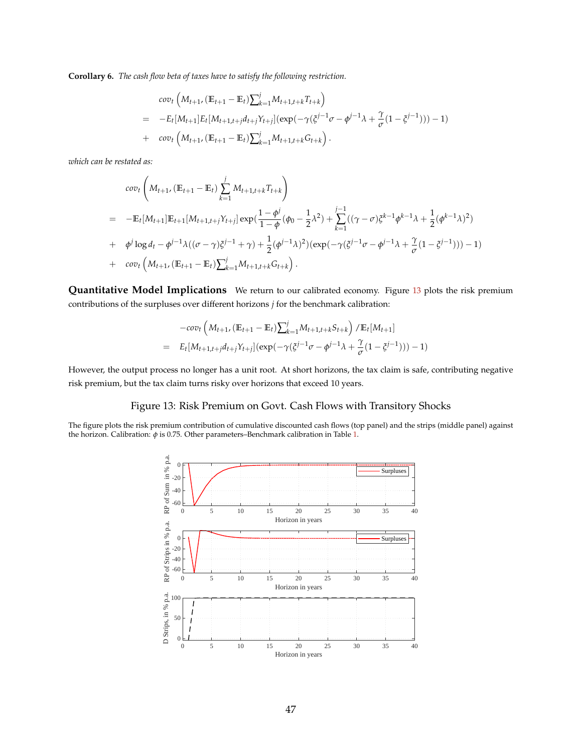**Corollary 6.** *The cash flow beta of taxes have to satisfy the following restriction.*

$$
\begin{aligned}
& cov_t\left(M_{t+1}, (\mathbb{E}_{t+1} - \mathbb{E}_t)\textstyle\sum_{k=1}^{j} M_{t+1,t+k} T_{t+k}\right) \\
= \;& -E_t[M_{t+1}] E_t[M_{t+1,t+j} d_{t+j} Y_{t+j}](\exp(-\gamma(\xi^{j-1}\sigma - \phi^{j-1}\lambda + \frac{\gamma}{\sigma}(1-\xi^{j-1}))) - 1) \\
+ \;& cov_t\left(M_{t+1}, (\mathbb{E}_{t+1} - \mathbb{E}_t)\textstyle\sum_{k=1}^{j} M_{t+1,t+k} G_{t+k}\right).
\end{aligned}
$$

*which can be restated as:*

$$
\begin{aligned}
& cov_t\left(M_{t+1}, (\mathbb{E}_{t+1} - \mathbb{E}_t)\sum_{k=1}^{j} M_{t+1,t+k} T_{t+k}\right) \\
= \;& -\mathbb{E}_t[M_{t+1}]\mathbb{E}_{t+1}[M_{t+1,t+j} Y_{t+j}] \exp\Big(\frac{1-\phi^j}{1-\phi}(\phi_0 - \frac{1}{2}\lambda^2) + \sum_{k=1}^{j-1}((\gamma - \sigma)\xi^{k-1}\phi^{k-1}\lambda + \frac{1}{2}(\phi^{k-1}\lambda)^2) \\
+ \;& \phi^j \log d_t - \phi^{j-1}\lambda((\sigma - \gamma)\xi^{j-1} + \gamma) + \frac{1}{2}(\phi^{j-1}\lambda)^2\Big)(\exp(-\gamma(\xi^{j-1}\sigma - \phi^{j-1}\lambda + \frac{\gamma}{\sigma}(1-\xi^{j-1}))) - 1) \\
+ \;& cov_t\left(M_{t+1}, (\mathbb{E}_{t+1} - \mathbb{E}_t)\textstyle\sum_{k=1}^{j} M_{t+1,t+k} G_{t+k}\right).
\end{aligned}
$$

**Quantitative Model Implications** We return to our calibrated economy. Figure 13 plots the risk premium contributions of the surpluses over different horizons $j$ for the benchmark calibration:

$$
\begin{aligned}
& -cov_t\left(M_{t+1}, (\mathbb{E}_{t+1} - \mathbb{E}_t)\textstyle\sum_{k=1}^{j} M_{t+1,t+k} S_{t+k}\right) / \mathbb{E}_t[M_{t+1}] \\
= \;& E_t[M_{t+1,t+j} d_{t+j} Y_{t+j}](\exp(-\gamma(\xi^{j-1}\sigma - \phi^{j-1}\lambda + \frac{\gamma}{\sigma}(1-\xi^{j-1}))) - 1)
\end{aligned}
$$

However, the output process no longer has a unit root. At short horizons, the tax claim is safe, contributing negative risk premium, but the tax claim turns risky over horizons that exceed 10 years.

Figure 13: Risk Premium on Govt. Cash Flows with Transitory Shocks

The figure plots the risk premium contribution of cumulative discounted cash flows (top panel) and the strips (middle panel) against the horizon. Calibration: $\phi$ is 0.75. Other parameters–Benchmark calibration in Table 1.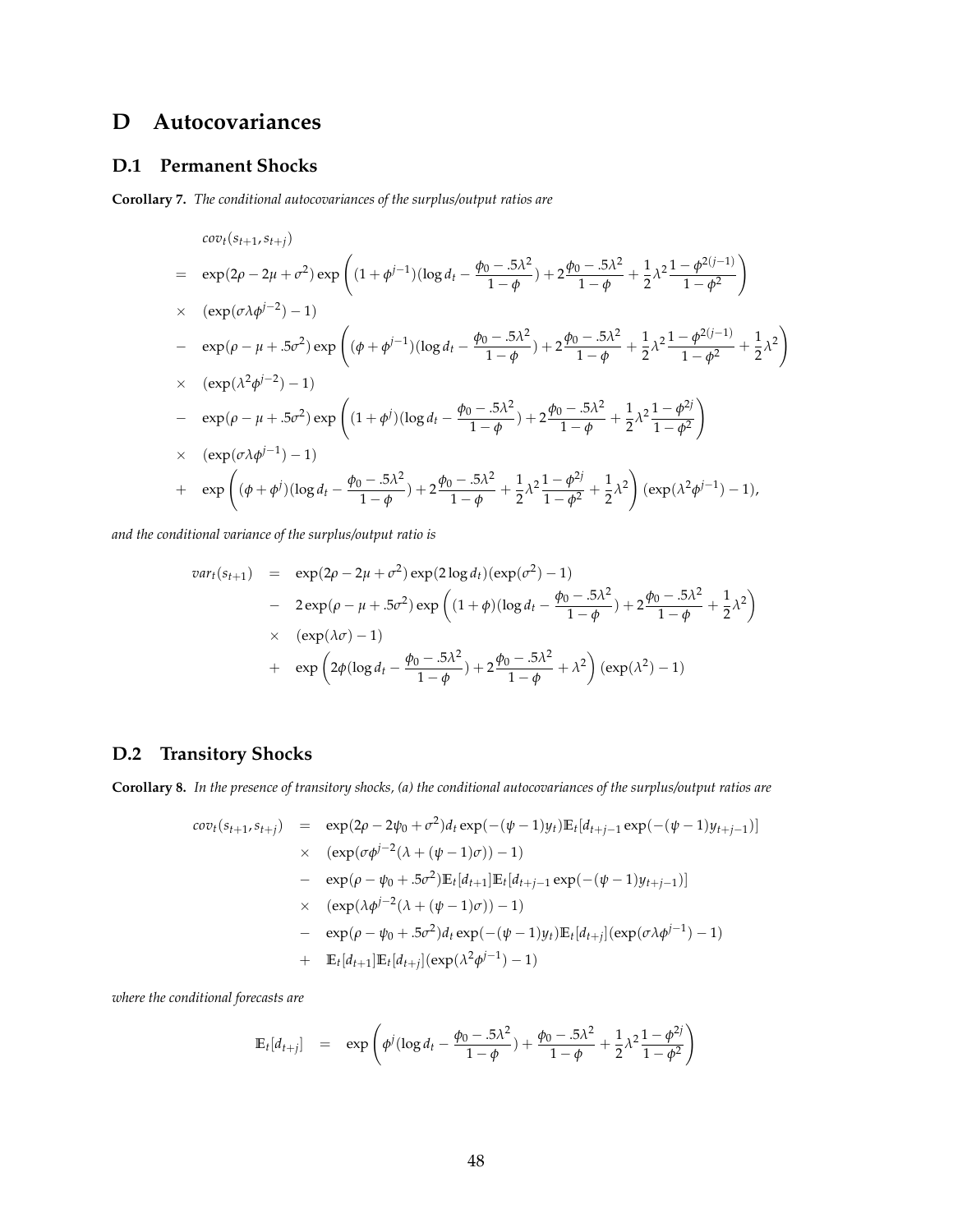# D Autocovariances

## D.1 Permanent Shocks

**Corollary 7.** *The conditional autocovariances of the surplus/output ratios are*

$$
\begin{aligned}
& cov_t(s_{t+1}, s_{t+j}) \\
= \quad & \exp(2\rho - 2\mu + \sigma^2) \exp\left( (1+\phi^{j-1})(\log d_t - \frac{\phi_0 - .5\lambda^2}{1-\phi}) + 2\frac{\phi_0 - .5\lambda^2}{1-\phi} + \frac{1}{2}\lambda^2 \frac{1-\phi^{2(j-1)}}{1-\phi^2} \right) \\
\times \quad & (\exp(\sigma\lambda\phi^{j-2}) - 1) \\
- \quad & \exp(\rho - \mu + .5\sigma^2) \exp\left( (\phi+\phi^{j-1})(\log d_t - \frac{\phi_0 - .5\lambda^2}{1-\phi}) + 2\frac{\phi_0 - .5\lambda^2}{1-\phi} + \frac{1}{2}\lambda^2 \frac{1-\phi^{2(j-1)}}{1-\phi^2} + \frac{1}{2}\lambda^2 \right) \\
\times \quad & (\exp(\lambda^2\phi^{j-2}) - 1) \\
- \quad & \exp(\rho - \mu + .5\sigma^2) \exp\left( (1+\phi^{j})(\log d_t - \frac{\phi_0 - .5\lambda^2}{1-\phi}) + 2\frac{\phi_0 - .5\lambda^2}{1-\phi} + \frac{1}{2}\lambda^2 \frac{1-\phi^{2j}}{1-\phi^2} \right) \\
\times \quad & (\exp(\sigma\lambda\phi^{j-1}) - 1) \\
+ \quad & \exp\left( (\phi+\phi^{j})(\log d_t - \frac{\phi_0 - .5\lambda^2}{1-\phi}) + 2\frac{\phi_0 - .5\lambda^2}{1-\phi} + \frac{1}{2}\lambda^2 \frac{1-\phi^{2j}}{1-\phi^2} + \frac{1}{2}\lambda^2 \right) (\exp(\lambda^2\phi^{j-1}) - 1),
\end{aligned}
$$

*and the conditional variance of the surplus/output ratio is*

$$
\begin{aligned}
var_t(s_{t+1}) \quad = \quad & \exp(2\rho - 2\mu + \sigma^2) \exp(2\log d_t)(\exp(\sigma^2) - 1) \\
- \quad & 2\exp(\rho - \mu + .5\sigma^2) \exp\left( (1+\phi)(\log d_t - \frac{\phi_0 - .5\lambda^2}{1-\phi}) + 2\frac{\phi_0 - .5\lambda^2}{1-\phi} + \frac{1}{2}\lambda^2 \right) \\
\times \quad & (\exp(\lambda\sigma) - 1) \\
+ \quad & \exp\left( 2\phi(\log d_t - \frac{\phi_0 - .5\lambda^2}{1-\phi}) + 2\frac{\phi_0 - .5\lambda^2}{1-\phi} + \lambda^2 \right) (\exp(\lambda^2) - 1)
\end{aligned}
$$

## D.2 Transitory Shocks

**Corollary 8.** *In the presence of transitory shocks, (a) the conditional autocovariances of the surplus/output ratios are*

$$
\begin{aligned}
cov_t(s_{t+1}, s_{t+j}) \quad = \quad & \exp(2\rho - 2\psi_0 + \sigma^2) d_t \exp(-(\psi-1)y_t) \mathbb{E}_t[d_{t+j-1}\exp(-(\psi-1)y_{t+j-1})] \\
\times \quad & (\exp(\sigma\phi^{j-2}(\lambda + (\psi-1)\sigma)) - 1) \\
- \quad & \exp(\rho - \psi_0 + .5\sigma^2) \mathbb{E}_t[d_{t+1}] \mathbb{E}_t[d_{t+j-1}\exp(-(\psi-1)y_{t+j-1})] \\
\times \quad & (\exp(\lambda\phi^{j-2}(\lambda + (\psi-1)\sigma)) - 1) \\
- \quad & \exp(\rho - \psi_0 + .5\sigma^2) d_t \exp(-(\psi-1)y_t) \mathbb{E}_t[d_{t+j}] (\exp(\sigma\lambda\phi^{j-1}) - 1) \\
+ \quad & \mathbb{E}_t[d_{t+1}] \mathbb{E}_t[d_{t+j}] (\exp(\lambda^2\phi^{j-1}) - 1)
\end{aligned}
$$

*where the conditional forecasts are*

$$
\mathbb{E}_t[d_{t+j}] \quad = \quad \exp\left( \phi^j(\log d_t - \frac{\phi_0 - .5\lambda^2}{1-\phi}) + \frac{\phi_0 - .5\lambda^2}{1-\phi} + \frac{1}{2}\lambda^2 \frac{1-\phi^{2j}}{1-\phi^2} \right)
$$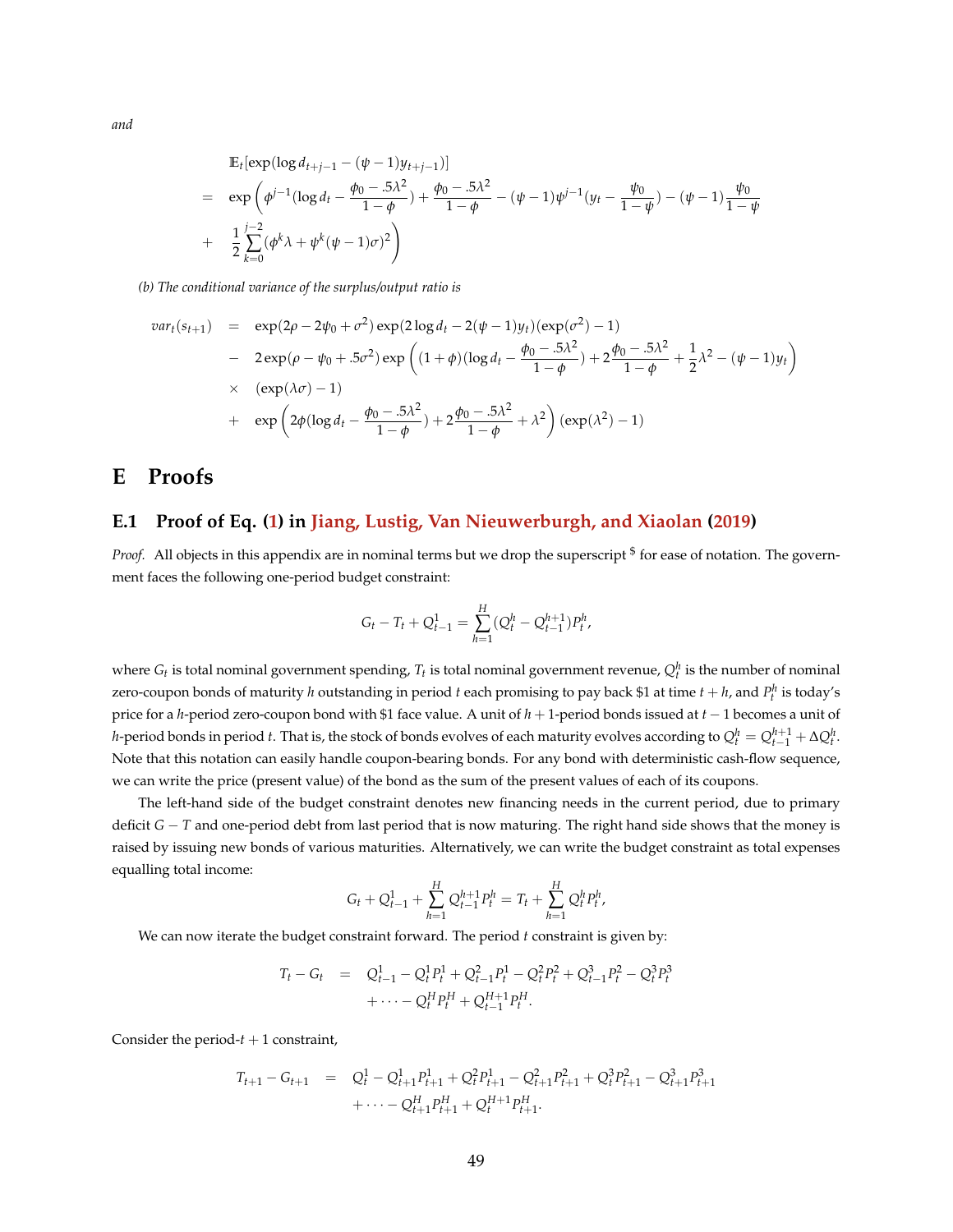*and*

$$
\begin{aligned}
& \mathbb{E}_t[\exp(\log d_{t+j-1} - (\psi - 1)y_{t+j-1})] \\
= \;& \exp\left(\phi^{j-1}(\log d_t - \frac{\phi_0 - .5\lambda^2}{1-\phi}) + \frac{\phi_0 - .5\lambda^2}{1-\phi} - (\psi-1)\psi^{j-1}(y_t - \frac{\psi_0}{1-\psi}) - (\psi - 1)\frac{\psi_0}{1-\psi}\right. \\
+ \;& \left.\frac{1}{2}\sum_{k=0}^{j-2}(\phi^k \lambda + \psi^k(\psi-1)\sigma)^2\right)
\end{aligned}
$$

*(b) The conditional variance of the surplus/output ratio is*

$$
\begin{aligned}
var_t(s_{t+1}) \;=\;& \exp(2\rho - 2\psi_0 + \sigma^2)\exp(2\log d_t - 2(\psi-1)y_t)(\exp(\sigma^2) - 1) \\
-\;& 2\exp(\rho - \psi_0 + .5\sigma^2)\exp\left((1+\phi)(\log d_t - \frac{\phi_0 - .5\lambda^2}{1-\phi}) + 2\frac{\phi_0 - .5\lambda^2}{1-\phi} + \frac{1}{2}\lambda^2 - (\psi-1)y_t\right) \\
\times\;& (\exp(\lambda\sigma) - 1) \\
+\;& \exp\left(2\phi(\log d_t - \frac{\phi_0 - .5\lambda^2}{1-\phi}) + 2\frac{\phi_0 - .5\lambda^2}{1-\phi} + \lambda^2\right)(\exp(\lambda^2) - 1)
\end{aligned}
$$

# E Proofs

## E.1 Proof of Eq. (1) in Jiang, Lustig, Van Nieuwerburgh, and Xiaolan (2019)

*Proof.* All objects in this appendix are in nominal terms but we drop the superscript $\$$ for ease of notation. The government faces the following one-period budget constraint:

$$
G_t - T_t + Q^1_{t-1} = \sum_{h=1}^{H}(Q^h_t - Q^{h+1}_{t-1})P^h_t,
$$

where $G_t$ is total nominal government spending, $T_t$ is total nominal government revenue, $Q^h_t$ is the number of nominal zero-coupon bonds of maturity $h$ outstanding in period $t$ each promising to pay back \$1 at time $t+h$, and $P^h_t$ is today's price for a $h$-period zero-coupon bond with \$1 face value. A unit of $h+1$-period bonds issued at $t-1$ becomes a unit of $h$-period bonds in period $t$. That is, the stock of bonds evolves of each maturity evolves according to $Q^h_t = Q^{h+1}_{t-1} + \Delta Q^h_t$. Note that this notation can easily handle coupon-bearing bonds. For any bond with deterministic cash-flow sequence, we can write the price (present value) of the bond as the sum of the present values of each of its coupons.

The left-hand side of the budget constraint denotes new financing needs in the current period, due to primary deficit $G - T$ and one-period debt from last period that is now maturing. The right hand side shows that the money is raised by issuing new bonds of various maturities. Alternatively, we can write the budget constraint as total expenses equalling total income:

$$
G_t + Q^1_{t-1} + \sum_{h=1}^{H} Q^{h+1}_{t-1}P^h_t = T_t + \sum_{h=1}^{H} Q^h_t P^h_t,
$$

We can now iterate the budget constraint forward. The period $t$ constraint is given by:

$$
\begin{aligned}
T_t - G_t \;=\;& Q^1_{t-1} - Q^1_t P^1_t + Q^2_{t-1}P^1_t - Q^2_t P^2_t + Q^3_{t-1}P^2_t - Q^3_t P^3_t \\
&+ \cdots - Q^H_t P^H_t + Q^{H+1}_{t-1}P^H_t.
\end{aligned}
$$

Consider the period-$t+1$ constraint,

$$
\begin{aligned}
T_{t+1} - G_{t+1} \;=\;& Q^1_t - Q^1_{t+1}P^1_{t+1} + Q^2_t P^1_{t+1} - Q^2_{t+1}P^2_{t+1} + Q^3_t P^2_{t+1} - Q^3_{t+1}P^3_{t+1} \\
&+ \cdots - Q^H_{t+1}P^H_{t+1} + Q^{H+1}_t P^H_{t+1}.
\end{aligned}
$$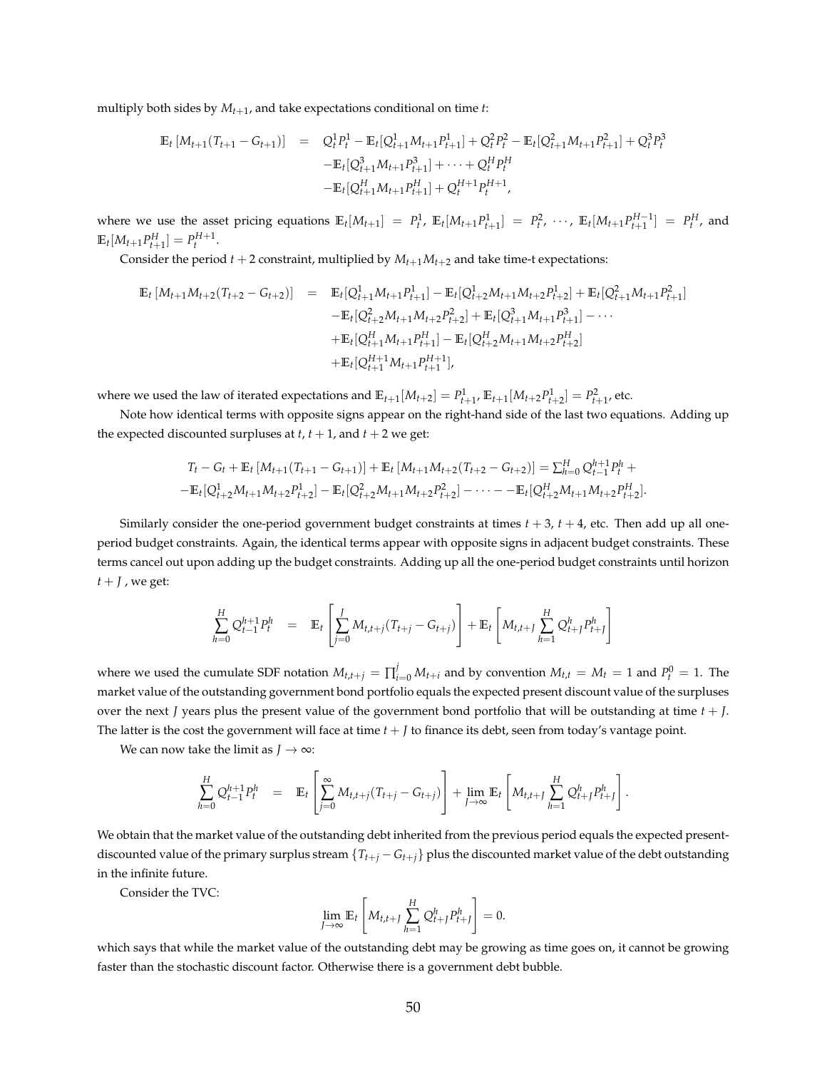multiply both sides by $M_{t+1}$, and take expectations conditional on time $t$:

$$
\begin{aligned}
\mathbb{E}_t\left[M_{t+1}(T_{t+1}-G_{t+1})\right] \quad = \quad & Q_t^1 P_t^1 - \mathbb{E}_t[Q_{t+1}^1 M_{t+1} P_{t+1}^1] + Q_t^2 P_t^2 - \mathbb{E}_t[Q_{t+1}^2 M_{t+1} P_{t+1}^2] + Q_t^3 P_t^3 \\
& - \mathbb{E}_t[Q_{t+1}^3 M_{t+1} P_{t+1}^3] + \cdots + Q_t^H P_t^H \\
& - \mathbb{E}_t[Q_{t+1}^H M_{t+1} P_{t+1}^H] + Q_t^{H+1} P_t^{H+1},
\end{aligned}
$$

where we use the asset pricing equations $\mathbb{E}_t[M_{t+1}] = P_t^1$, $\mathbb{E}_t[M_{t+1}P_{t+1}^1] = P_t^2$, $\cdots$, $\mathbb{E}_t[M_{t+1}P_{t+1}^{H-1}] = P_t^H$, and $\mathbb{E}_t[M_{t+1}P_{t+1}^H] = P_t^{H+1}$.

Consider the period $t+2$ constraint, multiplied by $M_{t+1}M_{t+2}$ and take time-t expectations:

$$
\begin{aligned}
\mathbb{E}_t\left[M_{t+1}M_{t+2}(T_{t+2}-G_{t+2})\right] \quad = \quad & \mathbb{E}_t[Q_{t+1}^1 M_{t+1} P_{t+1}^1] - \mathbb{E}_t[Q_{t+2}^1 M_{t+1} M_{t+2} P_{t+2}^1] + \mathbb{E}_t[Q_{t+1}^2 M_{t+1} P_{t+1}^2] \\
& - \mathbb{E}_t[Q_{t+2}^2 M_{t+1} M_{t+2} P_{t+2}^2] + \mathbb{E}_t[Q_{t+1}^3 M_{t+1} P_{t+1}^3] - \cdots \\
& + \mathbb{E}_t[Q_{t+1}^H M_{t+1} P_{t+1}^H] - \mathbb{E}_t[Q_{t+2}^H M_{t+1} M_{t+2} P_{t+2}^H] \\
& + \mathbb{E}_t[Q_{t+1}^{H+1} M_{t+1} P_{t+1}^{H+1}],
\end{aligned}
$$

where we used the law of iterated expectations and $\mathbb{E}_{t+1}[M_{t+2}] = P_{t+1}^1$, $\mathbb{E}_{t+1}[M_{t+2}P_{t+2}^1] = P_{t+1}^2$, etc.

Note how identical terms with opposite signs appear on the right-hand side of the last two equations. Adding up the expected discounted surpluses at $t$, $t+1$, and $t+2$ we get:

$$
T_t - G_t + \mathbb{E}_t\left[M_{t+1}(T_{t+1}-G_{t+1})\right] + \mathbb{E}_t\left[M_{t+1}M_{t+2}(T_{t+2}-G_{t+2})\right] = \sum_{h=0}^{H} Q_{t-1}^{h+1} P_t^h +
$$

$$
-\mathbb{E}_t[Q_{t+2}^1 M_{t+1} M_{t+2} P_{t+2}^1] - \mathbb{E}_t[Q_{t+2}^2 M_{t+1} M_{t+2} P_{t+2}^2] - \cdots - -\mathbb{E}_t[Q_{t+2}^H M_{t+1} M_{t+2} P_{t+2}^H].
$$

Similarly consider the one-period government budget constraints at times $t+3$, $t+4$, etc. Then add up all one-period budget constraints. Again, the identical terms appear with opposite signs in adjacent budget constraints. These terms cancel out upon adding up the budget constraints. Adding up all the one-period budget constraints until horizon $t+J$, we get:

$$
\sum_{h=0}^{H} Q_{t-1}^{h+1} P_t^h \quad = \quad \mathbb{E}_t\left[\sum_{j=0}^{J} M_{t,t+j}(T_{t+j}-G_{t+j})\right] + \mathbb{E}_t\left[M_{t,t+J}\sum_{h=1}^{H} Q_{t+J}^h P_{t+J}^h\right]
$$

where we used the cumulate SDF notation $M_{t,t+j} = \prod_{i=0}^{j} M_{t+i}$ and by convention $M_{t,t} = M_t = 1$ and $P_t^0 = 1$. The market value of the outstanding government bond portfolio equals the expected present discount value of the surpluses over the next $J$ years plus the present value of the government bond portfolio that will be outstanding at time $t+J$. The latter is the cost the government will face at time $t+J$ to finance its debt, seen from today's vantage point.

We can now take the limit as $J \to \infty$:

$$
\sum_{h=0}^{H} Q_{t-1}^{h+1} P_t^h \quad = \quad \mathbb{E}_t\left[\sum_{j=0}^{\infty} M_{t,t+j}(T_{t+j}-G_{t+j})\right] + \lim_{J\to\infty} \mathbb{E}_t\left[M_{t,t+J}\sum_{h=1}^{H} Q_{t+J}^h P_{t+J}^h\right].
$$

We obtain that the market value of the outstanding debt inherited from the previous period equals the expected present-discounted value of the primary surplus stream $\{T_{t+j} - G_{t+j}\}$ plus the discounted market value of the debt outstanding in the infinite future.

Consider the TVC:

$$
\lim_{J\to\infty} \mathbb{E}_t\left[M_{t,t+J}\sum_{h=1}^{H} Q_{t+J}^h P_{t+J}^h\right] = 0.
$$

which says that while the market value of the outstanding debt may be growing as time goes on, it cannot be growing faster than the stochastic discount factor. Otherwise there is a government debt bubble.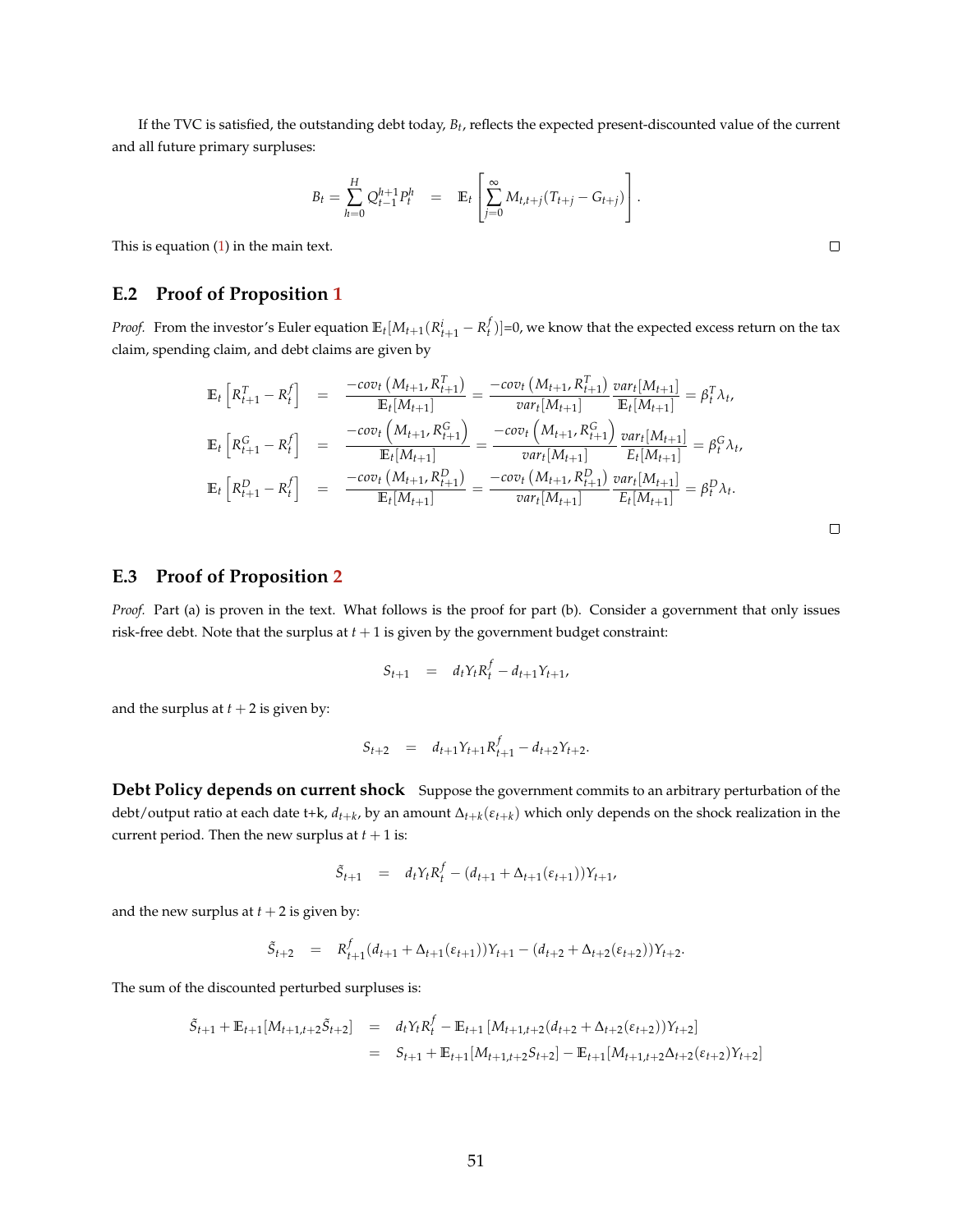If the TVC is satisfied, the outstanding debt today, $B_t$, reflects the expected present-discounted value of the current and all future primary surpluses:

$$B_t = \sum_{h=0}^{H} Q_{t-1}^{h+1} P_t^h \quad = \quad \mathbb{E}_t \left[ \sum_{j=0}^{\infty} M_{t,t+j} (T_{t+j} - G_{t+j}) \right].$$

This is equation (1) in the main text. □

## E.2 Proof of Proposition 1

*Proof.* From the investor's Euler equation $\mathbb{E}_t[M_{t+1}(R_{t+1}^i - R_t^f)]$=0, we know that the expected excess return on the tax claim, spending claim, and debt claims are given by

$$\begin{aligned}
\mathbb{E}_t \left[ R_{t+1}^T - R_t^f \right] &= \frac{-cov_t \left( M_{t+1}, R_{t+1}^T \right)}{\mathbb{E}_t[M_{t+1}]} = \frac{-cov_t \left( M_{t+1}, R_{t+1}^T \right)}{var_t[M_{t+1}]} \frac{var_t[M_{t+1}]}{\mathbb{E}_t[M_{t+1}]} = \beta_t^T \lambda_t, \\
\mathbb{E}_t \left[ R_{t+1}^G - R_t^f \right] &= \frac{-cov_t \left( M_{t+1}, R_{t+1}^G \right)}{\mathbb{E}_t[M_{t+1}]} = \frac{-cov_t \left( M_{t+1}, R_{t+1}^G \right)}{var_t[M_{t+1}]} \frac{var_t[M_{t+1}]}{E_t[M_{t+1}]} = \beta_t^G \lambda_t, \\
\mathbb{E}_t \left[ R_{t+1}^D - R_t^f \right] &= \frac{-cov_t \left( M_{t+1}, R_{t+1}^D \right)}{\mathbb{E}_t[M_{t+1}]} = \frac{-cov_t \left( M_{t+1}, R_{t+1}^D \right)}{var_t[M_{t+1}]} \frac{var_t[M_{t+1}]}{E_t[M_{t+1}]} = \beta_t^D \lambda_t.
\end{aligned}$$

□

## E.3 Proof of Proposition 2

*Proof.* Part (a) is proven in the text. What follows is the proof for part (b). Consider a government that only issues risk-free debt. Note that the surplus at $t+1$ is given by the government budget constraint:

$$S_{t+1} \quad = \quad d_t Y_t R_t^f - d_{t+1} Y_{t+1},$$

and the surplus at $t+2$ is given by:

$$S_{t+2} \quad = \quad d_{t+1} Y_{t+1} R_{t+1}^f - d_{t+2} Y_{t+2}.$$

**Debt Policy depends on current shock** Suppose the government commits to an arbitrary perturbation of the debt/output ratio at each date t+k, $d_{t+k}$, by an amount $\Delta_{t+k}(\varepsilon_{t+k})$ which only depends on the shock realization in the current period. Then the new surplus at $t+1$ is:

$$\tilde{S}_{t+1} \quad = \quad d_t Y_t R_t^f - (d_{t+1} + \Delta_{t+1}(\varepsilon_{t+1})) Y_{t+1},$$

and the new surplus at $t+2$ is given by:

$$\tilde{S}_{t+2} \quad = \quad R_{t+1}^f (d_{t+1} + \Delta_{t+1}(\varepsilon_{t+1})) Y_{t+1} - (d_{t+2} + \Delta_{t+2}(\varepsilon_{t+2})) Y_{t+2}.$$

The sum of the discounted perturbed surpluses is:

$$\begin{aligned}
\tilde{S}_{t+1} + \mathbb{E}_{t+1}[M_{t+1,t+2} \tilde{S}_{t+2}] &= d_t Y_t R_t^f - \mathbb{E}_{t+1} \left[ M_{t+1,t+2} (d_{t+2} + \Delta_{t+2}(\varepsilon_{t+2})) Y_{t+2} \right] \\
&= S_{t+1} + \mathbb{E}_{t+1}[M_{t+1,t+2} S_{t+2}] - \mathbb{E}_{t+1}[M_{t+1,t+2} \Delta_{t+2}(\varepsilon_{t+2}) Y_{t+2}]
\end{aligned}$$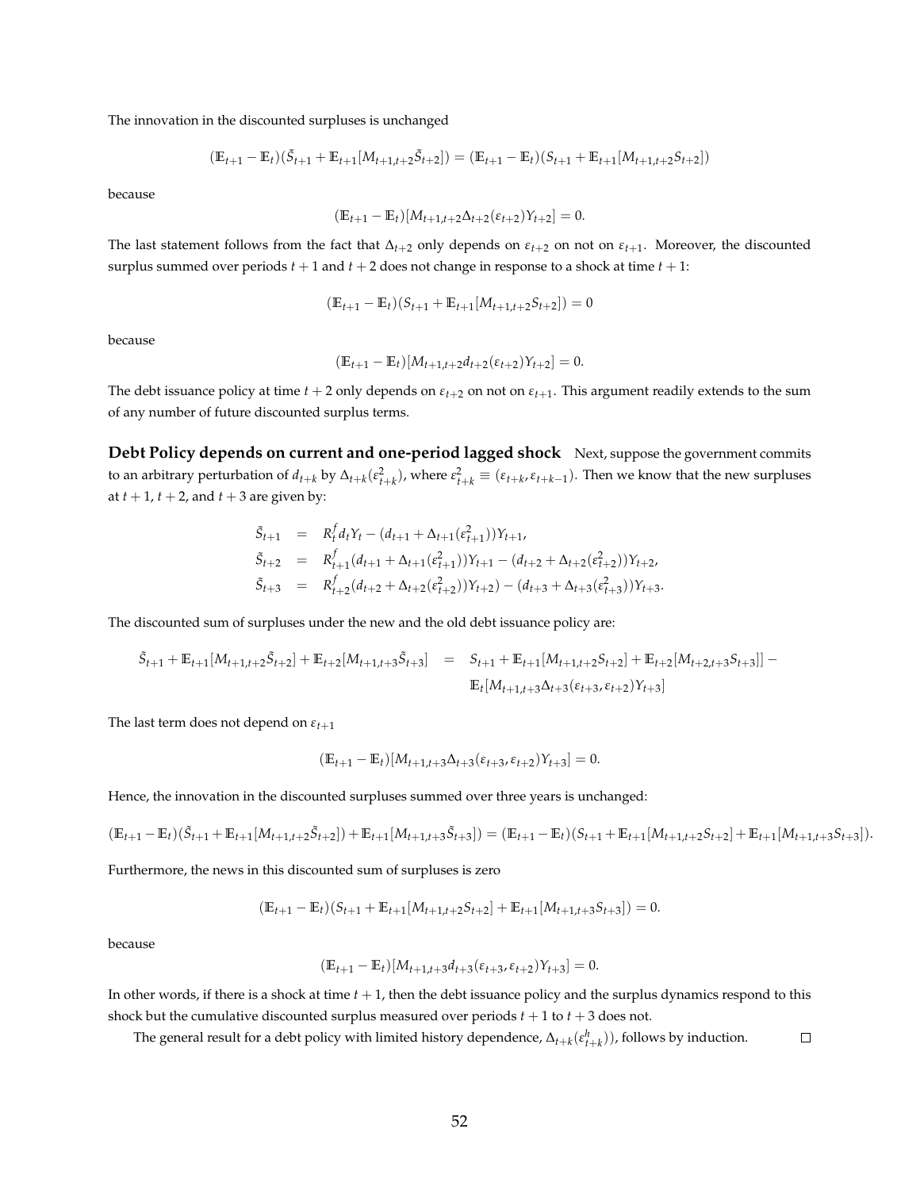The innovation in the discounted surpluses is unchanged

$$(\mathbb{E}_{t+1} - \mathbb{E}_t)(\tilde{S}_{t+1} + \mathbb{E}_{t+1}[M_{t+1,t+2}\tilde{S}_{t+2}]) = (\mathbb{E}_{t+1} - \mathbb{E}_t)(S_{t+1} + \mathbb{E}_{t+1}[M_{t+1,t+2}S_{t+2}])$$

because

$$(\mathbb{E}_{t+1} - \mathbb{E}_t)[M_{t+1,t+2}\Delta_{t+2}(\varepsilon_{t+2})Y_{t+2}] = 0.$$

The last statement follows from the fact that $\Delta_{t+2}$ only depends on $\varepsilon_{t+2}$ on not on $\varepsilon_{t+1}$. Moreover, the discounted surplus summed over periods $t+1$ and $t+2$ does not change in response to a shock at time $t+1$:

$$(\mathbb{E}_{t+1} - \mathbb{E}_t)(S_{t+1} + \mathbb{E}_{t+1}[M_{t+1,t+2}S_{t+2}]) = 0$$

because

$$(\mathbb{E}_{t+1} - \mathbb{E}_t)[M_{t+1,t+2}d_{t+2}(\varepsilon_{t+2})Y_{t+2}] = 0.$$

The debt issuance policy at time $t+2$ only depends on $\varepsilon_{t+2}$ on not on $\varepsilon_{t+1}$. This argument readily extends to the sum of any number of future discounted surplus terms.

**Debt Policy depends on current and one-period lagged shock** Next, suppose the government commits to an arbitrary perturbation of $d_{t+k}$ by $\Delta_{t+k}(\varepsilon^2_{t+k})$, where $\varepsilon^2_{t+k} \equiv (\varepsilon_{t+k}, \varepsilon_{t+k-1})$. Then we know that the new surpluses at $t+1$, $t+2$, and $t+3$ are given by:

$$\begin{aligned}
\tilde{S}_{t+1} &= R^f_t d_t Y_t - (d_{t+1} + \Delta_{t+1}(\varepsilon^2_{t+1}))Y_{t+1}, \\
\tilde{S}_{t+2} &= R^f_{t+1}(d_{t+1} + \Delta_{t+1}(\varepsilon^2_{t+1}))Y_{t+1} - (d_{t+2} + \Delta_{t+2}(\varepsilon^2_{t+2}))Y_{t+2}, \\
\tilde{S}_{t+3} &= R^f_{t+2}(d_{t+2} + \Delta_{t+2}(\varepsilon^2_{t+2}))Y_{t+2}) - (d_{t+3} + \Delta_{t+3}(\varepsilon^2_{t+3}))Y_{t+3}.
\end{aligned}$$

The discounted sum of surpluses under the new and the old debt issuance policy are:

$$\begin{aligned}
\tilde{S}_{t+1} + \mathbb{E}_{t+1}[M_{t+1,t+2}\tilde{S}_{t+2}] + \mathbb{E}_{t+2}[M_{t+1,t+3}\tilde{S}_{t+3}] &= S_{t+1} + \mathbb{E}_{t+1}[M_{t+1,t+2}S_{t+2}] + \mathbb{E}_{t+2}[M_{t+2,t+3}S_{t+3}]] - \\
&\quad \mathbb{E}_t[M_{t+1,t+3}\Delta_{t+3}(\varepsilon_{t+3}, \varepsilon_{t+2})Y_{t+3}]
\end{aligned}$$

The last term does not depend on $\varepsilon_{t+1}$

$$(\mathbb{E}_{t+1} - \mathbb{E}_t)[M_{t+1,t+3}\Delta_{t+3}(\varepsilon_{t+3}, \varepsilon_{t+2})Y_{t+3}] = 0.$$

Hence, the innovation in the discounted surpluses summed over three years is unchanged:

$$(\mathbb{E}_{t+1} - \mathbb{E}_t)(\tilde{S}_{t+1} + \mathbb{E}_{t+1}[M_{t+1,t+2}\tilde{S}_{t+2}]) + \mathbb{E}_{t+1}[M_{t+1,t+3}\tilde{S}_{t+3}]) = (\mathbb{E}_{t+1} - \mathbb{E}_t)(S_{t+1} + \mathbb{E}_{t+1}[M_{t+1,t+2}S_{t+2}] + \mathbb{E}_{t+1}[M_{t+1,t+3}S_{t+3}]).$$

Furthermore, the news in this discounted sum of surpluses is zero

$$(\mathbb{E}_{t+1} - \mathbb{E}_t)(S_{t+1} + \mathbb{E}_{t+1}[M_{t+1,t+2}S_{t+2}] + \mathbb{E}_{t+1}[M_{t+1,t+3}S_{t+3}]) = 0.$$

because

$$(\mathbb{E}_{t+1} - \mathbb{E}_t)[M_{t+1,t+3}d_{t+3}(\varepsilon_{t+3}, \varepsilon_{t+2})Y_{t+3}] = 0.$$

In other words, if there is a shock at time $t+1$, then the debt issuance policy and the surplus dynamics respond to this shock but the cumulative discounted surplus measured over periods $t+1$ to $t+3$ does not.

The general result for a debt policy with limited history dependence, $\Delta_{t+k}(\varepsilon^h_{t+k})$), follows by induction. □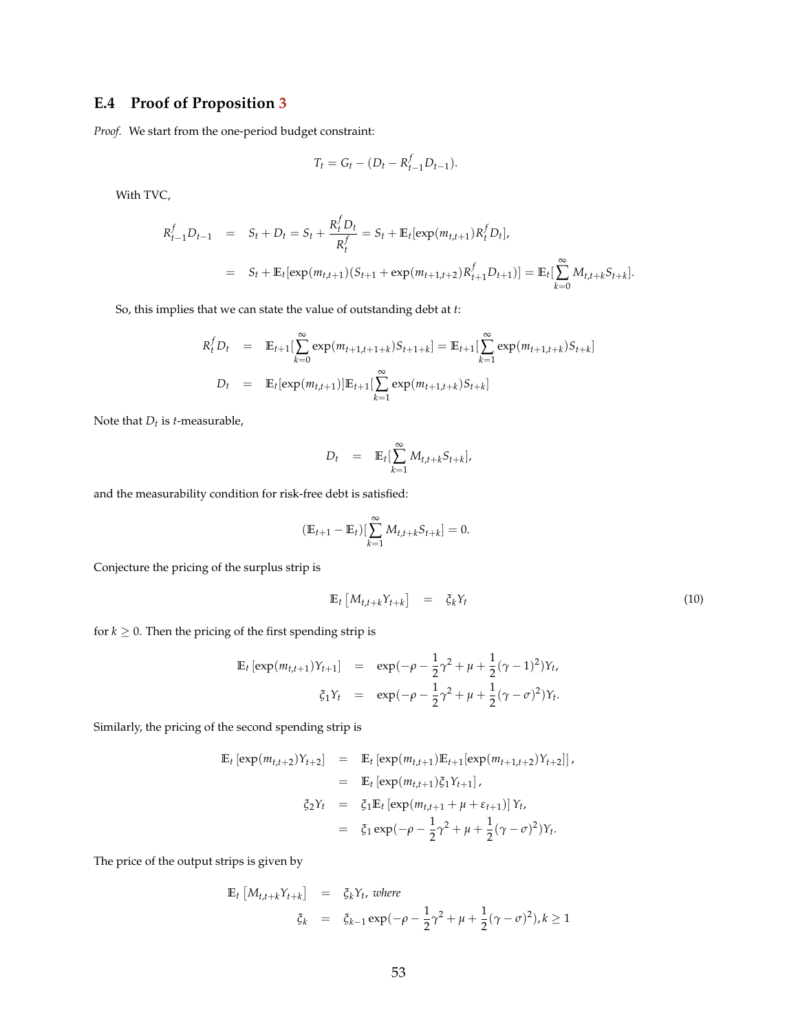### E.4 Proof of Proposition 3

*Proof.* We start from the one-period budget constraint:

$$T_t = G_t - (D_t - R^f_{t-1} D_{t-1}).$$

With TVC,

$$\begin{aligned}
R^f_{t-1} D_{t-1} &= S_t + D_t = S_t + \frac{R^f_t D_t}{R^f_t} = S_t + \mathbb{E}_t[\exp(m_{t,t+1}) R^f_t D_t], \\
&= S_t + \mathbb{E}_t[\exp(m_{t,t+1})(S_{t+1} + \exp(m_{t+1,t+2}) R^f_{t+1} D_{t+1})] = \mathbb{E}_t[\sum_{k=0}^{\infty} M_{t,t+k} S_{t+k}].
\end{aligned}$$

So, this implies that we can state the value of outstanding debt at $t$:

$$\begin{aligned}
R^f_t D_t &= \mathbb{E}_{t+1}[\sum_{k=0}^{\infty} \exp(m_{t+1,t+1+k}) S_{t+1+k}] = \mathbb{E}_{t+1}[\sum_{k=1}^{\infty} \exp(m_{t+1,t+k}) S_{t+k}] \\
D_t &= \mathbb{E}_t[\exp(m_{t,t+1})] \mathbb{E}_{t+1}[\sum_{k=1}^{\infty} \exp(m_{t+1,t+k}) S_{t+k}]
\end{aligned}$$

Note that $D_t$ is $t$-measurable,

$$D_t = \mathbb{E}_t[\sum_{k=1}^{\infty} M_{t,t+k} S_{t+k}],$$

and the measurability condition for risk-free debt is satisfied:

$$(\mathbb{E}_{t+1} - \mathbb{E}_t)[\sum_{k=1}^{\infty} M_{t,t+k} S_{t+k}] = 0.$$

Conjecture the pricing of the surplus strip is

$$\mathbb{E}_t \left[ M_{t,t+k} Y_{t+k} \right] = \xi_k Y_t \tag{10}$$

for $k \geq 0$. Then the pricing of the first spending strip is

$$\begin{aligned}
\mathbb{E}_t \left[ \exp(m_{t,t+1}) Y_{t+1} \right] &= \exp(-\rho - \frac{1}{2}\gamma^2 + \mu + \frac{1}{2}(\gamma - 1)^2) Y_t, \\
\xi_1 Y_t &= \exp(-\rho - \frac{1}{2}\gamma^2 + \mu + \frac{1}{2}(\gamma - \sigma)^2) Y_t.
\end{aligned}$$

Similarly, the pricing of the second spending strip is

$$\begin{aligned}
\mathbb{E}_t \left[ \exp(m_{t,t+2}) Y_{t+2} \right] &= \mathbb{E}_t \left[ \exp(m_{t,t+1}) \mathbb{E}_{t+1}[\exp(m_{t+1,t+2}) Y_{t+2}] \right], \\
&= \mathbb{E}_t \left[ \exp(m_{t,t+1}) \xi_1 Y_{t+1} \right], \\
\xi_2 Y_t &= \xi_1 \mathbb{E}_t \left[ \exp(m_{t,t+1} + \mu + \varepsilon_{t+1}) \right] Y_t, \\
&= \xi_1 \exp(-\rho - \frac{1}{2}\gamma^2 + \mu + \frac{1}{2}(\gamma - \sigma)^2) Y_t.
\end{aligned}$$

The price of the output strips is given by

$$\begin{aligned}
\mathbb{E}_t \left[ M_{t,t+k} Y_{t+k} \right] &= \xi_k Y_t, \text{ where} \\
\xi_k &= \xi_{k-1} \exp(-\rho - \frac{1}{2}\gamma^2 + \mu + \frac{1}{2}(\gamma - \sigma)^2), k \geq 1
\end{aligned}$$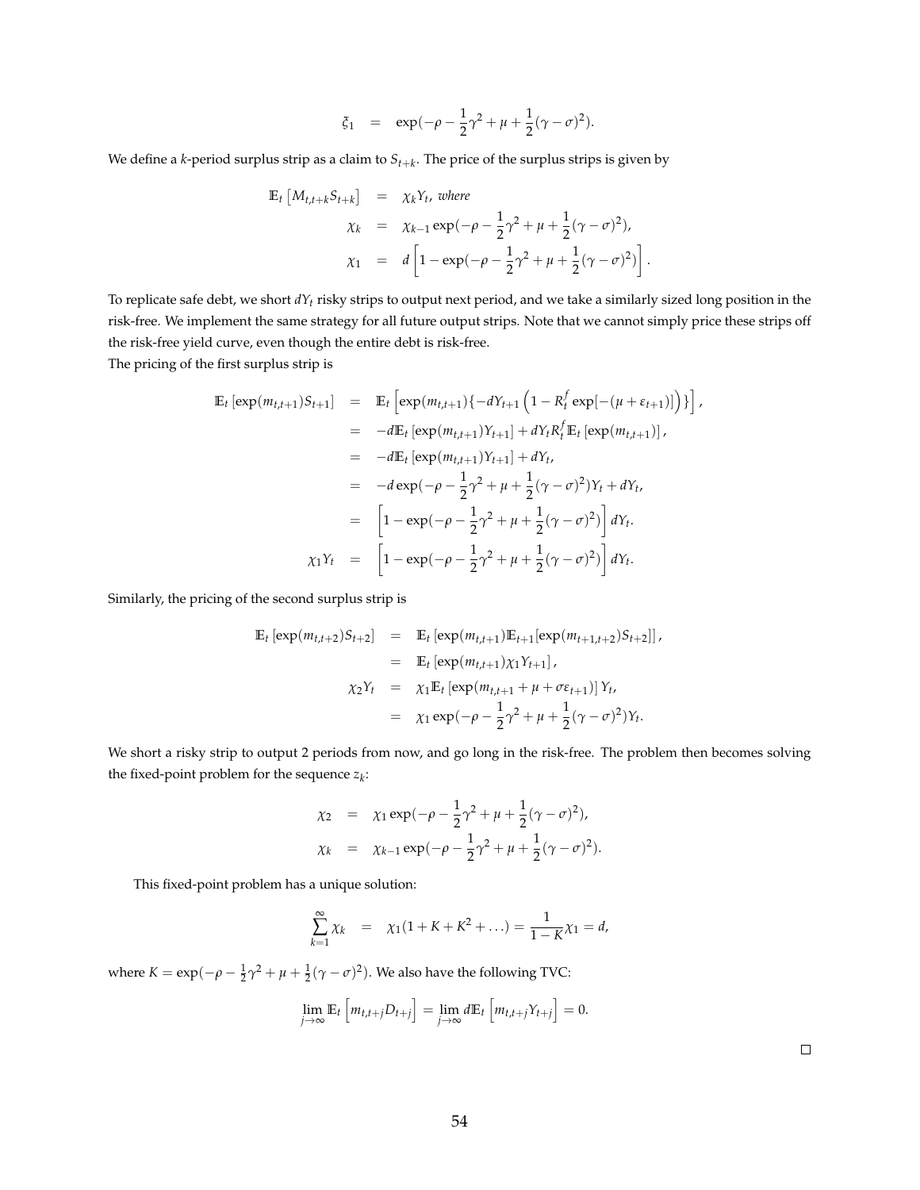$$\xi_1 = \exp(-\rho - \frac{1}{2}\gamma^2 + \mu + \frac{1}{2}(\gamma - \sigma)^2).$$

We define a $k$-period surplus strip as a claim to $S_{t+k}$. The price of the surplus strips is given by

$$\begin{aligned}
\mathbb{E}_t\left[M_{t,t+k}S_{t+k}\right] &= \chi_k Y_t, \textit{ where} \\
\chi_k &= \chi_{k-1}\exp(-\rho - \frac{1}{2}\gamma^2 + \mu + \frac{1}{2}(\gamma - \sigma)^2), \\
\chi_1 &= d\left[1 - \exp(-\rho - \frac{1}{2}\gamma^2 + \mu + \frac{1}{2}(\gamma - \sigma)^2)\right].
\end{aligned}$$

To replicate safe debt, we short $dY_t$ risky strips to output next period, and we take a similarly sized long position in the risk-free. We implement the same strategy for all future output strips. Note that we cannot simply price these strips off the risk-free yield curve, even though the entire debt is risk-free.

The pricing of the first surplus strip is

$$\begin{aligned}
\mathbb{E}_t\left[\exp(m_{t,t+1})S_{t+1}\right] &= \mathbb{E}_t\left[\exp(m_{t,t+1})\{-dY_{t+1}\left(1 - R_t^f \exp[-(\mu + \varepsilon_{t+1})]\right)\}\right], \\
&= -d\mathbb{E}_t\left[\exp(m_{t,t+1})Y_{t+1}\right] + dY_t R_t^f \mathbb{E}_t\left[\exp(m_{t,t+1})\right], \\
&= -d\mathbb{E}_t\left[\exp(m_{t,t+1})Y_{t+1}\right] + dY_t, \\
&= -d\exp(-\rho - \frac{1}{2}\gamma^2 + \mu + \frac{1}{2}(\gamma - \sigma)^2)Y_t + dY_t, \\
&= \left[1 - \exp(-\rho - \frac{1}{2}\gamma^2 + \mu + \frac{1}{2}(\gamma - \sigma)^2)\right]dY_t. \\
\chi_1 Y_t &= \left[1 - \exp(-\rho - \frac{1}{2}\gamma^2 + \mu + \frac{1}{2}(\gamma - \sigma)^2)\right]dY_t.
\end{aligned}$$

Similarly, the pricing of the second surplus strip is

$$\begin{aligned}
\mathbb{E}_t\left[\exp(m_{t,t+2})S_{t+2}\right] &= \mathbb{E}_t\left[\exp(m_{t,t+1})\mathbb{E}_{t+1}[\exp(m_{t+1,t+2})S_{t+2}]\right], \\
&= \mathbb{E}_t\left[\exp(m_{t,t+1})\chi_1 Y_{t+1}\right], \\
\chi_2 Y_t &= \chi_1 \mathbb{E}_t\left[\exp(m_{t,t+1} + \mu + \sigma\varepsilon_{t+1})\right]Y_t, \\
&= \chi_1 \exp(-\rho - \frac{1}{2}\gamma^2 + \mu + \frac{1}{2}(\gamma - \sigma)^2)Y_t.
\end{aligned}$$

We short a risky strip to output 2 periods from now, and go long in the risk-free. The problem then becomes solving the fixed-point problem for the sequence $z_k$:

$$\begin{aligned}
\chi_2 &= \chi_1 \exp(-\rho - \frac{1}{2}\gamma^2 + \mu + \frac{1}{2}(\gamma - \sigma)^2), \\
\chi_k &= \chi_{k-1}\exp(-\rho - \frac{1}{2}\gamma^2 + \mu + \frac{1}{2}(\gamma - \sigma)^2).
\end{aligned}$$

This fixed-point problem has a unique solution:

$$\sum_{k=1}^{\infty}\chi_k = \chi_1(1 + K + K^2 + \ldots) = \frac{1}{1-K}\chi_1 = d,$$

where $K = \exp(-\rho - \frac{1}{2}\gamma^2 + \mu + \frac{1}{2}(\gamma - \sigma)^2)$. We also have the following TVC:

$$\lim_{j\to\infty}\mathbb{E}_t\left[m_{t,t+j}D_{t+j}\right] = \lim_{j\to\infty}d\mathbb{E}_t\left[m_{t,t+j}Y_{t+j}\right] = 0.$$

□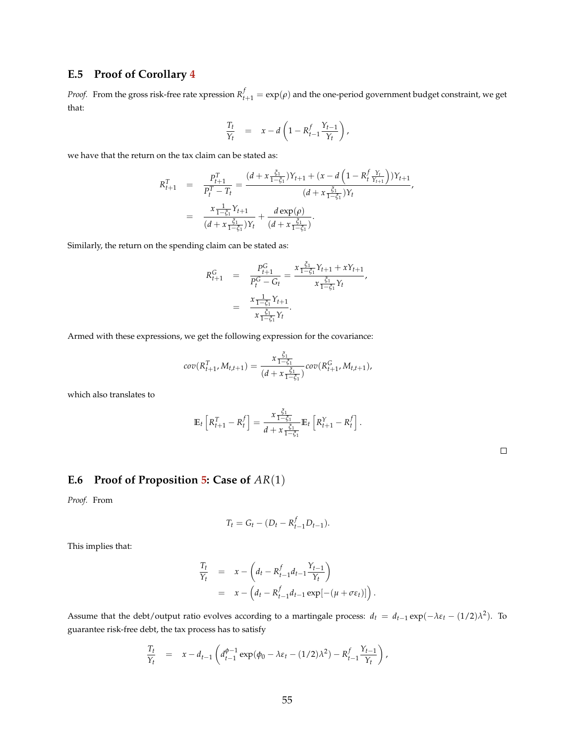### E.5 Proof of Corollary 4

*Proof.* From the gross risk-free rate xpression $R^f_{t+1} = \exp(\rho)$ and the one-period government budget constraint, we get that:

$$\frac{T_t}{Y_t} = x - d\left(1 - R^f_{t-1}\frac{Y_{t-1}}{Y_t}\right),$$

we have that the return on the tax claim can be stated as:

$$\begin{aligned}
R^T_{t+1} &= \frac{P^T_{t+1}}{P^T_t - T_t} = \frac{(d + x\frac{\xi_1}{1-\xi_1})Y_{t+1} + (x - d\left(1 - R^f_t \frac{Y_t}{Y_{t+1}}\right))Y_{t+1}}{(d + x\frac{\xi_1}{1-\xi_1})Y_t}, \\
&= \frac{x\frac{1}{1-\xi_1}Y_{t+1}}{(d + x\frac{\xi_1}{1-\xi_1})Y_t} + \frac{d\exp(\rho)}{(d + x\frac{\xi_1}{1-\xi_1})}.
\end{aligned}$$

Similarly, the return on the spending claim can be stated as:

$$\begin{aligned}
R^G_{t+1} &= \frac{P^G_{t+1}}{P^G_t - G_t} = \frac{x\frac{\xi_1}{1-\xi_1}Y_{t+1} + xY_{t+1}}{x\frac{\xi_1}{1-\xi_1}Y_t}, \\
&= \frac{x\frac{1}{1-\xi_1}Y_{t+1}}{x\frac{\xi_1}{1-\xi_1}Y_t}.
\end{aligned}$$

Armed with these expressions, we get the following expression for the covariance:

$$cov(R^T_{t+1}, M_{t,t+1}) = \frac{x\frac{\xi_1}{1-\xi_1}}{(d + x\frac{\xi_1}{1-\xi_1})} cov(R^G_{t+1}, M_{t,t+1}),$$

which also translates to

$$\mathbb{E}_t\left[R^T_{t+1} - R^f_t\right] = \frac{x\frac{\xi_1}{1-\xi_1}}{d + x\frac{\xi_1}{1-\xi_1}}\mathbb{E}_t\left[R^Y_{t+1} - R^f_t\right].$$

□

### E.6 Proof of Proposition 5: Case of $AR(1)$

*Proof.* From

$$T_t = G_t - (D_t - R^f_{t-1}D_{t-1}).$$

This implies that:

$$\begin{aligned}
\frac{T_t}{Y_t} &= x - \left(d_t - R^f_{t-1}d_{t-1}\frac{Y_{t-1}}{Y_t}\right) \\
&= x - \left(d_t - R^f_{t-1}d_{t-1}\exp[-(\mu + \sigma\varepsilon_t)]\right).
\end{aligned}$$

Assume that the debt/output ratio evolves according to a martingale process: $d_t = d_{t-1}\exp(-\lambda\varepsilon_t - (1/2)\lambda^2)$. To guarantee risk-free debt, the tax process has to satisfy

$$\frac{T_t}{Y_t} = x - d_{t-1}\left(d^{\phi-1}_{t-1}\exp(\phi_0 - \lambda\varepsilon_t - (1/2)\lambda^2) - R^f_{t-1}\frac{Y_{t-1}}{Y_t}\right),$$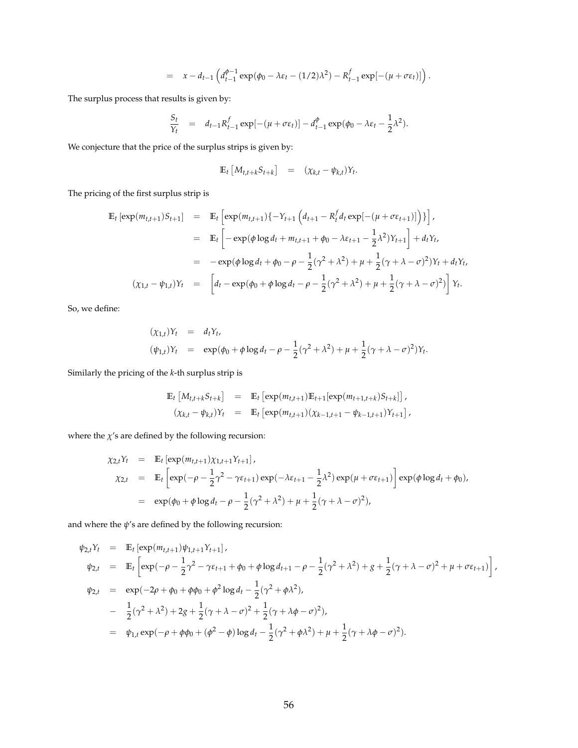$$= \quad x - d_{t-1}\left(d_{t-1}^{\phi-1}\exp(\phi_0 - \lambda\varepsilon_t - (1/2)\lambda^2) - R_{t-1}^f \exp[-(\mu + \sigma\varepsilon_t)]\right).$$

The surplus process that results is given by:

$$\frac{S_t}{Y_t} \quad = \quad d_{t-1}R_{t-1}^f \exp[-(\mu + \sigma\varepsilon_t)] - d_{t-1}^{\phi}\exp(\phi_0 - \lambda\varepsilon_t - \frac{1}{2}\lambda^2).$$

We conjecture that the price of the surplus strips is given by:

$$\mathbb{E}_t\left[M_{t,t+k}S_{t+k}\right] \quad = \quad (\chi_{k,t} - \psi_{k,t})Y_t.$$

The pricing of the first surplus strip is

$$\begin{aligned}
\mathbb{E}_t\left[\exp(m_{t,t+1})S_{t+1}\right] &= \mathbb{E}_t\left[\exp(m_{t,t+1})\{-Y_{t+1}\left(d_{t+1} - R_t^f d_t \exp[-(\mu + \sigma\varepsilon_{t+1})]\right)\}\right], \\
&= \mathbb{E}_t\left[-\exp(\phi\log d_t + m_{t,t+1} + \phi_0 - \lambda\varepsilon_{t+1} - \frac{1}{2}\lambda^2)Y_{t+1}\right] + d_t Y_t, \\
&= -\exp(\phi\log d_t + \phi_0 - \rho - \frac{1}{2}(\gamma^2 + \lambda^2) + \mu + \frac{1}{2}(\gamma + \lambda - \sigma)^2)Y_t + d_t Y_t, \\
(\chi_{1,t} - \psi_{1,t})Y_t &= \left[d_t - \exp(\phi_0 + \phi\log d_t - \rho - \frac{1}{2}(\gamma^2 + \lambda^2) + \mu + \frac{1}{2}(\gamma + \lambda - \sigma)^2)\right]Y_t.
\end{aligned}$$

So, we define:

$$\begin{aligned}
(\chi_{1,t})Y_t &= d_t Y_t, \\
(\psi_{1,t})Y_t &= \exp(\phi_0 + \phi\log d_t - \rho - \frac{1}{2}(\gamma^2 + \lambda^2) + \mu + \frac{1}{2}(\gamma + \lambda - \sigma)^2)Y_t.
\end{aligned}$$

Similarly the pricing of the $k$-th surplus strip is

$$\begin{aligned}
\mathbb{E}_t\left[M_{t,t+k}S_{t+k}\right] &= \mathbb{E}_t\left[\exp(m_{t,t+1})\mathbb{E}_{t+1}[\exp(m_{t+1,t+k})S_{t+k}]\right], \\
(\chi_{k,t} - \psi_{k,t})Y_t &= \mathbb{E}_t\left[\exp(m_{t,t+1})(\chi_{k-1,t+1} - \psi_{k-1,t+1})Y_{t+1}\right],
\end{aligned}$$

where the $\chi$'s are defined by the following recursion:

$$\begin{aligned}
\chi_{2,t}Y_t &= \mathbb{E}_t\left[\exp(m_{t,t+1})\chi_{1,t+1}Y_{t+1}\right], \\
\chi_{2,t} &= \mathbb{E}_t\left[\exp(-\rho - \frac{1}{2}\gamma^2 - \gamma\varepsilon_{t+1})\exp(-\lambda\varepsilon_{t+1} - \frac{1}{2}\lambda^2)\exp(\mu + \sigma\varepsilon_{t+1})\right]\exp(\phi\log d_t + \phi_0), \\
&= \exp(\phi_0 + \phi\log d_t - \rho - \frac{1}{2}(\gamma^2 + \lambda^2) + \mu + \frac{1}{2}(\gamma + \lambda - \sigma)^2),
\end{aligned}$$

and where the $\psi$'s are defined by the following recursion:

$$\begin{aligned}
\psi_{2,t}Y_t &= \mathbb{E}_t\left[\exp(m_{t,t+1})\psi_{1,t+1}Y_{t+1}\right], \\
\psi_{2,t} &= \mathbb{E}_t\left[\exp(-\rho - \frac{1}{2}\gamma^2 - \gamma\varepsilon_{t+1} + \phi_0 + \phi\log d_{t+1} - \rho - \frac{1}{2}(\gamma^2 + \lambda^2) + g + \frac{1}{2}(\gamma + \lambda - \sigma)^2 + \mu + \sigma\varepsilon_{t+1})\right], \\
\psi_{2,t} &= \exp(-2\rho + \phi_0 + \phi\phi_0 + \phi^2\log d_t - \frac{1}{2}(\gamma^2 + \phi\lambda^2), \\
&- \frac{1}{2}(\gamma^2 + \lambda^2) + 2g + \frac{1}{2}(\gamma + \lambda - \sigma)^2 + \frac{1}{2}(\gamma + \lambda\phi - \sigma)^2), \\
&= \psi_{1,t}\exp(-\rho + \phi\phi_0 + (\phi^2 - \phi)\log d_t - \frac{1}{2}(\gamma^2 + \phi\lambda^2) + \mu + \frac{1}{2}(\gamma + \lambda\phi - \sigma)^2).
\end{aligned}$$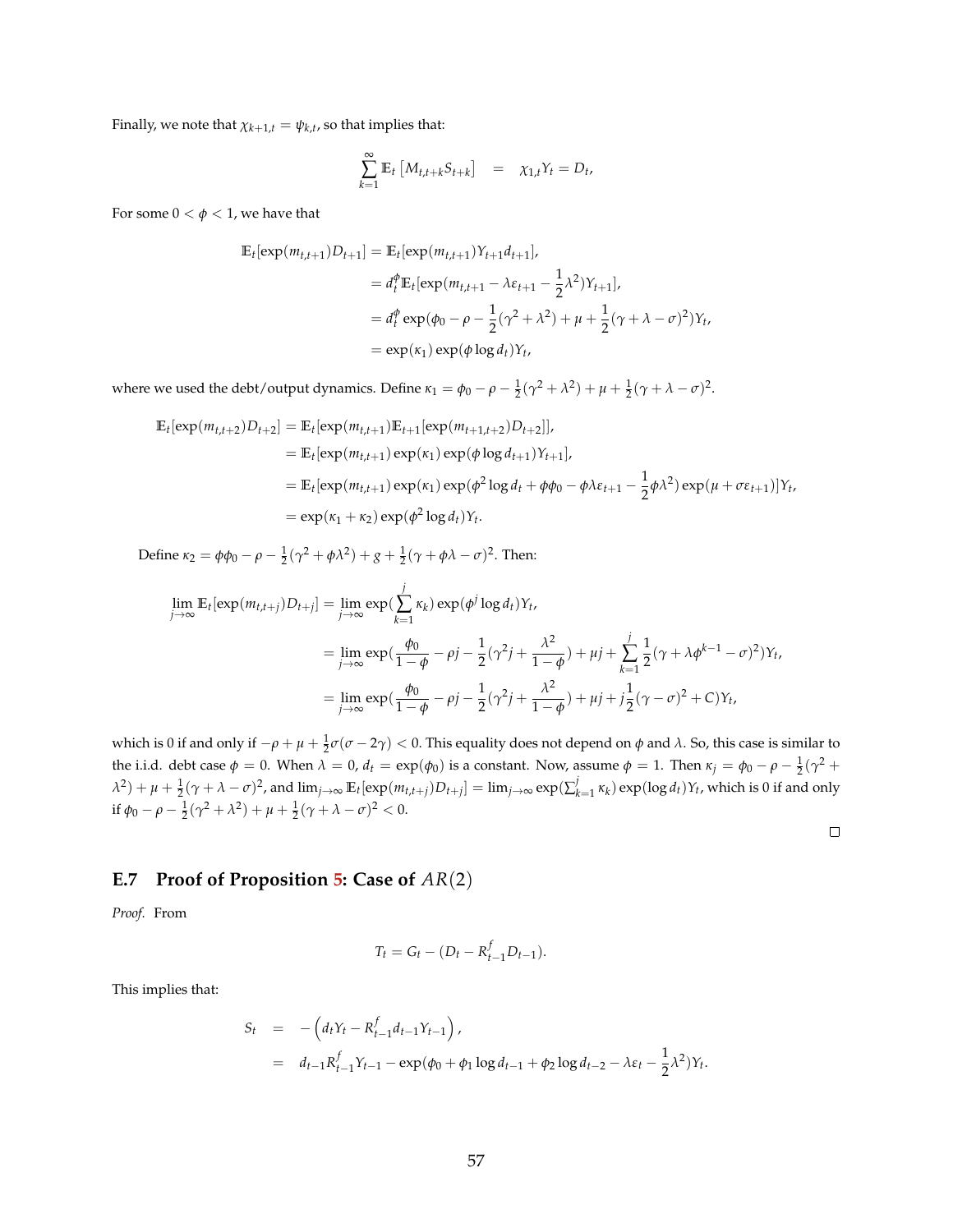Finally, we note that $\chi_{k+1,t} = \psi_{k,t}$, so that implies that:

$$\sum_{k=1}^{\infty} \mathbb{E}_t \left[ M_{t,t+k} S_{t+k} \right] \quad = \quad \chi_{1,t} Y_t = D_t,$$

For some $0 < \phi < 1$, we have that

$$\begin{aligned}
\mathbb{E}_t[\exp(m_{t,t+1}) D_{t+1}] &= \mathbb{E}_t[\exp(m_{t,t+1}) Y_{t+1} d_{t+1}], \\
&= d_t^{\phi} \mathbb{E}_t[\exp(m_{t,t+1} - \lambda \varepsilon_{t+1} - \frac{1}{2}\lambda^2) Y_{t+1}], \\
&= d_t^{\phi} \exp(\phi_0 - \rho - \frac{1}{2}(\gamma^2 + \lambda^2) + \mu + \frac{1}{2}(\gamma + \lambda - \sigma)^2) Y_t, \\
&= \exp(\kappa_1) \exp(\phi \log d_t) Y_t,
\end{aligned}$$

where we used the debt/output dynamics. Define $\kappa_1 = \phi_0 - \rho - \frac{1}{2}(\gamma^2 + \lambda^2) + \mu + \frac{1}{2}(\gamma + \lambda - \sigma)^2$.

$$\begin{aligned}
\mathbb{E}_t[\exp(m_{t,t+2}) D_{t+2}] &= \mathbb{E}_t[\exp(m_{t,t+1}) \mathbb{E}_{t+1}[\exp(m_{t+1,t+2}) D_{t+2}]], \\
&= \mathbb{E}_t[\exp(m_{t,t+1}) \exp(\kappa_1) \exp(\phi \log d_{t+1}) Y_{t+1}], \\
&= \mathbb{E}_t[\exp(m_{t,t+1}) \exp(\kappa_1) \exp(\phi^2 \log d_t + \phi\phi_0 - \phi\lambda\varepsilon_{t+1} - \frac{1}{2}\phi\lambda^2) \exp(\mu + \sigma\varepsilon_{t+1})] Y_t, \\
&= \exp(\kappa_1 + \kappa_2) \exp(\phi^2 \log d_t) Y_t.
\end{aligned}$$

Define $\kappa_2 = \phi\phi_0 - \rho - \frac{1}{2}(\gamma^2 + \phi\lambda^2) + g + \frac{1}{2}(\gamma + \phi\lambda - \sigma)^2$. Then:

$$\begin{aligned}
\lim_{j\to\infty} \mathbb{E}_t[\exp(m_{t,t+j}) D_{t+j}] &= \lim_{j\to\infty} \exp(\sum_{k=1}^{j} \kappa_k) \exp(\phi^j \log d_t) Y_t, \\
&= \lim_{j\to\infty} \exp(\frac{\phi_0}{1-\phi} - \rho j - \frac{1}{2}(\gamma^2 j + \frac{\lambda^2}{1-\phi}) + \mu j + \sum_{k=1}^{j} \frac{1}{2}(\gamma + \lambda\phi^{k-1} - \sigma)^2) Y_t, \\
&= \lim_{j\to\infty} \exp(\frac{\phi_0}{1-\phi} - \rho j - \frac{1}{2}(\gamma^2 j + \frac{\lambda^2}{1-\phi}) + \mu j + j\frac{1}{2}(\gamma - \sigma)^2 + C) Y_t,
\end{aligned}$$

which is 0 if and only if $-\rho + \mu + \frac{1}{2}\sigma(\sigma - 2\gamma) < 0$. This equality does not depend on $\phi$ and $\lambda$. So, this case is similar to the i.i.d. debt case $\phi = 0$. When $\lambda = 0$, $d_t = \exp(\phi_0)$ is a constant. Now, assume $\phi = 1$. Then $\kappa_j = \phi_0 - \rho - \frac{1}{2}(\gamma^2 + \lambda^2) + \mu + \frac{1}{2}(\gamma + \lambda - \sigma)^2$, and $\lim_{j\to\infty} \mathbb{E}_t[\exp(m_{t,t+j}) D_{t+j}] = \lim_{j\to\infty} \exp(\sum_{k=1}^{j} \kappa_k) \exp(\log d_t) Y_t$, which is 0 if and only if $\phi_0 - \rho - \frac{1}{2}(\gamma^2 + \lambda^2) + \mu + \frac{1}{2}(\gamma + \lambda - \sigma)^2 < 0$.

□

## E.7 Proof of Proposition 5: Case of $AR(2)$

*Proof.* From

$$T_t = G_t - (D_t - R^f_{t-1} D_{t-1}).$$

This implies that:

$$\begin{aligned}
S_t \quad &= \quad -\left( d_t Y_t - R^f_{t-1} d_{t-1} Y_{t-1} \right), \\
&= \quad d_{t-1} R^f_{t-1} Y_{t-1} - \exp(\phi_0 + \phi_1 \log d_{t-1} + \phi_2 \log d_{t-2} - \lambda\varepsilon_t - \frac{1}{2}\lambda^2) Y_t.
\end{aligned}$$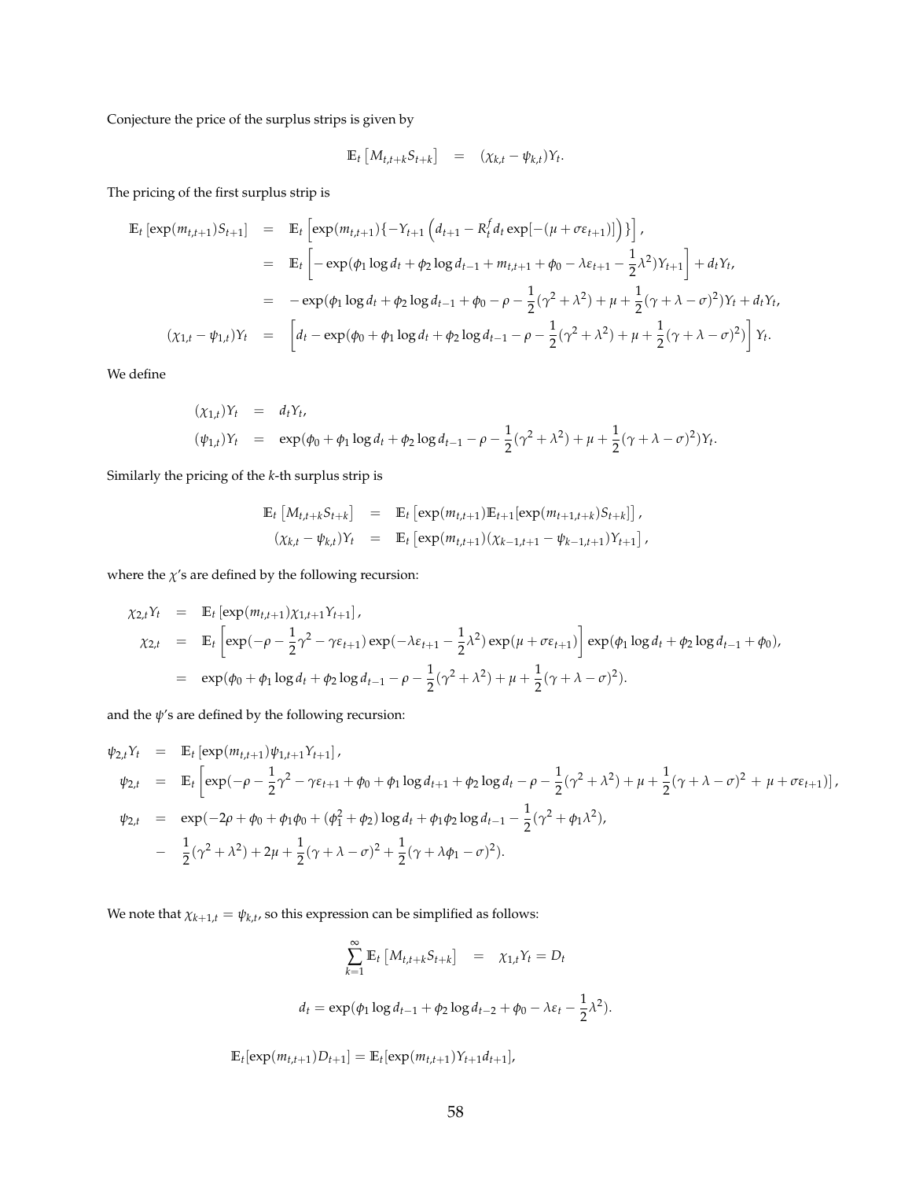Conjecture the price of the surplus strips is given by

$$\mathbb{E}_t\left[M_{t,t+k}S_{t+k}\right] \quad = \quad (\chi_{k,t} - \psi_{k,t})Y_t.$$

The pricing of the first surplus strip is

$$\begin{aligned}
\mathbb{E}_t\left[\exp(m_{t,t+1})S_{t+1}\right] &= \mathbb{E}_t\left[\exp(m_{t,t+1})\{-Y_{t+1}\left(d_{t+1} - R_t^f d_t \exp[-(\mu+\sigma\varepsilon_{t+1})]\right)\}\right], \\
&= \mathbb{E}_t\left[-\exp(\phi_1 \log d_t + \phi_2 \log d_{t-1} + m_{t,t+1} + \phi_0 - \lambda\varepsilon_{t+1} - \frac{1}{2}\lambda^2)Y_{t+1}\right] + d_t Y_t, \\
&= -\exp(\phi_1 \log d_t + \phi_2 \log d_{t-1} + \phi_0 - \rho - \frac{1}{2}(\gamma^2+\lambda^2) + \mu + \frac{1}{2}(\gamma+\lambda-\sigma)^2)Y_t + d_t Y_t, \\
(\chi_{1,t} - \psi_{1,t})Y_t &= \left[d_t - \exp(\phi_0 + \phi_1 \log d_t + \phi_2 \log d_{t-1} - \rho - \frac{1}{2}(\gamma^2+\lambda^2) + \mu + \frac{1}{2}(\gamma+\lambda-\sigma)^2)\right]Y_t.
\end{aligned}$$

We define

$$\begin{aligned}
(\chi_{1,t})Y_t &= d_t Y_t, \\
(\psi_{1,t})Y_t &= \exp(\phi_0 + \phi_1 \log d_t + \phi_2 \log d_{t-1} - \rho - \frac{1}{2}(\gamma^2+\lambda^2) + \mu + \frac{1}{2}(\gamma+\lambda-\sigma)^2)Y_t.
\end{aligned}$$

Similarly the pricing of the $k$-th surplus strip is

$$\begin{aligned}
\mathbb{E}_t\left[M_{t,t+k}S_{t+k}\right] &= \mathbb{E}_t\left[\exp(m_{t,t+1})\mathbb{E}_{t+1}[\exp(m_{t+1,t+k})S_{t+k}]\right], \\
(\chi_{k,t} - \psi_{k,t})Y_t &= \mathbb{E}_t\left[\exp(m_{t,t+1})(\chi_{k-1,t+1} - \psi_{k-1,t+1})Y_{t+1}\right],
\end{aligned}$$

where the $\chi$'s are defined by the following recursion:

$$\begin{aligned}
\chi_{2,t}Y_t &= \mathbb{E}_t\left[\exp(m_{t,t+1})\chi_{1,t+1}Y_{t+1}\right], \\
\chi_{2,t} &= \mathbb{E}_t\left[\exp(-\rho - \frac{1}{2}\gamma^2 - \gamma\varepsilon_{t+1})\exp(-\lambda\varepsilon_{t+1} - \frac{1}{2}\lambda^2)\exp(\mu+\sigma\varepsilon_{t+1})\right]\exp(\phi_1 \log d_t + \phi_2 \log d_{t-1} + \phi_0), \\
&= \exp(\phi_0 + \phi_1 \log d_t + \phi_2 \log d_{t-1} - \rho - \frac{1}{2}(\gamma^2+\lambda^2) + \mu + \frac{1}{2}(\gamma+\lambda-\sigma)^2).
\end{aligned}$$

and the $\psi$'s are defined by the following recursion:

$$\begin{aligned}
\psi_{2,t}Y_t &= \mathbb{E}_t\left[\exp(m_{t,t+1})\psi_{1,t+1}Y_{t+1}\right], \\
\psi_{2,t} &= \mathbb{E}_t\left[\exp(-\rho - \frac{1}{2}\gamma^2 - \gamma\varepsilon_{t+1} + \phi_0 + \phi_1 \log d_{t+1} + \phi_2 \log d_t - \rho - \frac{1}{2}(\gamma^2+\lambda^2) + \mu + \frac{1}{2}(\gamma+\lambda-\sigma)^2 \, + \, \mu + \sigma\varepsilon_{t+1})\right], \\
\psi_{2,t} &= \exp(-2\rho + \phi_0 + \phi_1\phi_0 + (\phi_1^2+\phi_2)\log d_t + \phi_1\phi_2 \log d_{t-1} - \frac{1}{2}(\gamma^2 + \phi_1\lambda^2), \\
&- \frac{1}{2}(\gamma^2+\lambda^2) + 2\mu + \frac{1}{2}(\gamma+\lambda-\sigma)^2 + \frac{1}{2}(\gamma+\lambda\phi_1-\sigma)^2).
\end{aligned}$$

We note that $\chi_{k+1,t} = \psi_{k,t}$, so this expression can be simplified as follows:

$$\sum_{k=1}^{\infty}\mathbb{E}_t\left[M_{t,t+k}S_{t+k}\right] \quad = \quad \chi_{1,t}Y_t = D_t$$

$$d_t = \exp(\phi_1 \log d_{t-1} + \phi_2 \log d_{t-2} + \phi_0 - \lambda\varepsilon_t - \frac{1}{2}\lambda^2).$$

$$\mathbb{E}_t[\exp(m_{t,t+1})D_{t+1}] = \mathbb{E}_t[\exp(m_{t,t+1})Y_{t+1}d_{t+1}],$$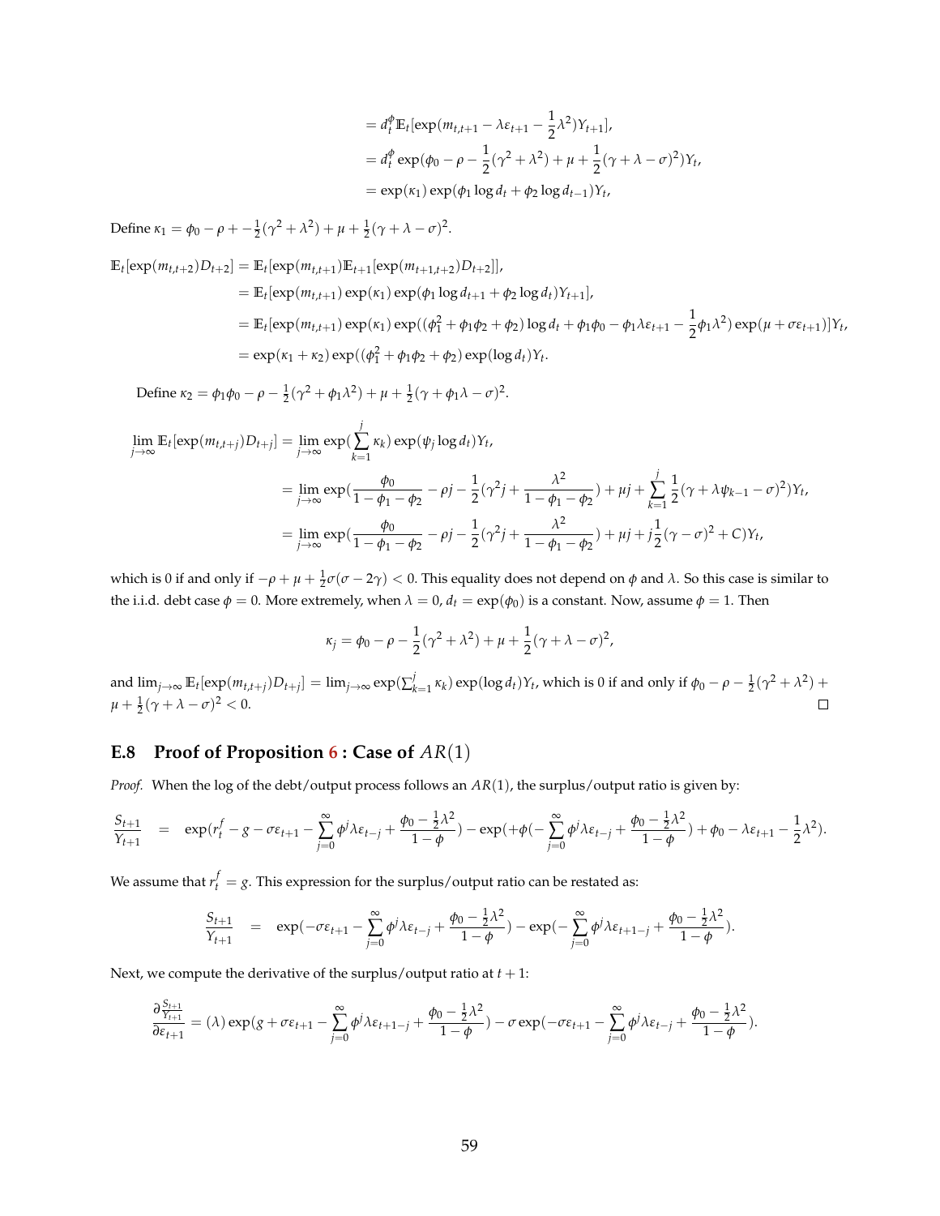$$
\begin{aligned}
&= d_t^{\phi}\mathbb{E}_t[\exp(m_{t,t+1} - \lambda\varepsilon_{t+1} - \frac{1}{2}\lambda^2)Y_{t+1}], \\
&= d_t^{\phi}\exp(\phi_0 - \rho - \frac{1}{2}(\gamma^2 + \lambda^2) + \mu + \frac{1}{2}(\gamma + \lambda - \sigma)^2)Y_t, \\
&= \exp(\kappa_1)\exp(\phi_1 \log d_t + \phi_2 \log d_{t-1})Y_t,
\end{aligned}
$$

Define $\kappa_1 = \phi_0 - \rho + -\frac{1}{2}(\gamma^2 + \lambda^2) + \mu + \frac{1}{2}(\gamma + \lambda - \sigma)^2$.

$$
\begin{aligned}
\mathbb{E}_t[\exp(m_{t,t+2})D_{t+2}] &= \mathbb{E}_t[\exp(m_{t,t+1})\mathbb{E}_{t+1}[\exp(m_{t+1,t+2})D_{t+2}]], \\
&= \mathbb{E}_t[\exp(m_{t,t+1})\exp(\kappa_1)\exp(\phi_1 \log d_{t+1} + \phi_2 \log d_t)Y_{t+1}], \\
&= \mathbb{E}_t[\exp(m_{t,t+1})\exp(\kappa_1)\exp((\phi_1^2 + \phi_1\phi_2 + \phi_2)\log d_t + \phi_1\phi_0 - \phi_1\lambda\varepsilon_{t+1} - \frac{1}{2}\phi_1\lambda^2)\exp(\mu + \sigma\varepsilon_{t+1})]Y_t, \\
&= \exp(\kappa_1 + \kappa_2)\exp((\phi_1^2 + \phi_1\phi_2 + \phi_2)\exp(\log d_t)Y_t.
\end{aligned}
$$

Define $\kappa_2 = \phi_1\phi_0 - \rho - \frac{1}{2}(\gamma^2 + \phi_1\lambda^2) + \mu + \frac{1}{2}(\gamma + \phi_1\lambda - \sigma)^2$.

$$
\begin{aligned}
\lim_{j\to\infty}\mathbb{E}_t[\exp(m_{t,t+j})D_{t+j}] &= \lim_{j\to\infty}\exp(\sum_{k=1}^{j}\kappa_k)\exp(\psi_j \log d_t)Y_t, \\
&= \lim_{j\to\infty}\exp(\frac{\phi_0}{1-\phi_1-\phi_2} - \rho j - \frac{1}{2}(\gamma^2 j + \frac{\lambda^2}{1-\phi_1-\phi_2}) + \mu j + \sum_{k=1}^{j}\frac{1}{2}(\gamma + \lambda\psi_{k-1} - \sigma)^2)Y_t, \\
&= \lim_{j\to\infty}\exp(\frac{\phi_0}{1-\phi_1-\phi_2} - \rho j - \frac{1}{2}(\gamma^2 j + \frac{\lambda^2}{1-\phi_1-\phi_2}) + \mu j + j\frac{1}{2}(\gamma - \sigma)^2 + C)Y_t,
\end{aligned}
$$

which is 0 if and only if $-\rho + \mu + \frac{1}{2}\sigma(\sigma - 2\gamma) < 0$. This equality does not depend on $\phi$ and $\lambda$. So this case is similar to the i.i.d. debt case $\phi = 0$. More extremely, when $\lambda = 0$, $d_t = \exp(\phi_0)$ is a constant. Now, assume $\phi = 1$. Then

$$
\kappa_j = \phi_0 - \rho - \frac{1}{2}(\gamma^2 + \lambda^2) + \mu + \frac{1}{2}(\gamma + \lambda - \sigma)^2,
$$

and $\lim_{j\to\infty}\mathbb{E}_t[\exp(m_{t,t+j})D_{t+j}] = \lim_{j\to\infty}\exp(\sum_{k=1}^{j}\kappa_k)\exp(\log d_t)Y_t$, which is 0 if and only if $\phi_0 - \rho - \frac{1}{2}(\gamma^2 + \lambda^2) + \mu + \frac{1}{2}(\gamma + \lambda - \sigma)^2 < 0$. □

## E.8 Proof of Proposition 6 : Case of $AR(1)$

*Proof.* When the log of the debt/output process follows an $AR(1)$, the surplus/output ratio is given by:

$$
\frac{S_{t+1}}{Y_{t+1}} \quad = \quad \exp(r_t^f - g - \sigma\varepsilon_{t+1} - \sum_{j=0}^{\infty}\phi^j\lambda\varepsilon_{t-j} + \frac{\phi_0 - \frac{1}{2}\lambda^2}{1-\phi}) - \exp(+\phi(-\sum_{j=0}^{\infty}\phi^j\lambda\varepsilon_{t-j} + \frac{\phi_0 - \frac{1}{2}\lambda^2}{1-\phi}) + \phi_0 - \lambda\varepsilon_{t+1} - \frac{1}{2}\lambda^2).
$$

We assume that $r_t^f = g$. This expression for the surplus/output ratio can be restated as:

$$
\frac{S_{t+1}}{Y_{t+1}} \quad = \quad \exp(-\sigma\varepsilon_{t+1} - \sum_{j=0}^{\infty}\phi^j\lambda\varepsilon_{t-j} + \frac{\phi_0 - \frac{1}{2}\lambda^2}{1-\phi}) - \exp(-\sum_{j=0}^{\infty}\phi^j\lambda\varepsilon_{t+1-j} + \frac{\phi_0 - \frac{1}{2}\lambda^2}{1-\phi}).
$$

Next, we compute the derivative of the surplus/output ratio at $t+1$:

$$
\frac{\partial\frac{S_{t+1}}{Y_{t+1}}}{\partial\varepsilon_{t+1}} = (\lambda)\exp(g + \sigma\varepsilon_{t+1} - \sum_{j=0}^{\infty}\phi^j\lambda\varepsilon_{t+1-j} + \frac{\phi_0 - \frac{1}{2}\lambda^2}{1-\phi}) - \sigma\exp(-\sigma\varepsilon_{t+1} - \sum_{j=0}^{\infty}\phi^j\lambda\varepsilon_{t-j} + \frac{\phi_0 - \frac{1}{2}\lambda^2}{1-\phi}).
$$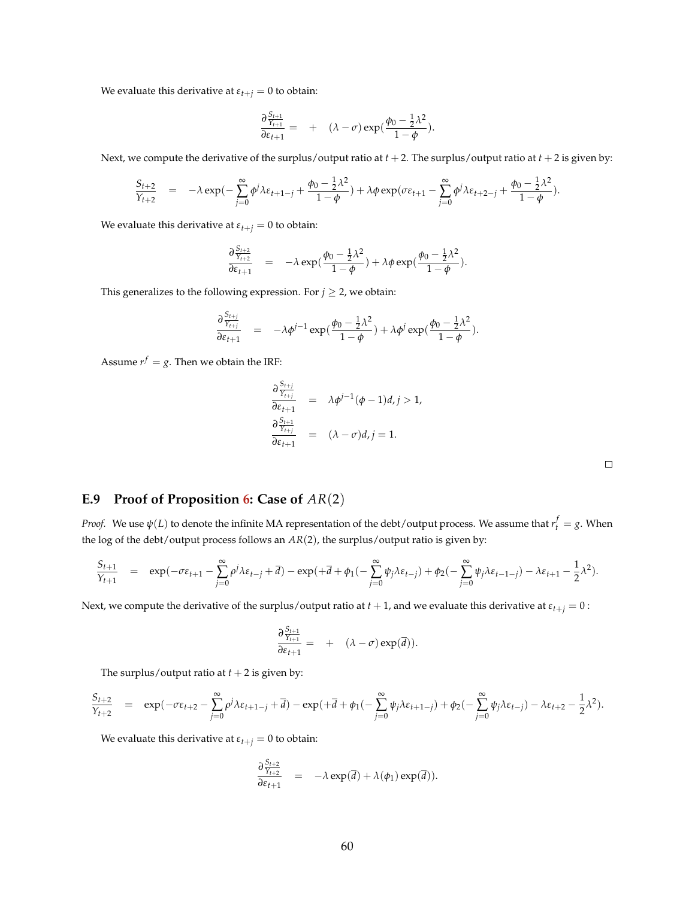We evaluate this derivative at $\varepsilon_{t+j} = 0$ to obtain:

$$\frac{\partial \frac{S_{t+1}}{Y_{t+1}}}{\partial \varepsilon_{t+1}} = \quad + \quad (\lambda - \sigma) \exp(\frac{\phi_0 - \frac{1}{2}\lambda^2}{1-\phi}).$$

Next, we compute the derivative of the surplus/output ratio at $t+2$. The surplus/output ratio at $t+2$ is given by:

$$\frac{S_{t+2}}{Y_{t+2}} \quad = \quad -\lambda \exp(-\sum_{j=0}^{\infty} \phi^j \lambda \varepsilon_{t+1-j} + \frac{\phi_0 - \frac{1}{2}\lambda^2}{1-\phi}) + \lambda \phi \exp(\sigma \varepsilon_{t+1} - \sum_{j=0}^{\infty} \phi^j \lambda \varepsilon_{t+2-j} + \frac{\phi_0 - \frac{1}{2}\lambda^2}{1-\phi}).$$

We evaluate this derivative at $\varepsilon_{t+j} = 0$ to obtain:

$$\frac{\partial \frac{S_{t+2}}{Y_{t+2}}}{\partial \varepsilon_{t+1}} \quad = \quad -\lambda \exp(\frac{\phi_0 - \frac{1}{2}\lambda^2}{1-\phi}) + \lambda \phi \exp(\frac{\phi_0 - \frac{1}{2}\lambda^2}{1-\phi}).$$

This generalizes to the following expression. For $j \geq 2$, we obtain:

$$\frac{\partial \frac{S_{t+j}}{Y_{t+j}}}{\partial \varepsilon_{t+1}} \quad = \quad -\lambda \phi^{j-1} \exp(\frac{\phi_0 - \frac{1}{2}\lambda^2}{1-\phi}) + \lambda \phi^j \exp(\frac{\phi_0 - \frac{1}{2}\lambda^2}{1-\phi}).$$

Assume $r^f = g$. Then we obtain the IRF:

$$\frac{\partial \frac{S_{t+j}}{Y_{t+j}}}{\partial \varepsilon_{t+1}} \quad = \quad \lambda \phi^{j-1}(\phi - 1) d, j > 1,$$

$$\frac{\partial \frac{S_{t+1}}{Y_{t+j}}}{\partial \varepsilon_{t+1}} \quad = \quad (\lambda - \sigma) d, j = 1.$$

□

## E.9 Proof of Proposition 6: Case of $AR(2)$

*Proof.* We use $\psi(L)$ to denote the infinite MA representation of the debt/output process. We assume that $r_t^f = g$. When the log of the debt/output process follows an $AR(2)$, the surplus/output ratio is given by:

$$\frac{S_{t+1}}{Y_{t+1}} \quad = \quad \exp(-\sigma \varepsilon_{t+1} - \sum_{j=0}^{\infty} \rho^j \lambda \varepsilon_{t-j} + \overline{d}) - \exp(+\overline{d} + \phi_1(-\sum_{j=0}^{\infty} \psi_j \lambda \varepsilon_{t-j}) + \phi_2(-\sum_{j=0}^{\infty} \psi_j \lambda \varepsilon_{t-1-j}) - \lambda \varepsilon_{t+1} - \frac{1}{2}\lambda^2).$$

Next, we compute the derivative of the surplus/output ratio at $t+1$, and we evaluate this derivative at $\varepsilon_{t+j} = 0$ :

$$\frac{\partial \frac{S_{t+1}}{Y_{t+1}}}{\partial \varepsilon_{t+1}} = \quad + \quad (\lambda - \sigma) \exp(\overline{d})).$$

The surplus/output ratio at $t+2$ is given by:

$$\frac{S_{t+2}}{Y_{t+2}} \quad = \quad \exp(-\sigma \varepsilon_{t+2} - \sum_{j=0}^{\infty} \rho^j \lambda \varepsilon_{t+1-j} + \overline{d}) - \exp(+\overline{d} + \phi_1(-\sum_{j=0}^{\infty} \psi_j \lambda \varepsilon_{t+1-j}) + \phi_2(-\sum_{j=0}^{\infty} \psi_j \lambda \varepsilon_{t-j}) - \lambda \varepsilon_{t+2} - \frac{1}{2}\lambda^2).$$

We evaluate this derivative at $\varepsilon_{t+j} = 0$ to obtain:

$$\frac{\partial \frac{S_{t+2}}{Y_{t+2}}}{\partial \varepsilon_{t+1}} \quad = \quad -\lambda \exp(\overline{d}) + \lambda(\phi_1) \exp(\overline{d})).$$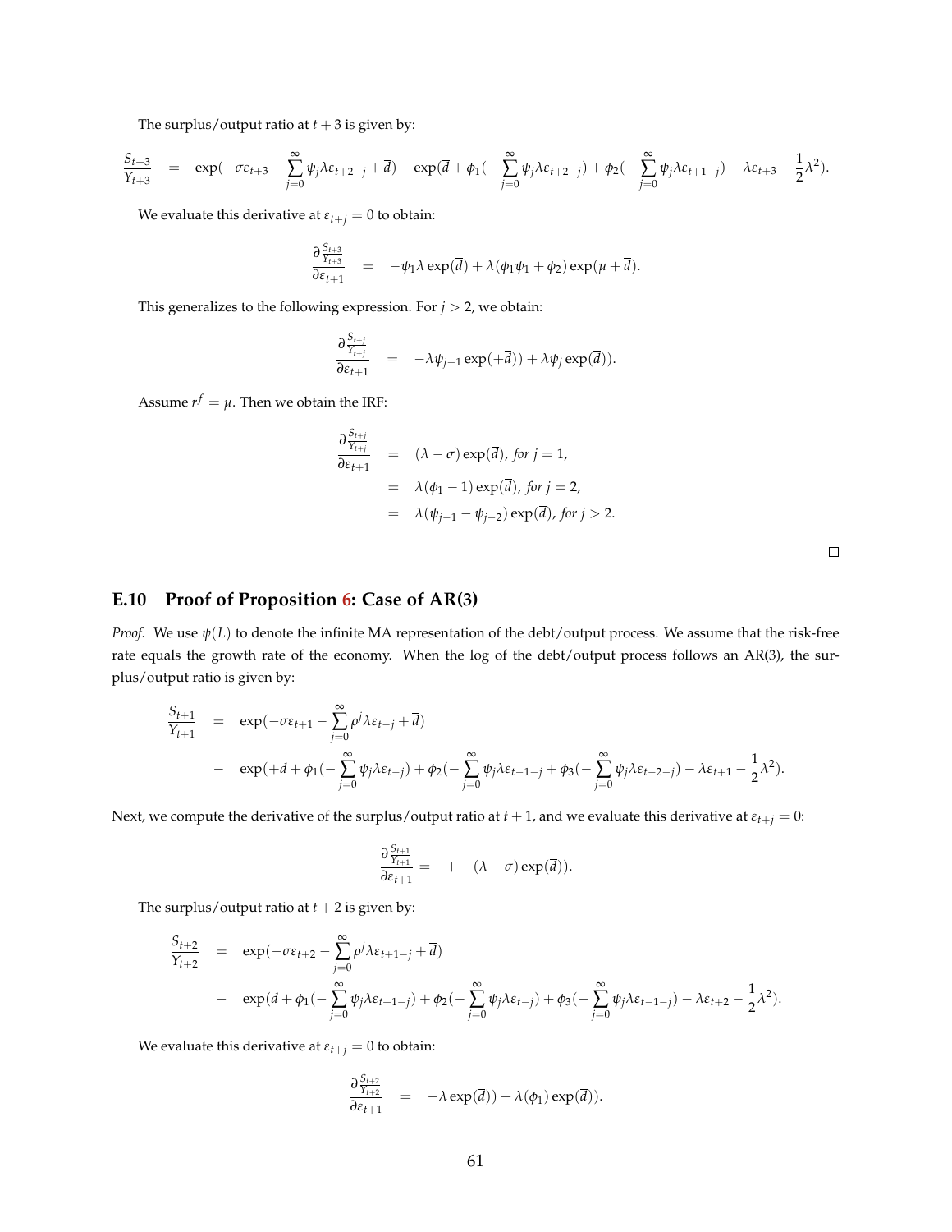The surplus/output ratio at $t+3$ is given by:

$$\frac{S_{t+3}}{Y_{t+3}} = \exp(-\sigma\varepsilon_{t+3} - \sum_{j=0}^{\infty}\psi_j\lambda\varepsilon_{t+2-j} + \overline{d}) - \exp(\overline{d} + \phi_1(-\sum_{j=0}^{\infty}\psi_j\lambda\varepsilon_{t+2-j}) + \phi_2(-\sum_{j=0}^{\infty}\psi_j\lambda\varepsilon_{t+1-j}) - \lambda\varepsilon_{t+3} - \frac{1}{2}\lambda^2).$$

We evaluate this derivative at $\varepsilon_{t+j} = 0$ to obtain:

$$\frac{\partial\frac{S_{t+3}}{Y_{t+3}}}{\partial\varepsilon_{t+1}} = -\psi_1\lambda\exp(\overline{d}) + \lambda(\phi_1\psi_1 + \phi_2)\exp(\mu + \overline{d}).$$

This generalizes to the following expression. For $j > 2$, we obtain:

$$\frac{\partial\frac{S_{t+j}}{Y_{t+j}}}{\partial\varepsilon_{t+1}} = -\lambda\psi_{j-1}\exp(+\overline{d})) + \lambda\psi_j\exp(\overline{d})).$$

Assume $r^f = \mu$. Then we obtain the IRF:

$$\begin{aligned}
\frac{\partial\frac{S_{t+j}}{Y_{t+j}}}{\partial\varepsilon_{t+1}} &= (\lambda - \sigma)\exp(\overline{d}), \textit{ for } j = 1, \\
&= \lambda(\phi_1 - 1)\exp(\overline{d}), \textit{ for } j = 2, \\
&= \lambda(\psi_{j-1} - \psi_{j-2})\exp(\overline{d}), \textit{ for } j > 2.
\end{aligned}$$

□

### E.10 Proof of Proposition 6: Case of AR(3)

*Proof.* We use $\psi(L)$ to denote the infinite MA representation of the debt/output process. We assume that the risk-free rate equals the growth rate of the economy. When the log of the debt/output process follows an AR(3), the surplus/output ratio is given by:

$$\begin{aligned}
\frac{S_{t+1}}{Y_{t+1}} &= \exp(-\sigma\varepsilon_{t+1} - \sum_{j=0}^{\infty}\rho^j\lambda\varepsilon_{t-j} + \overline{d}) \\
&- \exp(+\overline{d} + \phi_1(-\sum_{j=0}^{\infty}\psi_j\lambda\varepsilon_{t-j}) + \phi_2(-\sum_{j=0}^{\infty}\psi_j\lambda\varepsilon_{t-1-j} + \phi_3(-\sum_{j=0}^{\infty}\psi_j\lambda\varepsilon_{t-2-j}) - \lambda\varepsilon_{t+1} - \frac{1}{2}\lambda^2).
\end{aligned}$$

Next, we compute the derivative of the surplus/output ratio at $t+1$, and we evaluate this derivative at $\varepsilon_{t+j} = 0$:

$$\frac{\partial\frac{S_{t+1}}{Y_{t+1}}}{\partial\varepsilon_{t+1}} = + \quad (\lambda - \sigma)\exp(\overline{d})).$$

The surplus/output ratio at $t+2$ is given by:

$$\begin{aligned}
\frac{S_{t+2}}{Y_{t+2}} &= \exp(-\sigma\varepsilon_{t+2} - \sum_{j=0}^{\infty}\rho^j\lambda\varepsilon_{t+1-j} + \overline{d}) \\
&- \exp(\overline{d} + \phi_1(-\sum_{j=0}^{\infty}\psi_j\lambda\varepsilon_{t+1-j}) + \phi_2(-\sum_{j=0}^{\infty}\psi_j\lambda\varepsilon_{t-j}) + \phi_3(-\sum_{j=0}^{\infty}\psi_j\lambda\varepsilon_{t-1-j}) - \lambda\varepsilon_{t+2} - \frac{1}{2}\lambda^2).
\end{aligned}$$

We evaluate this derivative at $\varepsilon_{t+j} = 0$ to obtain:

$$\frac{\partial\frac{S_{t+2}}{Y_{t+2}}}{\partial\varepsilon_{t+1}} = -\lambda\exp(\overline{d})) + \lambda(\phi_1)\exp(\overline{d})).$$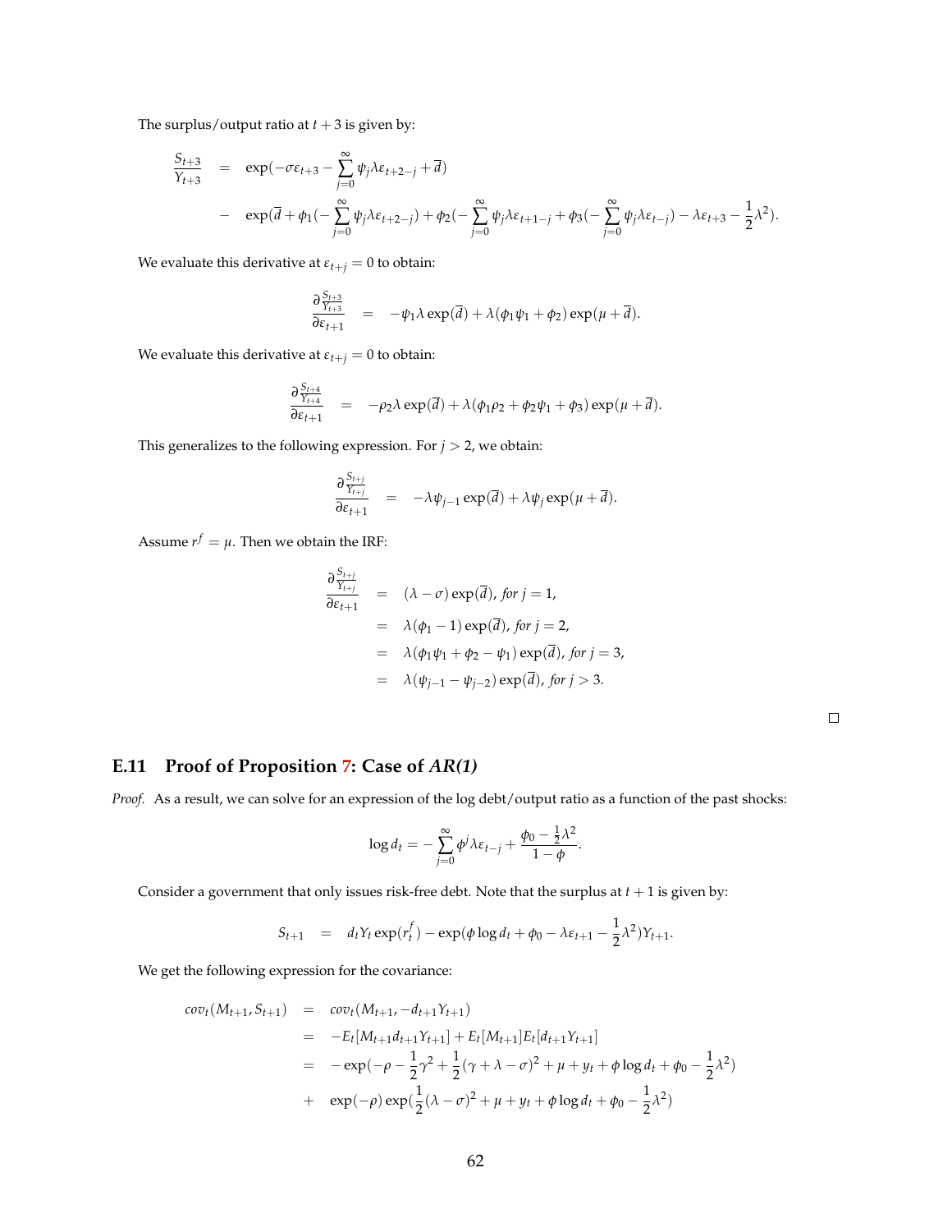The surplus/output ratio at $t+3$ is given by:

$$
\begin{aligned}
\frac{S_{t+3}}{Y_{t+3}} &= \exp(-\sigma\varepsilon_{t+3} - \sum_{j=0}^{\infty}\psi_j\lambda\varepsilon_{t+2-j} + \overline{d}) \\
&- \exp(\overline{d} + \phi_1(-\sum_{j=0}^{\infty}\psi_j\lambda\varepsilon_{t+2-j}) + \phi_2(-\sum_{j=0}^{\infty}\psi_j\lambda\varepsilon_{t+1-j} + \phi_3(-\sum_{j=0}^{\infty}\psi_j\lambda\varepsilon_{t-j}) - \lambda\varepsilon_{t+3} - \frac{1}{2}\lambda^2).
\end{aligned}
$$

We evaluate this derivative at $\varepsilon_{t+j} = 0$ to obtain:

$$
\frac{\partial \frac{S_{t+3}}{Y_{t+3}}}{\partial \varepsilon_{t+1}} = -\psi_1\lambda\exp(\overline{d}) + \lambda(\phi_1\psi_1 + \phi_2)\exp(\mu + \overline{d}).
$$

We evaluate this derivative at $\varepsilon_{t+j} = 0$ to obtain:

$$
\frac{\partial \frac{S_{t+4}}{Y_{t+4}}}{\partial \varepsilon_{t+1}} = -\rho_2\lambda\exp(\overline{d}) + \lambda(\phi_1\rho_2 + \phi_2\psi_1 + \phi_3)\exp(\mu + \overline{d}).
$$

This generalizes to the following expression. For $j > 2$, we obtain:

$$
\frac{\partial \frac{S_{t+j}}{Y_{t+j}}}{\partial \varepsilon_{t+1}} = -\lambda\psi_{j-1}\exp(\overline{d}) + \lambda\psi_j\exp(\mu + \overline{d}).
$$

Assume $r^f = \mu$. Then we obtain the IRF:

$$
\begin{aligned}
\frac{\partial \frac{S_{t+j}}{Y_{t+j}}}{\partial \varepsilon_{t+1}} &= (\lambda - \sigma)\exp(\overline{d}), \textit{ for } j = 1, \\
&= \lambda(\phi_1 - 1)\exp(\overline{d}), \textit{ for } j = 2, \\
&= \lambda(\phi_1\psi_1 + \phi_2 - \psi_1)\exp(\overline{d}), \textit{ for } j = 3, \\
&= \lambda(\psi_{j-1} - \psi_{j-2})\exp(\overline{d}), \textit{ for } j > 3.
\end{aligned}
$$

□

### E.11 Proof of Proposition 7: Case of *AR(1)*

*Proof.* As a result, we can solve for an expression of the log debt/output ratio as a function of the past shocks:

$$
\log d_t = -\sum_{j=0}^{\infty}\phi^j\lambda\varepsilon_{t-j} + \frac{\phi_0 - \frac{1}{2}\lambda^2}{1-\phi}.
$$

Consider a government that only issues risk-free debt. Note that the surplus at $t+1$ is given by:

$$
S_{t+1} = d_t Y_t \exp(r_t^f) - \exp(\phi\log d_t + \phi_0 - \lambda\varepsilon_{t+1} - \frac{1}{2}\lambda^2)Y_{t+1}.
$$

We get the following expression for the covariance:

$$
\begin{aligned}
cov_t(M_{t+1}, S_{t+1}) &= cov_t(M_{t+1}, -d_{t+1}Y_{t+1}) \\
&= -E_t[M_{t+1}d_{t+1}Y_{t+1}] + E_t[M_{t+1}]E_t[d_{t+1}Y_{t+1}] \\
&= -\exp(-\rho - \frac{1}{2}\gamma^2 + \frac{1}{2}(\gamma + \lambda - \sigma)^2 + \mu + y_t + \phi\log d_t + \phi_0 - \frac{1}{2}\lambda^2) \\
&+ \exp(-\rho)\exp(\frac{1}{2}(\lambda - \sigma)^2 + \mu + y_t + \phi\log d_t + \phi_0 - \frac{1}{2}\lambda^2)
\end{aligned}
$$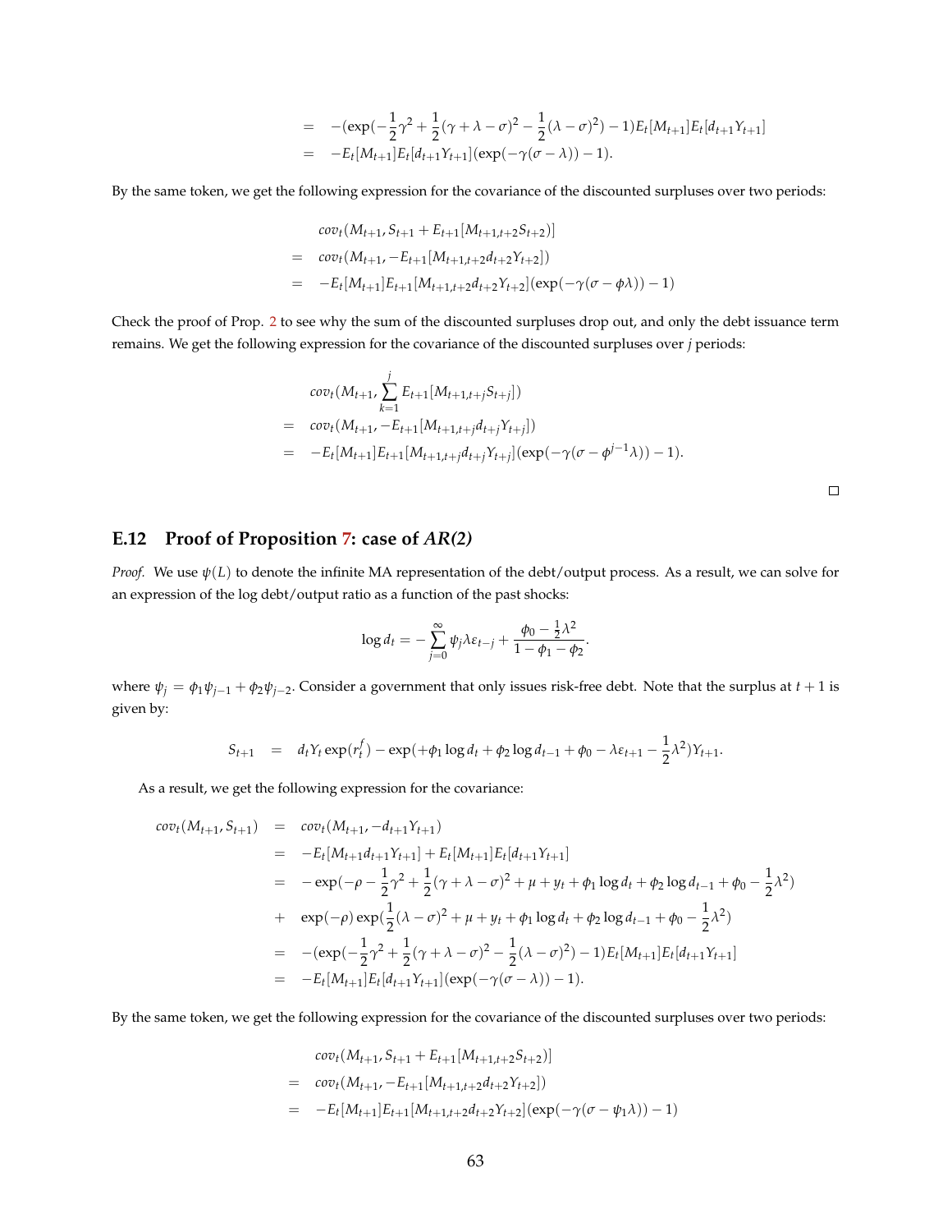$$
\begin{aligned}
&= -(\exp(-\frac{1}{2}\gamma^2 + \frac{1}{2}(\gamma + \lambda - \sigma)^2 - \frac{1}{2}(\lambda - \sigma)^2) - 1)E_t[M_{t+1}]E_t[d_{t+1}Y_{t+1}] \\
&= -E_t[M_{t+1}]E_t[d_{t+1}Y_{t+1}](\exp(-\gamma(\sigma - \lambda)) - 1).
\end{aligned}
$$

By the same token, we get the following expression for the covariance of the discounted surpluses over two periods:

$$
\begin{aligned}
& cov_t(M_{t+1}, S_{t+1} + E_{t+1}[M_{t+1,t+2}S_{t+2})] \\
= \; & cov_t(M_{t+1}, -E_{t+1}[M_{t+1,t+2}d_{t+2}Y_{t+2}]) \\
= \; & -E_t[M_{t+1}]E_{t+1}[M_{t+1,t+2}d_{t+2}Y_{t+2}](\exp(-\gamma(\sigma - \phi\lambda)) - 1)
\end{aligned}
$$

Check the proof of Prop. 2 to see why the sum of the discounted surpluses drop out, and only the debt issuance term remains. We get the following expression for the covariance of the discounted surpluses over $j$ periods:

$$
\begin{aligned}
& cov_t(M_{t+1}, \sum_{k=1}^{j} E_{t+1}[M_{t+1,t+j}S_{t+j}]) \\
= \; & cov_t(M_{t+1}, -E_{t+1}[M_{t+1,t+j}d_{t+j}Y_{t+j}]) \\
= \; & -E_t[M_{t+1}]E_{t+1}[M_{t+1,t+j}d_{t+j}Y_{t+j}](\exp(-\gamma(\sigma - \phi^{j-1}\lambda)) - 1).
\end{aligned}
$$

□

## E.12 Proof of Proposition 7: case of *AR(2)*

*Proof.* We use $\psi(L)$ to denote the infinite MA representation of the debt/output process. As a result, we can solve for an expression of the log debt/output ratio as a function of the past shocks:

$$
\log d_t = -\sum_{j=0}^{\infty} \psi_j \lambda \varepsilon_{t-j} + \frac{\phi_0 - \frac{1}{2}\lambda^2}{1 - \phi_1 - \phi_2}.
$$

where $\psi_j = \phi_1\psi_{j-1} + \phi_2\psi_{j-2}$. Consider a government that only issues risk-free debt. Note that the surplus at $t+1$ is given by:

$$
S_{t+1} = d_t Y_t \exp(r_t^f) - \exp(+\phi_1 \log d_t + \phi_2 \log d_{t-1} + \phi_0 - \lambda\varepsilon_{t+1} - \frac{1}{2}\lambda^2)Y_{t+1}.
$$

As a result, we get the following expression for the covariance:

$$
\begin{aligned}
cov_t(M_{t+1}, S_{t+1}) &= cov_t(M_{t+1}, -d_{t+1}Y_{t+1}) \\
&= -E_t[M_{t+1}d_{t+1}Y_{t+1}] + E_t[M_{t+1}]E_t[d_{t+1}Y_{t+1}] \\
&= -\exp(-\rho - \frac{1}{2}\gamma^2 + \frac{1}{2}(\gamma + \lambda - \sigma)^2 + \mu + y_t + \phi_1 \log d_t + \phi_2 \log d_{t-1} + \phi_0 - \frac{1}{2}\lambda^2) \\
&+ \exp(-\rho)\exp(\frac{1}{2}(\lambda - \sigma)^2 + \mu + y_t + \phi_1 \log d_t + \phi_2 \log d_{t-1} + \phi_0 - \frac{1}{2}\lambda^2) \\
&= -(\exp(-\frac{1}{2}\gamma^2 + \frac{1}{2}(\gamma + \lambda - \sigma)^2 - \frac{1}{2}(\lambda - \sigma)^2) - 1)E_t[M_{t+1}]E_t[d_{t+1}Y_{t+1}] \\
&= -E_t[M_{t+1}]E_t[d_{t+1}Y_{t+1}](\exp(-\gamma(\sigma - \lambda)) - 1).
\end{aligned}
$$

By the same token, we get the following expression for the covariance of the discounted surpluses over two periods:

$$
\begin{aligned}
& cov_t(M_{t+1}, S_{t+1} + E_{t+1}[M_{t+1,t+2}S_{t+2})] \\
= \; & cov_t(M_{t+1}, -E_{t+1}[M_{t+1,t+2}d_{t+2}Y_{t+2}]) \\
= \; & -E_t[M_{t+1}]E_{t+1}[M_{t+1,t+2}d_{t+2}Y_{t+2}](\exp(-\gamma(\sigma - \psi_1\lambda)) - 1)
\end{aligned}
$$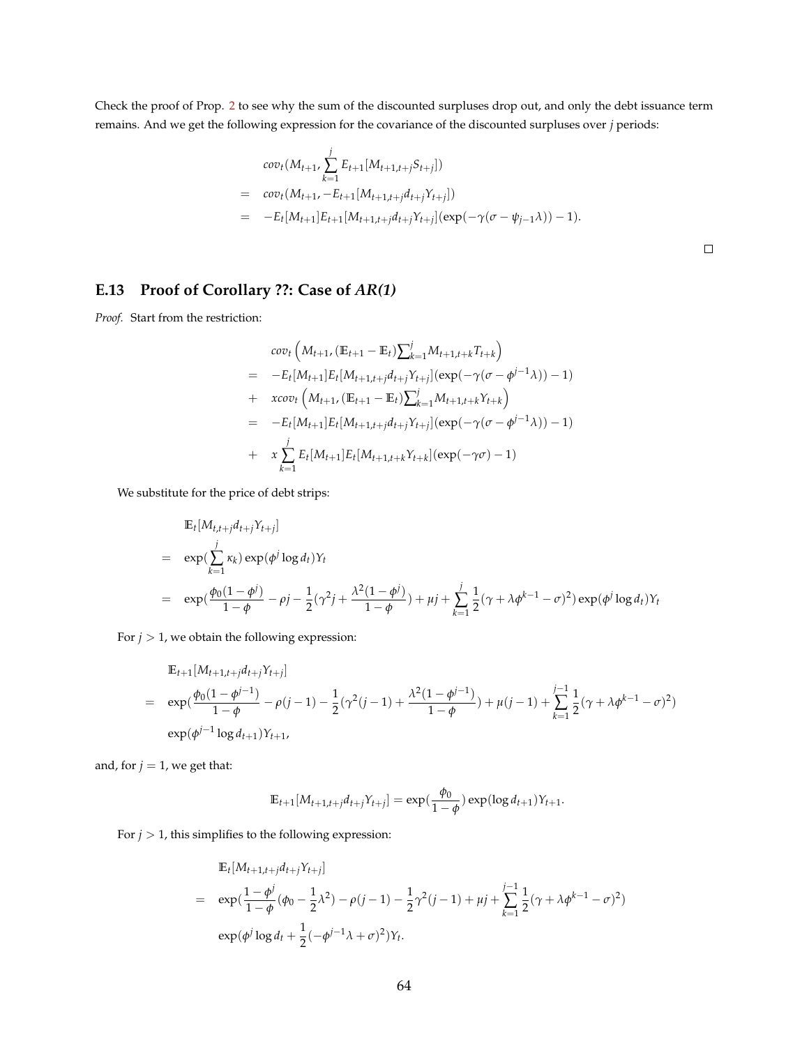Check the proof of Prop. 2 to see why the sum of the discounted surpluses drop out, and only the debt issuance term remains. And we get the following expression for the covariance of the discounted surpluses over $j$ periods:

$$
\begin{aligned}
& cov_t(M_{t+1}, \sum_{k=1}^{j} E_{t+1}[M_{t+1,t+j}S_{t+j}]) \\
= \quad & cov_t(M_{t+1}, -E_{t+1}[M_{t+1,t+j}d_{t+j}Y_{t+j}]) \\
= \quad & -E_t[M_{t+1}]E_{t+1}[M_{t+1,t+j}d_{t+j}Y_{t+j}](\exp(-\gamma(\sigma - \psi_{j-1}\lambda)) - 1).
\end{aligned}
$$

□

### E.13 Proof of Corollary ??: Case of *AR(1)*

*Proof.* Start from the restriction:

$$
\begin{aligned}
& cov_t\left(M_{t+1}, (\mathbb{E}_{t+1} - \mathbb{E}_t)\textstyle\sum_{k=1}^{j} M_{t+1,t+k}T_{t+k}\right) \\
= \quad & -E_t[M_{t+1}]E_t[M_{t+1,t+j}d_{t+j}Y_{t+j}](\exp(-\gamma(\sigma - \phi^{j-1}\lambda)) - 1) \\
+ \quad & x cov_t\left(M_{t+1}, (\mathbb{E}_{t+1} - \mathbb{E}_t)\textstyle\sum_{k=1}^{j} M_{t+1,t+k}Y_{t+k}\right) \\
= \quad & -E_t[M_{t+1}]E_t[M_{t+1,t+j}d_{t+j}Y_{t+j}](\exp(-\gamma(\sigma - \phi^{j-1}\lambda)) - 1) \\
+ \quad & x \sum_{k=1}^{j} E_t[M_{t+1}]E_t[M_{t+1,t+k}Y_{t+k}](\exp(-\gamma\sigma) - 1)
\end{aligned}
$$

We substitute for the price of debt strips:

$$
\begin{aligned}
& \mathbb{E}_t[M_{t,t+j}d_{t+j}Y_{t+j}] \\
= \quad & \exp(\sum_{k=1}^{j} \kappa_k)\exp(\phi^j \log d_t)Y_t \\
= \quad & \exp(\frac{\phi_0(1-\phi^j)}{1-\phi} - \rho j - \frac{1}{2}(\gamma^2 j + \frac{\lambda^2(1-\phi^j)}{1-\phi}) + \mu j + \sum_{k=1}^{j}\frac{1}{2}(\gamma + \lambda\phi^{k-1} - \sigma)^2)\exp(\phi^j \log d_t)Y_t
\end{aligned}
$$

For $j > 1$, we obtain the following expression:

$$
\begin{aligned}
& \mathbb{E}_{t+1}[M_{t+1,t+j}d_{t+j}Y_{t+j}] \\
= \quad & \exp(\frac{\phi_0(1-\phi^{j-1})}{1-\phi} - \rho(j-1) - \frac{1}{2}(\gamma^2(j-1) + \frac{\lambda^2(1-\phi^{j-1})}{1-\phi}) + \mu(j-1) + \sum_{k=1}^{j-1}\frac{1}{2}(\gamma + \lambda\phi^{k-1} - \sigma)^2) \\
& \exp(\phi^{j-1}\log d_{t+1})Y_{t+1},
\end{aligned}
$$

and, for $j = 1$, we get that:

$$
\mathbb{E}_{t+1}[M_{t+1,t+j}d_{t+j}Y_{t+j}] = \exp(\frac{\phi_0}{1-\phi})\exp(\log d_{t+1})Y_{t+1}.
$$

For $j > 1$, this simplifies to the following expression:

$$
\begin{aligned}
& \mathbb{E}_t[M_{t+1,t+j}d_{t+j}Y_{t+j}] \\
= \quad & \exp(\frac{1-\phi^j}{1-\phi}(\phi_0 - \frac{1}{2}\lambda^2) - \rho(j-1) - \frac{1}{2}\gamma^2(j-1) + \mu j + \sum_{k=1}^{j-1}\frac{1}{2}(\gamma + \lambda\phi^{k-1} - \sigma)^2) \\
& \exp(\phi^j \log d_t + \frac{1}{2}(-\phi^{j-1}\lambda + \sigma)^2)Y_t.
\end{aligned}
$$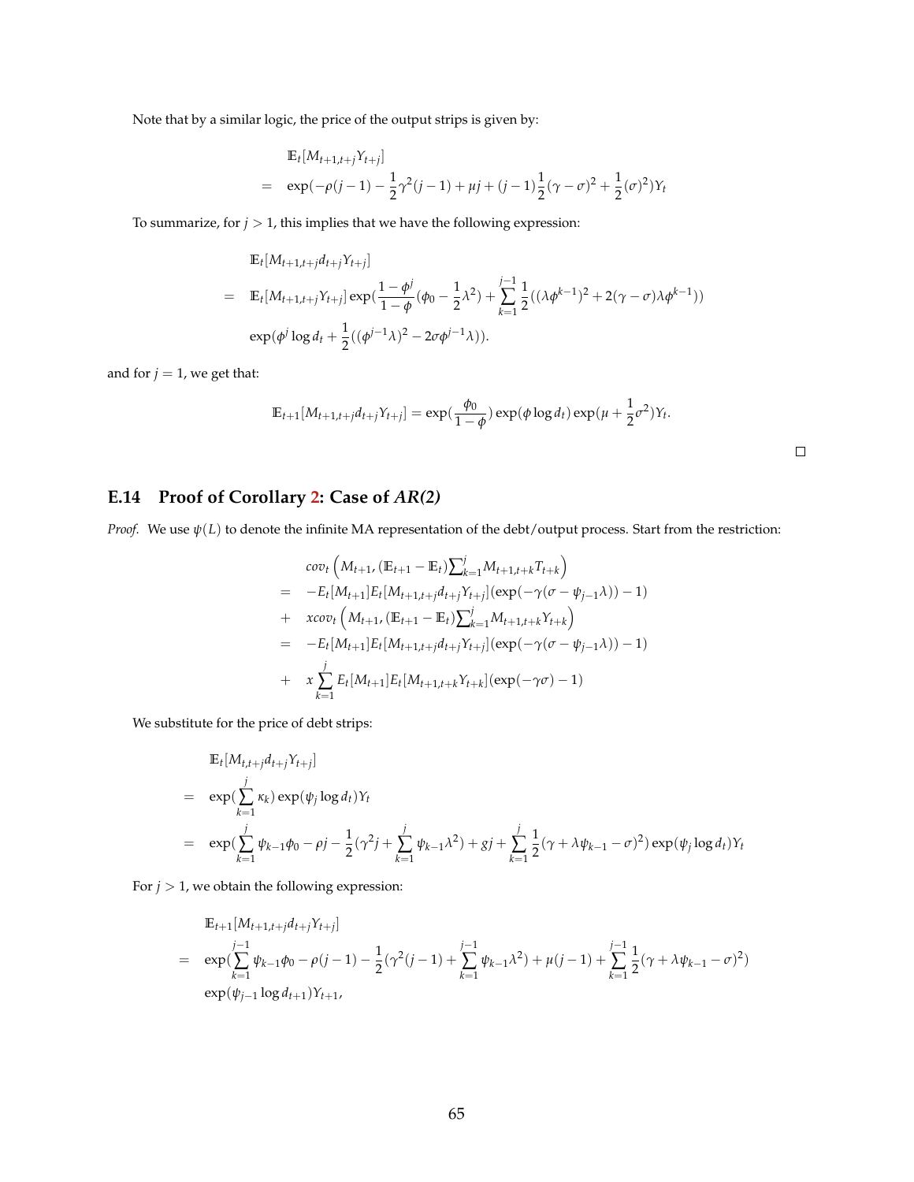Note that by a similar logic, the price of the output strips is given by:

$$
\begin{aligned}
& \mathbb{E}_t[M_{t+1,t+j}Y_{t+j}] \\
= \quad & \exp(-\rho(j-1) - \frac{1}{2}\gamma^2(j-1) + \mu j + (j-1)\frac{1}{2}(\gamma-\sigma)^2 + \frac{1}{2}(\sigma)^2)Y_t
\end{aligned}
$$

To summarize, for $j > 1$, this implies that we have the following expression:

$$
\begin{aligned}
& \mathbb{E}_t[M_{t+1,t+j}d_{t+j}Y_{t+j}] \\
= \quad & \mathbb{E}_t[M_{t+1,t+j}Y_{t+j}]\exp(\frac{1-\phi^j}{1-\phi}(\phi_0 - \frac{1}{2}\lambda^2) + \sum_{k=1}^{j-1}\frac{1}{2}((\lambda\phi^{k-1})^2 + 2(\gamma-\sigma)\lambda\phi^{k-1})) \\
& \exp(\phi^j \log d_t + \frac{1}{2}((\phi^{j-1}\lambda)^2 - 2\sigma\phi^{j-1}\lambda)).
\end{aligned}
$$

and for $j = 1$, we get that:

$$
\mathbb{E}_{t+1}[M_{t+1,t+j}d_{t+j}Y_{t+j}] = \exp(\frac{\phi_0}{1-\phi})\exp(\phi\log d_t)\exp(\mu + \frac{1}{2}\sigma^2)Y_t.
$$

□

## E.14 Proof of Corollary 2: Case of *AR(2)*

*Proof.* We use $\psi(L)$ to denote the infinite MA representation of the debt/output process. Start from the restriction:

$$
\begin{aligned}
& cov_t\left(M_{t+1}, (\mathbb{E}_{t+1} - \mathbb{E}_t)\textstyle\sum_{k=1}^{j} M_{t+1,t+k}T_{t+k}\right) \\
= \quad & -E_t[M_{t+1}]E_t[M_{t+1,t+j}d_{t+j}Y_{t+j}](\exp(-\gamma(\sigma - \psi_{j-1}\lambda)) - 1) \\
+ \quad & x cov_t\left(M_{t+1}, (\mathbb{E}_{t+1} - \mathbb{E}_t)\textstyle\sum_{k=1}^{j} M_{t+1,t+k}Y_{t+k}\right) \\
= \quad & -E_t[M_{t+1}]E_t[M_{t+1,t+j}d_{t+j}Y_{t+j}](\exp(-\gamma(\sigma - \psi_{j-1}\lambda)) - 1) \\
+ \quad & x\sum_{k=1}^{j} E_t[M_{t+1}]E_t[M_{t+1,t+k}Y_{t+k}](\exp(-\gamma\sigma) - 1)
\end{aligned}
$$

We substitute for the price of debt strips:

$$
\begin{aligned}
& \mathbb{E}_t[M_{t,t+j}d_{t+j}Y_{t+j}] \\
= \quad & \exp(\sum_{k=1}^{j}\kappa_k)\exp(\psi_j \log d_t)Y_t \\
= \quad & \exp(\sum_{k=1}^{j}\psi_{k-1}\phi_0 - \rho j - \frac{1}{2}(\gamma^2 j + \sum_{k=1}^{j}\psi_{k-1}\lambda^2) + gj + \sum_{k=1}^{j}\frac{1}{2}(\gamma + \lambda\psi_{k-1} - \sigma)^2)\exp(\psi_j\log d_t)Y_t
\end{aligned}
$$

For $j > 1$, we obtain the following expression:

$$
\begin{aligned}
& \mathbb{E}_{t+1}[M_{t+1,t+j}d_{t+j}Y_{t+j}] \\
= \quad & \exp(\sum_{k=1}^{j-1}\psi_{k-1}\phi_0 - \rho(j-1) - \frac{1}{2}(\gamma^2(j-1) + \sum_{k=1}^{j-1}\psi_{k-1}\lambda^2) + \mu(j-1) + \sum_{k=1}^{j-1}\frac{1}{2}(\gamma + \lambda\psi_{k-1} - \sigma)^2) \\
& \exp(\psi_{j-1}\log d_{t+1})Y_{t+1},
\end{aligned}
$$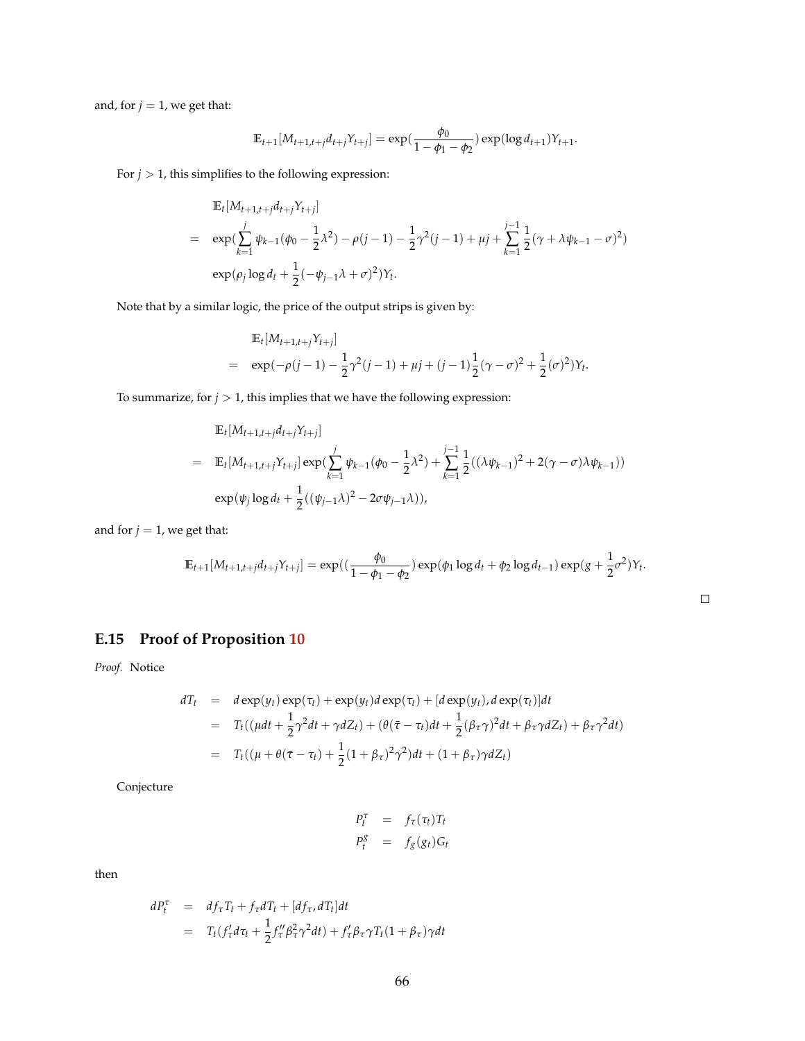and, for $j = 1$, we get that:

$$\mathbb{E}_{t+1}[M_{t+1,t+j} d_{t+j} Y_{t+j}] = \exp(\frac{\phi_0}{1-\phi_1-\phi_2}) \exp(\log d_{t+1}) Y_{t+1}.$$

For $j > 1$, this simplifies to the following expression:

$$\begin{aligned}
& \mathbb{E}_t[M_{t+1,t+j} d_{t+j} Y_{t+j}] \\
= \quad & \exp(\sum_{k=1}^{j} \psi_{k-1}(\phi_0 - \frac{1}{2}\lambda^2) - \rho(j-1) - \frac{1}{2}\gamma^2(j-1) + \mu j + \sum_{k=1}^{j-1} \frac{1}{2}(\gamma + \lambda\psi_{k-1} - \sigma)^2) \\
& \exp(\rho_j \log d_t + \frac{1}{2}(-\psi_{j-1}\lambda + \sigma)^2) Y_t.
\end{aligned}$$

Note that by a similar logic, the price of the output strips is given by:

$$\begin{aligned}
& \mathbb{E}_t[M_{t+1,t+j} Y_{t+j}] \\
= \quad & \exp(-\rho(j-1) - \frac{1}{2}\gamma^2(j-1) + \mu j + (j-1)\frac{1}{2}(\gamma - \sigma)^2 + \frac{1}{2}(\sigma)^2) Y_t.
\end{aligned}$$

To summarize, for $j > 1$, this implies that we have the following expression:

$$\begin{aligned}
& \mathbb{E}_t[M_{t+1,t+j} d_{t+j} Y_{t+j}] \\
= \quad & \mathbb{E}_t[M_{t+1,t+j} Y_{t+j}] \exp(\sum_{k=1}^{j} \psi_{k-1}(\phi_0 - \frac{1}{2}\lambda^2) + \sum_{k=1}^{j-1} \frac{1}{2}((\lambda\psi_{k-1})^2 + 2(\gamma - \sigma)\lambda\psi_{k-1})) \\
& \exp(\psi_j \log d_t + \frac{1}{2}((\psi_{j-1}\lambda)^2 - 2\sigma\psi_{j-1}\lambda)),
\end{aligned}$$

and for $j = 1$, we get that:

$$\mathbb{E}_{t+1}[M_{t+1,t+j} d_{t+j} Y_{t+j}] = \exp((\frac{\phi_0}{1-\phi_1-\phi_2}) \exp(\phi_1 \log d_t + \phi_2 \log d_{t-1}) \exp(g + \frac{1}{2}\sigma^2) Y_t.$$

□

## E.15 Proof of Proposition 10

*Proof.* Notice

$$\begin{aligned}
dT_t &= d\exp(y_t)\exp(\tau_t) + \exp(y_t) d\exp(\tau_t) + [d\exp(y_t), d\exp(\tau_t)]dt \\
&= T_t((\mu dt + \frac{1}{2}\gamma^2 dt + \gamma dZ_t) + (\theta(\bar{\tau} - \tau_t)dt + \frac{1}{2}(\beta_\tau\gamma)^2 dt + \beta_\tau\gamma dZ_t) + \beta_\tau\gamma^2 dt) \\
&= T_t((\mu + \theta(\bar{\tau} - \tau_t) + \frac{1}{2}(1+\beta_\tau)^2\gamma^2)dt + (1+\beta_\tau)\gamma dZ_t)
\end{aligned}$$

Conjecture

$$\begin{aligned}
P_t^\tau &= f_\tau(\tau_t) T_t \\
P_t^g &= f_g(g_t) G_t
\end{aligned}$$

then

$$\begin{aligned}
dP_t^\tau &= df_\tau T_t + f_\tau dT_t + [df_\tau, dT_t]dt \\
&= T_t(f_\tau' d\tau_t + \frac{1}{2} f_\tau'' \beta_\tau^2 \gamma^2 dt) + f_\tau' \beta_\tau \gamma T_t (1+\beta_\tau)\gamma dt
\end{aligned}$$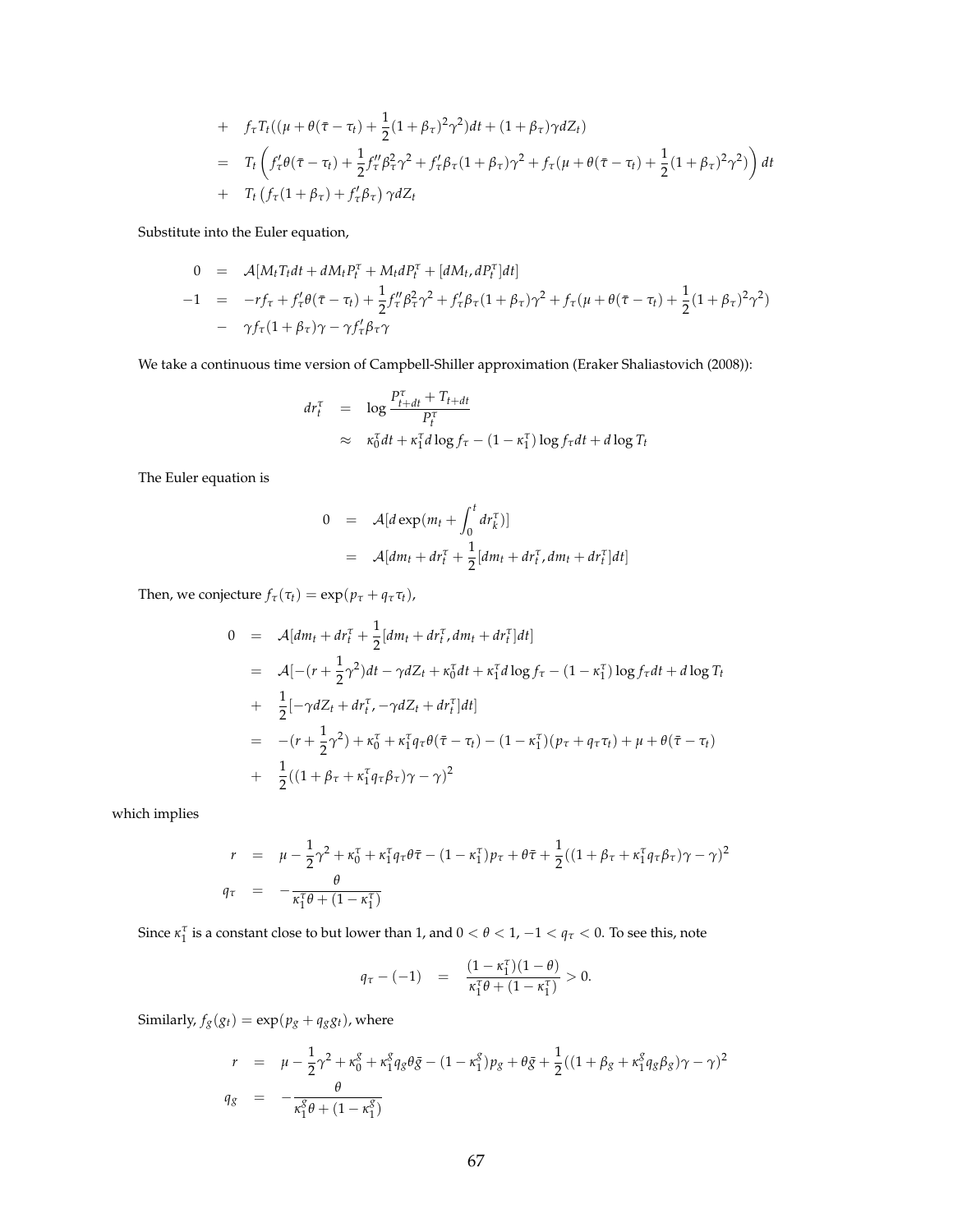$$
\begin{aligned}
&+ \quad f_\tau T_t((\mu + \theta(\bar{\tau} - \tau_t) + \frac{1}{2}(1+\beta_\tau)^2\gamma^2)dt + (1+\beta_\tau)\gamma dZ_t) \\
&= \quad T_t\left(f_\tau'\theta(\bar{\tau} - \tau_t) + \frac{1}{2}f_\tau''\beta_\tau^2\gamma^2 + f_\tau'\beta_\tau(1+\beta_\tau)\gamma^2 + f_\tau(\mu + \theta(\bar{\tau} - \tau_t) + \frac{1}{2}(1+\beta_\tau)^2\gamma^2)\right)dt \\
&+ \quad T_t\left(f_\tau(1+\beta_\tau) + f_\tau'\beta_\tau\right)\gamma dZ_t
\end{aligned}
$$

Substitute into the Euler equation,

$$
\begin{aligned}
0 &= \mathcal{A}[M_t T_t dt + dM_t P_t^\tau + M_t dP_t^\tau + [dM_t, dP_t^\tau]dt] \\
-1 &= -rf_\tau + f_\tau'\theta(\bar{\tau} - \tau_t) + \frac{1}{2}f_\tau''\beta_\tau^2\gamma^2 + f_\tau'\beta_\tau(1+\beta_\tau)\gamma^2 + f_\tau(\mu + \theta(\bar{\tau} - \tau_t) + \frac{1}{2}(1+\beta_\tau)^2\gamma^2) \\
&- \gamma f_\tau(1+\beta_\tau)\gamma - \gamma f_\tau'\beta_\tau\gamma
\end{aligned}
$$

We take a continuous time version of Campbell-Shiller approximation (Eraker Shaliastovich (2008)):

$$
\begin{aligned}
dr_t^\tau &= \log\frac{P_{t+dt}^\tau + T_{t+dt}}{P_t^\tau} \\
&\approx \kappa_0^\tau dt + \kappa_1^\tau d\log f_\tau - (1-\kappa_1^\tau)\log f_\tau dt + d\log T_t
\end{aligned}
$$

The Euler equation is

$$
\begin{aligned}
0 &= \mathcal{A}[d\exp(m_t + \int_0^t dr_k^\tau)] \\
&= \mathcal{A}[dm_t + dr_t^\tau + \frac{1}{2}[dm_t + dr_t^\tau, dm_t + dr_t^\tau]dt]
\end{aligned}
$$

Then, we conjecture $f_\tau(\tau_t) = \exp(p_\tau + q_\tau\tau_t)$,

$$
\begin{aligned}
0 &= \mathcal{A}[dm_t + dr_t^\tau + \frac{1}{2}[dm_t + dr_t^\tau, dm_t + dr_t^\tau]dt] \\
&= \mathcal{A}[-(r + \frac{1}{2}\gamma^2)dt - \gamma dZ_t + \kappa_0^\tau dt + \kappa_1^\tau d\log f_\tau - (1-\kappa_1^\tau)\log f_\tau dt + d\log T_t \\
&+ \frac{1}{2}[-\gamma dZ_t + dr_t^\tau, -\gamma dZ_t + dr_t^\tau]dt] \\
&= -(r + \frac{1}{2}\gamma^2) + \kappa_0^\tau + \kappa_1^\tau q_\tau\theta(\bar{\tau} - \tau_t) - (1-\kappa_1^\tau)(p_\tau + q_\tau\tau_t) + \mu + \theta(\bar{\tau} - \tau_t) \\
&+ \frac{1}{2}((1+\beta_\tau + \kappa_1^\tau q_\tau\beta_\tau)\gamma - \gamma)^2
\end{aligned}
$$

which implies

$$
\begin{aligned}
r &= \mu - \frac{1}{2}\gamma^2 + \kappa_0^\tau + \kappa_1^\tau q_\tau\theta\bar{\tau} - (1-\kappa_1^\tau)p_\tau + \theta\bar{\tau} + \frac{1}{2}((1+\beta_\tau + \kappa_1^\tau q_\tau\beta_\tau)\gamma - \gamma)^2 \\
q_\tau &= -\frac{\theta}{\kappa_1^\tau\theta + (1-\kappa_1^\tau)}
\end{aligned}
$$

Since $\kappa_1^\tau$ is a constant close to but lower than 1, and $0 < \theta < 1$, $-1 < q_\tau < 0$. To see this, note

$$
q_\tau - (-1) = \frac{(1-\kappa_1^\tau)(1-\theta)}{\kappa_1^\tau\theta + (1-\kappa_1^\tau)} > 0.
$$

Similarly, $f_g(g_t) = \exp(p_g + q_g g_t)$, where

$$
\begin{aligned}
r &= \mu - \frac{1}{2}\gamma^2 + \kappa_0^g + \kappa_1^g q_g\theta\bar{g} - (1-\kappa_1^g)p_g + \theta\bar{g} + \frac{1}{2}((1+\beta_g + \kappa_1^g q_g\beta_g)\gamma - \gamma)^2 \\
q_g &= -\frac{\theta}{\kappa_1^g\theta + (1-\kappa_1^g)}
\end{aligned}
$$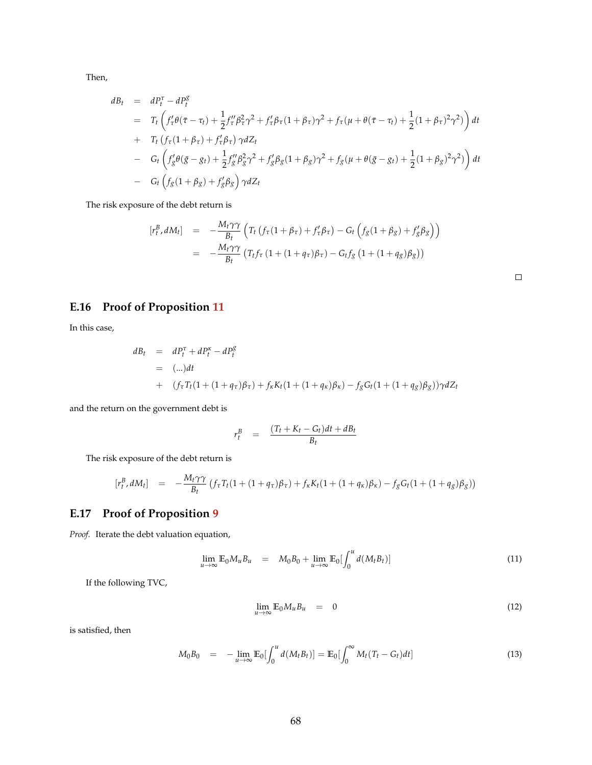Then,

$$
\begin{aligned}
dB_t &= dP_t^{\tau} - dP_t^{g} \\
&= T_t \left( f_\tau' \theta(\bar{\tau} - \tau_t) + \frac{1}{2} f_\tau'' \beta_\tau^2 \gamma^2 + f_\tau' \beta_\tau (1+\beta_\tau)\gamma^2 + f_\tau(\mu + \theta(\bar{\tau} - \tau_t) + \frac{1}{2}(1+\beta_\tau)^2\gamma^2) \right) dt \\
&+ \; T_t \left( f_\tau (1+\beta_\tau) + f_\tau' \beta_\tau \right) \gamma dZ_t \\
&- \; G_t \left( f_g' \theta(\bar{g} - g_t) + \frac{1}{2} f_g'' \beta_g^2 \gamma^2 + f_g' \beta_g (1+\beta_g)\gamma^2 + f_g(\mu + \theta(\bar{g} - g_t) + \frac{1}{2}(1+\beta_g)^2\gamma^2) \right) dt \\
&- \; G_t \left( f_g (1+\beta_g) + f_g' \beta_g \right) \gamma dZ_t
\end{aligned}
$$

The risk exposure of the debt return is

$$
\begin{aligned}
[r_t^B, dM_t] &= -\frac{M_t \gamma \gamma}{B_t} \left( T_t \left( f_\tau(1+\beta_\tau) + f_\tau' \beta_\tau \right) - G_t \left( f_g(1+\beta_g) + f_g' \beta_g \right) \right) \\
&= -\frac{M_t \gamma \gamma}{B_t} \left( T_t f_\tau \left(1 + (1+q_\tau)\beta_\tau\right) - G_t f_g \left(1 + (1+q_g)\beta_g\right) \right)
\end{aligned}
$$

□

## E.16 Proof of Proposition 11

In this case,

$$
\begin{aligned}
dB_t &= dP_t^{\tau} + dP_t^{\kappa} - dP_t^{g} \\
&= (...)dt \\
&+ \; (f_\tau T_t (1 + (1+q_\tau)\beta_\tau) + f_\kappa K_t (1 + (1+q_\kappa)\beta_\kappa) - f_g G_t (1 + (1+q_g)\beta_g))\gamma dZ_t
\end{aligned}
$$

and the return on the government debt is

$$
r_t^B = \frac{(T_t + K_t - G_t)dt + dB_t}{B_t}
$$

The risk exposure of the debt return is

$$
[r_t^B, dM_t] = -\frac{M_t \gamma \gamma}{B_t} \left( f_\tau T_t (1 + (1+q_\tau)\beta_\tau) + f_\kappa K_t (1 + (1+q_\kappa)\beta_\kappa) - f_g G_t (1 + (1+q_g)\beta_g) \right)
$$

## E.17 Proof of Proposition 9

*Proof.* Iterate the debt valuation equation,

$$
\lim_{u \to \infty} \mathbb{E}_0 M_u B_u = M_0 B_0 + \lim_{u \to \infty} \mathbb{E}_0 [\int_0^u d(M_t B_t)] \tag{11}
$$

If the following TVC,

$$
\lim_{u \to \infty} \mathbb{E}_0 M_u B_u = 0 \tag{12}
$$

is satisfied, then

$$
M_0 B_0 = -\lim_{u \to \infty} \mathbb{E}_0 [\int_0^u d(M_t B_t)] = \mathbb{E}_0 [\int_0^\infty M_t (T_t - G_t) dt] \tag{13}
$$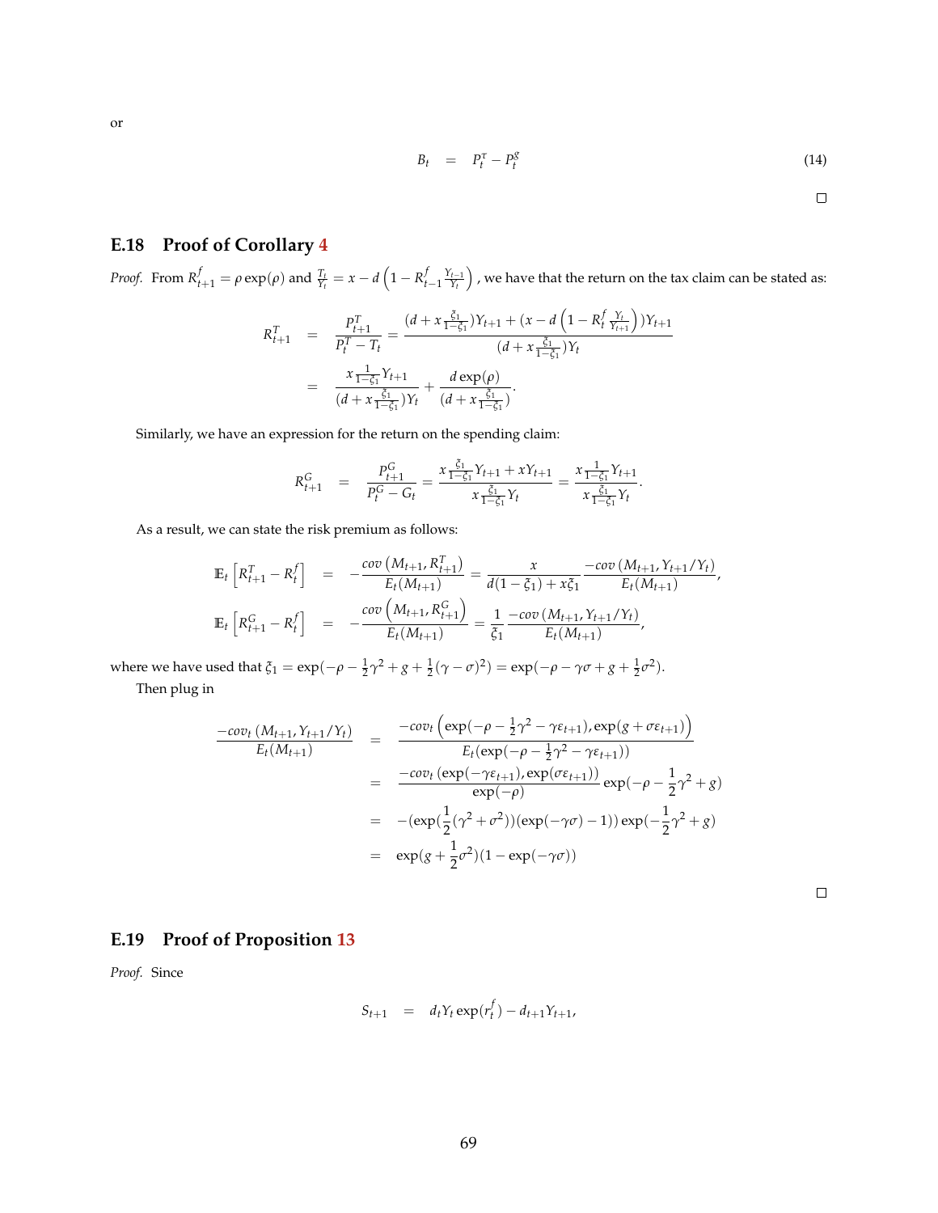or

$$B_t = P_t^\tau - P_t^g \tag{14}$$

□

## E.18 Proof of Corollary 4

*Proof.* From $R_{t+1}^f = \rho \exp(\rho)$ and $\frac{T_t}{Y_t} = x - d\left(1 - R_{t-1}^f \frac{Y_{t-1}}{Y_t}\right)$, we have that the return on the tax claim can be stated as:

$$\begin{aligned}
R_{t+1}^T &= \frac{P_{t+1}^T}{P_t^T - T_t} = \frac{(d + x\frac{\xi_1}{1-\xi_1})Y_{t+1} + (x - d\left(1 - R_t^f \frac{Y_t}{Y_{t+1}}\right))Y_{t+1}}{(d + x\frac{\xi_1}{1-\xi_1})Y_t} \\
&= \frac{x\frac{1}{1-\xi_1}Y_{t+1}}{(d + x\frac{\xi_1}{1-\xi_1})Y_t} + \frac{d\exp(\rho)}{(d + x\frac{\xi_1}{1-\xi_1})}.
\end{aligned}$$

Similarly, we have an expression for the return on the spending claim:

$$R_{t+1}^G = \frac{P_{t+1}^G}{P_t^G - G_t} = \frac{x\frac{\xi_1}{1-\xi_1}Y_{t+1} + xY_{t+1}}{x\frac{\xi_1}{1-\xi_1}Y_t} = \frac{x\frac{1}{1-\xi_1}Y_{t+1}}{x\frac{\xi_1}{1-\xi_1}Y_t}.$$

As a result, we can state the risk premium as follows:

$$\begin{aligned}
\mathbb{E}_t\left[R_{t+1}^T - R_t^f\right] &= -\frac{cov\left(M_{t+1}, R_{t+1}^T\right)}{E_t(M_{t+1})} = \frac{x}{d(1-\xi_1) + x\xi_1}\frac{-cov\left(M_{t+1}, Y_{t+1}/Y_t\right)}{E_t(M_{t+1})}, \\
\mathbb{E}_t\left[R_{t+1}^G - R_t^f\right] &= -\frac{cov\left(M_{t+1}, R_{t+1}^G\right)}{E_t(M_{t+1})} = \frac{1}{\xi_1}\frac{-cov\left(M_{t+1}, Y_{t+1}/Y_t\right)}{E_t(M_{t+1})},
\end{aligned}$$

where we have used that $\xi_1 = \exp(-\rho - \frac{1}{2}\gamma^2 + g + \frac{1}{2}(\gamma - \sigma)^2) = \exp(-\rho - \gamma\sigma + g + \frac{1}{2}\sigma^2)$.

Then plug in

$$\begin{aligned}
\frac{-cov_t\left(M_{t+1}, Y_{t+1}/Y_t\right)}{E_t(M_{t+1})} &= \frac{-cov_t\left(\exp(-\rho - \frac{1}{2}\gamma^2 - \gamma\varepsilon_{t+1}), \exp(g + \sigma\varepsilon_{t+1})\right)}{E_t(\exp(-\rho - \frac{1}{2}\gamma^2 - \gamma\varepsilon_{t+1}))} \\
&= \frac{-cov_t\left(\exp(-\gamma\varepsilon_{t+1}), \exp(\sigma\varepsilon_{t+1})\right)}{\exp(-\rho)}\exp(-\rho - \frac{1}{2}\gamma^2 + g) \\
&= -(\exp(\frac{1}{2}(\gamma^2 + \sigma^2))(\exp(-\gamma\sigma) - 1))\exp(-\frac{1}{2}\gamma^2 + g) \\
&= \exp(g + \frac{1}{2}\sigma^2)(1 - \exp(-\gamma\sigma))
\end{aligned}$$

□

## E.19 Proof of Proposition 13

*Proof.* Since

$$S_{t+1} = d_t Y_t \exp(r_t^f) - d_{t+1}Y_{t+1},$$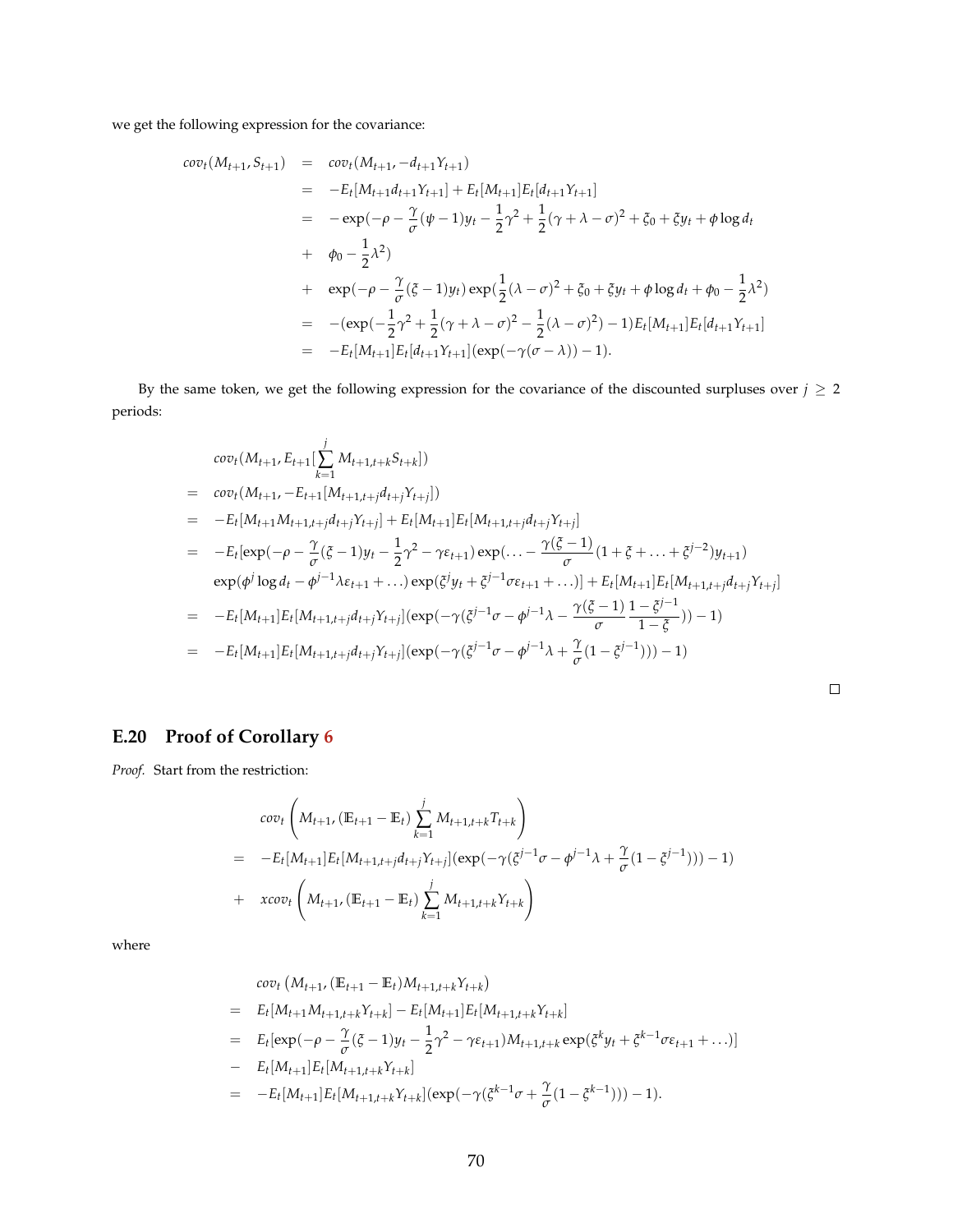we get the following expression for the covariance:

$$
\begin{aligned}
cov_t(M_{t+1}, S_{t+1}) &= cov_t(M_{t+1}, -d_{t+1}Y_{t+1}) \\
&= -E_t[M_{t+1}d_{t+1}Y_{t+1}] + E_t[M_{t+1}]E_t[d_{t+1}Y_{t+1}] \\
&= -\exp(-\rho - \frac{\gamma}{\sigma}(\psi - 1)y_t - \frac{1}{2}\gamma^2 + \frac{1}{2}(\gamma + \lambda - \sigma)^2 + \xi_0 + \xi y_t + \phi \log d_t \\
&+ \phi_0 - \frac{1}{2}\lambda^2) \\
&+ \exp(-\rho - \frac{\gamma}{\sigma}(\xi - 1)y_t)\exp(\frac{1}{2}(\lambda - \sigma)^2 + \xi_0 + \xi y_t + \phi \log d_t + \phi_0 - \frac{1}{2}\lambda^2) \\
&= -(\exp(-\frac{1}{2}\gamma^2 + \frac{1}{2}(\gamma + \lambda - \sigma)^2 - \frac{1}{2}(\lambda - \sigma)^2) - 1)E_t[M_{t+1}]E_t[d_{t+1}Y_{t+1}] \\
&= -E_t[M_{t+1}]E_t[d_{t+1}Y_{t+1}](\exp(-\gamma(\sigma - \lambda)) - 1).
\end{aligned}
$$

By the same token, we get the following expression for the covariance of the discounted surpluses over $j \geq 2$ periods:

$$
\begin{aligned}
& cov_t(M_{t+1}, E_{t+1}[\sum_{k=1}^{j} M_{t+1,t+k}S_{t+k}]) \\
=\ & cov_t(M_{t+1}, -E_{t+1}[M_{t+1,t+j}d_{t+j}Y_{t+j}]) \\
=\ & -E_t[M_{t+1}M_{t+1,t+j}d_{t+j}Y_{t+j}] + E_t[M_{t+1}]E_t[M_{t+1,t+j}d_{t+j}Y_{t+j}] \\
=\ & -E_t[\exp(-\rho - \frac{\gamma}{\sigma}(\xi - 1)y_t - \frac{1}{2}\gamma^2 - \gamma\varepsilon_{t+1})\exp(\ldots - \frac{\gamma(\xi - 1)}{\sigma}(1 + \xi + \ldots + \xi^{j-2})y_{t+1}) \\
& \exp(\phi^j \log d_t - \phi^{j-1}\lambda\varepsilon_{t+1} + \ldots)\exp(\xi^j y_t + \xi^{j-1}\sigma\varepsilon_{t+1} + \ldots)] + E_t[M_{t+1}]E_t[M_{t+1,t+j}d_{t+j}Y_{t+j}] \\
=\ & -E_t[M_{t+1}]E_t[M_{t+1,t+j}d_{t+j}Y_{t+j}](\exp(-\gamma(\xi^{j-1}\sigma - \phi^{j-1}\lambda - \frac{\gamma(\xi - 1)}{\sigma}\frac{1 - \xi^{j-1}}{1 - \xi})) - 1) \\
=\ & -E_t[M_{t+1}]E_t[M_{t+1,t+j}d_{t+j}Y_{t+j}](\exp(-\gamma(\xi^{j-1}\sigma - \phi^{j-1}\lambda + \frac{\gamma}{\sigma}(1 - \xi^{j-1}))) - 1)
\end{aligned}
$$

□

## E.20 Proof of Corollary 6

*Proof.* Start from the restriction:

$$
\begin{aligned}
& cov_t\left(M_{t+1}, (\mathbb{E}_{t+1} - \mathbb{E}_t)\sum_{k=1}^{j} M_{t+1,t+k}T_{t+k}\right) \\
=\ & -E_t[M_{t+1}]E_t[M_{t+1,t+j}d_{t+j}Y_{t+j}](\exp(-\gamma(\xi^{j-1}\sigma - \phi^{j-1}\lambda + \frac{\gamma}{\sigma}(1 - \xi^{j-1}))) - 1) \\
+\ & x cov_t\left(M_{t+1}, (\mathbb{E}_{t+1} - \mathbb{E}_t)\sum_{k=1}^{j} M_{t+1,t+k}Y_{t+k}\right)
\end{aligned}
$$

where

$$
\begin{aligned}
& cov_t\left(M_{t+1}, (\mathbb{E}_{t+1} - \mathbb{E}_t)M_{t+1,t+k}Y_{t+k}\right) \\
=\ & E_t[M_{t+1}M_{t+1,t+k}Y_{t+k}] - E_t[M_{t+1}]E_t[M_{t+1,t+k}Y_{t+k}] \\
=\ & E_t[\exp(-\rho - \frac{\gamma}{\sigma}(\xi - 1)y_t - \frac{1}{2}\gamma^2 - \gamma\varepsilon_{t+1})M_{t+1,t+k}\exp(\xi^k y_t + \xi^{k-1}\sigma\varepsilon_{t+1} + \ldots)] \\
-\ & E_t[M_{t+1}]E_t[M_{t+1,t+k}Y_{t+k}] \\
=\ & -E_t[M_{t+1}]E_t[M_{t+1,t+k}Y_{t+k}](\exp(-\gamma(\xi^{k-1}\sigma + \frac{\gamma}{\sigma}(1 - \xi^{k-1}))) - 1).
\end{aligned}
$$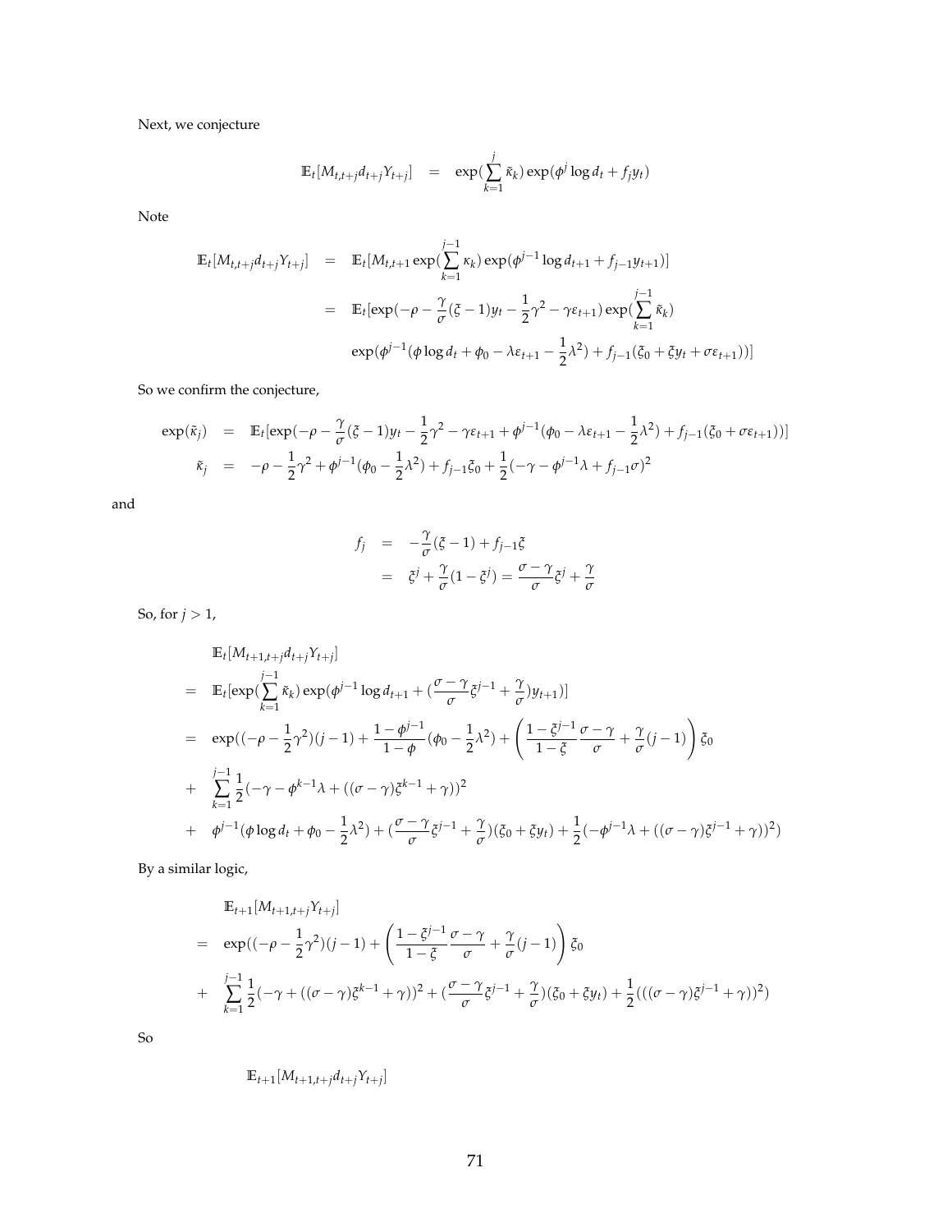Next, we conjecture

$$\mathbb{E}_t[M_{t,t+j}d_{t+j}Y_{t+j}] \quad = \quad \exp(\sum_{k=1}^{j}\tilde{\kappa}_k)\exp(\phi^j \log d_t + f_j y_t)$$

Note

$$\begin{aligned}
\mathbb{E}_t[M_{t,t+j}d_{t+j}Y_{t+j}] &= \mathbb{E}_t[M_{t,t+1}\exp(\sum_{k=1}^{j-1}\kappa_k)\exp(\phi^{j-1}\log d_{t+1} + f_{j-1}y_{t+1})] \\
&= \mathbb{E}_t[\exp(-\rho - \frac{\gamma}{\sigma}(\xi-1)y_t - \frac{1}{2}\gamma^2 - \gamma\varepsilon_{t+1})\exp(\sum_{k=1}^{j-1}\tilde{\kappa}_k) \\
&\quad \exp(\phi^{j-1}(\phi\log d_t + \phi_0 - \lambda\varepsilon_{t+1} - \frac{1}{2}\lambda^2) + f_{j-1}(\xi_0 + \xi y_t + \sigma\varepsilon_{t+1}))]
\end{aligned}$$

So we confirm the conjecture,

$$\begin{aligned}
\exp(\tilde{\kappa}_j) &= \mathbb{E}_t[\exp(-\rho - \frac{\gamma}{\sigma}(\xi-1)y_t - \frac{1}{2}\gamma^2 - \gamma\varepsilon_{t+1} + \phi^{j-1}(\phi_0 - \lambda\varepsilon_{t+1} - \frac{1}{2}\lambda^2) + f_{j-1}(\xi_0 + \sigma\varepsilon_{t+1}))] \\
\tilde{\kappa}_j &= -\rho - \frac{1}{2}\gamma^2 + \phi^{j-1}(\phi_0 - \frac{1}{2}\lambda^2) + f_{j-1}\xi_0 + \frac{1}{2}(-\gamma - \phi^{j-1}\lambda + f_{j-1}\sigma)^2
\end{aligned}$$

and

$$\begin{aligned}
f_j &= -\frac{\gamma}{\sigma}(\xi - 1) + f_{j-1}\xi \\
&= \xi^j + \frac{\gamma}{\sigma}(1-\xi^j) = \frac{\sigma-\gamma}{\sigma}\xi^j + \frac{\gamma}{\sigma}
\end{aligned}$$

So, for $j > 1$,

$$\begin{aligned}
& \mathbb{E}_t[M_{t+1,t+j}d_{t+j}Y_{t+j}] \\
= \; & \mathbb{E}_t[\exp(\sum_{k=1}^{j-1}\tilde{\kappa}_k)\exp(\phi^{j-1}\log d_{t+1} + (\frac{\sigma-\gamma}{\sigma}\xi^{j-1} + \frac{\gamma}{\sigma})y_{t+1})] \\
= \; & \exp((-\rho - \frac{1}{2}\gamma^2)(j-1) + \frac{1-\phi^{j-1}}{1-\phi}(\phi_0 - \frac{1}{2}\lambda^2) + \left(\frac{1-\xi^{j-1}}{1-\xi}\frac{\sigma-\gamma}{\sigma} + \frac{\gamma}{\sigma}(j-1)\right)\xi_0 \\
+ \; & \sum_{k=1}^{j-1}\frac{1}{2}(-\gamma - \phi^{k-1}\lambda + ((\sigma-\gamma)\xi^{k-1} + \gamma))^2 \\
+ \; & \phi^{j-1}(\phi\log d_t + \phi_0 - \frac{1}{2}\lambda^2) + (\frac{\sigma-\gamma}{\sigma}\xi^{j-1} + \frac{\gamma}{\sigma})(\xi_0 + \xi y_t) + \frac{1}{2}(-\phi^{j-1}\lambda + ((\sigma-\gamma)\xi^{j-1} + \gamma))^2)
\end{aligned}$$

By a similar logic,

$$\begin{aligned}
& \mathbb{E}_{t+1}[M_{t+1,t+j}Y_{t+j}] \\
= \; & \exp((-\rho - \frac{1}{2}\gamma^2)(j-1) + \left(\frac{1-\xi^{j-1}}{1-\xi}\frac{\sigma-\gamma}{\sigma} + \frac{\gamma}{\sigma}(j-1)\right)\xi_0 \\
+ \; & \sum_{k=1}^{j-1}\frac{1}{2}(-\gamma + ((\sigma-\gamma)\xi^{k-1} + \gamma))^2 + (\frac{\sigma-\gamma}{\sigma}\xi^{j-1} + \frac{\gamma}{\sigma})(\xi_0 + \xi y_t) + \frac{1}{2}(((\sigma-\gamma)\xi^{j-1} + \gamma))^2)
\end{aligned}$$

So

$$\mathbb{E}_{t+1}[M_{t+1,t+j}d_{t+j}Y_{t+j}]$$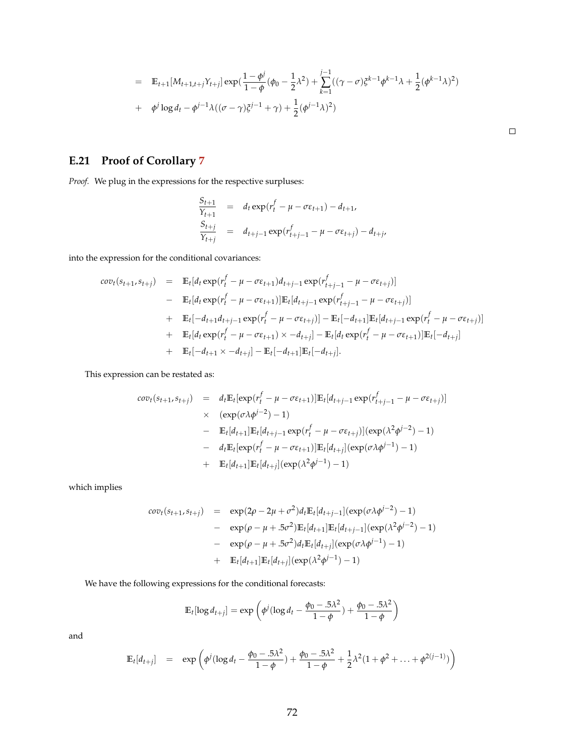$$
\begin{aligned}
&= \mathbb{E}_{t+1}[M_{t+1,t+j}Y_{t+j}]\exp(\frac{1-\phi^j}{1-\phi}(\phi_0 - \frac{1}{2}\lambda^2) + \sum_{k=1}^{j-1}((\gamma-\sigma)\xi^{k-1}\phi^{k-1}\lambda + \frac{1}{2}(\phi^{k-1}\lambda)^2) \\
&+ \phi^j \log d_t - \phi^{j-1}\lambda((\sigma-\gamma)\xi^{j-1} + \gamma) + \frac{1}{2}(\phi^{j-1}\lambda)^2)
\end{aligned}
$$

□

## E.21 Proof of Corollary 7

*Proof.* We plug in the expressions for the respective surpluses:

$$
\begin{aligned}
\frac{S_{t+1}}{Y_{t+1}} &= d_t \exp(r_t^f - \mu - \sigma\varepsilon_{t+1}) - d_{t+1}, \\
\frac{S_{t+j}}{Y_{t+j}} &= d_{t+j-1}\exp(r_{t+j-1}^f - \mu - \sigma\varepsilon_{t+j}) - d_{t+j},
\end{aligned}
$$

into the expression for the conditional covariances:

$$
\begin{aligned}
cov_t(s_{t+1}, s_{t+j}) &= \mathbb{E}_t[d_t \exp(r_t^f - \mu - \sigma\varepsilon_{t+1}) d_{t+j-1}\exp(r_{t+j-1}^f - \mu - \sigma\varepsilon_{t+j})] \\
&- \mathbb{E}_t[d_t \exp(r_t^f - \mu - \sigma\varepsilon_{t+1})]\mathbb{E}_t[d_{t+j-1}\exp(r_{t+j-1}^f - \mu - \sigma\varepsilon_{t+j})] \\
&+ \mathbb{E}_t[-d_{t+1}d_{t+j-1}\exp(r_t^f - \mu - \sigma\varepsilon_{t+j})] - \mathbb{E}_t[-d_{t+1}]\mathbb{E}_t[d_{t+j-1}\exp(r_t^f - \mu - \sigma\varepsilon_{t+j})] \\
&+ \mathbb{E}_t[d_t\exp(r_t^f - \mu - \sigma\varepsilon_{t+1}) \times -d_{t+j}] - \mathbb{E}_t[d_t\exp(r_t^f - \mu - \sigma\varepsilon_{t+1})]\mathbb{E}_t[-d_{t+j}] \\
&+ \mathbb{E}_t[-d_{t+1} \times -d_{t+j}] - \mathbb{E}_t[-d_{t+1}]\mathbb{E}_t[-d_{t+j}].
\end{aligned}
$$

This expression can be restated as:

$$
\begin{aligned}
cov_t(s_{t+1}, s_{t+j}) &= d_t\mathbb{E}_t[\exp(r_t^f - \mu - \sigma\varepsilon_{t+1})]\mathbb{E}_t[d_{t+j-1}\exp(r_{t+j-1}^f - \mu - \sigma\varepsilon_{t+j})] \\
&\times (\exp(\sigma\lambda\phi^{j-2}) - 1) \\
&- \mathbb{E}_t[d_{t+1}]\mathbb{E}_t[d_{t+j-1}\exp(r_t^f - \mu - \sigma\varepsilon_{t+j})](\exp(\lambda^2\phi^{j-2}) - 1) \\
&- d_t\mathbb{E}_t[\exp(r_t^f - \mu - \sigma\varepsilon_{t+1})]\mathbb{E}_t[d_{t+j}](\exp(\sigma\lambda\phi^{j-1}) - 1) \\
&+ \mathbb{E}_t[d_{t+1}]\mathbb{E}_t[d_{t+j}](\exp(\lambda^2\phi^{j-1}) - 1)
\end{aligned}
$$

which implies

$$
\begin{aligned}
cov_t(s_{t+1}, s_{t+j}) &= \exp(2\rho - 2\mu + \sigma^2)d_t\mathbb{E}_t[d_{t+j-1}](\exp(\sigma\lambda\phi^{j-2}) - 1) \\
&- \exp(\rho - \mu + .5\sigma^2)\mathbb{E}_t[d_{t+1}]\mathbb{E}_t[d_{t+j-1}](\exp(\lambda^2\phi^{j-2}) - 1) \\
&- \exp(\rho - \mu + .5\sigma^2)d_t\mathbb{E}_t[d_{t+j}](\exp(\sigma\lambda\phi^{j-1}) - 1) \\
&+ \mathbb{E}_t[d_{t+1}]\mathbb{E}_t[d_{t+j}](\exp(\lambda^2\phi^{j-1}) - 1)
\end{aligned}
$$

We have the following expressions for the conditional forecasts:

$$
\mathbb{E}_t[\log d_{t+j}] = \exp\left(\phi^j(\log d_t - \frac{\phi_0 - .5\lambda^2}{1-\phi}) + \frac{\phi_0 - .5\lambda^2}{1-\phi}\right)
$$

and

$$
\mathbb{E}_t[d_{t+j}] = \exp\left(\phi^j(\log d_t - \frac{\phi_0 - .5\lambda^2}{1-\phi}) + \frac{\phi_0 - .5\lambda^2}{1-\phi} + \frac{1}{2}\lambda^2(1 + \phi^2 + \ldots + \phi^{2(j-1)})\right)
$$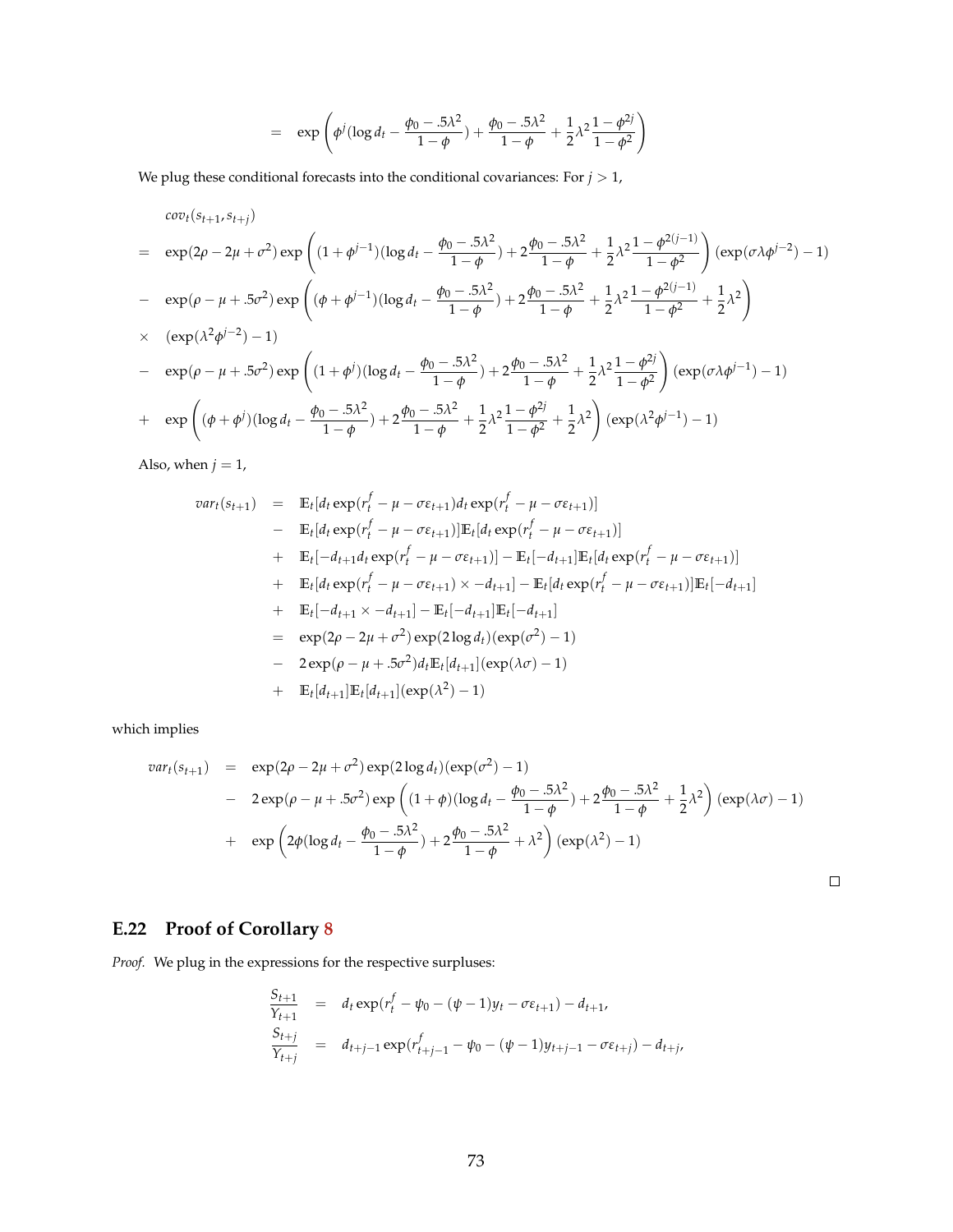$$= \exp\left(\phi^j(\log d_t - \frac{\phi_0 - .5\lambda^2}{1-\phi}) + \frac{\phi_0 - .5\lambda^2}{1-\phi} + \frac{1}{2}\lambda^2 \frac{1-\phi^{2j}}{1-\phi^2}\right)$$

We plug these conditional forecasts into the conditional covariances: For $j > 1$,

$$\begin{aligned}
& cov_t(s_{t+1}, s_{t+j}) \\
= \quad & \exp(2\rho - 2\mu + \sigma^2) \exp\left((1+\phi^{j-1})(\log d_t - \frac{\phi_0 - .5\lambda^2}{1-\phi}) + 2\frac{\phi_0 - .5\lambda^2}{1-\phi} + \frac{1}{2}\lambda^2 \frac{1-\phi^{2(j-1)}}{1-\phi^2}\right)(\exp(\sigma\lambda\phi^{j-2}) - 1) \\
- \quad & \exp(\rho - \mu + .5\sigma^2) \exp\left((\phi+\phi^{j-1})(\log d_t - \frac{\phi_0 - .5\lambda^2}{1-\phi}) + 2\frac{\phi_0 - .5\lambda^2}{1-\phi} + \frac{1}{2}\lambda^2 \frac{1-\phi^{2(j-1)}}{1-\phi^2} + \frac{1}{2}\lambda^2\right) \\
\times \quad & (\exp(\lambda^2\phi^{j-2}) - 1) \\
- \quad & \exp(\rho - \mu + .5\sigma^2) \exp\left((1+\phi^{j})(\log d_t - \frac{\phi_0 - .5\lambda^2}{1-\phi}) + 2\frac{\phi_0 - .5\lambda^2}{1-\phi} + \frac{1}{2}\lambda^2 \frac{1-\phi^{2j}}{1-\phi^2}\right)(\exp(\sigma\lambda\phi^{j-1}) - 1) \\
+ \quad & \exp\left((\phi+\phi^{j})(\log d_t - \frac{\phi_0 - .5\lambda^2}{1-\phi}) + 2\frac{\phi_0 - .5\lambda^2}{1-\phi} + \frac{1}{2}\lambda^2 \frac{1-\phi^{2j}}{1-\phi^2} + \frac{1}{2}\lambda^2\right)(\exp(\lambda^2\phi^{j-1}) - 1)
\end{aligned}$$

Also, when $j = 1$,

$$\begin{aligned}
var_t(s_{t+1}) \quad = \quad & \mathbb{E}_t[d_t \exp(r_t^f - \mu - \sigma\varepsilon_{t+1}) d_t \exp(r_t^f - \mu - \sigma\varepsilon_{t+1})] \\
- \quad & \mathbb{E}_t[d_t \exp(r_t^f - \mu - \sigma\varepsilon_{t+1})]\mathbb{E}_t[d_t \exp(r_t^f - \mu - \sigma\varepsilon_{t+1})] \\
+ \quad & \mathbb{E}_t[-d_{t+1} d_t \exp(r_t^f - \mu - \sigma\varepsilon_{t+1})] - \mathbb{E}_t[-d_{t+1}]\mathbb{E}_t[d_t \exp(r_t^f - \mu - \sigma\varepsilon_{t+1})] \\
+ \quad & \mathbb{E}_t[d_t \exp(r_t^f - \mu - \sigma\varepsilon_{t+1}) \times -d_{t+1}] - \mathbb{E}_t[d_t \exp(r_t^f - \mu - \sigma\varepsilon_{t+1})]\mathbb{E}_t[-d_{t+1}] \\
+ \quad & \mathbb{E}_t[-d_{t+1} \times -d_{t+1}] - \mathbb{E}_t[-d_{t+1}]\mathbb{E}_t[-d_{t+1}] \\
= \quad & \exp(2\rho - 2\mu + \sigma^2)\exp(2\log d_t)(\exp(\sigma^2) - 1) \\
- \quad & 2\exp(\rho - \mu + .5\sigma^2) d_t \mathbb{E}_t[d_{t+1}](\exp(\lambda\sigma) - 1) \\
+ \quad & \mathbb{E}_t[d_{t+1}]\mathbb{E}_t[d_{t+1}](\exp(\lambda^2) - 1)
\end{aligned}$$

which implies

$$\begin{aligned}
var_t(s_{t+1}) \quad = \quad & \exp(2\rho - 2\mu + \sigma^2)\exp(2\log d_t)(\exp(\sigma^2) - 1) \\
- \quad & 2\exp(\rho - \mu + .5\sigma^2)\exp\left((1+\phi)(\log d_t - \frac{\phi_0 - .5\lambda^2}{1-\phi}) + 2\frac{\phi_0 - .5\lambda^2}{1-\phi} + \frac{1}{2}\lambda^2\right)(\exp(\lambda\sigma) - 1) \\
+ \quad & \exp\left(2\phi(\log d_t - \frac{\phi_0 - .5\lambda^2}{1-\phi}) + 2\frac{\phi_0 - .5\lambda^2}{1-\phi} + \lambda^2\right)(\exp(\lambda^2) - 1)
\end{aligned}$$

□

## E.22 Proof of Corollary 8

*Proof.* We plug in the expressions for the respective surpluses:

$$\begin{aligned}
\frac{S_{t+1}}{Y_{t+1}} &= d_t \exp(r_t^f - \psi_0 - (\psi - 1)y_t - \sigma\varepsilon_{t+1}) - d_{t+1}, \\
\frac{S_{t+j}}{Y_{t+j}} &= d_{t+j-1} \exp(r_{t+j-1}^f - \psi_0 - (\psi - 1)y_{t+j-1} - \sigma\varepsilon_{t+j}) - d_{t+j},
\end{aligned}$$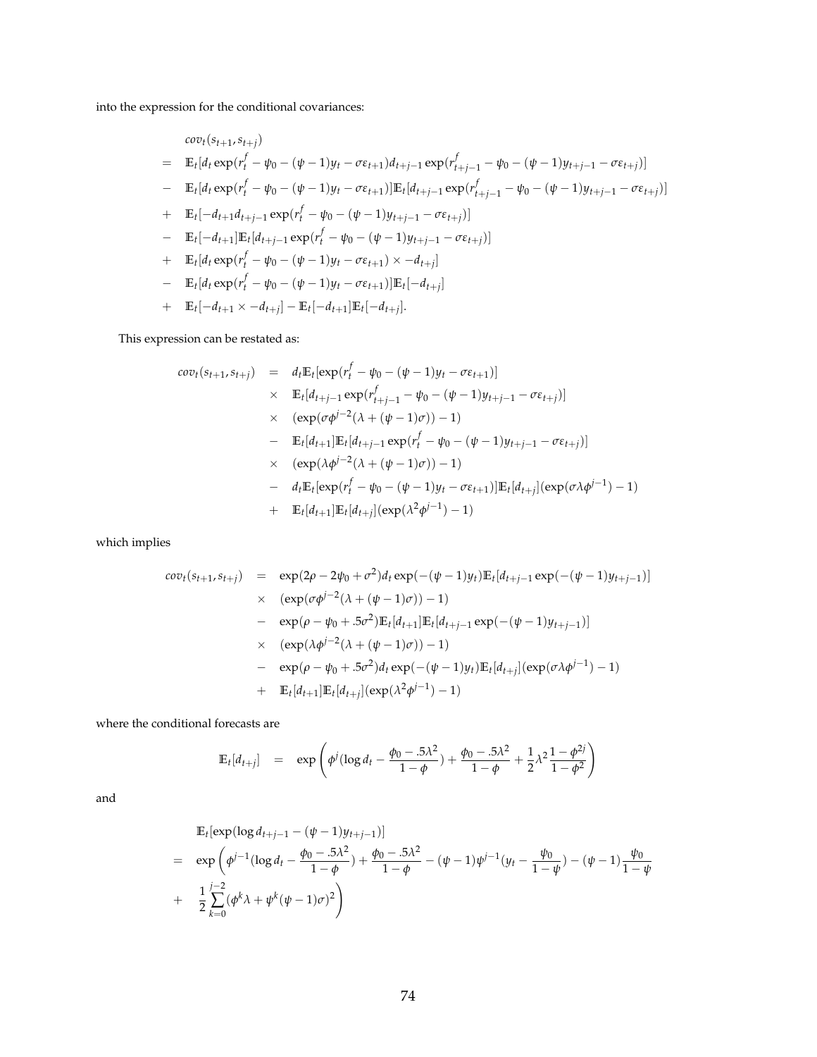into the expression for the conditional covariances:

$$
\begin{aligned}
& cov_t(s_{t+1}, s_{t+j}) \\
= \;& \mathbb{E}_t[d_t \exp(r_t^f - \psi_0 - (\psi-1)y_t - \sigma\varepsilon_{t+1}) d_{t+j-1} \exp(r_{t+j-1}^f - \psi_0 - (\psi-1)y_{t+j-1} - \sigma\varepsilon_{t+j})] \\
- \;& \mathbb{E}_t[d_t \exp(r_t^f - \psi_0 - (\psi-1)y_t - \sigma\varepsilon_{t+1})]\mathbb{E}_t[d_{t+j-1} \exp(r_{t+j-1}^f - \psi_0 - (\psi-1)y_{t+j-1} - \sigma\varepsilon_{t+j})] \\
+ \;& \mathbb{E}_t[-d_{t+1} d_{t+j-1} \exp(r_t^f - \psi_0 - (\psi-1)y_{t+j-1} - \sigma\varepsilon_{t+j})] \\
- \;& \mathbb{E}_t[-d_{t+1}]\mathbb{E}_t[d_{t+j-1} \exp(r_t^f - \psi_0 - (\psi-1)y_{t+j-1} - \sigma\varepsilon_{t+j})] \\
+ \;& \mathbb{E}_t[d_t \exp(r_t^f - \psi_0 - (\psi-1)y_t - \sigma\varepsilon_{t+1}) \times -d_{t+j}] \\
- \;& \mathbb{E}_t[d_t \exp(r_t^f - \psi_0 - (\psi-1)y_t - \sigma\varepsilon_{t+1})]\mathbb{E}_t[-d_{t+j}] \\
+ \;& \mathbb{E}_t[-d_{t+1} \times -d_{t+j}] - \mathbb{E}_t[-d_{t+1}]\mathbb{E}_t[-d_{t+j}].
\end{aligned}
$$

This expression can be restated as:

$$
\begin{aligned}
cov_t(s_{t+1}, s_{t+j}) &= d_t \mathbb{E}_t[\exp(r_t^f - \psi_0 - (\psi-1)y_t - \sigma\varepsilon_{t+1})] \\
&\times \mathbb{E}_t[d_{t+j-1} \exp(r_{t+j-1}^f - \psi_0 - (\psi-1)y_{t+j-1} - \sigma\varepsilon_{t+j})] \\
&\times (\exp(\sigma\phi^{j-2}(\lambda + (\psi-1)\sigma)) - 1) \\
&- \mathbb{E}_t[d_{t+1}]\mathbb{E}_t[d_{t+j-1} \exp(r_t^f - \psi_0 - (\psi-1)y_{t+j-1} - \sigma\varepsilon_{t+j})] \\
&\times (\exp(\lambda\phi^{j-2}(\lambda + (\psi-1)\sigma)) - 1) \\
&- d_t \mathbb{E}_t[\exp(r_t^f - \psi_0 - (\psi-1)y_t - \sigma\varepsilon_{t+1})]\mathbb{E}_t[d_{t+j}](\exp(\sigma\lambda\phi^{j-1}) - 1) \\
&+ \mathbb{E}_t[d_{t+1}]\mathbb{E}_t[d_{t+j}](\exp(\lambda^2\phi^{j-1}) - 1)
\end{aligned}
$$

which implies

$$
\begin{aligned}
cov_t(s_{t+1}, s_{t+j}) &= \exp(2\rho - 2\psi_0 + \sigma^2) d_t \exp(-(\psi-1)y_t)\mathbb{E}_t[d_{t+j-1}\exp(-(\psi-1)y_{t+j-1})] \\
&\times (\exp(\sigma\phi^{j-2}(\lambda + (\psi-1)\sigma)) - 1) \\
&- \exp(\rho - \psi_0 + .5\sigma^2)\mathbb{E}_t[d_{t+1}]\mathbb{E}_t[d_{t+j-1}\exp(-(\psi-1)y_{t+j-1})] \\
&\times (\exp(\lambda\phi^{j-2}(\lambda + (\psi-1)\sigma)) - 1) \\
&- \exp(\rho - \psi_0 + .5\sigma^2) d_t \exp(-(\psi-1)y_t)\mathbb{E}_t[d_{t+j}](\exp(\sigma\lambda\phi^{j-1}) - 1) \\
&+ \mathbb{E}_t[d_{t+1}]\mathbb{E}_t[d_{t+j}](\exp(\lambda^2\phi^{j-1}) - 1)
\end{aligned}
$$

where the conditional forecasts are

$$
\mathbb{E}_t[d_{t+j}] = \exp\left(\phi^j(\log d_t - \frac{\phi_0 - .5\lambda^2}{1-\phi}) + \frac{\phi_0 - .5\lambda^2}{1-\phi} + \frac{1}{2}\lambda^2\frac{1-\phi^{2j}}{1-\phi^2}\right)
$$

and

$$
\begin{aligned}
& \mathbb{E}_t[\exp(\log d_{t+j-1} - (\psi-1)y_{t+j-1})] \\
= \;& \exp\left(\phi^{j-1}(\log d_t - \frac{\phi_0 - .5\lambda^2}{1-\phi}) + \frac{\phi_0 - .5\lambda^2}{1-\phi} - (\psi-1)\psi^{j-1}(y_t - \frac{\psi_0}{1-\psi}) - (\psi-1)\frac{\psi_0}{1-\psi}\right. \\
+ \;& \left.\frac{1}{2}\sum_{k=0}^{j-2}(\phi^k\lambda + \psi^k(\psi-1)\sigma)^2\right)
\end{aligned}
$$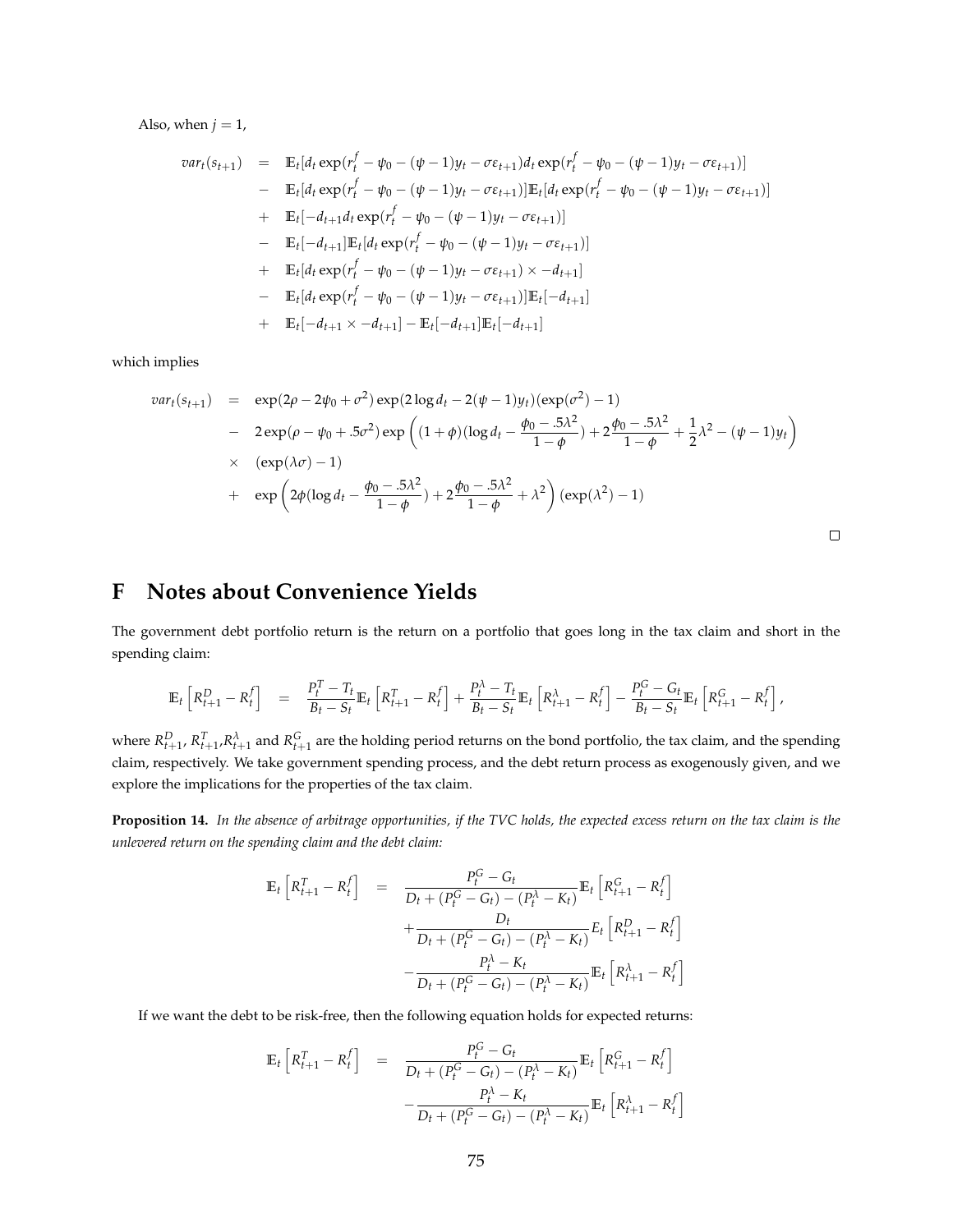Also, when $j = 1$,

$$
\begin{aligned}
var_t(s_{t+1}) &= \mathbb{E}_t[d_t \exp(r_t^f - \psi_0 - (\psi - 1)y_t - \sigma\varepsilon_{t+1}) d_t \exp(r_t^f - \psi_0 - (\psi - 1)y_t - \sigma\varepsilon_{t+1})] \\
&- \mathbb{E}_t[d_t \exp(r_t^f - \psi_0 - (\psi - 1)y_t - \sigma\varepsilon_{t+1})]\mathbb{E}_t[d_t \exp(r_t^f - \psi_0 - (\psi - 1)y_t - \sigma\varepsilon_{t+1})] \\
&+ \mathbb{E}_t[-d_{t+1} d_t \exp(r_t^f - \psi_0 - (\psi - 1)y_t - \sigma\varepsilon_{t+1})] \\
&- \mathbb{E}_t[-d_{t+1}]\mathbb{E}_t[d_t \exp(r_t^f - \psi_0 - (\psi - 1)y_t - \sigma\varepsilon_{t+1})] \\
&+ \mathbb{E}_t[d_t \exp(r_t^f - \psi_0 - (\psi - 1)y_t - \sigma\varepsilon_{t+1}) \times -d_{t+1}] \\
&- \mathbb{E}_t[d_t \exp(r_t^f - \psi_0 - (\psi - 1)y_t - \sigma\varepsilon_{t+1})]\mathbb{E}_t[-d_{t+1}] \\
&+ \mathbb{E}_t[-d_{t+1} \times -d_{t+1}] - \mathbb{E}_t[-d_{t+1}]\mathbb{E}_t[-d_{t+1}]
\end{aligned}
$$

which implies

$$
\begin{aligned}
var_t(s_{t+1}) &= \exp(2\rho - 2\psi_0 + \sigma^2)\exp(2\log d_t - 2(\psi - 1)y_t)(\exp(\sigma^2) - 1) \\
&- 2\exp(\rho - \psi_0 + .5\sigma^2)\exp\left((1+\phi)(\log d_t - \frac{\phi_0 - .5\lambda^2}{1-\phi}) + 2\frac{\phi_0 - .5\lambda^2}{1-\phi} + \frac{1}{2}\lambda^2 - (\psi - 1)y_t\right) \\
&\times (\exp(\lambda\sigma) - 1) \\
&+ \exp\left(2\phi(\log d_t - \frac{\phi_0 - .5\lambda^2}{1-\phi}) + 2\frac{\phi_0 - .5\lambda^2}{1-\phi} + \lambda^2\right)(\exp(\lambda^2) - 1)
\end{aligned}
$$

□

# F Notes about Convenience Yields

The government debt portfolio return is the return on a portfolio that goes long in the tax claim and short in the spending claim:

$$
\mathbb{E}_t\left[R_{t+1}^D - R_t^f\right] = \frac{P_t^T - T_t}{B_t - S_t}\mathbb{E}_t\left[R_{t+1}^T - R_t^f\right] + \frac{P_t^\lambda - T_t}{B_t - S_t}\mathbb{E}_t\left[R_{t+1}^\lambda - R_t^f\right] - \frac{P_t^G - G_t}{B_t - S_t}\mathbb{E}_t\left[R_{t+1}^G - R_t^f\right],
$$

where $R_{t+1}^D$, $R_{t+1}^T$,$R_{t+1}^\lambda$ and $R_{t+1}^G$ are the holding period returns on the bond portfolio, the tax claim, and the spending claim, respectively. We take government spending process, and the debt return process as exogenously given, and we explore the implications for the properties of the tax claim.

**Proposition 14.** *In the absence of arbitrage opportunities, if the TVC holds, the expected excess return on the tax claim is the unlevered return on the spending claim and the debt claim:*

$$
\begin{aligned}
\mathbb{E}_t\left[R_{t+1}^T - R_t^f\right] &= \frac{P_t^G - G_t}{D_t + (P_t^G - G_t) - (P_t^\lambda - K_t)}\mathbb{E}_t\left[R_{t+1}^G - R_t^f\right] \\
&+ \frac{D_t}{D_t + (P_t^G - G_t) - (P_t^\lambda - K_t)}E_t\left[R_{t+1}^D - R_t^f\right] \\
&- \frac{P_t^\lambda - K_t}{D_t + (P_t^G - G_t) - (P_t^\lambda - K_t)}\mathbb{E}_t\left[R_{t+1}^\lambda - R_t^f\right]
\end{aligned}
$$

If we want the debt to be risk-free, then the following equation holds for expected returns:

$$
\begin{aligned}
\mathbb{E}_t\left[R_{t+1}^T - R_t^f\right] &= \frac{P_t^G - G_t}{D_t + (P_t^G - G_t) - (P_t^\lambda - K_t)}\mathbb{E}_t\left[R_{t+1}^G - R_t^f\right] \\
&- \frac{P_t^\lambda - K_t}{D_t + (P_t^G - G_t) - (P_t^\lambda - K_t)}\mathbb{E}_t\left[R_{t+1}^\lambda - R_t^f\right]
\end{aligned}
$$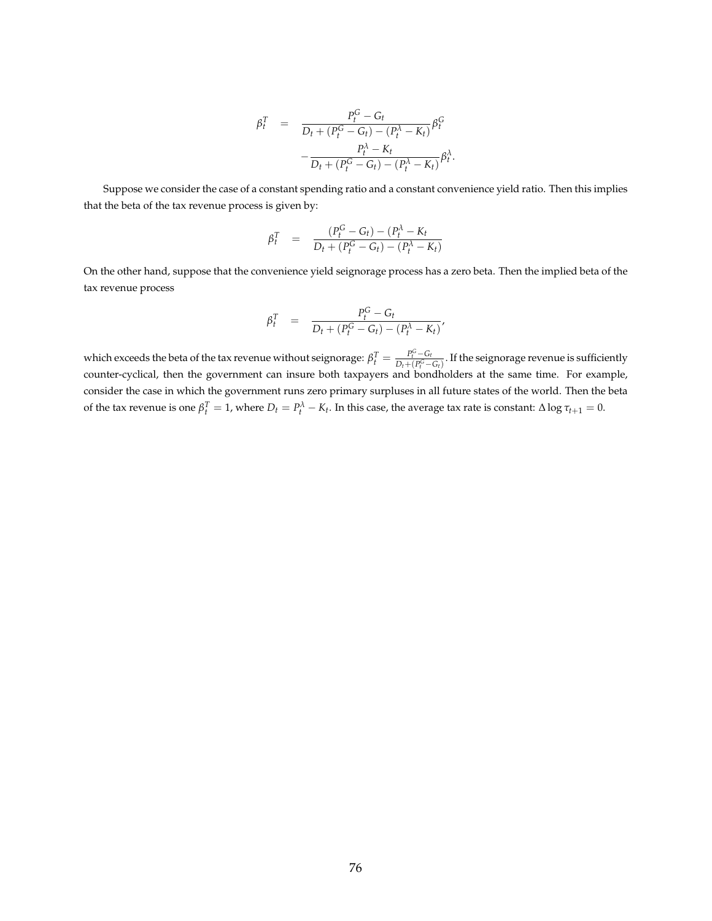$$
\begin{aligned}
\beta_t^T &= \frac{P_t^G - G_t}{D_t + (P_t^G - G_t) - (P_t^\lambda - K_t)} \beta_t^G \\
&\quad - \frac{P_t^\lambda - K_t}{D_t + (P_t^G - G_t) - (P_t^\lambda - K_t)} \beta_t^\lambda.
\end{aligned}
$$

Suppose we consider the case of a constant spending ratio and a constant convenience yield ratio. Then this implies that the beta of the tax revenue process is given by:

$$
\beta_t^T = \frac{(P_t^G - G_t) - (P_t^\lambda - K_t)}{D_t + (P_t^G - G_t) - (P_t^\lambda - K_t)}
$$

On the other hand, suppose that the convenience yield seignorage process has a zero beta. Then the implied beta of the tax revenue process

$$
\beta_t^T = \frac{P_t^G - G_t}{D_t + (P_t^G - G_t) - (P_t^\lambda - K_t)},
$$

which exceeds the beta of the tax revenue without seignorage: $\beta_t^T = \frac{P_t^G - G_t}{D_t + (P_t^G - G_t)}$. If the seignorage revenue is sufficiently counter-cyclical, then the government can insure both taxpayers and bondholders at the same time. For example, consider the case in which the government runs zero primary surpluses in all future states of the world. Then the beta of the tax revenue is one $\beta_t^T = 1$, where $D_t = P_t^\lambda - K_t$. In this case, the average tax rate is constant: $\Delta \log \tau_{t+1} = 0$.